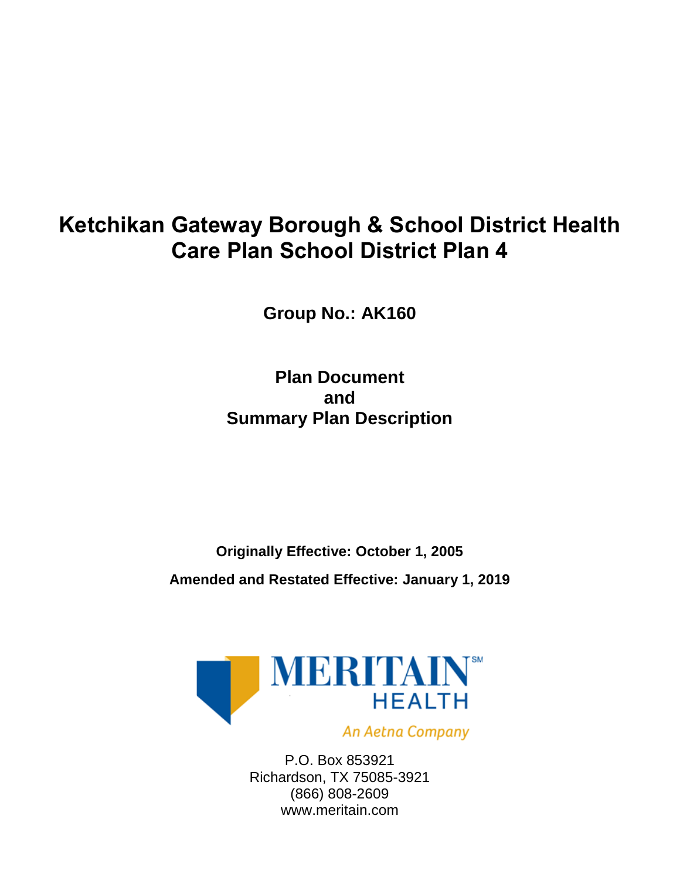# Ketchikan Gateway Borough & School District Health Care Plan School District Plan 4

**Group No.: AK160**

**Plan Document**
**and**
**Summary Plan Description**

**Originally Effective: October 1, 2005**

**Amended and Restated Effective: January 1, 2019**

MERITAIN[SM] HEALTH

*An Aetna Company*

P.O. Box 853921
Richardson, TX 75085-3921
(866) 808-2609
www.meritain.com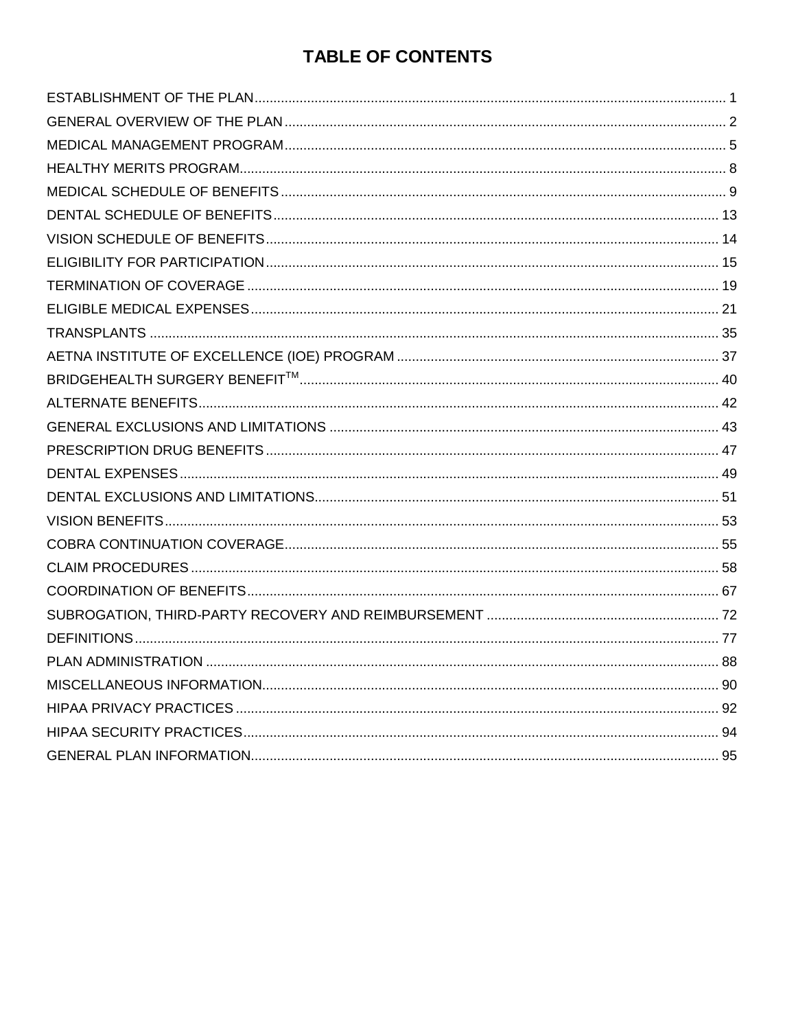# TABLE OF CONTENTS

| Section | Page |
|---|---|
| ESTABLISHMENT OF THE PLAN | 1 |
| GENERAL OVERVIEW OF THE PLAN | 2 |
| MEDICAL MANAGEMENT PROGRAM | 5 |
| HEALTHY MERITS PROGRAM | 8 |
| MEDICAL SCHEDULE OF BENEFITS | 9 |
| DENTAL SCHEDULE OF BENEFITS | 13 |
| VISION SCHEDULE OF BENEFITS | 14 |
| ELIGIBILITY FOR PARTICIPATION | 15 |
| TERMINATION OF COVERAGE | 19 |
| ELIGIBLE MEDICAL EXPENSES | 21 |
| TRANSPLANTS | 35 |
| AETNA INSTITUTE OF EXCELLENCE (IOE) PROGRAM | 37 |
| BRIDGEHEALTH SURGERY BENEFIT™ | 40 |
| ALTERNATE BENEFITS | 42 |
| GENERAL EXCLUSIONS AND LIMITATIONS | 43 |
| PRESCRIPTION DRUG BENEFITS | 47 |
| DENTAL EXPENSES | 49 |
| DENTAL EXCLUSIONS AND LIMITATIONS | 51 |
| VISION BENEFITS | 53 |
| COBRA CONTINUATION COVERAGE | 55 |
| CLAIM PROCEDURES | 58 |
| COORDINATION OF BENEFITS | 67 |
| SUBROGATION, THIRD-PARTY RECOVERY AND REIMBURSEMENT | 72 |
| DEFINITIONS | 77 |
| PLAN ADMINISTRATION | 88 |
| MISCELLANEOUS INFORMATION | 90 |
| HIPAA PRIVACY PRACTICES | 92 |
| HIPAA SECURITY PRACTICES | 94 |
| GENERAL PLAN INFORMATION | 95 |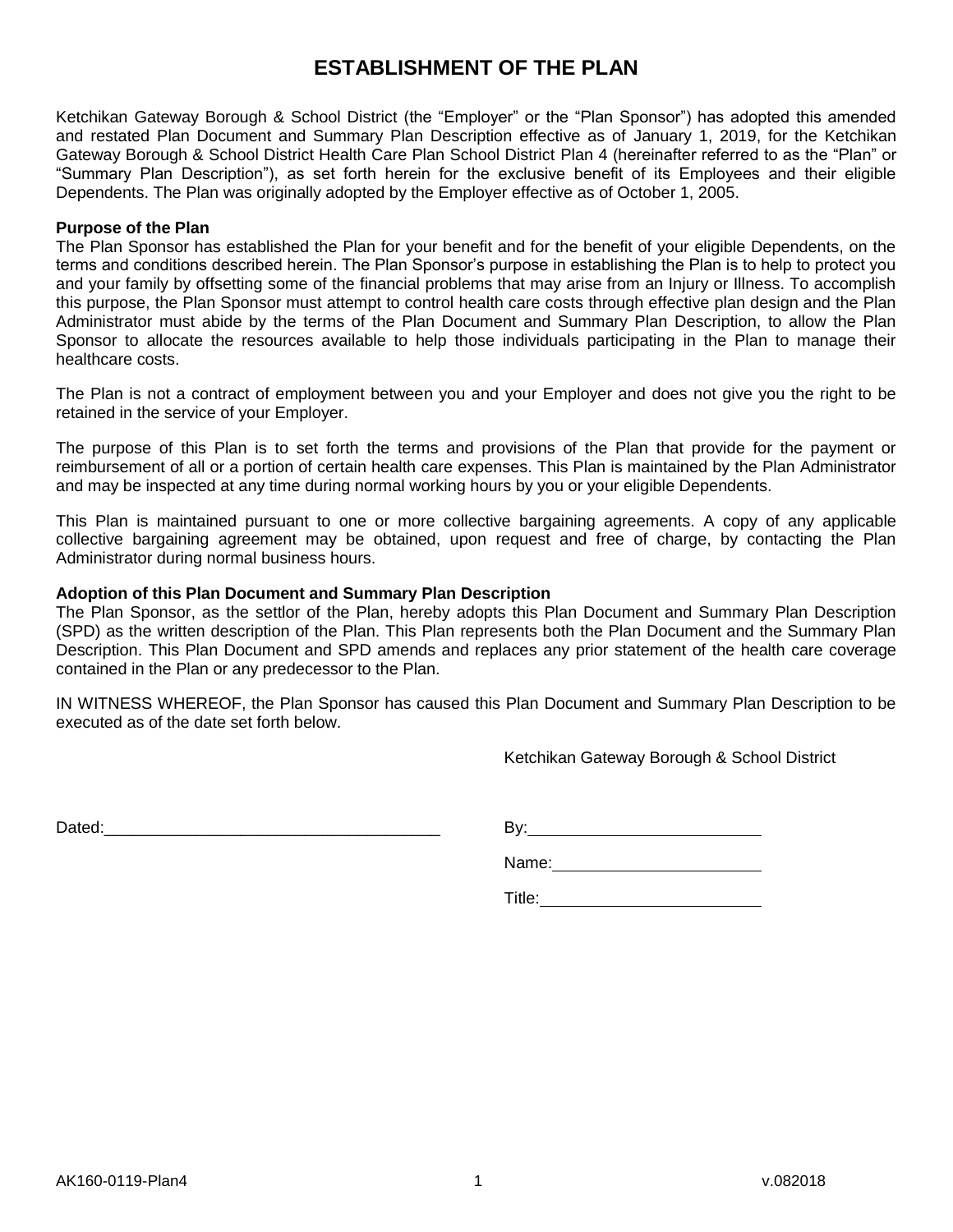# ESTABLISHMENT OF THE PLAN

Ketchikan Gateway Borough & School District (the "Employer" or the "Plan Sponsor") has adopted this amended and restated Plan Document and Summary Plan Description effective as of January 1, 2019, for the Ketchikan Gateway Borough & School District Health Care Plan School District Plan 4 (hereinafter referred to as the "Plan" or "Summary Plan Description"), as set forth herein for the exclusive benefit of its Employees and their eligible Dependents. The Plan was originally adopted by the Employer effective as of October 1, 2005.

**Purpose of the Plan**

The Plan Sponsor has established the Plan for your benefit and for the benefit of your eligible Dependents, on the terms and conditions described herein. The Plan Sponsor's purpose in establishing the Plan is to help to protect you and your family by offsetting some of the financial problems that may arise from an Injury or Illness. To accomplish this purpose, the Plan Sponsor must attempt to control health care costs through effective plan design and the Plan Administrator must abide by the terms of the Plan Document and Summary Plan Description, to allow the Plan Sponsor to allocate the resources available to help those individuals participating in the Plan to manage their healthcare costs.

The Plan is not a contract of employment between you and your Employer and does not give you the right to be retained in the service of your Employer.

The purpose of this Plan is to set forth the terms and provisions of the Plan that provide for the payment or reimbursement of all or a portion of certain health care expenses. This Plan is maintained by the Plan Administrator and may be inspected at any time during normal working hours by you or your eligible Dependents.

This Plan is maintained pursuant to one or more collective bargaining agreements. A copy of any applicable collective bargaining agreement may be obtained, upon request and free of charge, by contacting the Plan Administrator during normal business hours.

**Adoption of this Plan Document and Summary Plan Description**

The Plan Sponsor, as the settlor of the Plan, hereby adopts this Plan Document and Summary Plan Description (SPD) as the written description of the Plan. This Plan represents both the Plan Document and the Summary Plan Description. This Plan Document and SPD amends and replaces any prior statement of the health care coverage contained in the Plan or any predecessor to the Plan.

IN WITNESS WHEREOF, the Plan Sponsor has caused this Plan Document and Summary Plan Description to be executed as of the date set forth below.

Ketchikan Gateway Borough & School District

Dated:______________________________________

By:__________________________

Name:________________________

Title:_________________________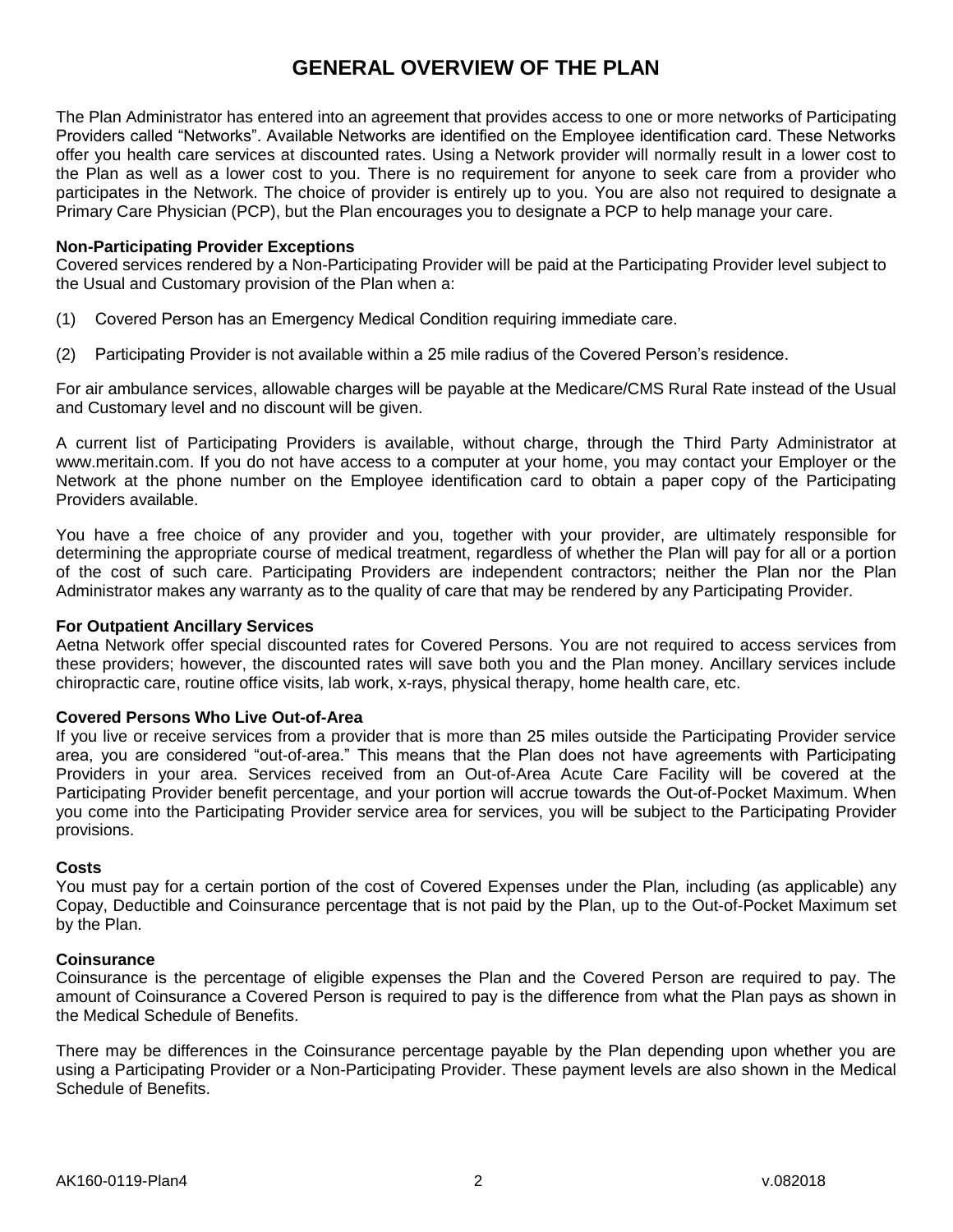# GENERAL OVERVIEW OF THE PLAN

The Plan Administrator has entered into an agreement that provides access to one or more networks of Participating Providers called "Networks". Available Networks are identified on the Employee identification card. These Networks offer you health care services at discounted rates. Using a Network provider will normally result in a lower cost to the Plan as well as a lower cost to you. There is no requirement for anyone to seek care from a provider who participates in the Network. The choice of provider is entirely up to you. You are also not required to designate a Primary Care Physician (PCP), but the Plan encourages you to designate a PCP to help manage your care.

**Non-Participating Provider Exceptions**
Covered services rendered by a Non-Participating Provider will be paid at the Participating Provider level subject to the Usual and Customary provision of the Plan when a:

(1) Covered Person has an Emergency Medical Condition requiring immediate care.

(2) Participating Provider is not available within a 25 mile radius of the Covered Person's residence.

For air ambulance services, allowable charges will be payable at the Medicare/CMS Rural Rate instead of the Usual and Customary level and no discount will be given.

A current list of Participating Providers is available, without charge, through the Third Party Administrator at www.meritain.com. If you do not have access to a computer at your home, you may contact your Employer or the Network at the phone number on the Employee identification card to obtain a paper copy of the Participating Providers available.

You have a free choice of any provider and you, together with your provider, are ultimately responsible for determining the appropriate course of medical treatment, regardless of whether the Plan will pay for all or a portion of the cost of such care. Participating Providers are independent contractors; neither the Plan nor the Plan Administrator makes any warranty as to the quality of care that may be rendered by any Participating Provider.

**For Outpatient Ancillary Services**
Aetna Network offer special discounted rates for Covered Persons. You are not required to access services from these providers; however, the discounted rates will save both you and the Plan money. Ancillary services include chiropractic care, routine office visits, lab work, x-rays, physical therapy, home health care, etc.

**Covered Persons Who Live Out-of-Area**
If you live or receive services from a provider that is more than 25 miles outside the Participating Provider service area, you are considered "out-of-area." This means that the Plan does not have agreements with Participating Providers in your area. Services received from an Out-of-Area Acute Care Facility will be covered at the Participating Provider benefit percentage, and your portion will accrue towards the Out-of-Pocket Maximum. When you come into the Participating Provider service area for services, you will be subject to the Participating Provider provisions.

**Costs**
You must pay for a certain portion of the cost of Covered Expenses under the Plan, including (as applicable) any Copay, Deductible and Coinsurance percentage that is not paid by the Plan, up to the Out-of-Pocket Maximum set by the Plan.

**Coinsurance**
Coinsurance is the percentage of eligible expenses the Plan and the Covered Person are required to pay. The amount of Coinsurance a Covered Person is required to pay is the difference from what the Plan pays as shown in the Medical Schedule of Benefits.

There may be differences in the Coinsurance percentage payable by the Plan depending upon whether you are using a Participating Provider or a Non-Participating Provider. These payment levels are also shown in the Medical Schedule of Benefits.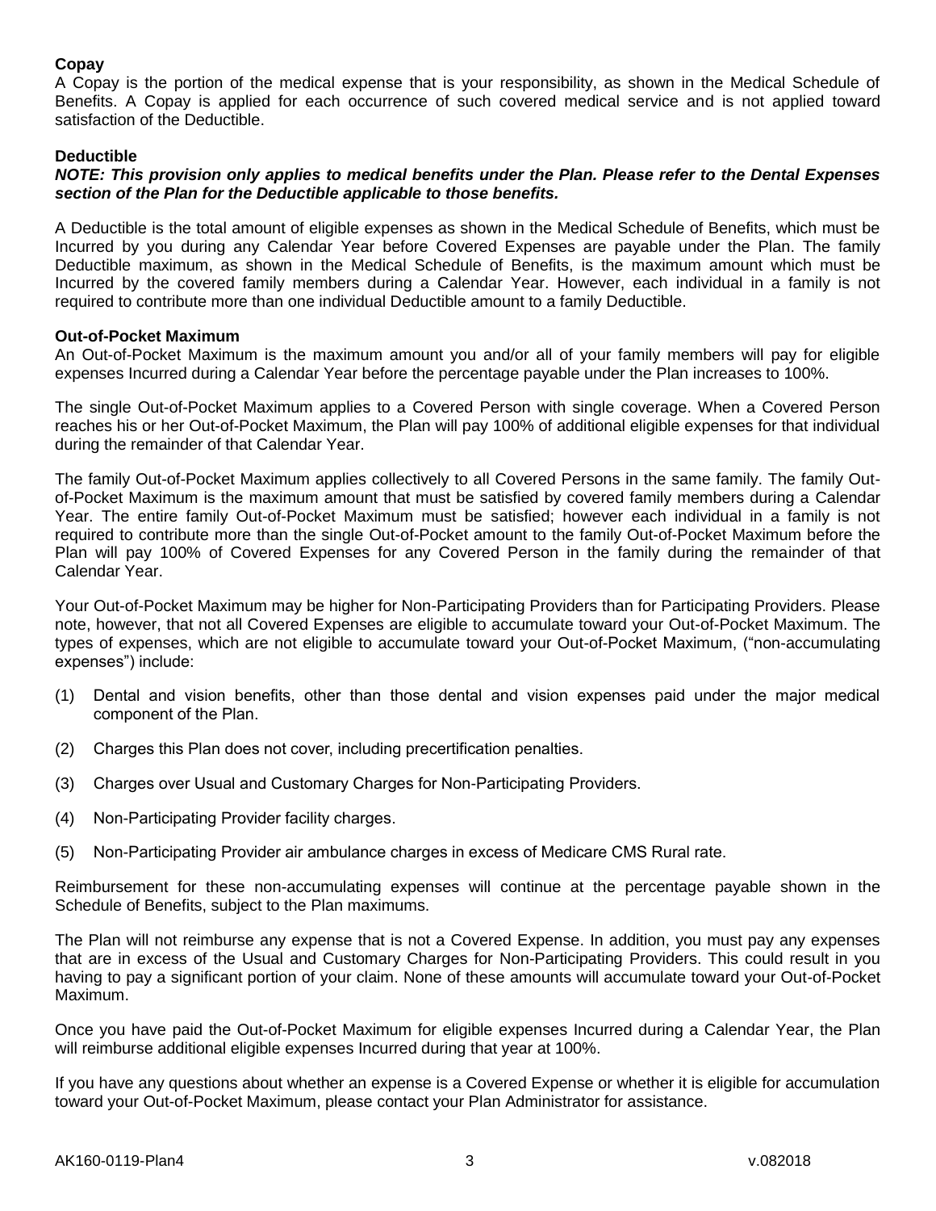**Copay**

A Copay is the portion of the medical expense that is your responsibility, as shown in the Medical Schedule of Benefits. A Copay is applied for each occurrence of such covered medical service and is not applied toward satisfaction of the Deductible.

**Deductible**

***NOTE: This provision only applies to medical benefits under the Plan. Please refer to the Dental Expenses section of the Plan for the Deductible applicable to those benefits.***

A Deductible is the total amount of eligible expenses as shown in the Medical Schedule of Benefits, which must be Incurred by you during any Calendar Year before Covered Expenses are payable under the Plan. The family Deductible maximum, as shown in the Medical Schedule of Benefits, is the maximum amount which must be Incurred by the covered family members during a Calendar Year. However, each individual in a family is not required to contribute more than one individual Deductible amount to a family Deductible.

**Out-of-Pocket Maximum**

An Out-of-Pocket Maximum is the maximum amount you and/or all of your family members will pay for eligible expenses Incurred during a Calendar Year before the percentage payable under the Plan increases to 100%.

The single Out-of-Pocket Maximum applies to a Covered Person with single coverage. When a Covered Person reaches his or her Out-of-Pocket Maximum, the Plan will pay 100% of additional eligible expenses for that individual during the remainder of that Calendar Year.

The family Out-of-Pocket Maximum applies collectively to all Covered Persons in the same family. The family Out-of-Pocket Maximum is the maximum amount that must be satisfied by covered family members during a Calendar Year. The entire family Out-of-Pocket Maximum must be satisfied; however each individual in a family is not required to contribute more than the single Out-of-Pocket amount to the family Out-of-Pocket Maximum before the Plan will pay 100% of Covered Expenses for any Covered Person in the family during the remainder of that Calendar Year.

Your Out-of-Pocket Maximum may be higher for Non-Participating Providers than for Participating Providers. Please note, however, that not all Covered Expenses are eligible to accumulate toward your Out-of-Pocket Maximum. The types of expenses, which are not eligible to accumulate toward your Out-of-Pocket Maximum, ("non-accumulating expenses") include:

(1) Dental and vision benefits, other than those dental and vision expenses paid under the major medical component of the Plan.

(2) Charges this Plan does not cover, including precertification penalties.

(3) Charges over Usual and Customary Charges for Non-Participating Providers.

(4) Non-Participating Provider facility charges.

(5) Non-Participating Provider air ambulance charges in excess of Medicare CMS Rural rate.

Reimbursement for these non-accumulating expenses will continue at the percentage payable shown in the Schedule of Benefits, subject to the Plan maximums.

The Plan will not reimburse any expense that is not a Covered Expense. In addition, you must pay any expenses that are in excess of the Usual and Customary Charges for Non-Participating Providers. This could result in you having to pay a significant portion of your claim. None of these amounts will accumulate toward your Out-of-Pocket Maximum.

Once you have paid the Out-of-Pocket Maximum for eligible expenses Incurred during a Calendar Year, the Plan will reimburse additional eligible expenses Incurred during that year at 100%.

If you have any questions about whether an expense is a Covered Expense or whether it is eligible for accumulation toward your Out-of-Pocket Maximum, please contact your Plan Administrator for assistance.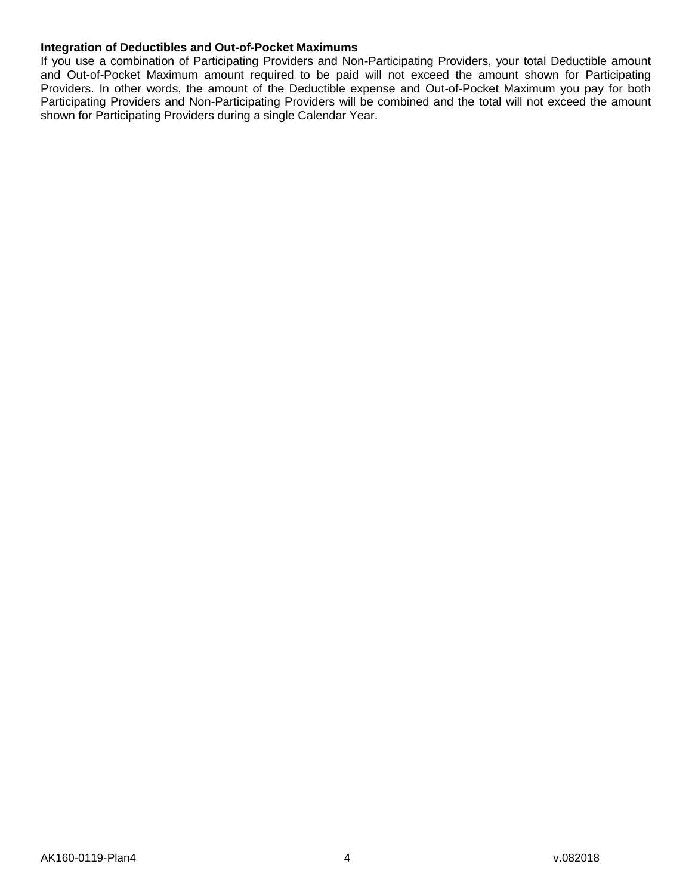**Integration of Deductibles and Out-of-Pocket Maximums**

If you use a combination of Participating Providers and Non-Participating Providers, your total Deductible amount and Out-of-Pocket Maximum amount required to be paid will not exceed the amount shown for Participating Providers. In other words, the amount of the Deductible expense and Out-of-Pocket Maximum you pay for both Participating Providers and Non-Participating Providers will be combined and the total will not exceed the amount shown for Participating Providers during a single Calendar Year.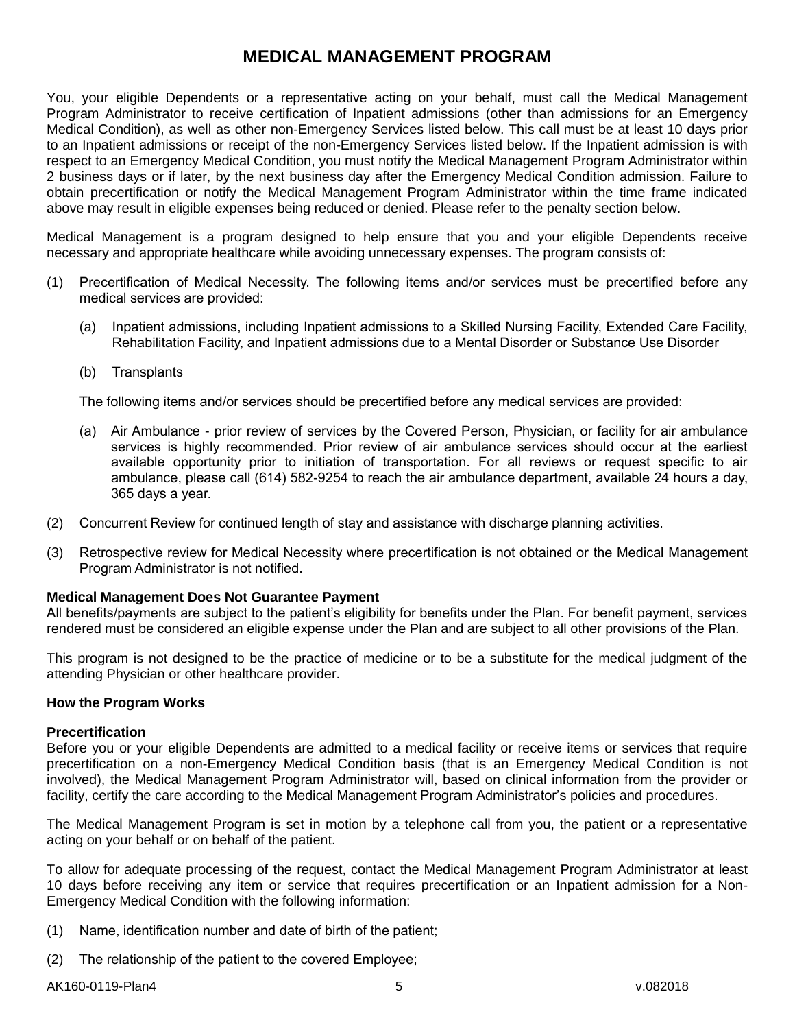# MEDICAL MANAGEMENT PROGRAM

You, your eligible Dependents or a representative acting on your behalf, must call the Medical Management Program Administrator to receive certification of Inpatient admissions (other than admissions for an Emergency Medical Condition), as well as other non-Emergency Services listed below. This call must be at least 10 days prior to an Inpatient admissions or receipt of the non-Emergency Services listed below. If the Inpatient admission is with respect to an Emergency Medical Condition, you must notify the Medical Management Program Administrator within 2 business days or if later, by the next business day after the Emergency Medical Condition admission. Failure to obtain precertification or notify the Medical Management Program Administrator within the time frame indicated above may result in eligible expenses being reduced or denied. Please refer to the penalty section below.

Medical Management is a program designed to help ensure that you and your eligible Dependents receive necessary and appropriate healthcare while avoiding unnecessary expenses. The program consists of:

(1) Precertification of Medical Necessity. The following items and/or services must be precertified before any medical services are provided:

   (a) Inpatient admissions, including Inpatient admissions to a Skilled Nursing Facility, Extended Care Facility, Rehabilitation Facility, and Inpatient admissions due to a Mental Disorder or Substance Use Disorder

   (b) Transplants

   The following items and/or services should be precertified before any medical services are provided:

   (a) Air Ambulance - prior review of services by the Covered Person, Physician, or facility for air ambulance services is highly recommended. Prior review of air ambulance services should occur at the earliest available opportunity prior to initiation of transportation. For all reviews or request specific to air ambulance, please call (614) 582-9254 to reach the air ambulance department, available 24 hours a day, 365 days a year.

(2) Concurrent Review for continued length of stay and assistance with discharge planning activities.

(3) Retrospective review for Medical Necessity where precertification is not obtained or the Medical Management Program Administrator is not notified.

**Medical Management Does Not Guarantee Payment**
All benefits/payments are subject to the patient's eligibility for benefits under the Plan. For benefit payment, services rendered must be considered an eligible expense under the Plan and are subject to all other provisions of the Plan.

This program is not designed to be the practice of medicine or to be a substitute for the medical judgment of the attending Physician or other healthcare provider.

**How the Program Works**

**Precertification**
Before you or your eligible Dependents are admitted to a medical facility or receive items or services that require precertification on a non-Emergency Medical Condition basis (that is an Emergency Medical Condition is not involved), the Medical Management Program Administrator will, based on clinical information from the provider or facility, certify the care according to the Medical Management Program Administrator's policies and procedures.

The Medical Management Program is set in motion by a telephone call from you, the patient or a representative acting on your behalf or on behalf of the patient.

To allow for adequate processing of the request, contact the Medical Management Program Administrator at least 10 days before receiving any item or service that requires precertification or an Inpatient admission for a Non-Emergency Medical Condition with the following information:

(1) Name, identification number and date of birth of the patient;

(2) The relationship of the patient to the covered Employee;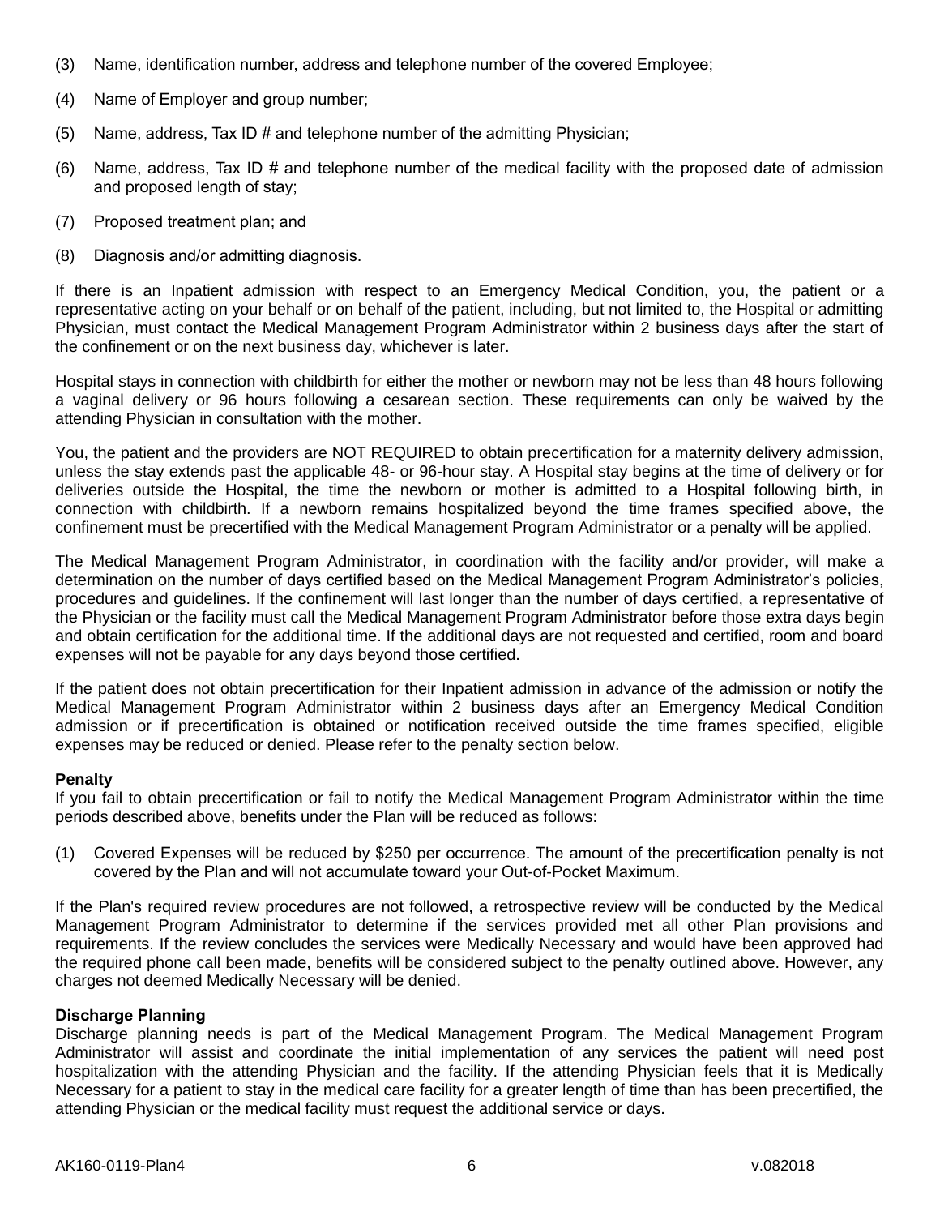(3) Name, identification number, address and telephone number of the covered Employee;

(4) Name of Employer and group number;

(5) Name, address, Tax ID # and telephone number of the admitting Physician;

(6) Name, address, Tax ID # and telephone number of the medical facility with the proposed date of admission and proposed length of stay;

(7) Proposed treatment plan; and

(8) Diagnosis and/or admitting diagnosis.

If there is an Inpatient admission with respect to an Emergency Medical Condition, you, the patient or a representative acting on your behalf or on behalf of the patient, including, but not limited to, the Hospital or admitting Physician, must contact the Medical Management Program Administrator within 2 business days after the start of the confinement or on the next business day, whichever is later.

Hospital stays in connection with childbirth for either the mother or newborn may not be less than 48 hours following a vaginal delivery or 96 hours following a cesarean section. These requirements can only be waived by the attending Physician in consultation with the mother.

You, the patient and the providers are NOT REQUIRED to obtain precertification for a maternity delivery admission, unless the stay extends past the applicable 48- or 96-hour stay. A Hospital stay begins at the time of delivery or for deliveries outside the Hospital, the time the newborn or mother is admitted to a Hospital following birth, in connection with childbirth. If a newborn remains hospitalized beyond the time frames specified above, the confinement must be precertified with the Medical Management Program Administrator or a penalty will be applied.

The Medical Management Program Administrator, in coordination with the facility and/or provider, will make a determination on the number of days certified based on the Medical Management Program Administrator's policies, procedures and guidelines. If the confinement will last longer than the number of days certified, a representative of the Physician or the facility must call the Medical Management Program Administrator before those extra days begin and obtain certification for the additional time. If the additional days are not requested and certified, room and board expenses will not be payable for any days beyond those certified.

If the patient does not obtain precertification for their Inpatient admission in advance of the admission or notify the Medical Management Program Administrator within 2 business days after an Emergency Medical Condition admission or if precertification is obtained or notification received outside the time frames specified, eligible expenses may be reduced or denied. Please refer to the penalty section below.

**Penalty**

If you fail to obtain precertification or fail to notify the Medical Management Program Administrator within the time periods described above, benefits under the Plan will be reduced as follows:

(1) Covered Expenses will be reduced by $250 per occurrence. The amount of the precertification penalty is not covered by the Plan and will not accumulate toward your Out-of-Pocket Maximum.

If the Plan's required review procedures are not followed, a retrospective review will be conducted by the Medical Management Program Administrator to determine if the services provided met all other Plan provisions and requirements. If the review concludes the services were Medically Necessary and would have been approved had the required phone call been made, benefits will be considered subject to the penalty outlined above. However, any charges not deemed Medically Necessary will be denied.

**Discharge Planning**

Discharge planning needs is part of the Medical Management Program. The Medical Management Program Administrator will assist and coordinate the initial implementation of any services the patient will need post hospitalization with the attending Physician and the facility. If the attending Physician feels that it is Medically Necessary for a patient to stay in the medical care facility for a greater length of time than has been precertified, the attending Physician or the medical facility must request the additional service or days.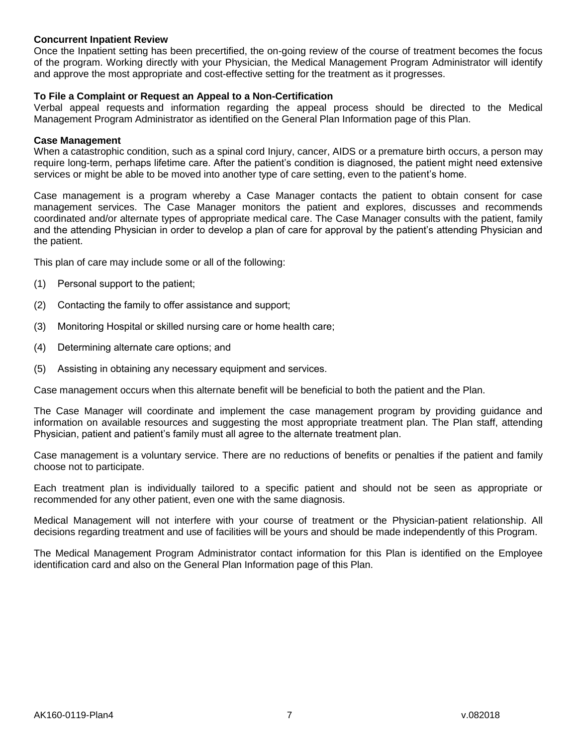**Concurrent Inpatient Review**

Once the Inpatient setting has been precertified, the on-going review of the course of treatment becomes the focus of the program. Working directly with your Physician, the Medical Management Program Administrator will identify and approve the most appropriate and cost-effective setting for the treatment as it progresses.

**To File a Complaint or Request an Appeal to a Non-Certification**

Verbal appeal requests and information regarding the appeal process should be directed to the Medical Management Program Administrator as identified on the General Plan Information page of this Plan.

**Case Management**

When a catastrophic condition, such as a spinal cord Injury, cancer, AIDS or a premature birth occurs, a person may require long-term, perhaps lifetime care. After the patient's condition is diagnosed, the patient might need extensive services or might be able to be moved into another type of care setting, even to the patient's home.

Case management is a program whereby a Case Manager contacts the patient to obtain consent for case management services. The Case Manager monitors the patient and explores, discusses and recommends coordinated and/or alternate types of appropriate medical care. The Case Manager consults with the patient, family and the attending Physician in order to develop a plan of care for approval by the patient's attending Physician and the patient.

This plan of care may include some or all of the following:

(1) Personal support to the patient;

(2) Contacting the family to offer assistance and support;

(3) Monitoring Hospital or skilled nursing care or home health care;

(4) Determining alternate care options; and

(5) Assisting in obtaining any necessary equipment and services.

Case management occurs when this alternate benefit will be beneficial to both the patient and the Plan.

The Case Manager will coordinate and implement the case management program by providing guidance and information on available resources and suggesting the most appropriate treatment plan. The Plan staff, attending Physician, patient and patient's family must all agree to the alternate treatment plan.

Case management is a voluntary service. There are no reductions of benefits or penalties if the patient and family choose not to participate.

Each treatment plan is individually tailored to a specific patient and should not be seen as appropriate or recommended for any other patient, even one with the same diagnosis.

Medical Management will not interfere with your course of treatment or the Physician-patient relationship. All decisions regarding treatment and use of facilities will be yours and should be made independently of this Program.

The Medical Management Program Administrator contact information for this Plan is identified on the Employee identification card and also on the General Plan Information page of this Plan.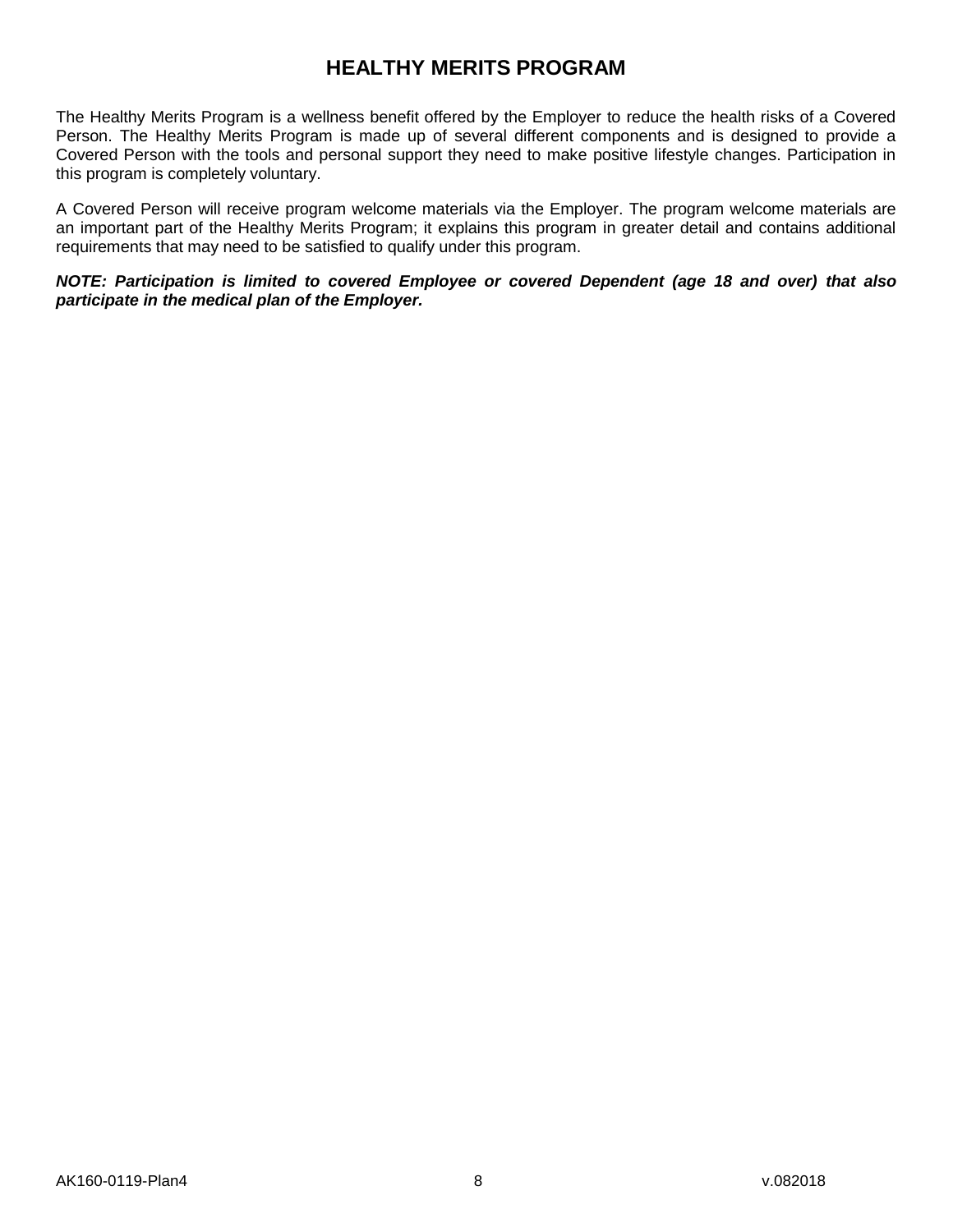# HEALTHY MERITS PROGRAM

The Healthy Merits Program is a wellness benefit offered by the Employer to reduce the health risks of a Covered Person. The Healthy Merits Program is made up of several different components and is designed to provide a Covered Person with the tools and personal support they need to make positive lifestyle changes. Participation in this program is completely voluntary.

A Covered Person will receive program welcome materials via the Employer. The program welcome materials are an important part of the Healthy Merits Program; it explains this program in greater detail and contains additional requirements that may need to be satisfied to qualify under this program.

***NOTE: Participation is limited to covered Employee or covered Dependent (age 18 and over) that also participate in the medical plan of the Employer.***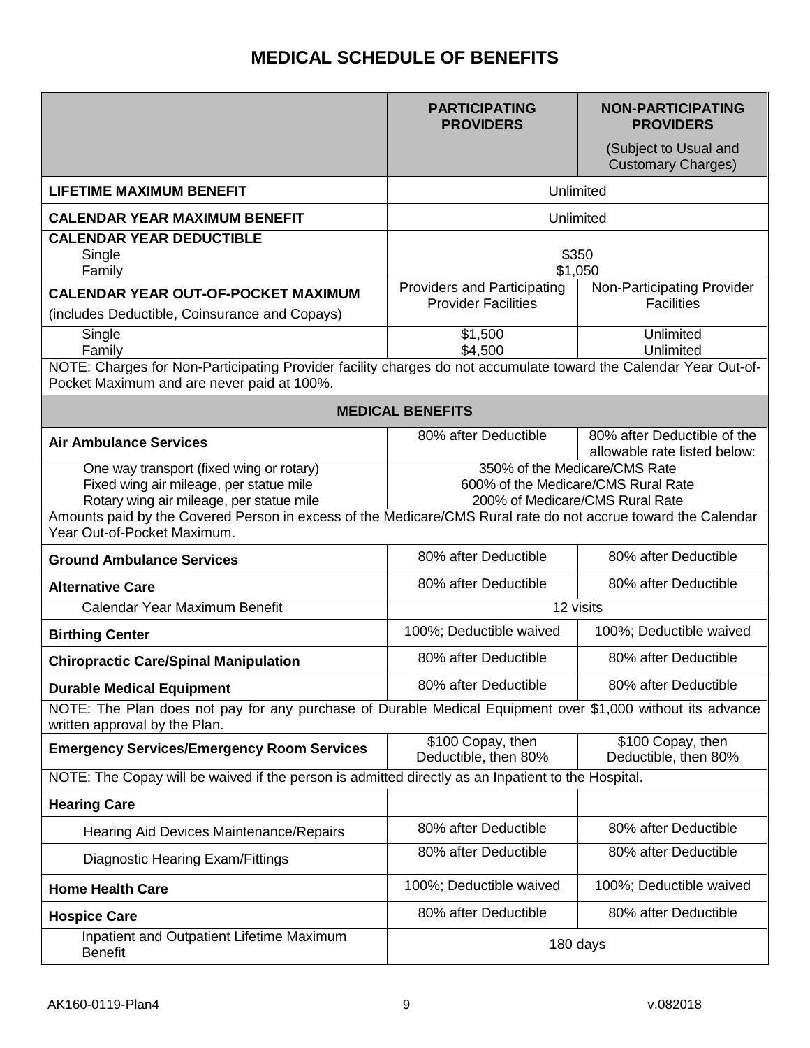# MEDICAL SCHEDULE OF BENEFITS

| | PARTICIPATING PROVIDERS | NON-PARTICIPATING PROVIDERS (Subject to Usual and Customary Charges) |
|---|---|---|
| **LIFETIME MAXIMUM BENEFIT** | Unlimited | |
| **CALENDAR YEAR MAXIMUM BENEFIT** | Unlimited | |
| **CALENDAR YEAR DEDUCTIBLE** | | |
| Single | $350 | |
| Family | $1,050 | |
| **CALENDAR YEAR OUT-OF-POCKET MAXIMUM** (includes Deductible, Coinsurance and Copays) | Providers and Participating Provider Facilities | Non-Participating Provider Facilities |
| Single | $1,500 | Unlimited |
| Family | $4,500 | Unlimited |
| NOTE: Charges for Non-Participating Provider facility charges do not accumulate toward the Calendar Year Out-of-Pocket Maximum and are never paid at 100%. | | |
| **MEDICAL BENEFITS** | | |
| **Air Ambulance Services** | 80% after Deductible | 80% after Deductible of the allowable rate listed below: |
| One way transport (fixed wing or rotary) | 350% of the Medicare/CMS Rate | |
| Fixed wing air mileage, per statue mile | 600% of the Medicare/CMS Rural Rate | |
| Rotary wing air mileage, per statue mile | 200% of Medicare/CMS Rural Rate | |
| Amounts paid by the Covered Person in excess of the Medicare/CMS Rural rate do not accrue toward the Calendar Year Out-of-Pocket Maximum. | | |
| **Ground Ambulance Services** | 80% after Deductible | 80% after Deductible |
| **Alternative Care** | 80% after Deductible | 80% after Deductible |
| Calendar Year Maximum Benefit | 12 visits | |
| **Birthing Center** | 100%; Deductible waived | 100%; Deductible waived |
| **Chiropractic Care/Spinal Manipulation** | 80% after Deductible | 80% after Deductible |
| **Durable Medical Equipment** | 80% after Deductible | 80% after Deductible |
| NOTE: The Plan does not pay for any purchase of Durable Medical Equipment over $1,000 without its advance written approval by the Plan. | | |
| **Emergency Services/Emergency Room Services** | $100 Copay, then Deductible, then 80% | $100 Copay, then Deductible, then 80% |
| NOTE: The Copay will be waived if the person is admitted directly as an Inpatient to the Hospital. | | |
| **Hearing Care** | | |
| Hearing Aid Devices Maintenance/Repairs | 80% after Deductible | 80% after Deductible |
| Diagnostic Hearing Exam/Fittings | 80% after Deductible | 80% after Deductible |
| **Home Health Care** | 100%; Deductible waived | 100%; Deductible waived |
| **Hospice Care** | 80% after Deductible | 80% after Deductible |
| Inpatient and Outpatient Lifetime Maximum Benefit | 180 days | |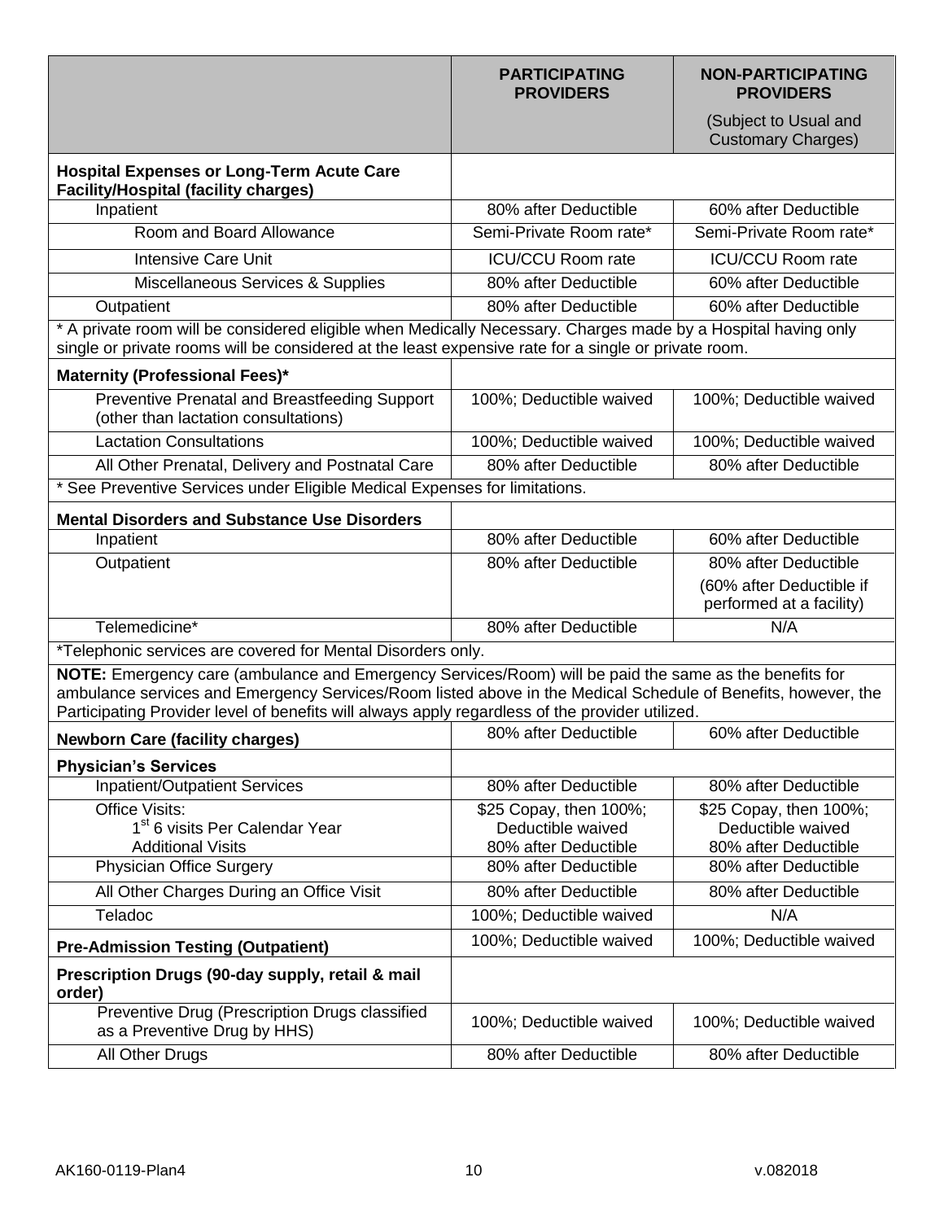| | PARTICIPATING PROVIDERS | NON-PARTICIPATING PROVIDERS (Subject to Usual and Customary Charges) |
|---|---|---|
| **Hospital Expenses or Long-Term Acute Care Facility/Hospital (facility charges)** | | |
| Inpatient | 80% after Deductible | 60% after Deductible |
| Room and Board Allowance | Semi-Private Room rate* | Semi-Private Room rate* |
| Intensive Care Unit | ICU/CCU Room rate | ICU/CCU Room rate |
| Miscellaneous Services & Supplies | 80% after Deductible | 60% after Deductible |
| Outpatient | 80% after Deductible | 60% after Deductible |
| * A private room will be considered eligible when Medically Necessary. Charges made by a Hospital having only single or private rooms will be considered at the least expensive rate for a single or private room. | | |
| **Maternity (Professional Fees)*** | | |
| Preventive Prenatal and Breastfeeding Support (other than lactation consultations) | 100%; Deductible waived | 100%; Deductible waived |
| Lactation Consultations | 100%; Deductible waived | 100%; Deductible waived |
| All Other Prenatal, Delivery and Postnatal Care | 80% after Deductible | 80% after Deductible |
| * See Preventive Services under Eligible Medical Expenses for limitations. | | |
| **Mental Disorders and Substance Use Disorders** | | |
| Inpatient | 80% after Deductible | 60% after Deductible |
| Outpatient | 80% after Deductible | 80% after Deductible (60% after Deductible if performed at a facility) |
| Telemedicine* | 80% after Deductible | N/A |
| *Telephonic services are covered for Mental Disorders only. | | |
| **NOTE:** Emergency care (ambulance and Emergency Services/Room) will be paid the same as the benefits for ambulance services and Emergency Services/Room listed above in the Medical Schedule of Benefits, however, the Participating Provider level of benefits will always apply regardless of the provider utilized. | | |
| **Newborn Care (facility charges)** | 80% after Deductible | 60% after Deductible |
| **Physician's Services** | | |
| Inpatient/Outpatient Services | 80% after Deductible | 80% after Deductible |
| Office Visits: 1st 6 visits Per Calendar Year | \$25 Copay, then 100%; Deductible waived | \$25 Copay, then 100%; Deductible waived |
| Additional Visits | 80% after Deductible | 80% after Deductible |
| Physician Office Surgery | 80% after Deductible | 80% after Deductible |
| All Other Charges During an Office Visit | 80% after Deductible | 80% after Deductible |
| Teladoc | 100%; Deductible waived | N/A |
| **Pre-Admission Testing (Outpatient)** | 100%; Deductible waived | 100%; Deductible waived |
| **Prescription Drugs (90-day supply, retail & mail order)** | | |
| Preventive Drug (Prescription Drugs classified as a Preventive Drug by HHS) | 100%; Deductible waived | 100%; Deductible waived |
| All Other Drugs | 80% after Deductible | 80% after Deductible |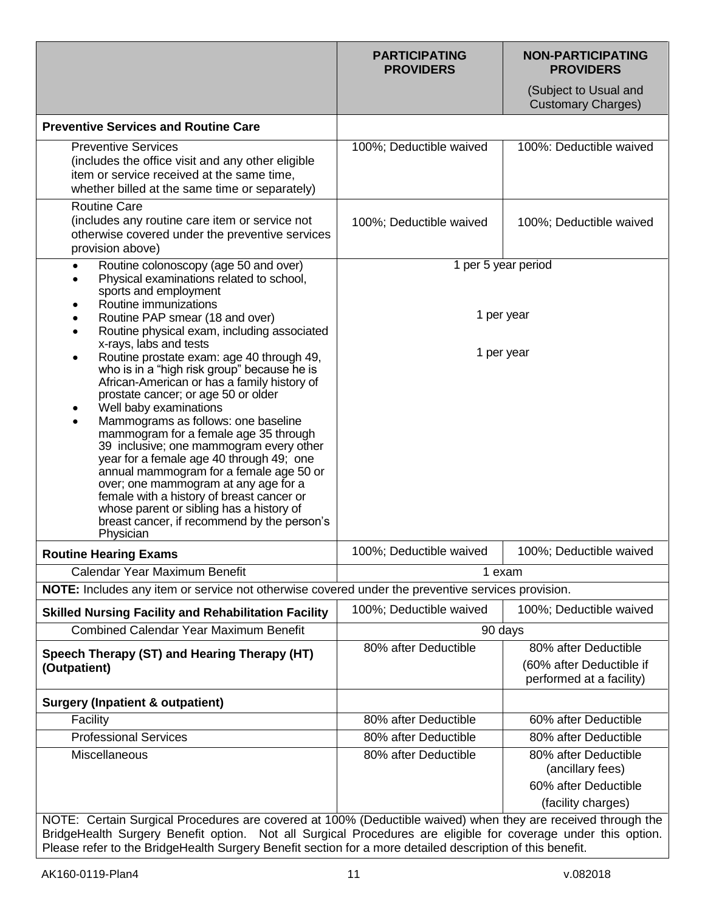| | PARTICIPATING PROVIDERS | NON-PARTICIPATING PROVIDERS (Subject to Usual and Customary Charges) |
|---|---|---|
| **Preventive Services and Routine Care** | | |
| Preventive Services (includes the office visit and any other eligible item or service received at the same time, whether billed at the same time or separately) | 100%; Deductible waived | 100%: Deductible waived |
| Routine Care (includes any routine care item or service not otherwise covered under the preventive services provision above) | 100%; Deductible waived | 100%; Deductible waived |
| • Routine colonoscopy (age 50 and over) | 1 per 5 year period | |
| • Physical examinations related to school, sports and employment | | |
| • Routine immunizations | | |
| • Routine PAP smear (18 and over) | 1 per year | |
| • Routine physical exam, including associated x-rays, labs and tests | | |
| • Routine prostate exam: age 40 through 49, who is in a "high risk group" because he is African-American or has a family history of prostate cancer; or age 50 or older | 1 per year | |
| • Well baby examinations | | |
| • Mammograms as follows: one baseline mammogram for a female age 35 through 39 inclusive; one mammogram every other year for a female age 40 through 49; one annual mammogram for a female age 50 or over; one mammogram at any age for a female with a history of breast cancer or whose parent or sibling has a history of breast cancer, if recommend by the person's Physician | | |
| **Routine Hearing Exams** | 100%; Deductible waived | 100%; Deductible waived |
| Calendar Year Maximum Benefit | 1 exam | |
| **NOTE:** Includes any item or service not otherwise covered under the preventive services provision. | | |
| **Skilled Nursing Facility and Rehabilitation Facility** | 100%; Deductible waived | 100%; Deductible waived |
| Combined Calendar Year Maximum Benefit | 90 days | |
| **Speech Therapy (ST) and Hearing Therapy (HT) (Outpatient)** | 80% after Deductible | 80% after Deductible (60% after Deductible if performed at a facility) |
| **Surgery (Inpatient & outpatient)** | | |
| Facility | 80% after Deductible | 60% after Deductible |
| Professional Services | 80% after Deductible | 80% after Deductible |
| Miscellaneous | 80% after Deductible | 80% after Deductible (ancillary fees) 60% after Deductible (facility charges) |

NOTE: Certain Surgical Procedures are covered at 100% (Deductible waived) when they are received through the BridgeHealth Surgery Benefit option. Not all Surgical Procedures are eligible for coverage under this option. Please refer to the BridgeHealth Surgery Benefit section for a more detailed description of this benefit.

AK160-0119-Plan4 v.082018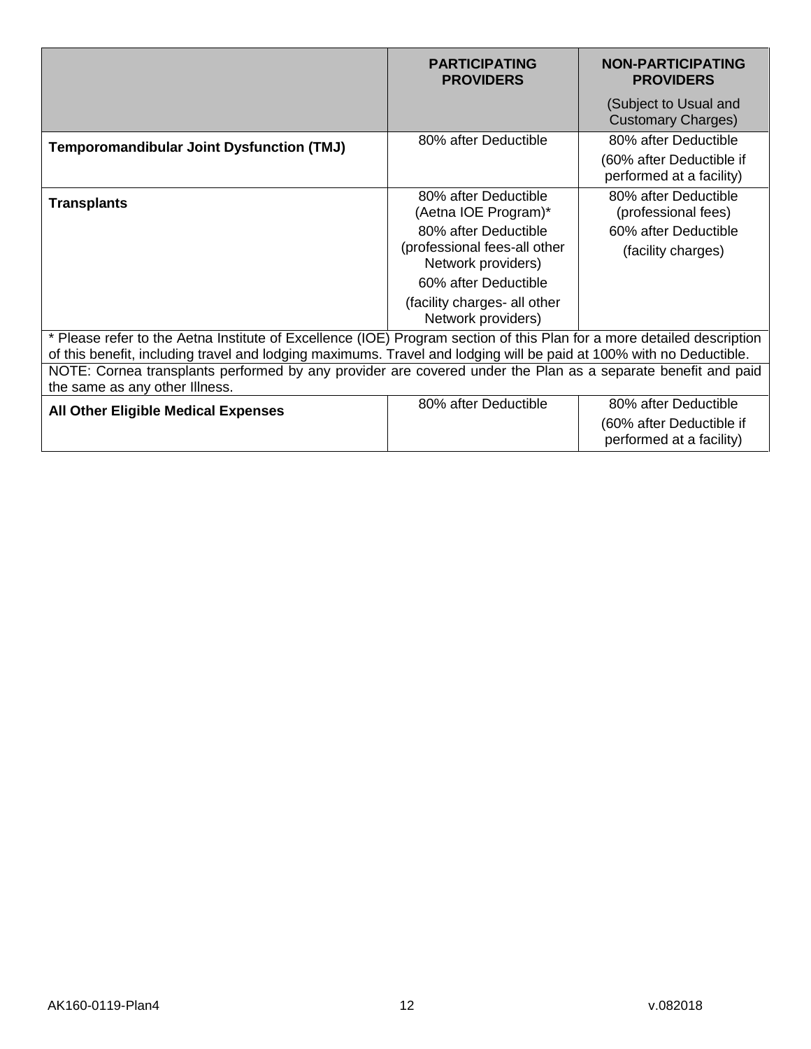| | **PARTICIPATING PROVIDERS** | **NON-PARTICIPATING PROVIDERS** (Subject to Usual and Customary Charges) |
|---|---|---|
| **Temporomandibular Joint Dysfunction (TMJ)** | 80% after Deductible | 80% after Deductible (60% after Deductible if performed at a facility) |
| **Transplants** | 80% after Deductible (Aetna IOE Program)* 80% after Deductible (professional fees-all other Network providers) 60% after Deductible (facility charges- all other Network providers) | 80% after Deductible (professional fees) 60% after Deductible (facility charges) |
| * Please refer to the Aetna Institute of Excellence (IOE) Program section of this Plan for a more detailed description of this benefit, including travel and lodging maximums. Travel and lodging will be paid at 100% with no Deductible. | | |
| NOTE: Cornea transplants performed by any provider are covered under the Plan as a separate benefit and paid the same as any other Illness. | | |
| **All Other Eligible Medical Expenses** | 80% after Deductible | 80% after Deductible (60% after Deductible if performed at a facility) |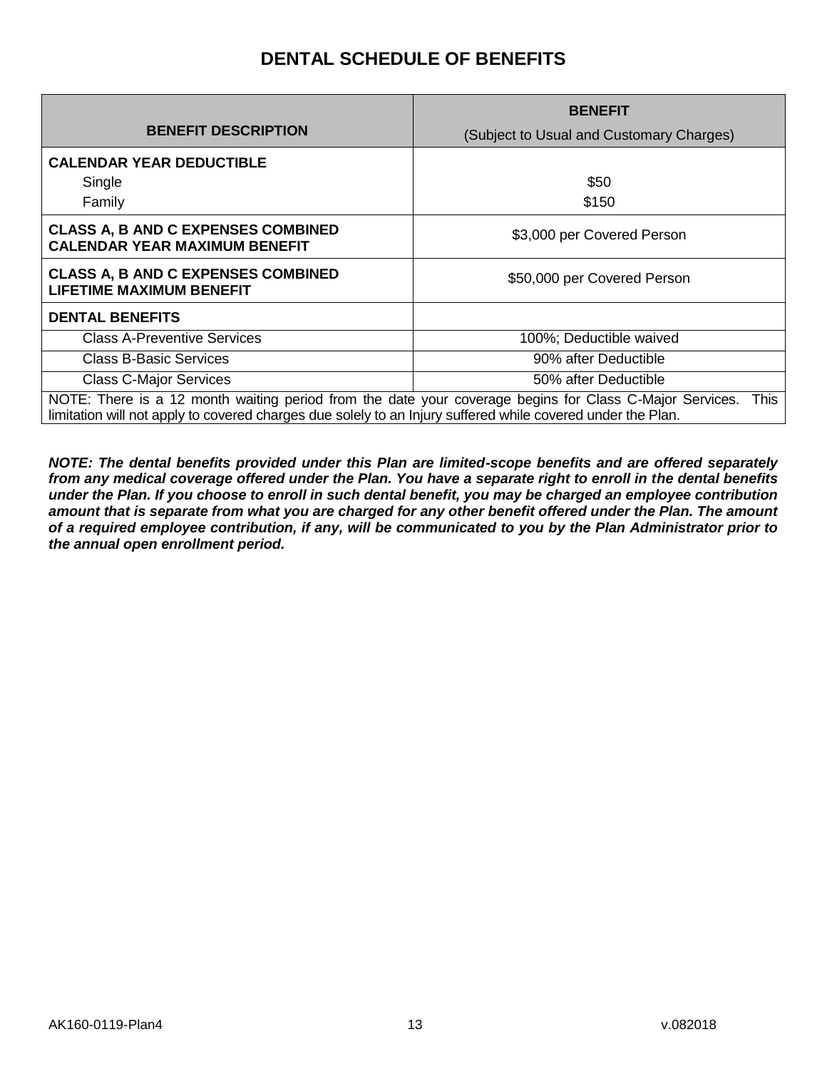# DENTAL SCHEDULE OF BENEFITS

| BENEFIT DESCRIPTION | BENEFIT (Subject to Usual and Customary Charges) |
|---|---|
| **CALENDAR YEAR DEDUCTIBLE** | |
| Single | $50 |
| Family | $150 |
| **CLASS A, B AND C EXPENSES COMBINED CALENDAR YEAR MAXIMUM BENEFIT** | $3,000 per Covered Person |
| **CLASS A, B AND C EXPENSES COMBINED LIFETIME MAXIMUM BENEFIT** | $50,000 per Covered Person |
| **DENTAL BENEFITS** | |
| Class A-Preventive Services | 100%; Deductible waived |
| Class B-Basic Services | 90% after Deductible |
| Class C-Major Services | 50% after Deductible |
| NOTE: There is a 12 month waiting period from the date your coverage begins for Class C-Major Services. This limitation will not apply to covered charges due solely to an Injury suffered while covered under the Plan. | |

***NOTE: The dental benefits provided under this Plan are limited-scope benefits and are offered separately from any medical coverage offered under the Plan. You have a separate right to enroll in the dental benefits under the Plan. If you choose to enroll in such dental benefit, you may be charged an employee contribution amount that is separate from what you are charged for any other benefit offered under the Plan. The amount of a required employee contribution, if any, will be communicated to you by the Plan Administrator prior to the annual open enrollment period.***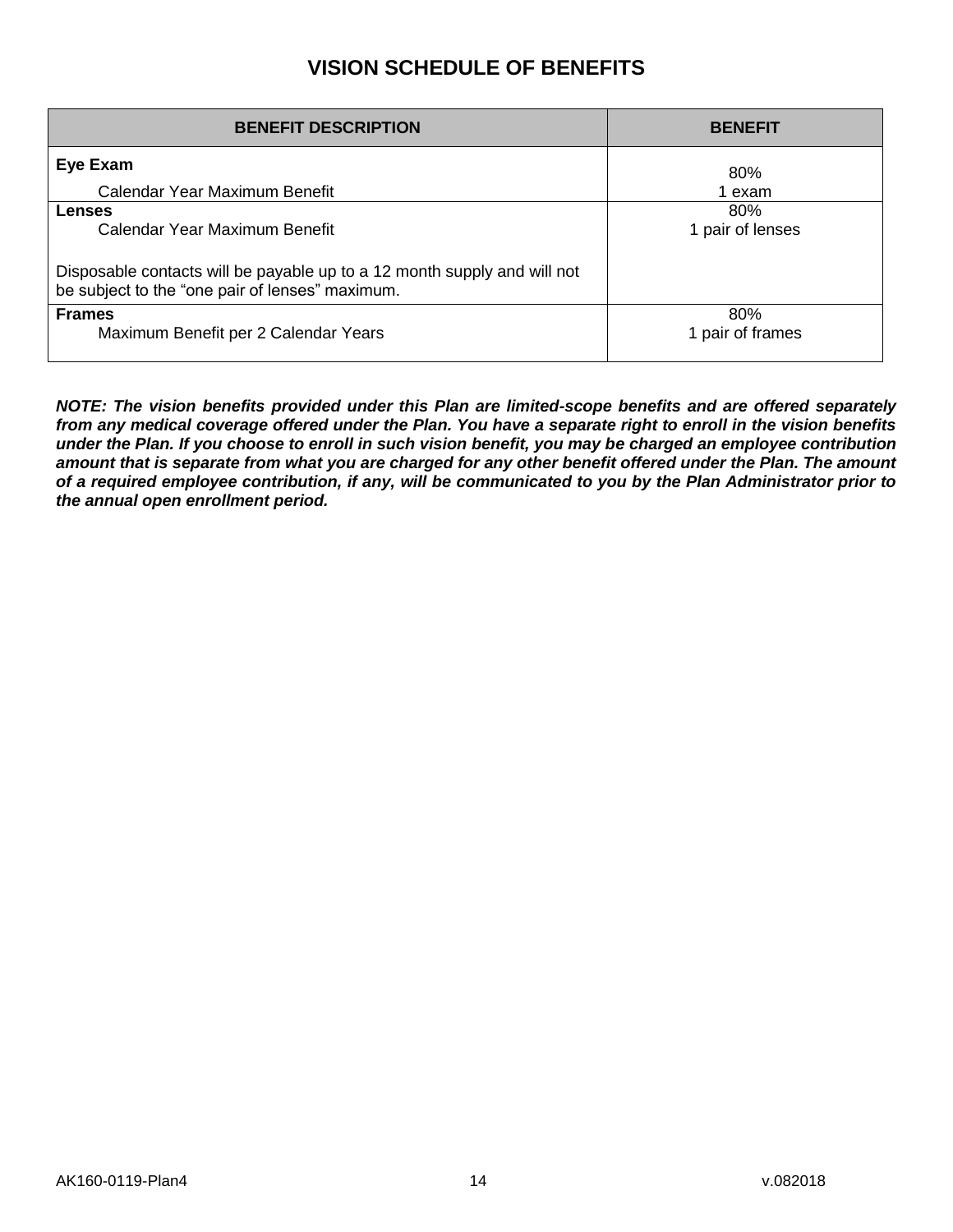# VISION SCHEDULE OF BENEFITS

| BENEFIT DESCRIPTION | BENEFIT |
|---|---|
| **Eye Exam**<br>Calendar Year Maximum Benefit | 80%<br>1 exam |
| **Lenses**<br>Calendar Year Maximum Benefit<br><br>Disposable contacts will be payable up to a 12 month supply and will not be subject to the "one pair of lenses" maximum. | 80%<br>1 pair of lenses |
| **Frames**<br>Maximum Benefit per 2 Calendar Years | 80%<br>1 pair of frames |

***NOTE: The vision benefits provided under this Plan are limited-scope benefits and are offered separately from any medical coverage offered under the Plan. You have a separate right to enroll in the vision benefits under the Plan. If you choose to enroll in such vision benefit, you may be charged an employee contribution amount that is separate from what you are charged for any other benefit offered under the Plan. The amount of a required employee contribution, if any, will be communicated to you by the Plan Administrator prior to the annual open enrollment period.***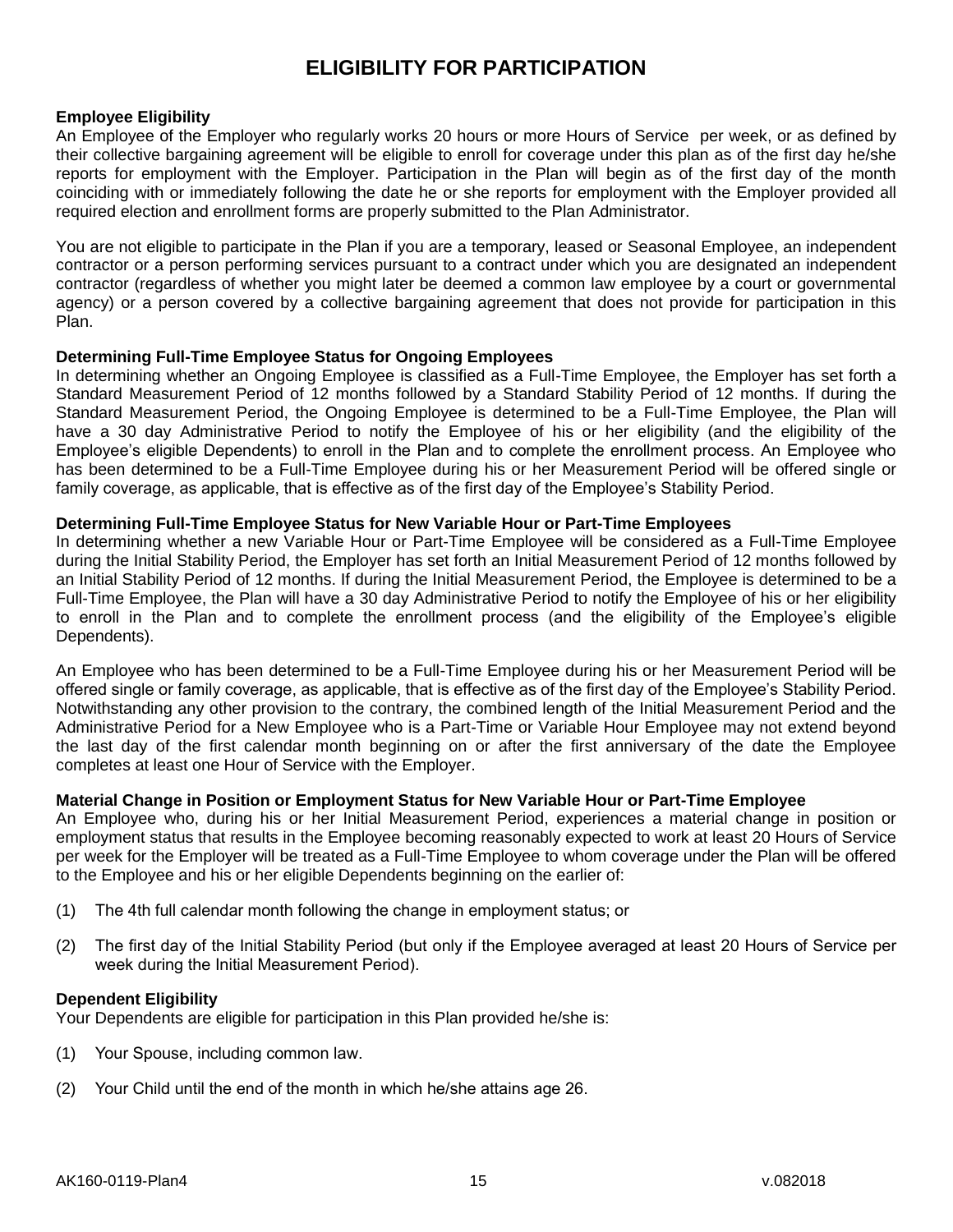# ELIGIBILITY FOR PARTICIPATION

**Employee Eligibility**

An Employee of the Employer who regularly works 20 hours or more Hours of Service per week, or as defined by their collective bargaining agreement will be eligible to enroll for coverage under this plan as of the first day he/she reports for employment with the Employer. Participation in the Plan will begin as of the first day of the month coinciding with or immediately following the date he or she reports for employment with the Employer provided all required election and enrollment forms are properly submitted to the Plan Administrator.

You are not eligible to participate in the Plan if you are a temporary, leased or Seasonal Employee, an independent contractor or a person performing services pursuant to a contract under which you are designated an independent contractor (regardless of whether you might later be deemed a common law employee by a court or governmental agency) or a person covered by a collective bargaining agreement that does not provide for participation in this Plan.

**Determining Full-Time Employee Status for Ongoing Employees**

In determining whether an Ongoing Employee is classified as a Full-Time Employee, the Employer has set forth a Standard Measurement Period of 12 months followed by a Standard Stability Period of 12 months. If during the Standard Measurement Period, the Ongoing Employee is determined to be a Full-Time Employee, the Plan will have a 30 day Administrative Period to notify the Employee of his or her eligibility (and the eligibility of the Employee's eligible Dependents) to enroll in the Plan and to complete the enrollment process. An Employee who has been determined to be a Full-Time Employee during his or her Measurement Period will be offered single or family coverage, as applicable, that is effective as of the first day of the Employee's Stability Period.

**Determining Full-Time Employee Status for New Variable Hour or Part-Time Employees**

In determining whether a new Variable Hour or Part-Time Employee will be considered as a Full-Time Employee during the Initial Stability Period, the Employer has set forth an Initial Measurement Period of 12 months followed by an Initial Stability Period of 12 months. If during the Initial Measurement Period, the Employee is determined to be a Full-Time Employee, the Plan will have a 30 day Administrative Period to notify the Employee of his or her eligibility to enroll in the Plan and to complete the enrollment process (and the eligibility of the Employee's eligible Dependents).

An Employee who has been determined to be a Full-Time Employee during his or her Measurement Period will be offered single or family coverage, as applicable, that is effective as of the first day of the Employee's Stability Period. Notwithstanding any other provision to the contrary, the combined length of the Initial Measurement Period and the Administrative Period for a New Employee who is a Part-Time or Variable Hour Employee may not extend beyond the last day of the first calendar month beginning on or after the first anniversary of the date the Employee completes at least one Hour of Service with the Employer.

**Material Change in Position or Employment Status for New Variable Hour or Part-Time Employee**

An Employee who, during his or her Initial Measurement Period, experiences a material change in position or employment status that results in the Employee becoming reasonably expected to work at least 20 Hours of Service per week for the Employer will be treated as a Full-Time Employee to whom coverage under the Plan will be offered to the Employee and his or her eligible Dependents beginning on the earlier of:

(1) The 4th full calendar month following the change in employment status; or

(2) The first day of the Initial Stability Period (but only if the Employee averaged at least 20 Hours of Service per week during the Initial Measurement Period).

**Dependent Eligibility**

Your Dependents are eligible for participation in this Plan provided he/she is:

(1) Your Spouse, including common law.

(2) Your Child until the end of the month in which he/she attains age 26.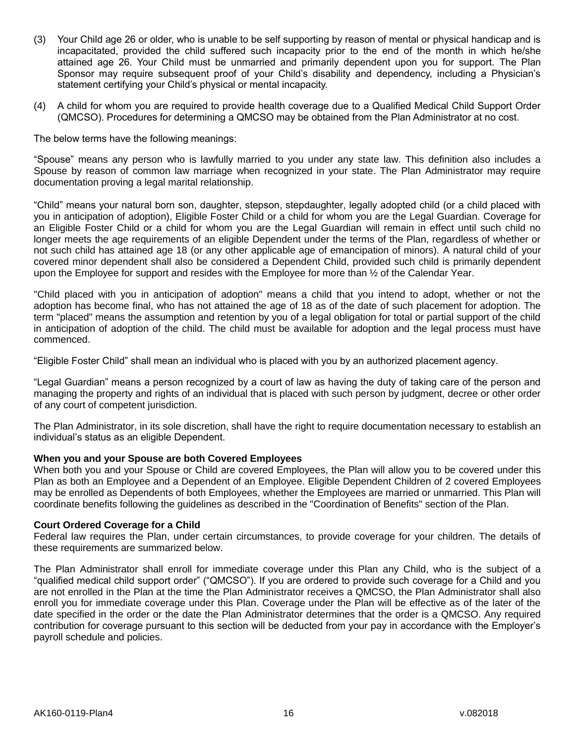(3) Your Child age 26 or older, who is unable to be self supporting by reason of mental or physical handicap and is incapacitated, provided the child suffered such incapacity prior to the end of the month in which he/she attained age 26. Your Child must be unmarried and primarily dependent upon you for support. The Plan Sponsor may require subsequent proof of your Child's disability and dependency, including a Physician's statement certifying your Child's physical or mental incapacity.

(4) A child for whom you are required to provide health coverage due to a Qualified Medical Child Support Order (QMCSO). Procedures for determining a QMCSO may be obtained from the Plan Administrator at no cost.

The below terms have the following meanings:

"Spouse" means any person who is lawfully married to you under any state law. This definition also includes a Spouse by reason of common law marriage when recognized in your state. The Plan Administrator may require documentation proving a legal marital relationship.

"Child" means your natural born son, daughter, stepson, stepdaughter, legally adopted child (or a child placed with you in anticipation of adoption), Eligible Foster Child or a child for whom you are the Legal Guardian. Coverage for an Eligible Foster Child or a child for whom you are the Legal Guardian will remain in effect until such child no longer meets the age requirements of an eligible Dependent under the terms of the Plan, regardless of whether or not such child has attained age 18 (or any other applicable age of emancipation of minors). A natural child of your covered minor dependent shall also be considered a Dependent Child, provided such child is primarily dependent upon the Employee for support and resides with the Employee for more than ½ of the Calendar Year.

"Child placed with you in anticipation of adoption" means a child that you intend to adopt, whether or not the adoption has become final, who has not attained the age of 18 as of the date of such placement for adoption. The term "placed" means the assumption and retention by you of a legal obligation for total or partial support of the child in anticipation of adoption of the child. The child must be available for adoption and the legal process must have commenced.

"Eligible Foster Child" shall mean an individual who is placed with you by an authorized placement agency.

"Legal Guardian" means a person recognized by a court of law as having the duty of taking care of the person and managing the property and rights of an individual that is placed with such person by judgment, decree or other order of any court of competent jurisdiction.

The Plan Administrator, in its sole discretion, shall have the right to require documentation necessary to establish an individual's status as an eligible Dependent.

**When you and your Spouse are both Covered Employees**

When both you and your Spouse or Child are covered Employees, the Plan will allow you to be covered under this Plan as both an Employee and a Dependent of an Employee. Eligible Dependent Children of 2 covered Employees may be enrolled as Dependents of both Employees, whether the Employees are married or unmarried. This Plan will coordinate benefits following the guidelines as described in the "Coordination of Benefits" section of the Plan.

**Court Ordered Coverage for a Child**

Federal law requires the Plan, under certain circumstances, to provide coverage for your children. The details of these requirements are summarized below.

The Plan Administrator shall enroll for immediate coverage under this Plan any Child, who is the subject of a "qualified medical child support order" ("QMCSO"). If you are ordered to provide such coverage for a Child and you are not enrolled in the Plan at the time the Plan Administrator receives a QMCSO, the Plan Administrator shall also enroll you for immediate coverage under this Plan. Coverage under the Plan will be effective as of the later of the date specified in the order or the date the Plan Administrator determines that the order is a QMCSO. Any required contribution for coverage pursuant to this section will be deducted from your pay in accordance with the Employer's payroll schedule and policies.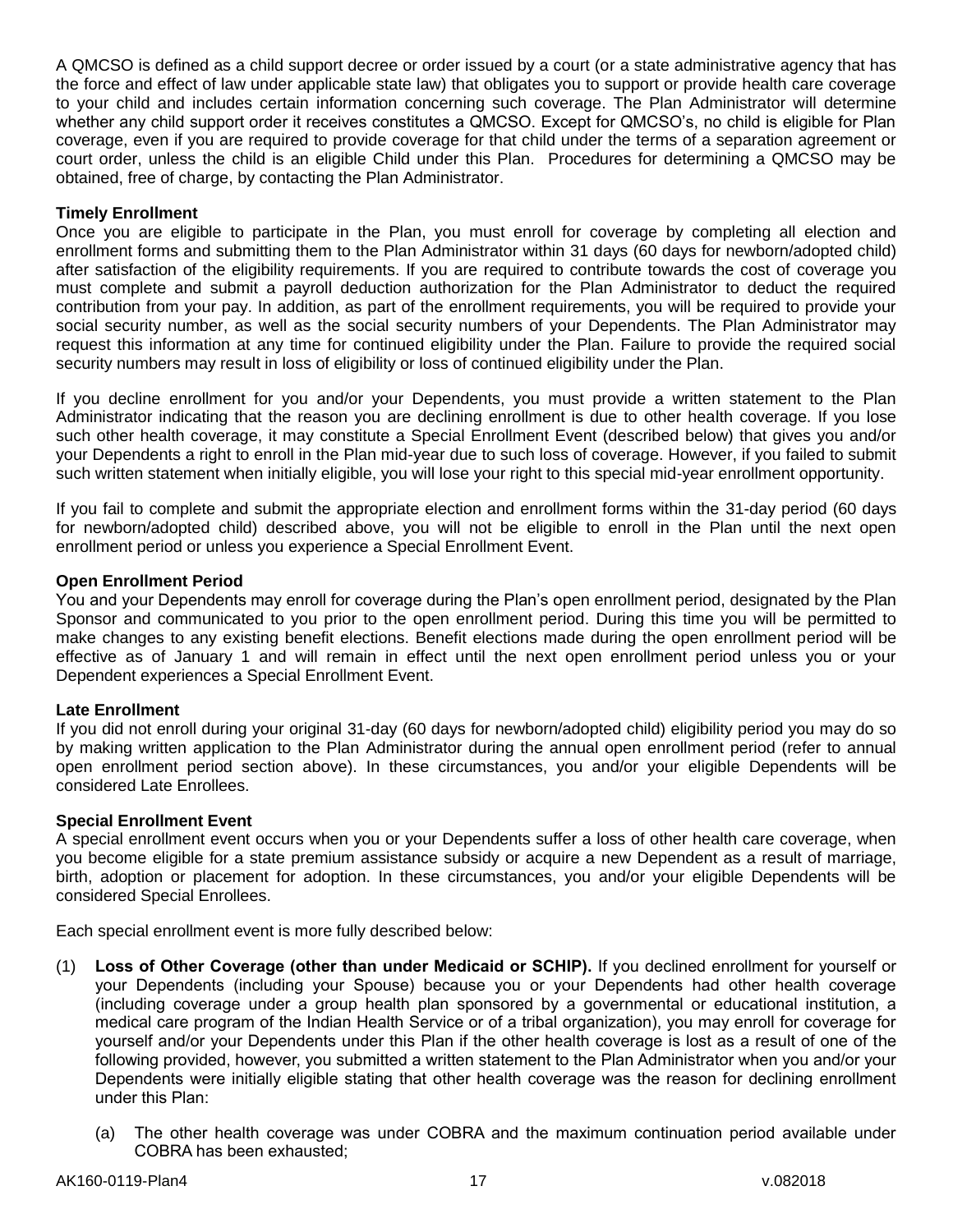A QMCSO is defined as a child support decree or order issued by a court (or a state administrative agency that has the force and effect of law under applicable state law) that obligates you to support or provide health care coverage to your child and includes certain information concerning such coverage. The Plan Administrator will determine whether any child support order it receives constitutes a QMCSO. Except for QMCSO's, no child is eligible for Plan coverage, even if you are required to provide coverage for that child under the terms of a separation agreement or court order, unless the child is an eligible Child under this Plan. Procedures for determining a QMCSO may be obtained, free of charge, by contacting the Plan Administrator.

**Timely Enrollment**

Once you are eligible to participate in the Plan, you must enroll for coverage by completing all election and enrollment forms and submitting them to the Plan Administrator within 31 days (60 days for newborn/adopted child) after satisfaction of the eligibility requirements. If you are required to contribute towards the cost of coverage you must complete and submit a payroll deduction authorization for the Plan Administrator to deduct the required contribution from your pay. In addition, as part of the enrollment requirements, you will be required to provide your social security number, as well as the social security numbers of your Dependents. The Plan Administrator may request this information at any time for continued eligibility under the Plan. Failure to provide the required social security numbers may result in loss of eligibility or loss of continued eligibility under the Plan.

If you decline enrollment for you and/or your Dependents, you must provide a written statement to the Plan Administrator indicating that the reason you are declining enrollment is due to other health coverage. If you lose such other health coverage, it may constitute a Special Enrollment Event (described below) that gives you and/or your Dependents a right to enroll in the Plan mid-year due to such loss of coverage. However, if you failed to submit such written statement when initially eligible, you will lose your right to this special mid-year enrollment opportunity.

If you fail to complete and submit the appropriate election and enrollment forms within the 31-day period (60 days for newborn/adopted child) described above, you will not be eligible to enroll in the Plan until the next open enrollment period or unless you experience a Special Enrollment Event.

**Open Enrollment Period**

You and your Dependents may enroll for coverage during the Plan's open enrollment period, designated by the Plan Sponsor and communicated to you prior to the open enrollment period. During this time you will be permitted to make changes to any existing benefit elections. Benefit elections made during the open enrollment period will be effective as of January 1 and will remain in effect until the next open enrollment period unless you or your Dependent experiences a Special Enrollment Event.

**Late Enrollment**

If you did not enroll during your original 31-day (60 days for newborn/adopted child) eligibility period you may do so by making written application to the Plan Administrator during the annual open enrollment period (refer to annual open enrollment period section above). In these circumstances, you and/or your eligible Dependents will be considered Late Enrollees.

**Special Enrollment Event**

A special enrollment event occurs when you or your Dependents suffer a loss of other health care coverage, when you become eligible for a state premium assistance subsidy or acquire a new Dependent as a result of marriage, birth, adoption or placement for adoption. In these circumstances, you and/or your eligible Dependents will be considered Special Enrollees.

Each special enrollment event is more fully described below:

(1) **Loss of Other Coverage (other than under Medicaid or SCHIP).** If you declined enrollment for yourself or your Dependents (including your Spouse) because you or your Dependents had other health coverage (including coverage under a group health plan sponsored by a governmental or educational institution, a medical care program of the Indian Health Service or of a tribal organization), you may enroll for coverage for yourself and/or your Dependents under this Plan if the other health coverage is lost as a result of one of the following provided, however, you submitted a written statement to the Plan Administrator when you and/or your Dependents were initially eligible stating that other health coverage was the reason for declining enrollment under this Plan:

   (a) The other health coverage was under COBRA and the maximum continuation period available under COBRA has been exhausted;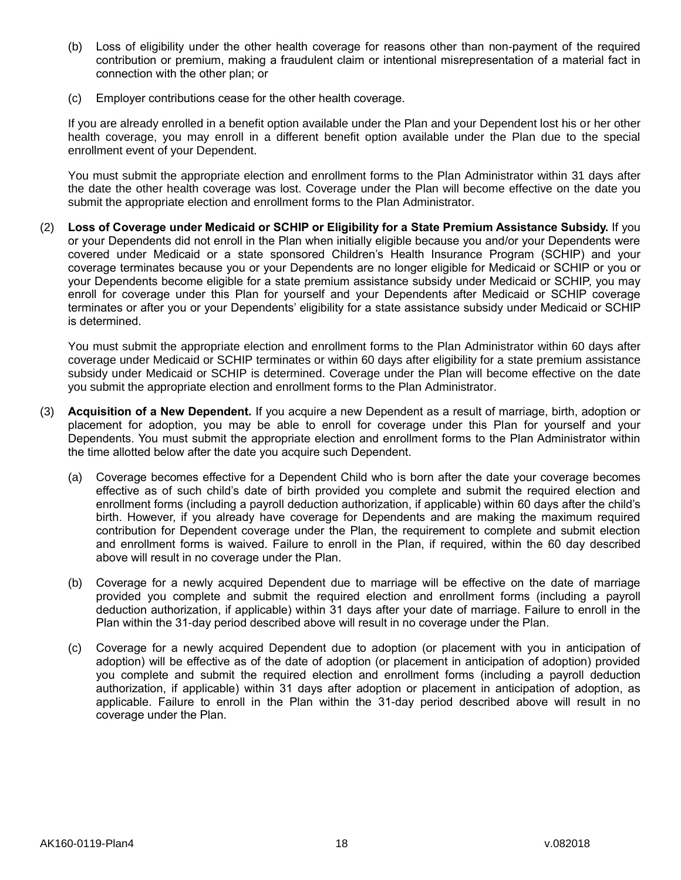(b) Loss of eligibility under the other health coverage for reasons other than non-payment of the required contribution or premium, making a fraudulent claim or intentional misrepresentation of a material fact in connection with the other plan; or

(c) Employer contributions cease for the other health coverage.

If you are already enrolled in a benefit option available under the Plan and your Dependent lost his or her other health coverage, you may enroll in a different benefit option available under the Plan due to the special enrollment event of your Dependent.

You must submit the appropriate election and enrollment forms to the Plan Administrator within 31 days after the date the other health coverage was lost. Coverage under the Plan will become effective on the date you submit the appropriate election and enrollment forms to the Plan Administrator.

(2) **Loss of Coverage under Medicaid or SCHIP or Eligibility for a State Premium Assistance Subsidy.** If you or your Dependents did not enroll in the Plan when initially eligible because you and/or your Dependents were covered under Medicaid or a state sponsored Children's Health Insurance Program (SCHIP) and your coverage terminates because you or your Dependents are no longer eligible for Medicaid or SCHIP or you or your Dependents become eligible for a state premium assistance subsidy under Medicaid or SCHIP, you may enroll for coverage under this Plan for yourself and your Dependents after Medicaid or SCHIP coverage terminates or after you or your Dependents' eligibility for a state assistance subsidy under Medicaid or SCHIP is determined.

You must submit the appropriate election and enrollment forms to the Plan Administrator within 60 days after coverage under Medicaid or SCHIP terminates or within 60 days after eligibility for a state premium assistance subsidy under Medicaid or SCHIP is determined. Coverage under the Plan will become effective on the date you submit the appropriate election and enrollment forms to the Plan Administrator.

(3) **Acquisition of a New Dependent.** If you acquire a new Dependent as a result of marriage, birth, adoption or placement for adoption, you may be able to enroll for coverage under this Plan for yourself and your Dependents. You must submit the appropriate election and enrollment forms to the Plan Administrator within the time allotted below after the date you acquire such Dependent.

(a) Coverage becomes effective for a Dependent Child who is born after the date your coverage becomes effective as of such child's date of birth provided you complete and submit the required election and enrollment forms (including a payroll deduction authorization, if applicable) within 60 days after the child's birth. However, if you already have coverage for Dependents and are making the maximum required contribution for Dependent coverage under the Plan, the requirement to complete and submit election and enrollment forms is waived. Failure to enroll in the Plan, if required, within the 60 day described above will result in no coverage under the Plan.

(b) Coverage for a newly acquired Dependent due to marriage will be effective on the date of marriage provided you complete and submit the required election and enrollment forms (including a payroll deduction authorization, if applicable) within 31 days after your date of marriage. Failure to enroll in the Plan within the 31-day period described above will result in no coverage under the Plan.

(c) Coverage for a newly acquired Dependent due to adoption (or placement with you in anticipation of adoption) will be effective as of the date of adoption (or placement in anticipation of adoption) provided you complete and submit the required election and enrollment forms (including a payroll deduction authorization, if applicable) within 31 days after adoption or placement in anticipation of adoption, as applicable. Failure to enroll in the Plan within the 31-day period described above will result in no coverage under the Plan.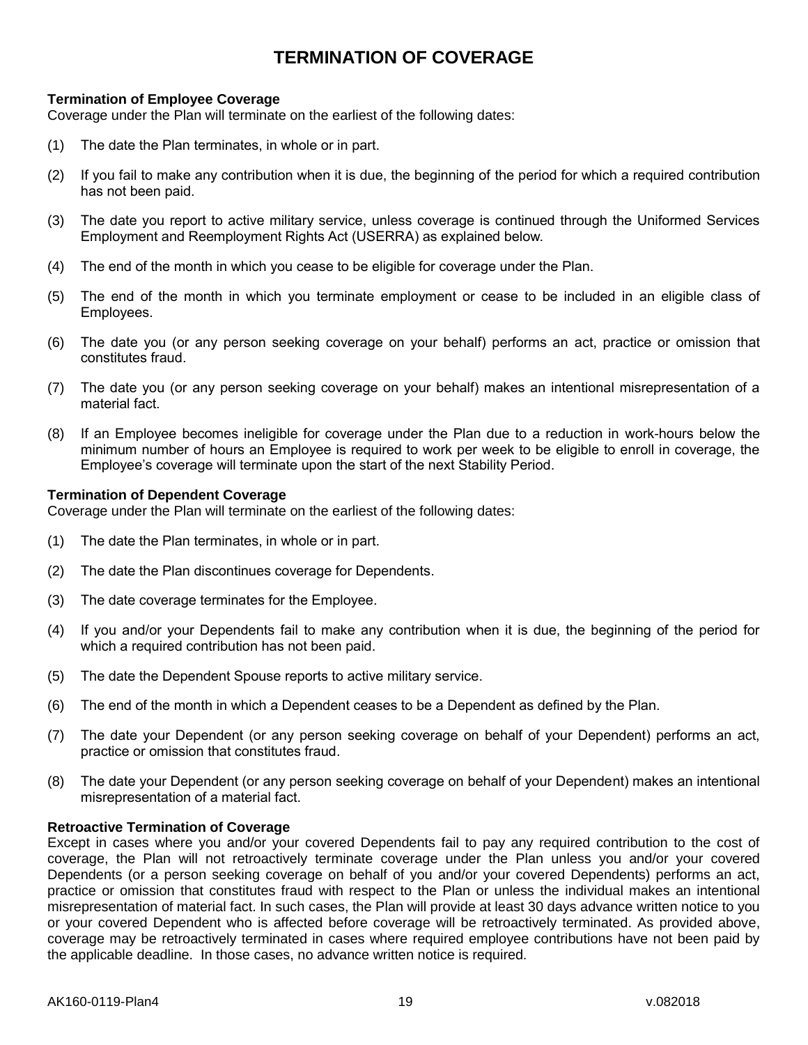# TERMINATION OF COVERAGE

**Termination of Employee Coverage**
Coverage under the Plan will terminate on the earliest of the following dates:

(1) The date the Plan terminates, in whole or in part.

(2) If you fail to make any contribution when it is due, the beginning of the period for which a required contribution has not been paid.

(3) The date you report to active military service, unless coverage is continued through the Uniformed Services Employment and Reemployment Rights Act (USERRA) as explained below.

(4) The end of the month in which you cease to be eligible for coverage under the Plan.

(5) The end of the month in which you terminate employment or cease to be included in an eligible class of Employees.

(6) The date you (or any person seeking coverage on your behalf) performs an act, practice or omission that constitutes fraud.

(7) The date you (or any person seeking coverage on your behalf) makes an intentional misrepresentation of a material fact.

(8) If an Employee becomes ineligible for coverage under the Plan due to a reduction in work-hours below the minimum number of hours an Employee is required to work per week to be eligible to enroll in coverage, the Employee's coverage will terminate upon the start of the next Stability Period.

**Termination of Dependent Coverage**
Coverage under the Plan will terminate on the earliest of the following dates:

(1) The date the Plan terminates, in whole or in part.

(2) The date the Plan discontinues coverage for Dependents.

(3) The date coverage terminates for the Employee.

(4) If you and/or your Dependents fail to make any contribution when it is due, the beginning of the period for which a required contribution has not been paid.

(5) The date the Dependent Spouse reports to active military service.

(6) The end of the month in which a Dependent ceases to be a Dependent as defined by the Plan.

(7) The date your Dependent (or any person seeking coverage on behalf of your Dependent) performs an act, practice or omission that constitutes fraud.

(8) The date your Dependent (or any person seeking coverage on behalf of your Dependent) makes an intentional misrepresentation of a material fact.

**Retroactive Termination of Coverage**
Except in cases where you and/or your covered Dependents fail to pay any required contribution to the cost of coverage, the Plan will not retroactively terminate coverage under the Plan unless you and/or your covered Dependents (or a person seeking coverage on behalf of you and/or your covered Dependents) performs an act, practice or omission that constitutes fraud with respect to the Plan or unless the individual makes an intentional misrepresentation of material fact. In such cases, the Plan will provide at least 30 days advance written notice to you or your covered Dependent who is affected before coverage will be retroactively terminated. As provided above, coverage may be retroactively terminated in cases where required employee contributions have not been paid by the applicable deadline. In those cases, no advance written notice is required.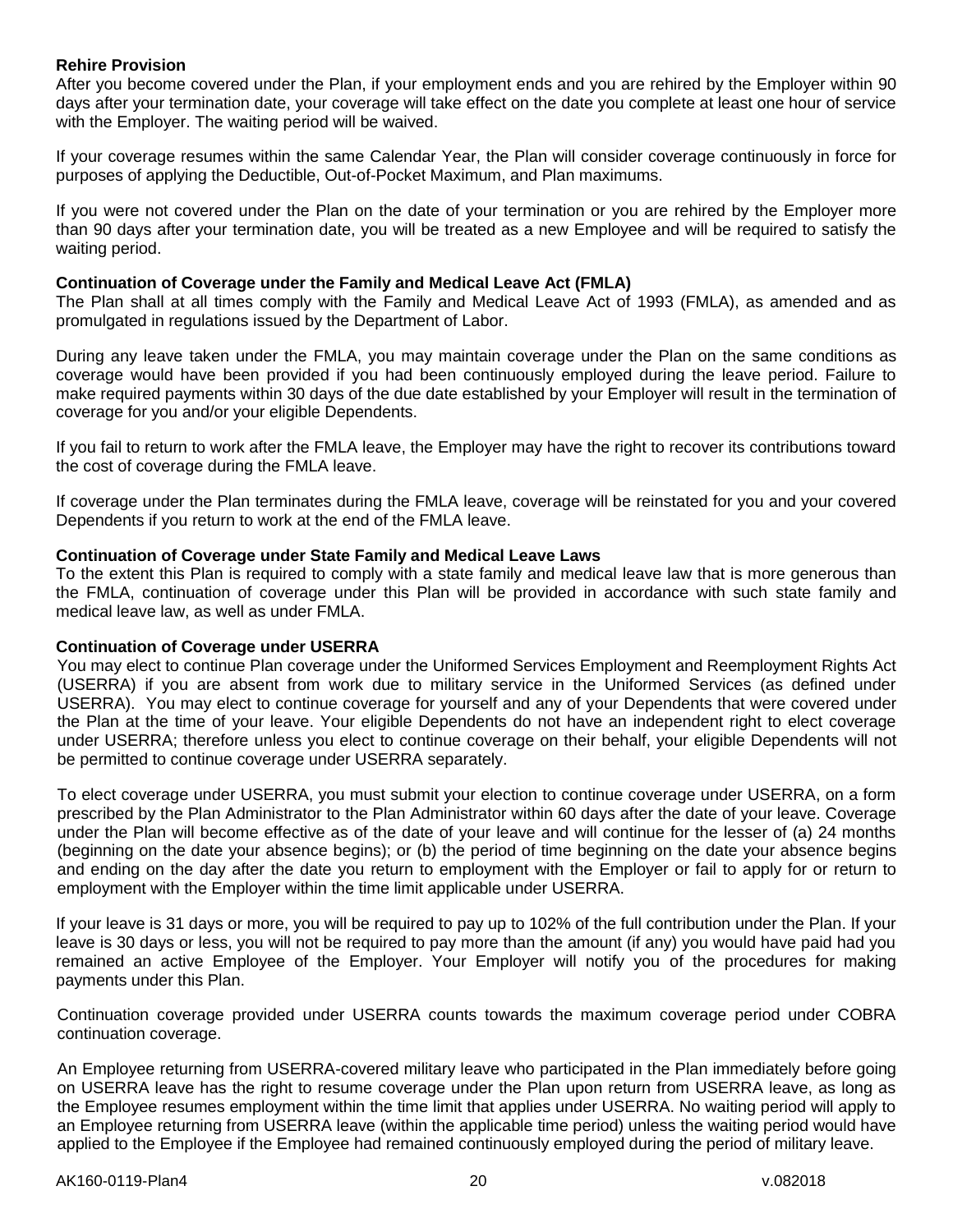**Rehire Provision**

After you become covered under the Plan, if your employment ends and you are rehired by the Employer within 90 days after your termination date, your coverage will take effect on the date you complete at least one hour of service with the Employer. The waiting period will be waived.

If your coverage resumes within the same Calendar Year, the Plan will consider coverage continuously in force for purposes of applying the Deductible, Out-of-Pocket Maximum, and Plan maximums.

If you were not covered under the Plan on the date of your termination or you are rehired by the Employer more than 90 days after your termination date, you will be treated as a new Employee and will be required to satisfy the waiting period.

**Continuation of Coverage under the Family and Medical Leave Act (FMLA)**

The Plan shall at all times comply with the Family and Medical Leave Act of 1993 (FMLA), as amended and as promulgated in regulations issued by the Department of Labor.

During any leave taken under the FMLA, you may maintain coverage under the Plan on the same conditions as coverage would have been provided if you had been continuously employed during the leave period. Failure to make required payments within 30 days of the due date established by your Employer will result in the termination of coverage for you and/or your eligible Dependents.

If you fail to return to work after the FMLA leave, the Employer may have the right to recover its contributions toward the cost of coverage during the FMLA leave.

If coverage under the Plan terminates during the FMLA leave, coverage will be reinstated for you and your covered Dependents if you return to work at the end of the FMLA leave.

**Continuation of Coverage under State Family and Medical Leave Laws**

To the extent this Plan is required to comply with a state family and medical leave law that is more generous than the FMLA, continuation of coverage under this Plan will be provided in accordance with such state family and medical leave law, as well as under FMLA.

**Continuation of Coverage under USERRA**

You may elect to continue Plan coverage under the Uniformed Services Employment and Reemployment Rights Act (USERRA) if you are absent from work due to military service in the Uniformed Services (as defined under USERRA). You may elect to continue coverage for yourself and any of your Dependents that were covered under the Plan at the time of your leave. Your eligible Dependents do not have an independent right to elect coverage under USERRA; therefore unless you elect to continue coverage on their behalf, your eligible Dependents will not be permitted to continue coverage under USERRA separately.

To elect coverage under USERRA, you must submit your election to continue coverage under USERRA, on a form prescribed by the Plan Administrator to the Plan Administrator within 60 days after the date of your leave. Coverage under the Plan will become effective as of the date of your leave and will continue for the lesser of (a) 24 months (beginning on the date your absence begins); or (b) the period of time beginning on the date your absence begins and ending on the day after the date you return to employment with the Employer or fail to apply for or return to employment with the Employer within the time limit applicable under USERRA.

If your leave is 31 days or more, you will be required to pay up to 102% of the full contribution under the Plan. If your leave is 30 days or less, you will not be required to pay more than the amount (if any) you would have paid had you remained an active Employee of the Employer. Your Employer will notify you of the procedures for making payments under this Plan.

Continuation coverage provided under USERRA counts towards the maximum coverage period under COBRA continuation coverage.

An Employee returning from USERRA-covered military leave who participated in the Plan immediately before going on USERRA leave has the right to resume coverage under the Plan upon return from USERRA leave, as long as the Employee resumes employment within the time limit that applies under USERRA. No waiting period will apply to an Employee returning from USERRA leave (within the applicable time period) unless the waiting period would have applied to the Employee if the Employee had remained continuously employed during the period of military leave.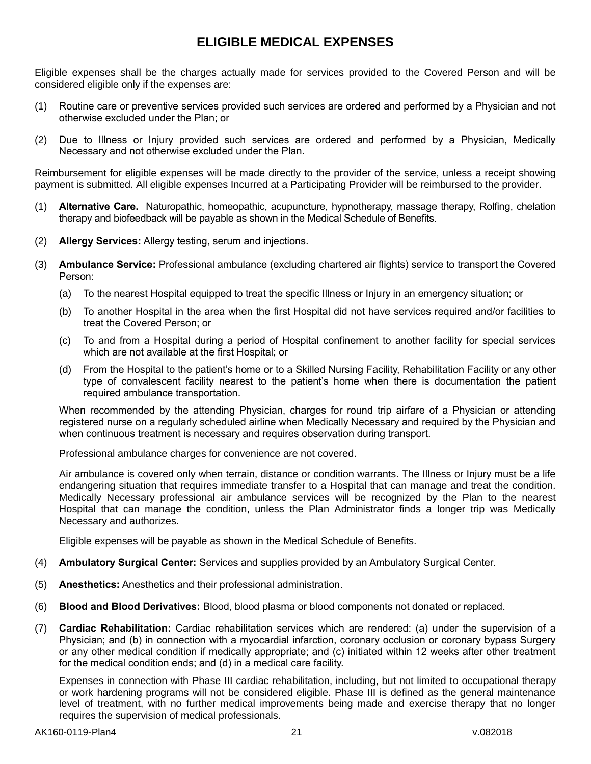# ELIGIBLE MEDICAL EXPENSES

Eligible expenses shall be the charges actually made for services provided to the Covered Person and will be considered eligible only if the expenses are:

(1) Routine care or preventive services provided such services are ordered and performed by a Physician and not otherwise excluded under the Plan; or

(2) Due to Illness or Injury provided such services are ordered and performed by a Physician, Medically Necessary and not otherwise excluded under the Plan.

Reimbursement for eligible expenses will be made directly to the provider of the service, unless a receipt showing payment is submitted. All eligible expenses Incurred at a Participating Provider will be reimbursed to the provider.

(1) **Alternative Care.** Naturopathic, homeopathic, acupuncture, hypnotherapy, massage therapy, Rolfing, chelation therapy and biofeedback will be payable as shown in the Medical Schedule of Benefits.

(2) **Allergy Services:** Allergy testing, serum and injections.

(3) **Ambulance Service:** Professional ambulance (excluding chartered air flights) service to transport the Covered Person:

   (a) To the nearest Hospital equipped to treat the specific Illness or Injury in an emergency situation; or

   (b) To another Hospital in the area when the first Hospital did not have services required and/or facilities to treat the Covered Person; or

   (c) To and from a Hospital during a period of Hospital confinement to another facility for special services which are not available at the first Hospital; or

   (d) From the Hospital to the patient's home or to a Skilled Nursing Facility, Rehabilitation Facility or any other type of convalescent facility nearest to the patient's home when there is documentation the patient required ambulance transportation.

   When recommended by the attending Physician, charges for round trip airfare of a Physician or attending registered nurse on a regularly scheduled airline when Medically Necessary and required by the Physician and when continuous treatment is necessary and requires observation during transport.

   Professional ambulance charges for convenience are not covered.

   Air ambulance is covered only when terrain, distance or condition warrants. The Illness or Injury must be a life endangering situation that requires immediate transfer to a Hospital that can manage and treat the condition. Medically Necessary professional air ambulance services will be recognized by the Plan to the nearest Hospital that can manage the condition, unless the Plan Administrator finds a longer trip was Medically Necessary and authorizes.

   Eligible expenses will be payable as shown in the Medical Schedule of Benefits.

(4) **Ambulatory Surgical Center:** Services and supplies provided by an Ambulatory Surgical Center.

(5) **Anesthetics:** Anesthetics and their professional administration.

(6) **Blood and Blood Derivatives:** Blood, blood plasma or blood components not donated or replaced.

(7) **Cardiac Rehabilitation:** Cardiac rehabilitation services which are rendered: (a) under the supervision of a Physician; and (b) in connection with a myocardial infarction, coronary occlusion or coronary bypass Surgery or any other medical condition if medically appropriate; and (c) initiated within 12 weeks after other treatment for the medical condition ends; and (d) in a medical care facility.

   Expenses in connection with Phase III cardiac rehabilitation, including, but not limited to occupational therapy or work hardening programs will not be considered eligible. Phase III is defined as the general maintenance level of treatment, with no further medical improvements being made and exercise therapy that no longer requires the supervision of medical professionals.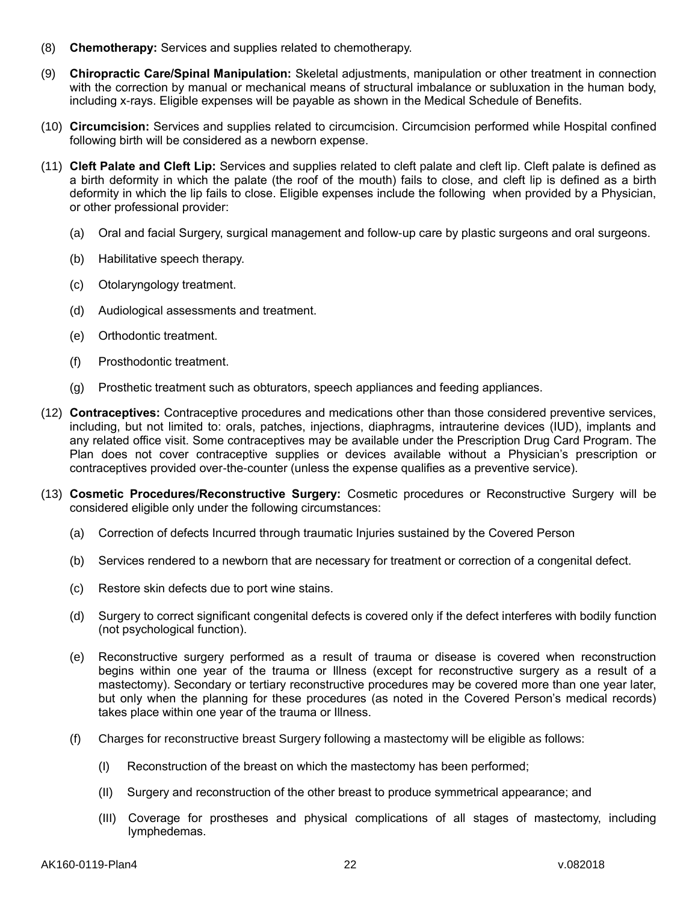(8) **Chemotherapy:** Services and supplies related to chemotherapy.

(9) **Chiropractic Care/Spinal Manipulation:** Skeletal adjustments, manipulation or other treatment in connection with the correction by manual or mechanical means of structural imbalance or subluxation in the human body, including x-rays. Eligible expenses will be payable as shown in the Medical Schedule of Benefits.

(10) **Circumcision:** Services and supplies related to circumcision. Circumcision performed while Hospital confined following birth will be considered as a newborn expense.

(11) **Cleft Palate and Cleft Lip:** Services and supplies related to cleft palate and cleft lip. Cleft palate is defined as a birth deformity in which the palate (the roof of the mouth) fails to close, and cleft lip is defined as a birth deformity in which the lip fails to close. Eligible expenses include the following when provided by a Physician, or other professional provider:

  (a) Oral and facial Surgery, surgical management and follow-up care by plastic surgeons and oral surgeons.

  (b) Habilitative speech therapy.

  (c) Otolaryngology treatment.

  (d) Audiological assessments and treatment.

  (e) Orthodontic treatment.

  (f) Prosthodontic treatment.

  (g) Prosthetic treatment such as obturators, speech appliances and feeding appliances.

(12) **Contraceptives:** Contraceptive procedures and medications other than those considered preventive services, including, but not limited to: orals, patches, injections, diaphragms, intrauterine devices (IUD), implants and any related office visit. Some contraceptives may be available under the Prescription Drug Card Program. The Plan does not cover contraceptive supplies or devices available without a Physician's prescription or contraceptives provided over-the-counter (unless the expense qualifies as a preventive service).

(13) **Cosmetic Procedures/Reconstructive Surgery:** Cosmetic procedures or Reconstructive Surgery will be considered eligible only under the following circumstances:

  (a) Correction of defects Incurred through traumatic Injuries sustained by the Covered Person

  (b) Services rendered to a newborn that are necessary for treatment or correction of a congenital defect.

  (c) Restore skin defects due to port wine stains.

  (d) Surgery to correct significant congenital defects is covered only if the defect interferes with bodily function (not psychological function).

  (e) Reconstructive surgery performed as a result of trauma or disease is covered when reconstruction begins within one year of the trauma or Illness (except for reconstructive surgery as a result of a mastectomy). Secondary or tertiary reconstructive procedures may be covered more than one year later, but only when the planning for these procedures (as noted in the Covered Person's medical records) takes place within one year of the trauma or Illness.

  (f) Charges for reconstructive breast Surgery following a mastectomy will be eligible as follows:

    (I) Reconstruction of the breast on which the mastectomy has been performed;

    (II) Surgery and reconstruction of the other breast to produce symmetrical appearance; and

    (III) Coverage for prostheses and physical complications of all stages of mastectomy, including lymphedemas.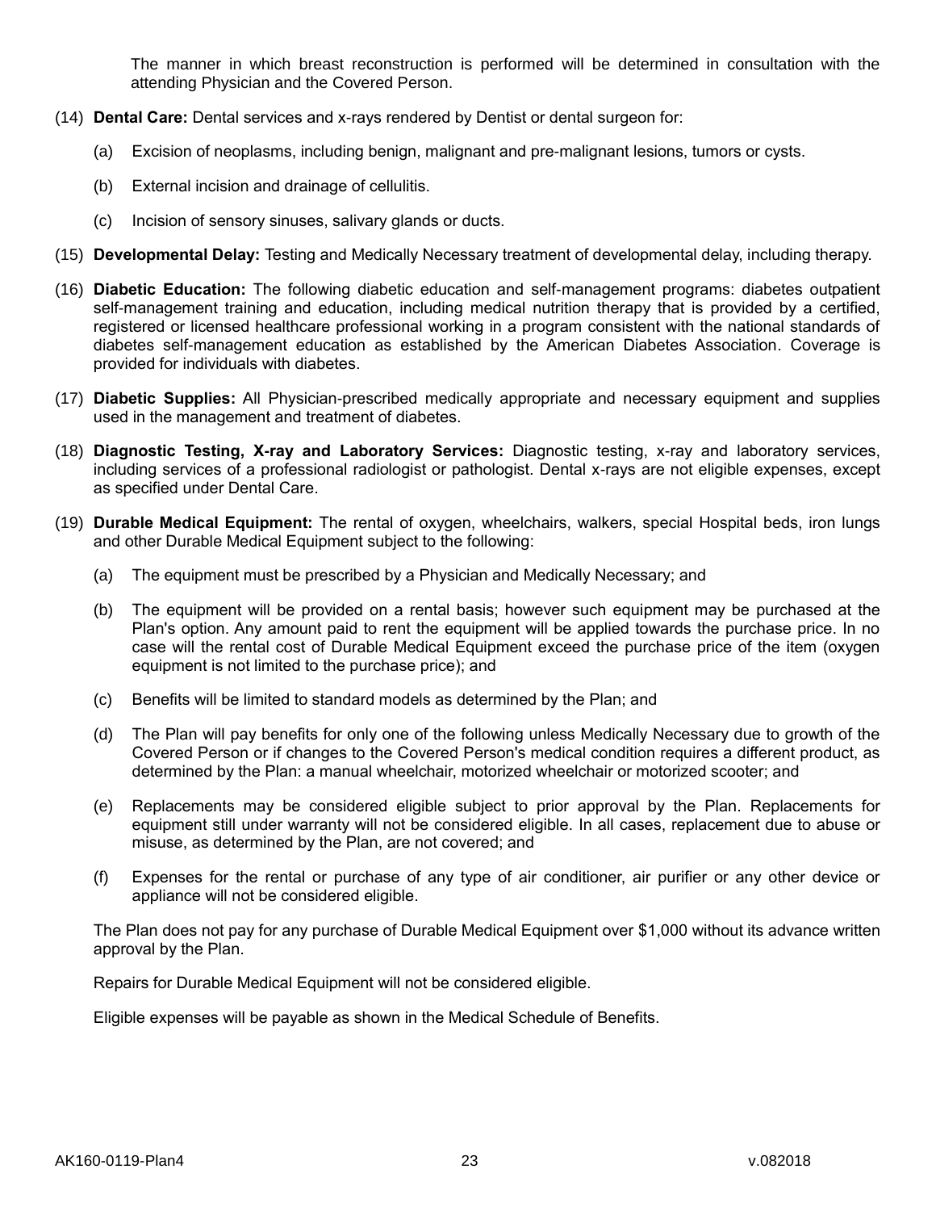The manner in which breast reconstruction is performed will be determined in consultation with the attending Physician and the Covered Person.

(14) **Dental Care:** Dental services and x-rays rendered by Dentist or dental surgeon for:

(a) Excision of neoplasms, including benign, malignant and pre-malignant lesions, tumors or cysts.

(b) External incision and drainage of cellulitis.

(c) Incision of sensory sinuses, salivary glands or ducts.

(15) **Developmental Delay:** Testing and Medically Necessary treatment of developmental delay, including therapy.

(16) **Diabetic Education:** The following diabetic education and self-management programs: diabetes outpatient self-management training and education, including medical nutrition therapy that is provided by a certified, registered or licensed healthcare professional working in a program consistent with the national standards of diabetes self-management education as established by the American Diabetes Association. Coverage is provided for individuals with diabetes.

(17) **Diabetic Supplies:** All Physician-prescribed medically appropriate and necessary equipment and supplies used in the management and treatment of diabetes.

(18) **Diagnostic Testing, X-ray and Laboratory Services:** Diagnostic testing, x-ray and laboratory services, including services of a professional radiologist or pathologist. Dental x-rays are not eligible expenses, except as specified under Dental Care.

(19) **Durable Medical Equipment:** The rental of oxygen, wheelchairs, walkers, special Hospital beds, iron lungs and other Durable Medical Equipment subject to the following:

(a) The equipment must be prescribed by a Physician and Medically Necessary; and

(b) The equipment will be provided on a rental basis; however such equipment may be purchased at the Plan's option. Any amount paid to rent the equipment will be applied towards the purchase price. In no case will the rental cost of Durable Medical Equipment exceed the purchase price of the item (oxygen equipment is not limited to the purchase price); and

(c) Benefits will be limited to standard models as determined by the Plan; and

(d) The Plan will pay benefits for only one of the following unless Medically Necessary due to growth of the Covered Person or if changes to the Covered Person's medical condition requires a different product, as determined by the Plan: a manual wheelchair, motorized wheelchair or motorized scooter; and

(e) Replacements may be considered eligible subject to prior approval by the Plan. Replacements for equipment still under warranty will not be considered eligible. In all cases, replacement due to abuse or misuse, as determined by the Plan, are not covered; and

(f) Expenses for the rental or purchase of any type of air conditioner, air purifier or any other device or appliance will not be considered eligible.

The Plan does not pay for any purchase of Durable Medical Equipment over $1,000 without its advance written approval by the Plan.

Repairs for Durable Medical Equipment will not be considered eligible.

Eligible expenses will be payable as shown in the Medical Schedule of Benefits.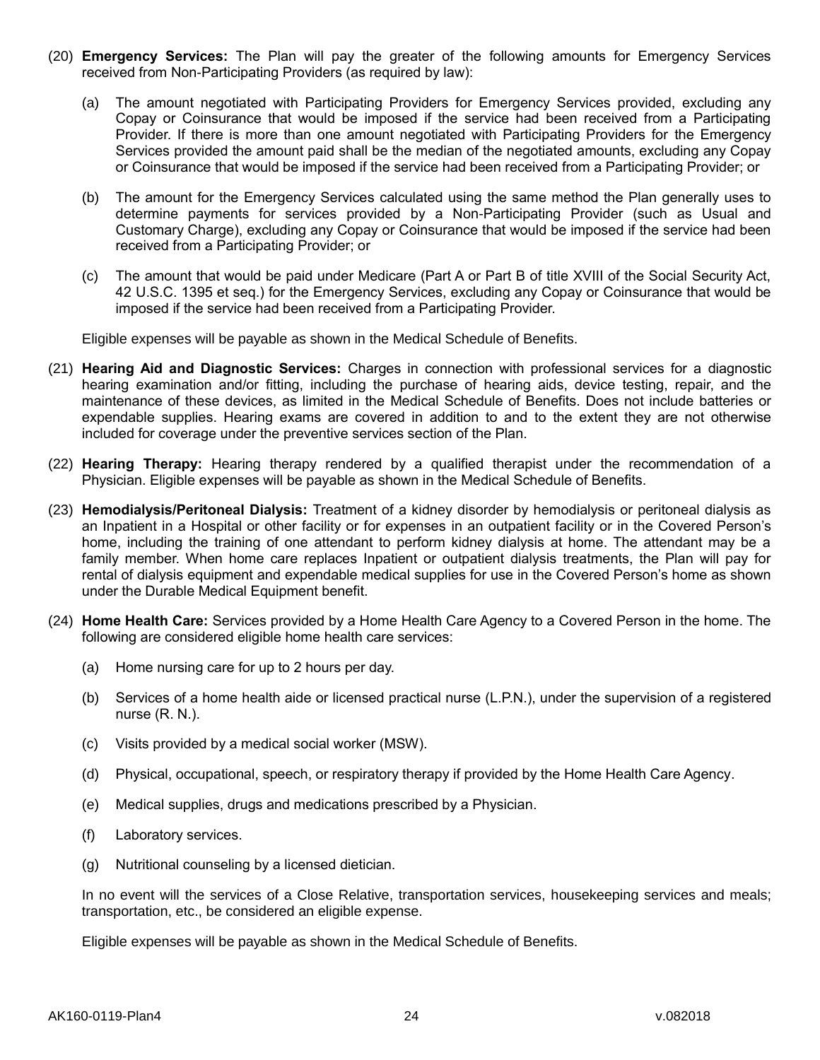(20) **Emergency Services:** The Plan will pay the greater of the following amounts for Emergency Services received from Non-Participating Providers (as required by law):

   (a) The amount negotiated with Participating Providers for Emergency Services provided, excluding any Copay or Coinsurance that would be imposed if the service had been received from a Participating Provider. If there is more than one amount negotiated with Participating Providers for the Emergency Services provided the amount paid shall be the median of the negotiated amounts, excluding any Copay or Coinsurance that would be imposed if the service had been received from a Participating Provider; or

   (b) The amount for the Emergency Services calculated using the same method the Plan generally uses to determine payments for services provided by a Non-Participating Provider (such as Usual and Customary Charge), excluding any Copay or Coinsurance that would be imposed if the service had been received from a Participating Provider; or

   (c) The amount that would be paid under Medicare (Part A or Part B of title XVIII of the Social Security Act, 42 U.S.C. 1395 et seq.) for the Emergency Services, excluding any Copay or Coinsurance that would be imposed if the service had been received from a Participating Provider.

   Eligible expenses will be payable as shown in the Medical Schedule of Benefits.

(21) **Hearing Aid and Diagnostic Services:** Charges in connection with professional services for a diagnostic hearing examination and/or fitting, including the purchase of hearing aids, device testing, repair, and the maintenance of these devices, as limited in the Medical Schedule of Benefits. Does not include batteries or expendable supplies. Hearing exams are covered in addition to and to the extent they are not otherwise included for coverage under the preventive services section of the Plan.

(22) **Hearing Therapy:** Hearing therapy rendered by a qualified therapist under the recommendation of a Physician. Eligible expenses will be payable as shown in the Medical Schedule of Benefits.

(23) **Hemodialysis/Peritoneal Dialysis:** Treatment of a kidney disorder by hemodialysis or peritoneal dialysis as an Inpatient in a Hospital or other facility or for expenses in an outpatient facility or in the Covered Person's home, including the training of one attendant to perform kidney dialysis at home. The attendant may be a family member. When home care replaces Inpatient or outpatient dialysis treatments, the Plan will pay for rental of dialysis equipment and expendable medical supplies for use in the Covered Person's home as shown under the Durable Medical Equipment benefit.

(24) **Home Health Care:** Services provided by a Home Health Care Agency to a Covered Person in the home. The following are considered eligible home health care services:

   (a) Home nursing care for up to 2 hours per day.

   (b) Services of a home health aide or licensed practical nurse (L.P.N.), under the supervision of a registered nurse (R. N.).

   (c) Visits provided by a medical social worker (MSW).

   (d) Physical, occupational, speech, or respiratory therapy if provided by the Home Health Care Agency.

   (e) Medical supplies, drugs and medications prescribed by a Physician.

   (f) Laboratory services.

   (g) Nutritional counseling by a licensed dietician.

   In no event will the services of a Close Relative, transportation services, housekeeping services and meals; transportation, etc., be considered an eligible expense.

   Eligible expenses will be payable as shown in the Medical Schedule of Benefits.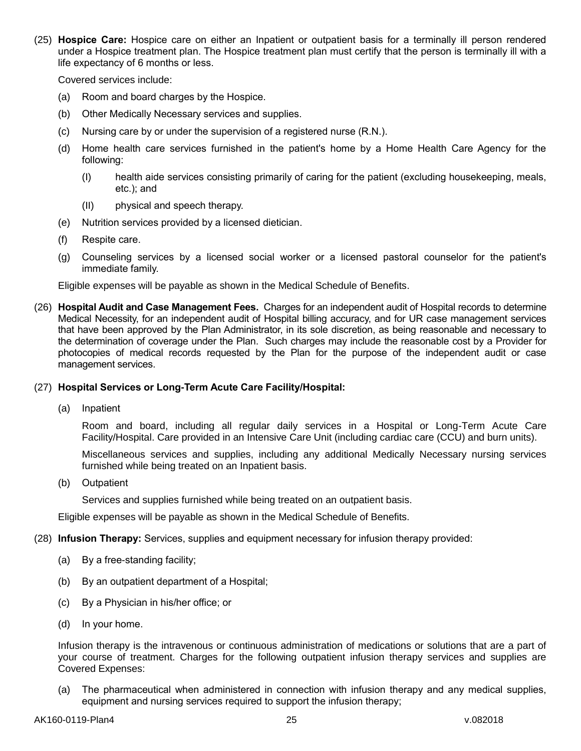(25) **Hospice Care:** Hospice care on either an Inpatient or outpatient basis for a terminally ill person rendered under a Hospice treatment plan. The Hospice treatment plan must certify that the person is terminally ill with a life expectancy of 6 months or less.

Covered services include:

(a) Room and board charges by the Hospice.

(b) Other Medically Necessary services and supplies.

(c) Nursing care by or under the supervision of a registered nurse (R.N.).

(d) Home health care services furnished in the patient's home by a Home Health Care Agency for the following:

(I) health aide services consisting primarily of caring for the patient (excluding housekeeping, meals, etc.); and

(II) physical and speech therapy.

(e) Nutrition services provided by a licensed dietician.

(f) Respite care.

(g) Counseling services by a licensed social worker or a licensed pastoral counselor for the patient's immediate family.

Eligible expenses will be payable as shown in the Medical Schedule of Benefits.

(26) **Hospital Audit and Case Management Fees.** Charges for an independent audit of Hospital records to determine Medical Necessity, for an independent audit of Hospital billing accuracy, and for UR case management services that have been approved by the Plan Administrator, in its sole discretion, as being reasonable and necessary to the determination of coverage under the Plan. Such charges may include the reasonable cost by a Provider for photocopies of medical records requested by the Plan for the purpose of the independent audit or case management services.

(27) **Hospital Services or Long-Term Acute Care Facility/Hospital:**

(a) Inpatient

Room and board, including all regular daily services in a Hospital or Long-Term Acute Care Facility/Hospital. Care provided in an Intensive Care Unit (including cardiac care (CCU) and burn units).

Miscellaneous services and supplies, including any additional Medically Necessary nursing services furnished while being treated on an Inpatient basis.

(b) Outpatient

Services and supplies furnished while being treated on an outpatient basis.

Eligible expenses will be payable as shown in the Medical Schedule of Benefits.

(28) **Infusion Therapy:** Services, supplies and equipment necessary for infusion therapy provided:

(a) By a free-standing facility;

(b) By an outpatient department of a Hospital;

(c) By a Physician in his/her office; or

(d) In your home.

Infusion therapy is the intravenous or continuous administration of medications or solutions that are a part of your course of treatment. Charges for the following outpatient infusion therapy services and supplies are Covered Expenses:

(a) The pharmaceutical when administered in connection with infusion therapy and any medical supplies, equipment and nursing services required to support the infusion therapy;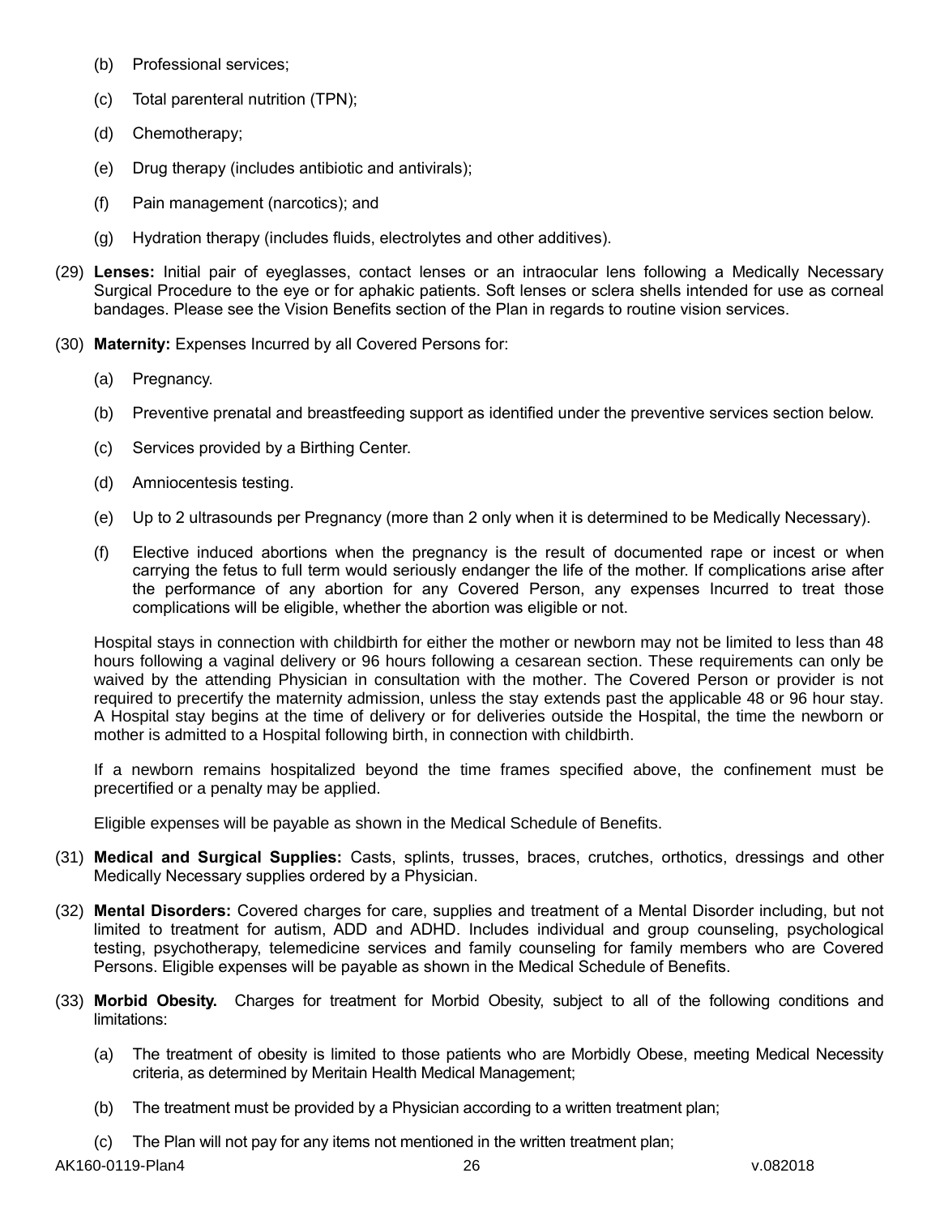(b) Professional services;

(c) Total parenteral nutrition (TPN);

(d) Chemotherapy;

(e) Drug therapy (includes antibiotic and antivirals);

(f) Pain management (narcotics); and

(g) Hydration therapy (includes fluids, electrolytes and other additives).

(29) **Lenses:** Initial pair of eyeglasses, contact lenses or an intraocular lens following a Medically Necessary Surgical Procedure to the eye or for aphakic patients. Soft lenses or sclera shells intended for use as corneal bandages. Please see the Vision Benefits section of the Plan in regards to routine vision services.

(30) **Maternity:** Expenses Incurred by all Covered Persons for:

(a) Pregnancy.

(b) Preventive prenatal and breastfeeding support as identified under the preventive services section below.

(c) Services provided by a Birthing Center.

(d) Amniocentesis testing.

(e) Up to 2 ultrasounds per Pregnancy (more than 2 only when it is determined to be Medically Necessary).

(f) Elective induced abortions when the pregnancy is the result of documented rape or incest or when carrying the fetus to full term would seriously endanger the life of the mother. If complications arise after the performance of any abortion for any Covered Person, any expenses Incurred to treat those complications will be eligible, whether the abortion was eligible or not.

Hospital stays in connection with childbirth for either the mother or newborn may not be limited to less than 48 hours following a vaginal delivery or 96 hours following a cesarean section. These requirements can only be waived by the attending Physician in consultation with the mother. The Covered Person or provider is not required to precertify the maternity admission, unless the stay extends past the applicable 48 or 96 hour stay. A Hospital stay begins at the time of delivery or for deliveries outside the Hospital, the time the newborn or mother is admitted to a Hospital following birth, in connection with childbirth.

If a newborn remains hospitalized beyond the time frames specified above, the confinement must be precertified or a penalty may be applied.

Eligible expenses will be payable as shown in the Medical Schedule of Benefits.

(31) **Medical and Surgical Supplies:** Casts, splints, trusses, braces, crutches, orthotics, dressings and other Medically Necessary supplies ordered by a Physician.

(32) **Mental Disorders:** Covered charges for care, supplies and treatment of a Mental Disorder including, but not limited to treatment for autism, ADD and ADHD. Includes individual and group counseling, psychological testing, psychotherapy, telemedicine services and family counseling for family members who are Covered Persons. Eligible expenses will be payable as shown in the Medical Schedule of Benefits.

(33) **Morbid Obesity.** Charges for treatment for Morbid Obesity, subject to all of the following conditions and limitations:

(a) The treatment of obesity is limited to those patients who are Morbidly Obese, meeting Medical Necessity criteria, as determined by Meritain Health Medical Management;

(b) The treatment must be provided by a Physician according to a written treatment plan;

(c) The Plan will not pay for any items not mentioned in the written treatment plan;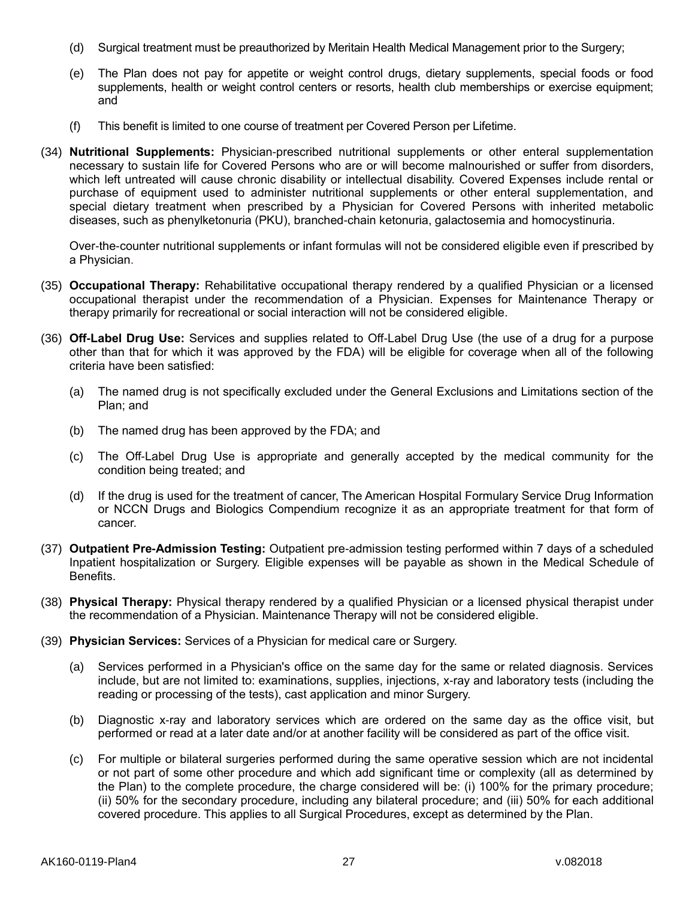(d) Surgical treatment must be preauthorized by Meritain Health Medical Management prior to the Surgery;

(e) The Plan does not pay for appetite or weight control drugs, dietary supplements, special foods or food supplements, health or weight control centers or resorts, health club memberships or exercise equipment; and

(f) This benefit is limited to one course of treatment per Covered Person per Lifetime.

(34) **Nutritional Supplements:** Physician-prescribed nutritional supplements or other enteral supplementation necessary to sustain life for Covered Persons who are or will become malnourished or suffer from disorders, which left untreated will cause chronic disability or intellectual disability. Covered Expenses include rental or purchase of equipment used to administer nutritional supplements or other enteral supplementation, and special dietary treatment when prescribed by a Physician for Covered Persons with inherited metabolic diseases, such as phenylketonuria (PKU), branched-chain ketonuria, galactosemia and homocystinuria.

Over-the-counter nutritional supplements or infant formulas will not be considered eligible even if prescribed by a Physician.

(35) **Occupational Therapy:** Rehabilitative occupational therapy rendered by a qualified Physician or a licensed occupational therapist under the recommendation of a Physician. Expenses for Maintenance Therapy or therapy primarily for recreational or social interaction will not be considered eligible.

(36) **Off-Label Drug Use:** Services and supplies related to Off-Label Drug Use (the use of a drug for a purpose other than that for which it was approved by the FDA) will be eligible for coverage when all of the following criteria have been satisfied:

(a) The named drug is not specifically excluded under the General Exclusions and Limitations section of the Plan; and

(b) The named drug has been approved by the FDA; and

(c) The Off-Label Drug Use is appropriate and generally accepted by the medical community for the condition being treated; and

(d) If the drug is used for the treatment of cancer, The American Hospital Formulary Service Drug Information or NCCN Drugs and Biologics Compendium recognize it as an appropriate treatment for that form of cancer.

(37) **Outpatient Pre-Admission Testing:** Outpatient pre-admission testing performed within 7 days of a scheduled Inpatient hospitalization or Surgery. Eligible expenses will be payable as shown in the Medical Schedule of Benefits.

(38) **Physical Therapy:** Physical therapy rendered by a qualified Physician or a licensed physical therapist under the recommendation of a Physician. Maintenance Therapy will not be considered eligible.

(39) **Physician Services:** Services of a Physician for medical care or Surgery.

(a) Services performed in a Physician's office on the same day for the same or related diagnosis. Services include, but are not limited to: examinations, supplies, injections, x-ray and laboratory tests (including the reading or processing of the tests), cast application and minor Surgery.

(b) Diagnostic x-ray and laboratory services which are ordered on the same day as the office visit, but performed or read at a later date and/or at another facility will be considered as part of the office visit.

(c) For multiple or bilateral surgeries performed during the same operative session which are not incidental or not part of some other procedure and which add significant time or complexity (all as determined by the Plan) to the complete procedure, the charge considered will be: (i) 100% for the primary procedure; (ii) 50% for the secondary procedure, including any bilateral procedure; and (iii) 50% for each additional covered procedure. This applies to all Surgical Procedures, except as determined by the Plan.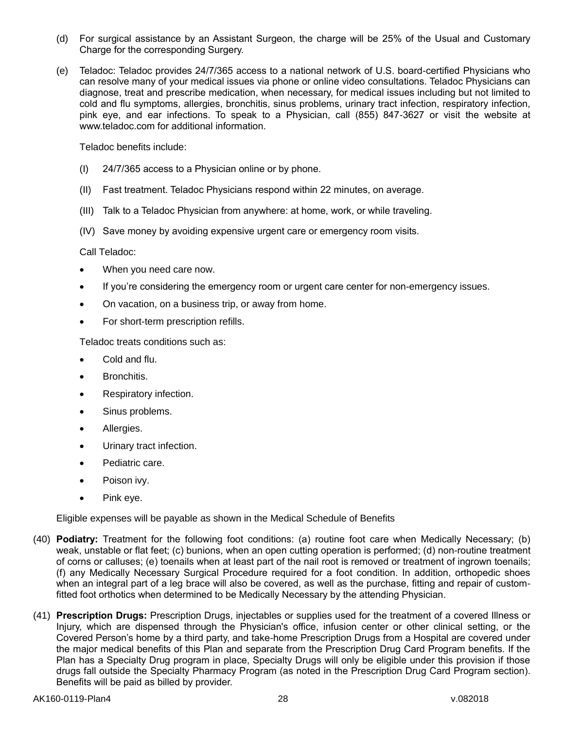(d) For surgical assistance by an Assistant Surgeon, the charge will be 25% of the Usual and Customary Charge for the corresponding Surgery.

(e) Teladoc: Teladoc provides 24/7/365 access to a national network of U.S. board-certified Physicians who can resolve many of your medical issues via phone or online video consultations. Teladoc Physicians can diagnose, treat and prescribe medication, when necessary, for medical issues including but not limited to cold and flu symptoms, allergies, bronchitis, sinus problems, urinary tract infection, respiratory infection, pink eye, and ear infections. To speak to a Physician, call (855) 847-3627 or visit the website at www.teladoc.com for additional information.

Teladoc benefits include:

(I) 24/7/365 access to a Physician online or by phone.

(II) Fast treatment. Teladoc Physicians respond within 22 minutes, on average.

(III) Talk to a Teladoc Physician from anywhere: at home, work, or while traveling.

(IV) Save money by avoiding expensive urgent care or emergency room visits.

Call Teladoc:

- When you need care now.
- If you're considering the emergency room or urgent care center for non-emergency issues.
- On vacation, on a business trip, or away from home.
- For short-term prescription refills.

Teladoc treats conditions such as:

- Cold and flu.
- Bronchitis.
- Respiratory infection.
- Sinus problems.
- Allergies.
- Urinary tract infection.
- Pediatric care.
- Poison ivy.
- Pink eye.

Eligible expenses will be payable as shown in the Medical Schedule of Benefits

(40) **Podiatry:** Treatment for the following foot conditions: (a) routine foot care when Medically Necessary; (b) weak, unstable or flat feet; (c) bunions, when an open cutting operation is performed; (d) non-routine treatment of corns or calluses; (e) toenails when at least part of the nail root is removed or treatment of ingrown toenails; (f) any Medically Necessary Surgical Procedure required for a foot condition. In addition, orthopedic shoes when an integral part of a leg brace will also be covered, as well as the purchase, fitting and repair of custom-fitted foot orthotics when determined to be Medically Necessary by the attending Physician.

(41) **Prescription Drugs:** Prescription Drugs, injectables or supplies used for the treatment of a covered Illness or Injury, which are dispensed through the Physician's office, infusion center or other clinical setting, or the Covered Person's home by a third party, and take-home Prescription Drugs from a Hospital are covered under the major medical benefits of this Plan and separate from the Prescription Drug Card Program benefits. If the Plan has a Specialty Drug program in place, Specialty Drugs will only be eligible under this provision if those drugs fall outside the Specialty Pharmacy Program (as noted in the Prescription Drug Card Program section). Benefits will be paid as billed by provider.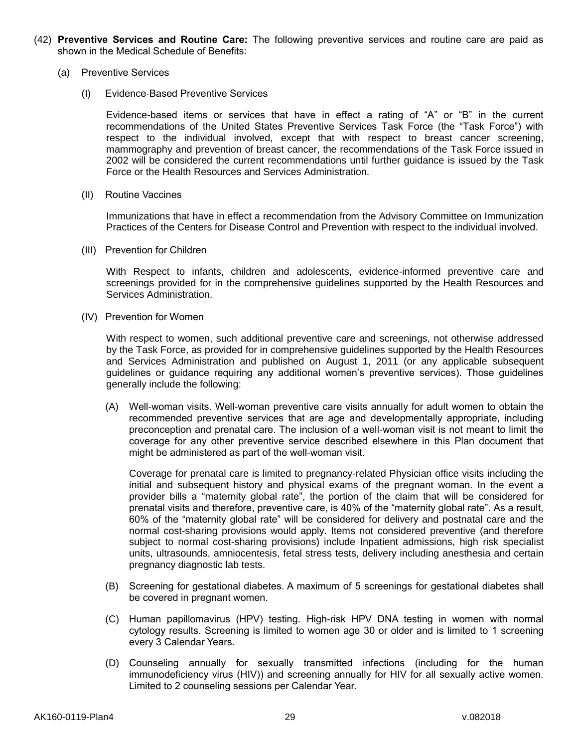(42) **Preventive Services and Routine Care:** The following preventive services and routine care are paid as shown in the Medical Schedule of Benefits:

(a) Preventive Services

(I) Evidence-Based Preventive Services

Evidence-based items or services that have in effect a rating of "A" or "B" in the current recommendations of the United States Preventive Services Task Force (the "Task Force") with respect to the individual involved, except that with respect to breast cancer screening, mammography and prevention of breast cancer, the recommendations of the Task Force issued in 2002 will be considered the current recommendations until further guidance is issued by the Task Force or the Health Resources and Services Administration.

(II) Routine Vaccines

Immunizations that have in effect a recommendation from the Advisory Committee on Immunization Practices of the Centers for Disease Control and Prevention with respect to the individual involved.

(III) Prevention for Children

With Respect to infants, children and adolescents, evidence-informed preventive care and screenings provided for in the comprehensive guidelines supported by the Health Resources and Services Administration.

(IV) Prevention for Women

With respect to women, such additional preventive care and screenings, not otherwise addressed by the Task Force, as provided for in comprehensive guidelines supported by the Health Resources and Services Administration and published on August 1, 2011 (or any applicable subsequent guidelines or guidance requiring any additional women's preventive services). Those guidelines generally include the following:

(A) Well-woman visits. Well-woman preventive care visits annually for adult women to obtain the recommended preventive services that are age and developmentally appropriate, including preconception and prenatal care. The inclusion of a well-woman visit is not meant to limit the coverage for any other preventive service described elsewhere in this Plan document that might be administered as part of the well-woman visit.

Coverage for prenatal care is limited to pregnancy-related Physician office visits including the initial and subsequent history and physical exams of the pregnant woman. In the event a provider bills a "maternity global rate", the portion of the claim that will be considered for prenatal visits and therefore, preventive care, is 40% of the "maternity global rate". As a result, 60% of the "maternity global rate" will be considered for delivery and postnatal care and the normal cost-sharing provisions would apply. Items not considered preventive (and therefore subject to normal cost-sharing provisions) include Inpatient admissions, high risk specialist units, ultrasounds, amniocentesis, fetal stress tests, delivery including anesthesia and certain pregnancy diagnostic lab tests.

(B) Screening for gestational diabetes. A maximum of 5 screenings for gestational diabetes shall be covered in pregnant women.

(C) Human papillomavirus (HPV) testing. High-risk HPV DNA testing in women with normal cytology results. Screening is limited to women age 30 or older and is limited to 1 screening every 3 Calendar Years.

(D) Counseling annually for sexually transmitted infections (including for the human immunodeficiency virus (HIV)) and screening annually for HIV for all sexually active women. Limited to 2 counseling sessions per Calendar Year.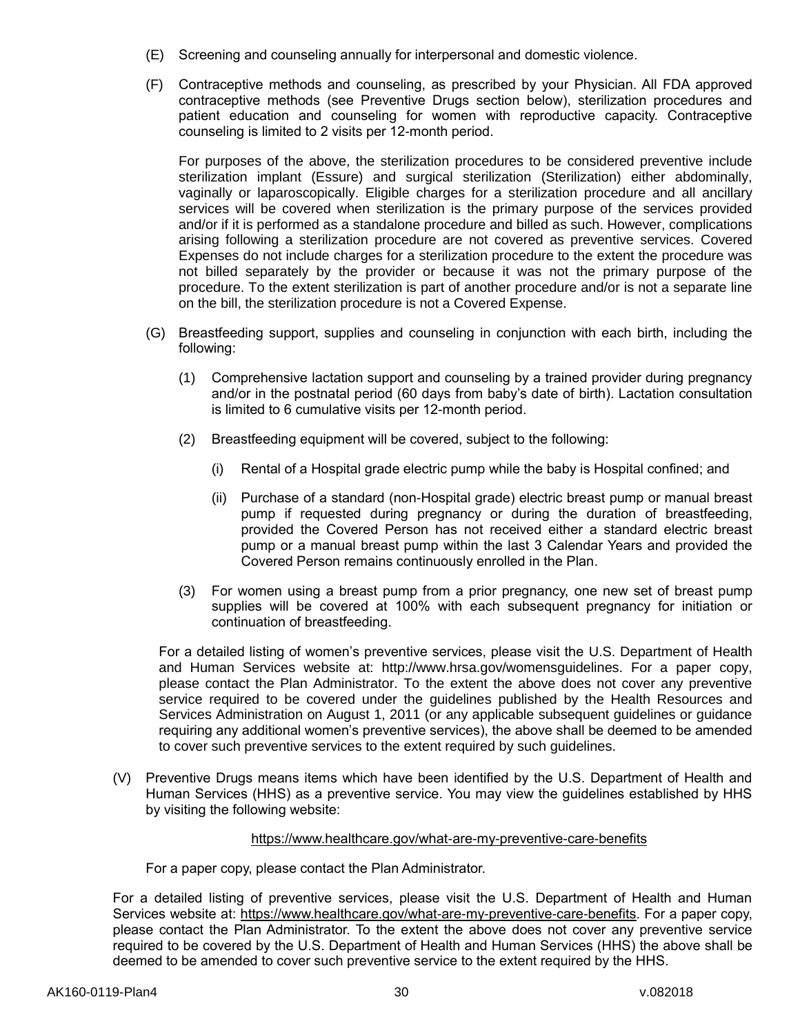(E) Screening and counseling annually for interpersonal and domestic violence.

(F) Contraceptive methods and counseling, as prescribed by your Physician. All FDA approved contraceptive methods (see Preventive Drugs section below), sterilization procedures and patient education and counseling for women with reproductive capacity. Contraceptive counseling is limited to 2 visits per 12-month period.

For purposes of the above, the sterilization procedures to be considered preventive include sterilization implant (Essure) and surgical sterilization (Sterilization) either abdominally, vaginally or laparoscopically. Eligible charges for a sterilization procedure and all ancillary services will be covered when sterilization is the primary purpose of the services provided and/or if it is performed as a standalone procedure and billed as such. However, complications arising following a sterilization procedure are not covered as preventive services. Covered Expenses do not include charges for a sterilization procedure to the extent the procedure was not billed separately by the provider or because it was not the primary purpose of the procedure. To the extent sterilization is part of another procedure and/or is not a separate line on the bill, the sterilization procedure is not a Covered Expense.

(G) Breastfeeding support, supplies and counseling in conjunction with each birth, including the following:

(1) Comprehensive lactation support and counseling by a trained provider during pregnancy and/or in the postnatal period (60 days from baby's date of birth). Lactation consultation is limited to 6 cumulative visits per 12-month period.

(2) Breastfeeding equipment will be covered, subject to the following:

(i) Rental of a Hospital grade electric pump while the baby is Hospital confined; and

(ii) Purchase of a standard (non-Hospital grade) electric breast pump or manual breast pump if requested during pregnancy or during the duration of breastfeeding, provided the Covered Person has not received either a standard electric breast pump or a manual breast pump within the last 3 Calendar Years and provided the Covered Person remains continuously enrolled in the Plan.

(3) For women using a breast pump from a prior pregnancy, one new set of breast pump supplies will be covered at 100% with each subsequent pregnancy for initiation or continuation of breastfeeding.

For a detailed listing of women's preventive services, please visit the U.S. Department of Health and Human Services website at: http://www.hrsa.gov/womensguidelines. For a paper copy, please contact the Plan Administrator. To the extent the above does not cover any preventive service required to be covered under the guidelines published by the Health Resources and Services Administration on August 1, 2011 (or any applicable subsequent guidelines or guidance requiring any additional women's preventive services), the above shall be deemed to be amended to cover such preventive services to the extent required by such guidelines.

(V) Preventive Drugs means items which have been identified by the U.S. Department of Health and Human Services (HHS) as a preventive service. You may view the guidelines established by HHS by visiting the following website:

https://www.healthcare.gov/what-are-my-preventive-care-benefits

For a paper copy, please contact the Plan Administrator.

For a detailed listing of preventive services, please visit the U.S. Department of Health and Human Services website at: https://www.healthcare.gov/what-are-my-preventive-care-benefits. For a paper copy, please contact the Plan Administrator. To the extent the above does not cover any preventive service required to be covered by the U.S. Department of Health and Human Services (HHS) the above shall be deemed to be amended to cover such preventive service to the extent required by the HHS.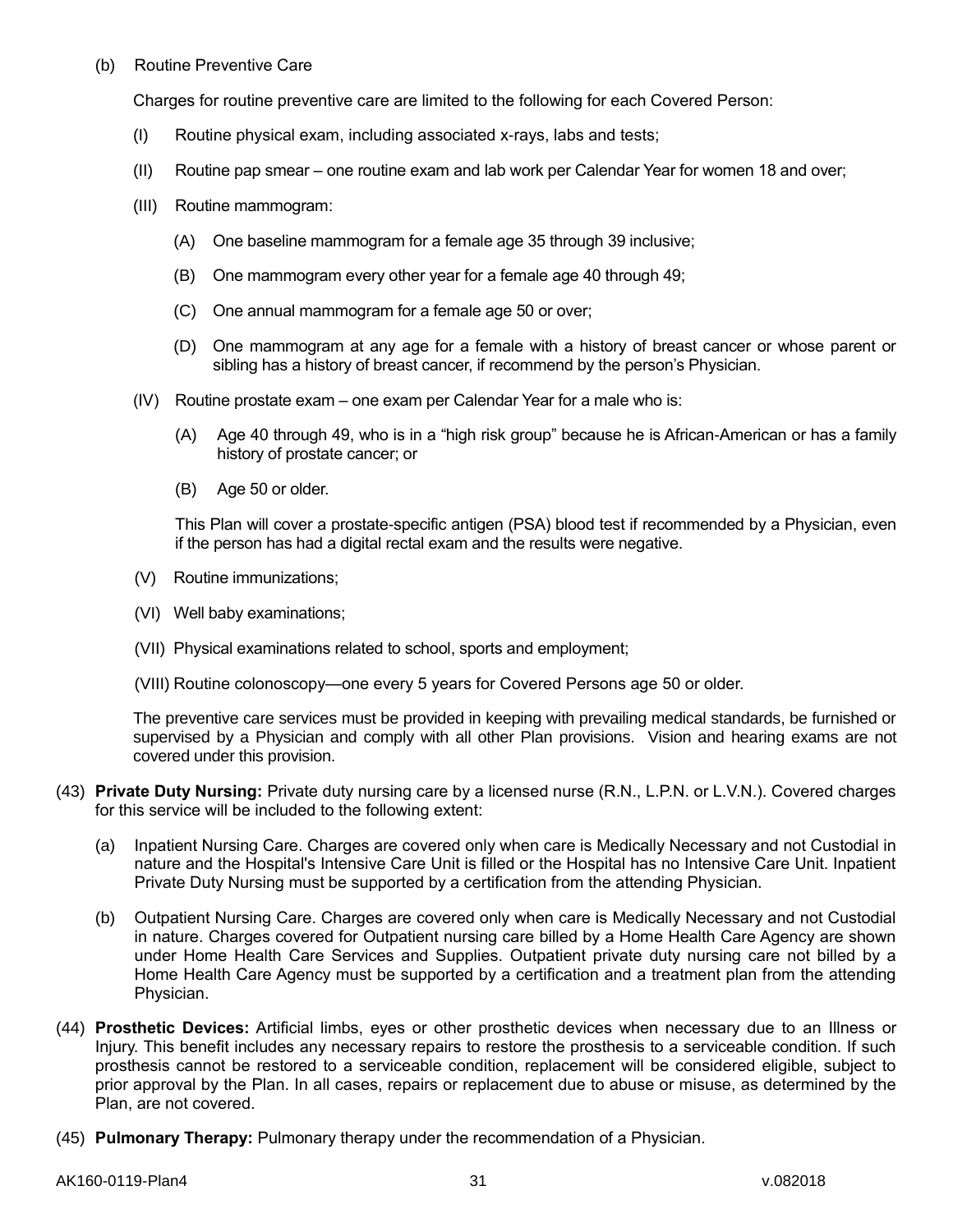(b) Routine Preventive Care

Charges for routine preventive care are limited to the following for each Covered Person:

(I) Routine physical exam, including associated x-rays, labs and tests;

(II) Routine pap smear – one routine exam and lab work per Calendar Year for women 18 and over;

(III) Routine mammogram:

(A) One baseline mammogram for a female age 35 through 39 inclusive;

(B) One mammogram every other year for a female age 40 through 49;

(C) One annual mammogram for a female age 50 or over;

(D) One mammogram at any age for a female with a history of breast cancer or whose parent or sibling has a history of breast cancer, if recommend by the person's Physician.

(IV) Routine prostate exam – one exam per Calendar Year for a male who is:

(A) Age 40 through 49, who is in a "high risk group" because he is African-American or has a family history of prostate cancer; or

(B) Age 50 or older.

This Plan will cover a prostate-specific antigen (PSA) blood test if recommended by a Physician, even if the person has had a digital rectal exam and the results were negative.

(V) Routine immunizations;

(VI) Well baby examinations;

(VII) Physical examinations related to school, sports and employment;

(VIII) Routine colonoscopy—one every 5 years for Covered Persons age 50 or older.

The preventive care services must be provided in keeping with prevailing medical standards, be furnished or supervised by a Physician and comply with all other Plan provisions. Vision and hearing exams are not covered under this provision.

(43) **Private Duty Nursing:** Private duty nursing care by a licensed nurse (R.N., L.P.N. or L.V.N.). Covered charges for this service will be included to the following extent:

(a) Inpatient Nursing Care. Charges are covered only when care is Medically Necessary and not Custodial in nature and the Hospital's Intensive Care Unit is filled or the Hospital has no Intensive Care Unit. Inpatient Private Duty Nursing must be supported by a certification from the attending Physician.

(b) Outpatient Nursing Care. Charges are covered only when care is Medically Necessary and not Custodial in nature. Charges covered for Outpatient nursing care billed by a Home Health Care Agency are shown under Home Health Care Services and Supplies. Outpatient private duty nursing care not billed by a Home Health Care Agency must be supported by a certification and a treatment plan from the attending Physician.

(44) **Prosthetic Devices:** Artificial limbs, eyes or other prosthetic devices when necessary due to an Illness or Injury. This benefit includes any necessary repairs to restore the prosthesis to a serviceable condition. If such prosthesis cannot be restored to a serviceable condition, replacement will be considered eligible, subject to prior approval by the Plan. In all cases, repairs or replacement due to abuse or misuse, as determined by the Plan, are not covered.

(45) **Pulmonary Therapy:** Pulmonary therapy under the recommendation of a Physician.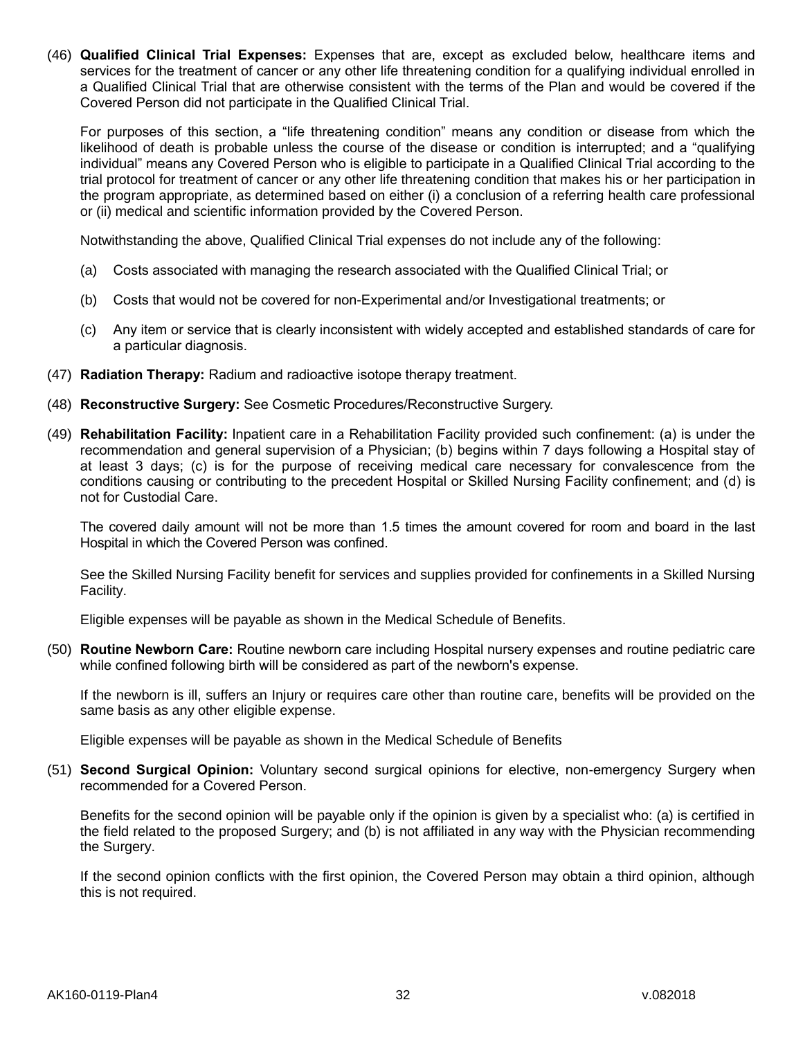(46) **Qualified Clinical Trial Expenses:** Expenses that are, except as excluded below, healthcare items and services for the treatment of cancer or any other life threatening condition for a qualifying individual enrolled in a Qualified Clinical Trial that are otherwise consistent with the terms of the Plan and would be covered if the Covered Person did not participate in the Qualified Clinical Trial.

For purposes of this section, a "life threatening condition" means any condition or disease from which the likelihood of death is probable unless the course of the disease or condition is interrupted; and a "qualifying individual" means any Covered Person who is eligible to participate in a Qualified Clinical Trial according to the trial protocol for treatment of cancer or any other life threatening condition that makes his or her participation in the program appropriate, as determined based on either (i) a conclusion of a referring health care professional or (ii) medical and scientific information provided by the Covered Person.

Notwithstanding the above, Qualified Clinical Trial expenses do not include any of the following:

(a) Costs associated with managing the research associated with the Qualified Clinical Trial; or

(b) Costs that would not be covered for non-Experimental and/or Investigational treatments; or

(c) Any item or service that is clearly inconsistent with widely accepted and established standards of care for a particular diagnosis.

(47) **Radiation Therapy:** Radium and radioactive isotope therapy treatment.

(48) **Reconstructive Surgery:** See Cosmetic Procedures/Reconstructive Surgery.

(49) **Rehabilitation Facility:** Inpatient care in a Rehabilitation Facility provided such confinement: (a) is under the recommendation and general supervision of a Physician; (b) begins within 7 days following a Hospital stay of at least 3 days; (c) is for the purpose of receiving medical care necessary for convalescence from the conditions causing or contributing to the precedent Hospital or Skilled Nursing Facility confinement; and (d) is not for Custodial Care.

The covered daily amount will not be more than 1.5 times the amount covered for room and board in the last Hospital in which the Covered Person was confined.

See the Skilled Nursing Facility benefit for services and supplies provided for confinements in a Skilled Nursing Facility.

Eligible expenses will be payable as shown in the Medical Schedule of Benefits.

(50) **Routine Newborn Care:** Routine newborn care including Hospital nursery expenses and routine pediatric care while confined following birth will be considered as part of the newborn's expense.

If the newborn is ill, suffers an Injury or requires care other than routine care, benefits will be provided on the same basis as any other eligible expense.

Eligible expenses will be payable as shown in the Medical Schedule of Benefits

(51) **Second Surgical Opinion:** Voluntary second surgical opinions for elective, non-emergency Surgery when recommended for a Covered Person.

Benefits for the second opinion will be payable only if the opinion is given by a specialist who: (a) is certified in the field related to the proposed Surgery; and (b) is not affiliated in any way with the Physician recommending the Surgery.

If the second opinion conflicts with the first opinion, the Covered Person may obtain a third opinion, although this is not required.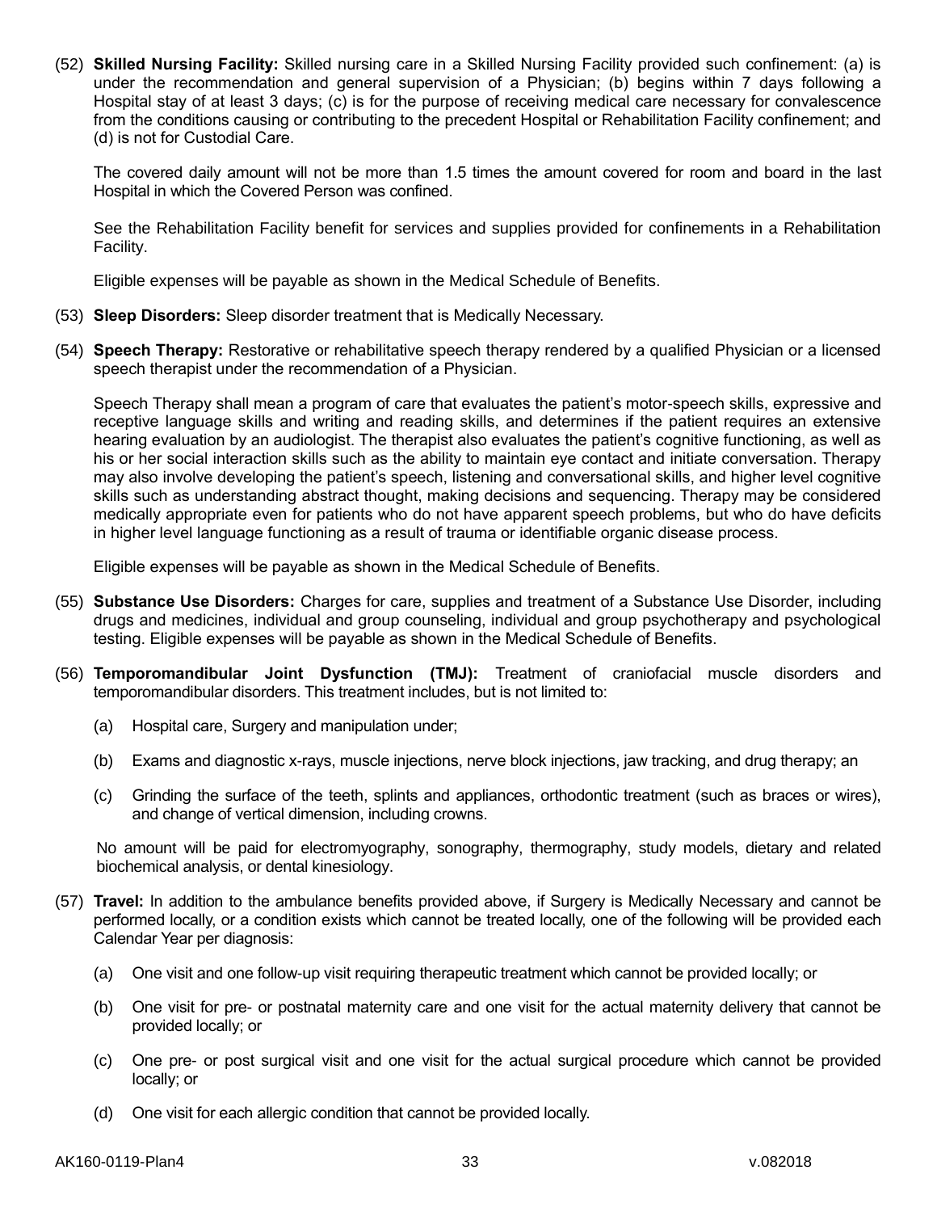(52) **Skilled Nursing Facility:** Skilled nursing care in a Skilled Nursing Facility provided such confinement: (a) is under the recommendation and general supervision of a Physician; (b) begins within 7 days following a Hospital stay of at least 3 days; (c) is for the purpose of receiving medical care necessary for convalescence from the conditions causing or contributing to the precedent Hospital or Rehabilitation Facility confinement; and (d) is not for Custodial Care.

The covered daily amount will not be more than 1.5 times the amount covered for room and board in the last Hospital in which the Covered Person was confined.

See the Rehabilitation Facility benefit for services and supplies provided for confinements in a Rehabilitation Facility.

Eligible expenses will be payable as shown in the Medical Schedule of Benefits.

(53) **Sleep Disorders:** Sleep disorder treatment that is Medically Necessary.

(54) **Speech Therapy:** Restorative or rehabilitative speech therapy rendered by a qualified Physician or a licensed speech therapist under the recommendation of a Physician.

Speech Therapy shall mean a program of care that evaluates the patient's motor-speech skills, expressive and receptive language skills and writing and reading skills, and determines if the patient requires an extensive hearing evaluation by an audiologist. The therapist also evaluates the patient's cognitive functioning, as well as his or her social interaction skills such as the ability to maintain eye contact and initiate conversation. Therapy may also involve developing the patient's speech, listening and conversational skills, and higher level cognitive skills such as understanding abstract thought, making decisions and sequencing. Therapy may be considered medically appropriate even for patients who do not have apparent speech problems, but who do have deficits in higher level language functioning as a result of trauma or identifiable organic disease process.

Eligible expenses will be payable as shown in the Medical Schedule of Benefits.

(55) **Substance Use Disorders:** Charges for care, supplies and treatment of a Substance Use Disorder, including drugs and medicines, individual and group counseling, individual and group psychotherapy and psychological testing. Eligible expenses will be payable as shown in the Medical Schedule of Benefits.

(56) **Temporomandibular Joint Dysfunction (TMJ):** Treatment of craniofacial muscle disorders and temporomandibular disorders. This treatment includes, but is not limited to:

(a) Hospital care, Surgery and manipulation under;

(b) Exams and diagnostic x-rays, muscle injections, nerve block injections, jaw tracking, and drug therapy; an

(c) Grinding the surface of the teeth, splints and appliances, orthodontic treatment (such as braces or wires), and change of vertical dimension, including crowns.

No amount will be paid for electromyography, sonography, thermography, study models, dietary and related biochemical analysis, or dental kinesiology.

(57) **Travel:** In addition to the ambulance benefits provided above, if Surgery is Medically Necessary and cannot be performed locally, or a condition exists which cannot be treated locally, one of the following will be provided each Calendar Year per diagnosis:

(a) One visit and one follow-up visit requiring therapeutic treatment which cannot be provided locally; or

(b) One visit for pre- or postnatal maternity care and one visit for the actual maternity delivery that cannot be provided locally; or

(c) One pre- or post surgical visit and one visit for the actual surgical procedure which cannot be provided locally; or

(d) One visit for each allergic condition that cannot be provided locally.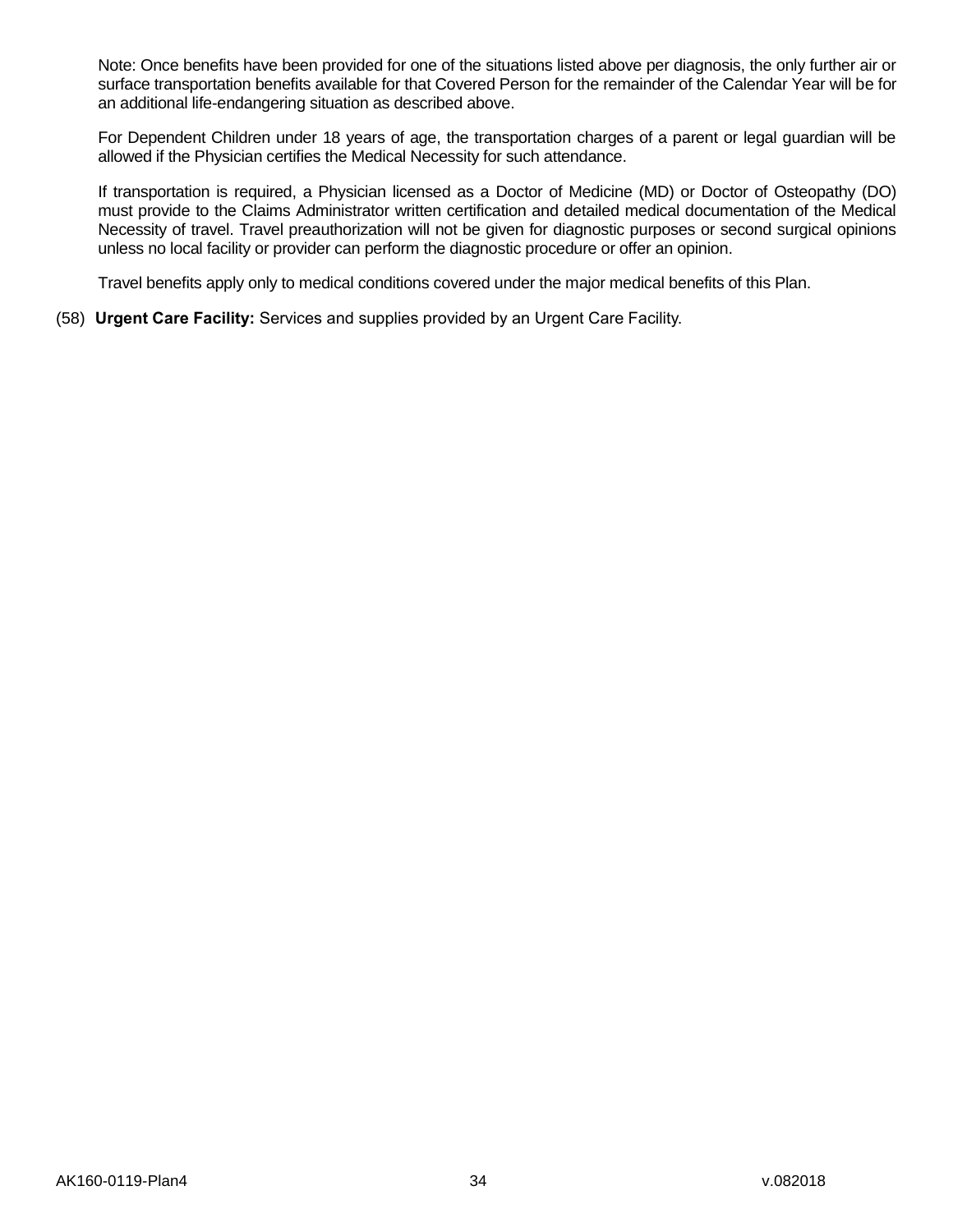Note: Once benefits have been provided for one of the situations listed above per diagnosis, the only further air or surface transportation benefits available for that Covered Person for the remainder of the Calendar Year will be for an additional life-endangering situation as described above.

For Dependent Children under 18 years of age, the transportation charges of a parent or legal guardian will be allowed if the Physician certifies the Medical Necessity for such attendance.

If transportation is required, a Physician licensed as a Doctor of Medicine (MD) or Doctor of Osteopathy (DO) must provide to the Claims Administrator written certification and detailed medical documentation of the Medical Necessity of travel. Travel preauthorization will not be given for diagnostic purposes or second surgical opinions unless no local facility or provider can perform the diagnostic procedure or offer an opinion.

Travel benefits apply only to medical conditions covered under the major medical benefits of this Plan.

(58) **Urgent Care Facility:** Services and supplies provided by an Urgent Care Facility.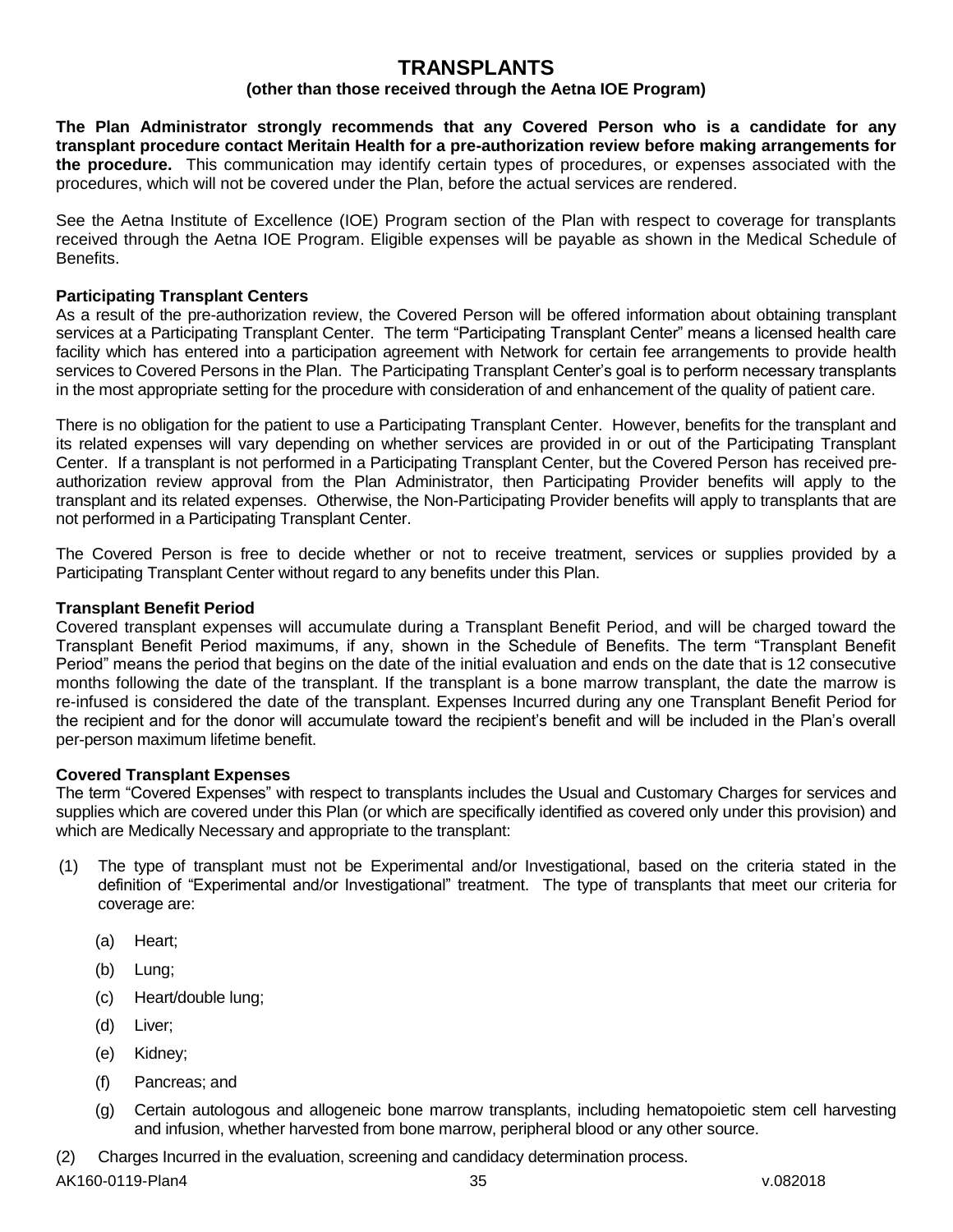# TRANSPLANTS

**(other than those received through the Aetna IOE Program)**

**The Plan Administrator strongly recommends that any Covered Person who is a candidate for any transplant procedure contact Meritain Health for a pre-authorization review before making arrangements for the procedure.** This communication may identify certain types of procedures, or expenses associated with the procedures, which will not be covered under the Plan, before the actual services are rendered.

See the Aetna Institute of Excellence (IOE) Program section of the Plan with respect to coverage for transplants received through the Aetna IOE Program. Eligible expenses will be payable as shown in the Medical Schedule of Benefits.

**Participating Transplant Centers**

As a result of the pre-authorization review, the Covered Person will be offered information about obtaining transplant services at a Participating Transplant Center. The term "Participating Transplant Center" means a licensed health care facility which has entered into a participation agreement with Network for certain fee arrangements to provide health services to Covered Persons in the Plan. The Participating Transplant Center's goal is to perform necessary transplants in the most appropriate setting for the procedure with consideration of and enhancement of the quality of patient care.

There is no obligation for the patient to use a Participating Transplant Center. However, benefits for the transplant and its related expenses will vary depending on whether services are provided in or out of the Participating Transplant Center. If a transplant is not performed in a Participating Transplant Center, but the Covered Person has received pre-authorization review approval from the Plan Administrator, then Participating Provider benefits will apply to the transplant and its related expenses. Otherwise, the Non-Participating Provider benefits will apply to transplants that are not performed in a Participating Transplant Center.

The Covered Person is free to decide whether or not to receive treatment, services or supplies provided by a Participating Transplant Center without regard to any benefits under this Plan.

**Transplant Benefit Period**

Covered transplant expenses will accumulate during a Transplant Benefit Period, and will be charged toward the Transplant Benefit Period maximums, if any, shown in the Schedule of Benefits. The term "Transplant Benefit Period" means the period that begins on the date of the initial evaluation and ends on the date that is 12 consecutive months following the date of the transplant. If the transplant is a bone marrow transplant, the date the marrow is re-infused is considered the date of the transplant. Expenses Incurred during any one Transplant Benefit Period for the recipient and for the donor will accumulate toward the recipient's benefit and will be included in the Plan's overall per-person maximum lifetime benefit.

**Covered Transplant Expenses**

The term "Covered Expenses" with respect to transplants includes the Usual and Customary Charges for services and supplies which are covered under this Plan (or which are specifically identified as covered only under this provision) and which are Medically Necessary and appropriate to the transplant:

(1) The type of transplant must not be Experimental and/or Investigational, based on the criteria stated in the definition of "Experimental and/or Investigational" treatment. The type of transplants that meet our criteria for coverage are:

   (a) Heart;

   (b) Lung;

   (c) Heart/double lung;

   (d) Liver;

   (e) Kidney;

   (f) Pancreas; and

   (g) Certain autologous and allogeneic bone marrow transplants, including hematopoietic stem cell harvesting and infusion, whether harvested from bone marrow, peripheral blood or any other source.

(2) Charges Incurred in the evaluation, screening and candidacy determination process.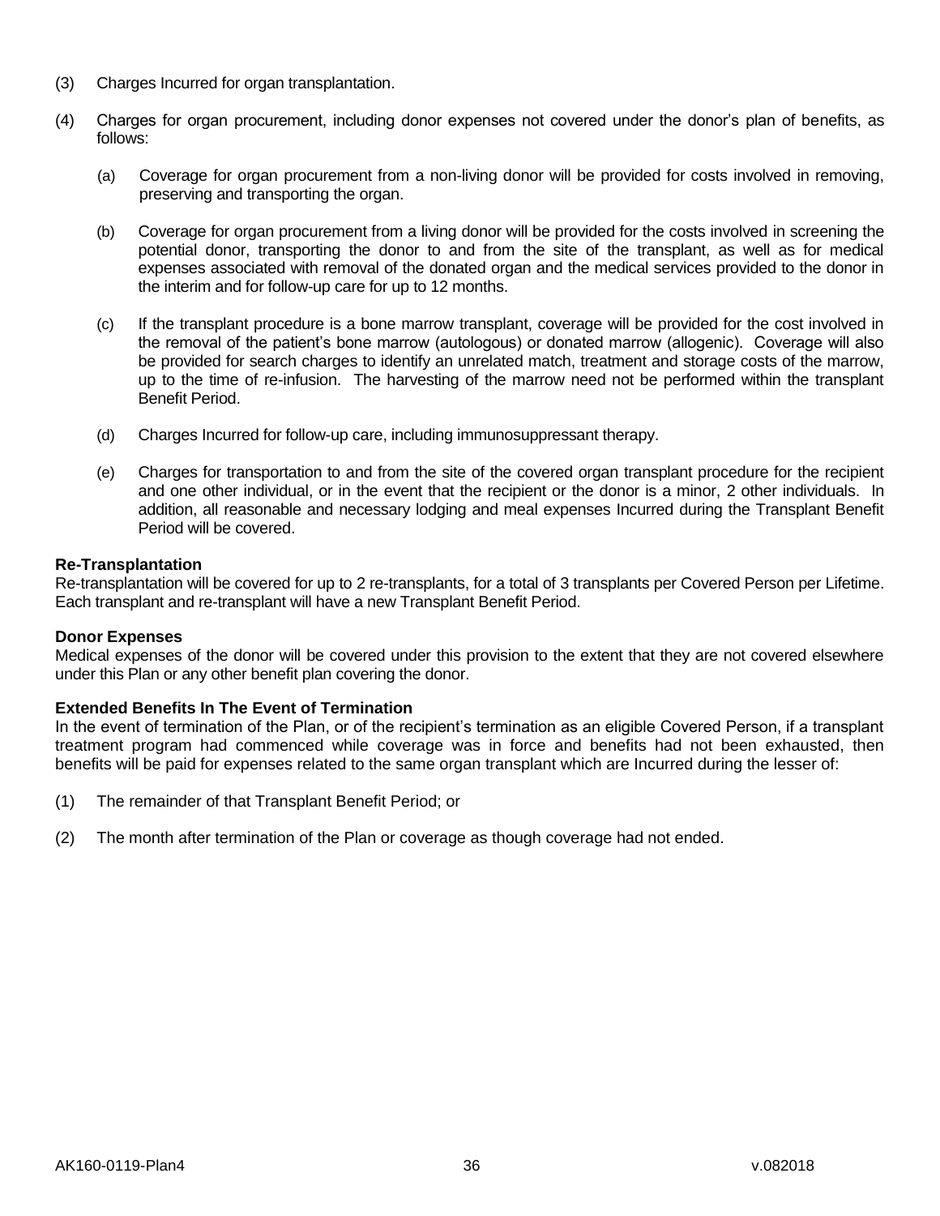(3) Charges Incurred for organ transplantation.

(4) Charges for organ procurement, including donor expenses not covered under the donor's plan of benefits, as follows:

   (a) Coverage for organ procurement from a non-living donor will be provided for costs involved in removing, preserving and transporting the organ.

   (b) Coverage for organ procurement from a living donor will be provided for the costs involved in screening the potential donor, transporting the donor to and from the site of the transplant, as well as for medical expenses associated with removal of the donated organ and the medical services provided to the donor in the interim and for follow-up care for up to 12 months.

   (c) If the transplant procedure is a bone marrow transplant, coverage will be provided for the cost involved in the removal of the patient's bone marrow (autologous) or donated marrow (allogenic). Coverage will also be provided for search charges to identify an unrelated match, treatment and storage costs of the marrow, up to the time of re-infusion. The harvesting of the marrow need not be performed within the transplant Benefit Period.

   (d) Charges Incurred for follow-up care, including immunosuppressant therapy.

   (e) Charges for transportation to and from the site of the covered organ transplant procedure for the recipient and one other individual, or in the event that the recipient or the donor is a minor, 2 other individuals. In addition, all reasonable and necessary lodging and meal expenses Incurred during the Transplant Benefit Period will be covered.

**Re-Transplantation**
Re-transplantation will be covered for up to 2 re-transplants, for a total of 3 transplants per Covered Person per Lifetime. Each transplant and re-transplant will have a new Transplant Benefit Period.

**Donor Expenses**
Medical expenses of the donor will be covered under this provision to the extent that they are not covered elsewhere under this Plan or any other benefit plan covering the donor.

**Extended Benefits In The Event of Termination**
In the event of termination of the Plan, or of the recipient's termination as an eligible Covered Person, if a transplant treatment program had commenced while coverage was in force and benefits had not been exhausted, then benefits will be paid for expenses related to the same organ transplant which are Incurred during the lesser of:

(1) The remainder of that Transplant Benefit Period; or

(2) The month after termination of the Plan or coverage as though coverage had not ended.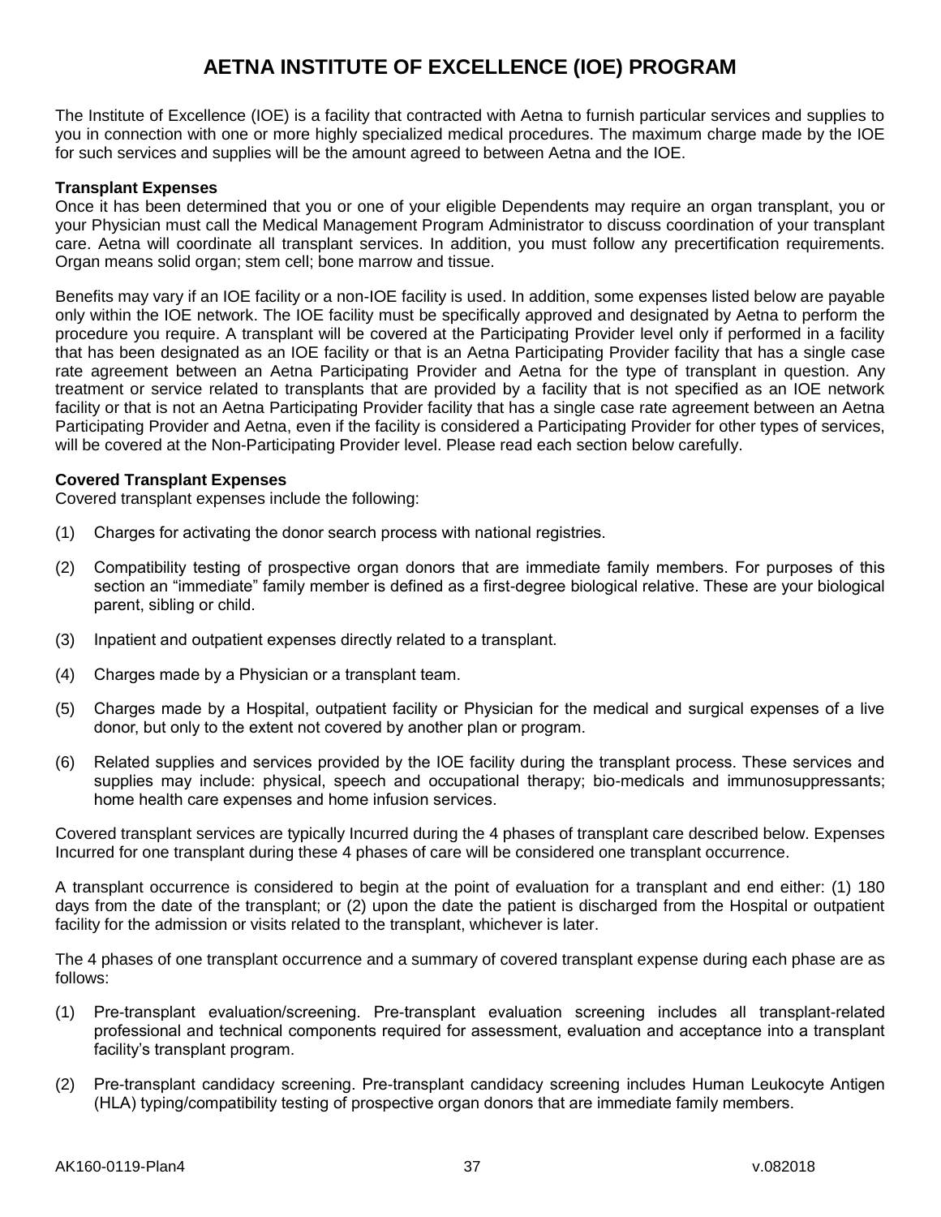# AETNA INSTITUTE OF EXCELLENCE (IOE) PROGRAM

The Institute of Excellence (IOE) is a facility that contracted with Aetna to furnish particular services and supplies to you in connection with one or more highly specialized medical procedures. The maximum charge made by the IOE for such services and supplies will be the amount agreed to between Aetna and the IOE.

**Transplant Expenses**

Once it has been determined that you or one of your eligible Dependents may require an organ transplant, you or your Physician must call the Medical Management Program Administrator to discuss coordination of your transplant care. Aetna will coordinate all transplant services. In addition, you must follow any precertification requirements. Organ means solid organ; stem cell; bone marrow and tissue.

Benefits may vary if an IOE facility or a non-IOE facility is used. In addition, some expenses listed below are payable only within the IOE network. The IOE facility must be specifically approved and designated by Aetna to perform the procedure you require. A transplant will be covered at the Participating Provider level only if performed in a facility that has been designated as an IOE facility or that is an Aetna Participating Provider facility that has a single case rate agreement between an Aetna Participating Provider and Aetna for the type of transplant in question. Any treatment or service related to transplants that are provided by a facility that is not specified as an IOE network facility or that is not an Aetna Participating Provider facility that has a single case rate agreement between an Aetna Participating Provider and Aetna, even if the facility is considered a Participating Provider for other types of services, will be covered at the Non-Participating Provider level. Please read each section below carefully.

**Covered Transplant Expenses**

Covered transplant expenses include the following:

(1) Charges for activating the donor search process with national registries.

(2) Compatibility testing of prospective organ donors that are immediate family members. For purposes of this section an "immediate" family member is defined as a first-degree biological relative. These are your biological parent, sibling or child.

(3) Inpatient and outpatient expenses directly related to a transplant.

(4) Charges made by a Physician or a transplant team.

(5) Charges made by a Hospital, outpatient facility or Physician for the medical and surgical expenses of a live donor, but only to the extent not covered by another plan or program.

(6) Related supplies and services provided by the IOE facility during the transplant process. These services and supplies may include: physical, speech and occupational therapy; bio-medicals and immunosuppressants; home health care expenses and home infusion services.

Covered transplant services are typically Incurred during the 4 phases of transplant care described below. Expenses Incurred for one transplant during these 4 phases of care will be considered one transplant occurrence.

A transplant occurrence is considered to begin at the point of evaluation for a transplant and end either: (1) 180 days from the date of the transplant; or (2) upon the date the patient is discharged from the Hospital or outpatient facility for the admission or visits related to the transplant, whichever is later.

The 4 phases of one transplant occurrence and a summary of covered transplant expense during each phase are as follows:

(1) Pre-transplant evaluation/screening. Pre-transplant evaluation screening includes all transplant-related professional and technical components required for assessment, evaluation and acceptance into a transplant facility's transplant program.

(2) Pre-transplant candidacy screening. Pre-transplant candidacy screening includes Human Leukocyte Antigen (HLA) typing/compatibility testing of prospective organ donors that are immediate family members.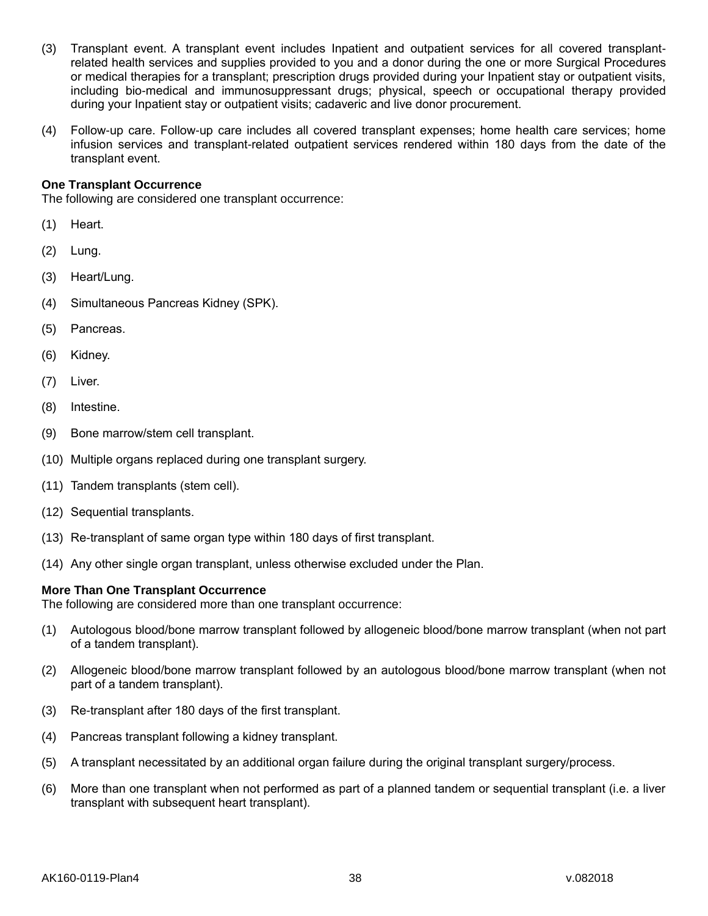(3) Transplant event. A transplant event includes Inpatient and outpatient services for all covered transplant-related health services and supplies provided to you and a donor during the one or more Surgical Procedures or medical therapies for a transplant; prescription drugs provided during your Inpatient stay or outpatient visits, including bio-medical and immunosuppressant drugs; physical, speech or occupational therapy provided during your Inpatient stay or outpatient visits; cadaveric and live donor procurement.

(4) Follow-up care. Follow-up care includes all covered transplant expenses; home health care services; home infusion services and transplant-related outpatient services rendered within 180 days from the date of the transplant event.

**One Transplant Occurrence**

The following are considered one transplant occurrence:

(1) Heart.

(2) Lung.

(3) Heart/Lung.

(4) Simultaneous Pancreas Kidney (SPK).

(5) Pancreas.

(6) Kidney.

(7) Liver.

(8) Intestine.

(9) Bone marrow/stem cell transplant.

(10) Multiple organs replaced during one transplant surgery.

(11) Tandem transplants (stem cell).

(12) Sequential transplants.

(13) Re-transplant of same organ type within 180 days of first transplant.

(14) Any other single organ transplant, unless otherwise excluded under the Plan.

**More Than One Transplant Occurrence**

The following are considered more than one transplant occurrence:

(1) Autologous blood/bone marrow transplant followed by allogeneic blood/bone marrow transplant (when not part of a tandem transplant).

(2) Allogeneic blood/bone marrow transplant followed by an autologous blood/bone marrow transplant (when not part of a tandem transplant).

(3) Re-transplant after 180 days of the first transplant.

(4) Pancreas transplant following a kidney transplant.

(5) A transplant necessitated by an additional organ failure during the original transplant surgery/process.

(6) More than one transplant when not performed as part of a planned tandem or sequential transplant (i.e. a liver transplant with subsequent heart transplant).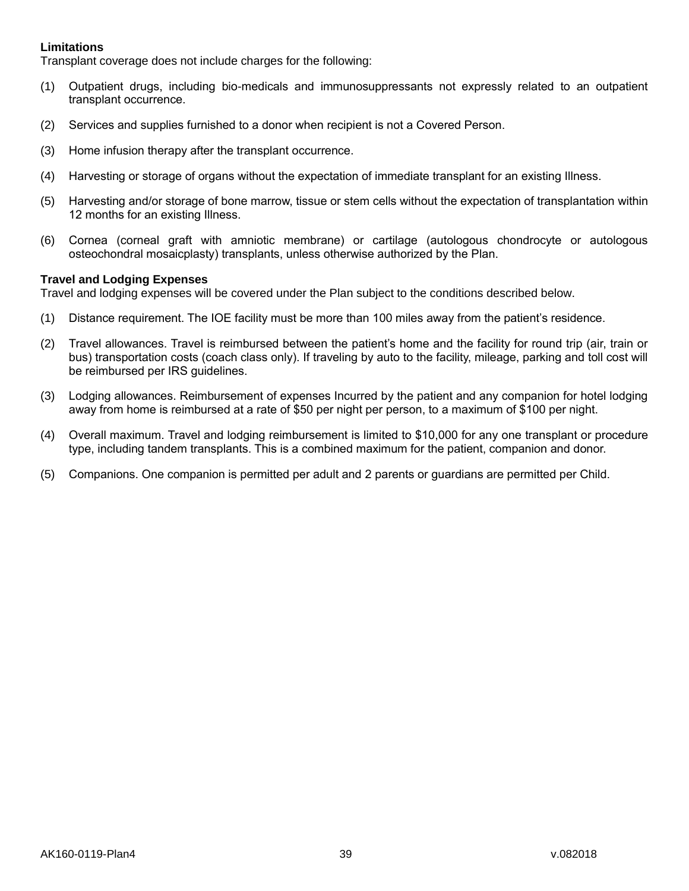**Limitations**

Transplant coverage does not include charges for the following:

(1) Outpatient drugs, including bio-medicals and immunosuppressants not expressly related to an outpatient transplant occurrence.

(2) Services and supplies furnished to a donor when recipient is not a Covered Person.

(3) Home infusion therapy after the transplant occurrence.

(4) Harvesting or storage of organs without the expectation of immediate transplant for an existing Illness.

(5) Harvesting and/or storage of bone marrow, tissue or stem cells without the expectation of transplantation within 12 months for an existing Illness.

(6) Cornea (corneal graft with amniotic membrane) or cartilage (autologous chondrocyte or autologous osteochondral mosaicplasty) transplants, unless otherwise authorized by the Plan.

**Travel and Lodging Expenses**

Travel and lodging expenses will be covered under the Plan subject to the conditions described below.

(1) Distance requirement. The IOE facility must be more than 100 miles away from the patient's residence.

(2) Travel allowances. Travel is reimbursed between the patient's home and the facility for round trip (air, train or bus) transportation costs (coach class only). If traveling by auto to the facility, mileage, parking and toll cost will be reimbursed per IRS guidelines.

(3) Lodging allowances. Reimbursement of expenses Incurred by the patient and any companion for hotel lodging away from home is reimbursed at a rate of $50 per night per person, to a maximum of $100 per night.

(4) Overall maximum. Travel and lodging reimbursement is limited to $10,000 for any one transplant or procedure type, including tandem transplants. This is a combined maximum for the patient, companion and donor.

(5) Companions. One companion is permitted per adult and 2 parents or guardians are permitted per Child.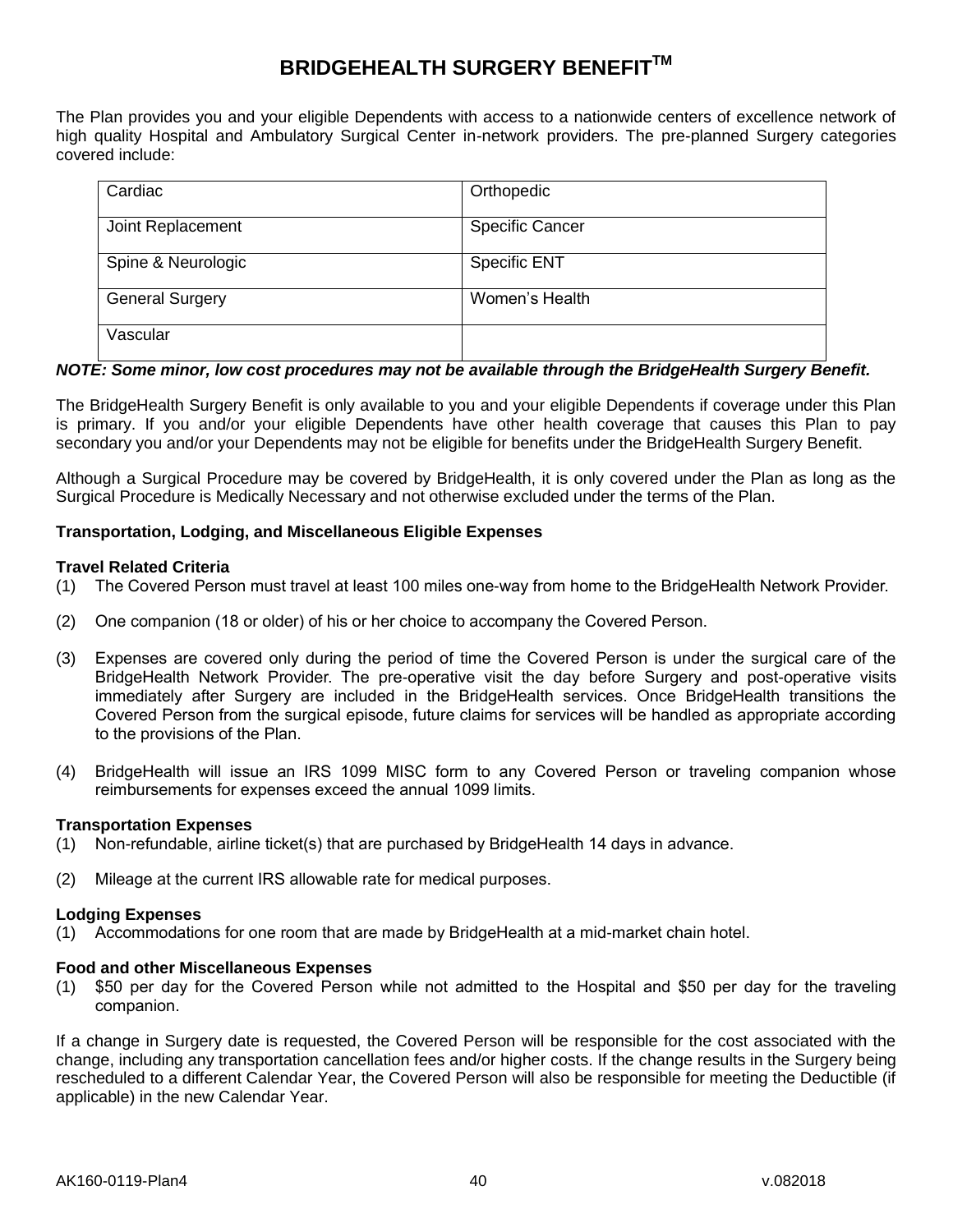# BRIDGEHEALTH SURGERY BENEFIT™

The Plan provides you and your eligible Dependents with access to a nationwide centers of excellence network of high quality Hospital and Ambulatory Surgical Center in-network providers. The pre-planned Surgery categories covered include:

| Cardiac | Orthopedic |
| --- | --- |
| Joint Replacement | Specific Cancer |
| Spine & Neurologic | Specific ENT |
| General Surgery | Women's Health |
| Vascular | |

***NOTE: Some minor, low cost procedures may not be available through the BridgeHealth Surgery Benefit.***

The BridgeHealth Surgery Benefit is only available to you and your eligible Dependents if coverage under this Plan is primary. If you and/or your eligible Dependents have other health coverage that causes this Plan to pay secondary you and/or your Dependents may not be eligible for benefits under the BridgeHealth Surgery Benefit.

Although a Surgical Procedure may be covered by BridgeHealth, it is only covered under the Plan as long as the Surgical Procedure is Medically Necessary and not otherwise excluded under the terms of the Plan.

**Transportation, Lodging, and Miscellaneous Eligible Expenses**

**Travel Related Criteria**

(1) The Covered Person must travel at least 100 miles one-way from home to the BridgeHealth Network Provider.

(2) One companion (18 or older) of his or her choice to accompany the Covered Person.

(3) Expenses are covered only during the period of time the Covered Person is under the surgical care of the BridgeHealth Network Provider. The pre-operative visit the day before Surgery and post-operative visits immediately after Surgery are included in the BridgeHealth services. Once BridgeHealth transitions the Covered Person from the surgical episode, future claims for services will be handled as appropriate according to the provisions of the Plan.

(4) BridgeHealth will issue an IRS 1099 MISC form to any Covered Person or traveling companion whose reimbursements for expenses exceed the annual 1099 limits.

**Transportation Expenses**

(1) Non-refundable, airline ticket(s) that are purchased by BridgeHealth 14 days in advance.

(2) Mileage at the current IRS allowable rate for medical purposes.

**Lodging Expenses**

(1) Accommodations for one room that are made by BridgeHealth at a mid-market chain hotel.

**Food and other Miscellaneous Expenses**

(1) \$50 per day for the Covered Person while not admitted to the Hospital and \$50 per day for the traveling companion.

If a change in Surgery date is requested, the Covered Person will be responsible for the cost associated with the change, including any transportation cancellation fees and/or higher costs. If the change results in the Surgery being rescheduled to a different Calendar Year, the Covered Person will also be responsible for meeting the Deductible (if applicable) in the new Calendar Year.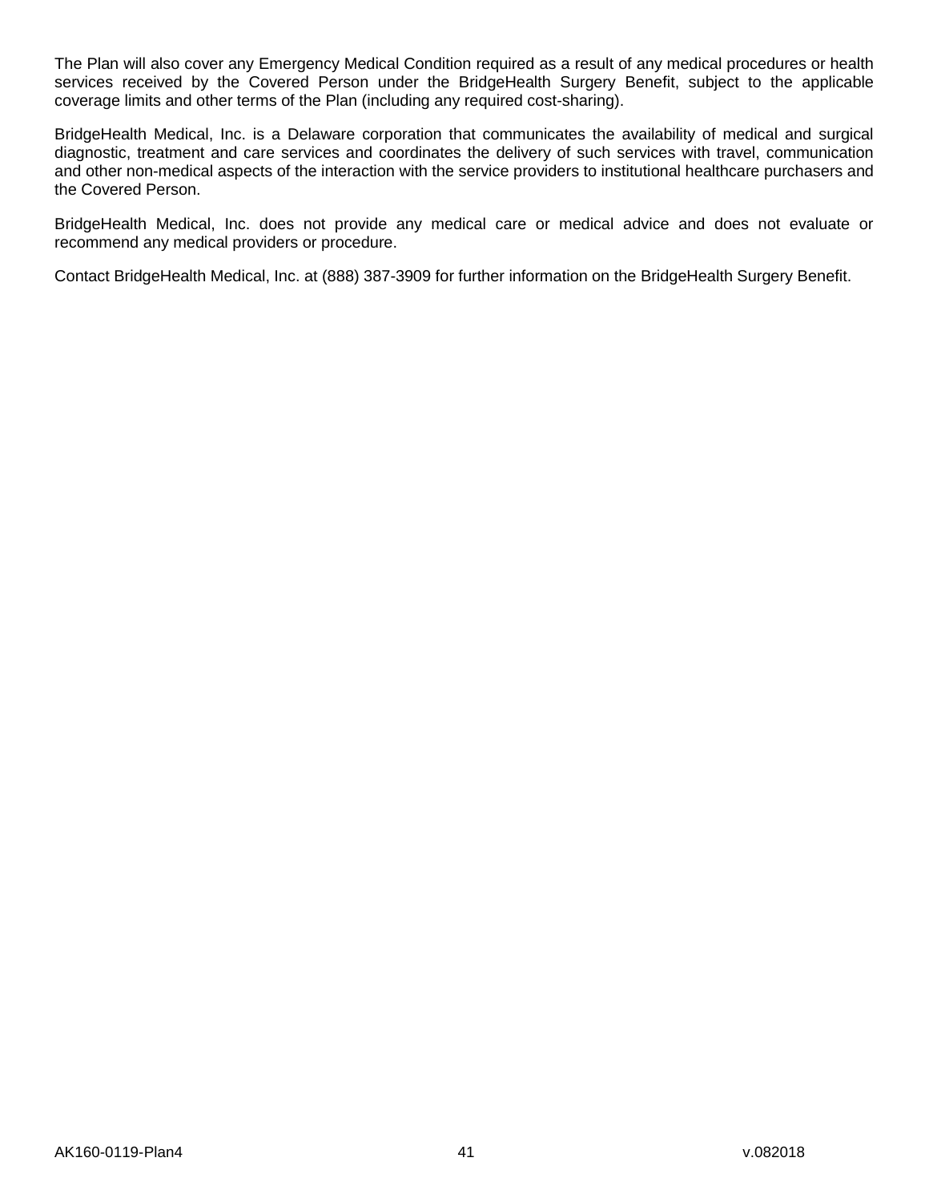The Plan will also cover any Emergency Medical Condition required as a result of any medical procedures or health services received by the Covered Person under the BridgeHealth Surgery Benefit, subject to the applicable coverage limits and other terms of the Plan (including any required cost-sharing).

BridgeHealth Medical, Inc. is a Delaware corporation that communicates the availability of medical and surgical diagnostic, treatment and care services and coordinates the delivery of such services with travel, communication and other non-medical aspects of the interaction with the service providers to institutional healthcare purchasers and the Covered Person.

BridgeHealth Medical, Inc. does not provide any medical care or medical advice and does not evaluate or recommend any medical providers or procedure.

Contact BridgeHealth Medical, Inc. at (888) 387-3909 for further information on the BridgeHealth Surgery Benefit.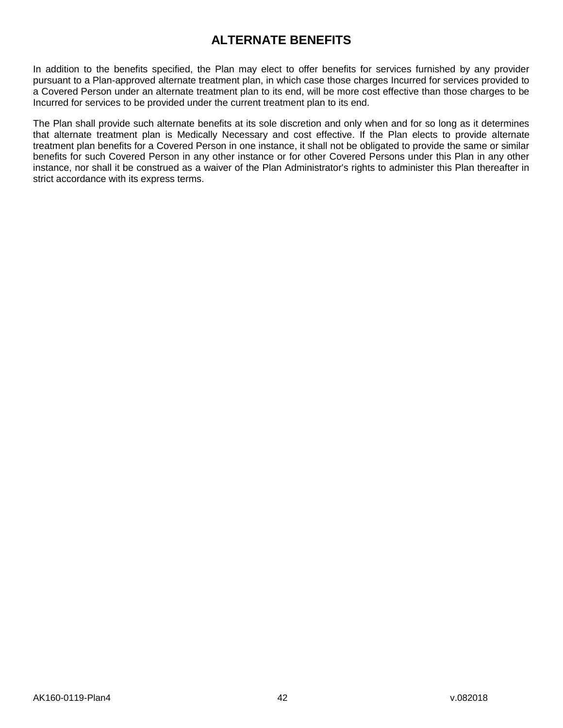# ALTERNATE BENEFITS

In addition to the benefits specified, the Plan may elect to offer benefits for services furnished by any provider pursuant to a Plan-approved alternate treatment plan, in which case those charges Incurred for services provided to a Covered Person under an alternate treatment plan to its end, will be more cost effective than those charges to be Incurred for services to be provided under the current treatment plan to its end.

The Plan shall provide such alternate benefits at its sole discretion and only when and for so long as it determines that alternate treatment plan is Medically Necessary and cost effective. If the Plan elects to provide alternate treatment plan benefits for a Covered Person in one instance, it shall not be obligated to provide the same or similar benefits for such Covered Person in any other instance or for other Covered Persons under this Plan in any other instance, nor shall it be construed as a waiver of the Plan Administrator's rights to administer this Plan thereafter in strict accordance with its express terms.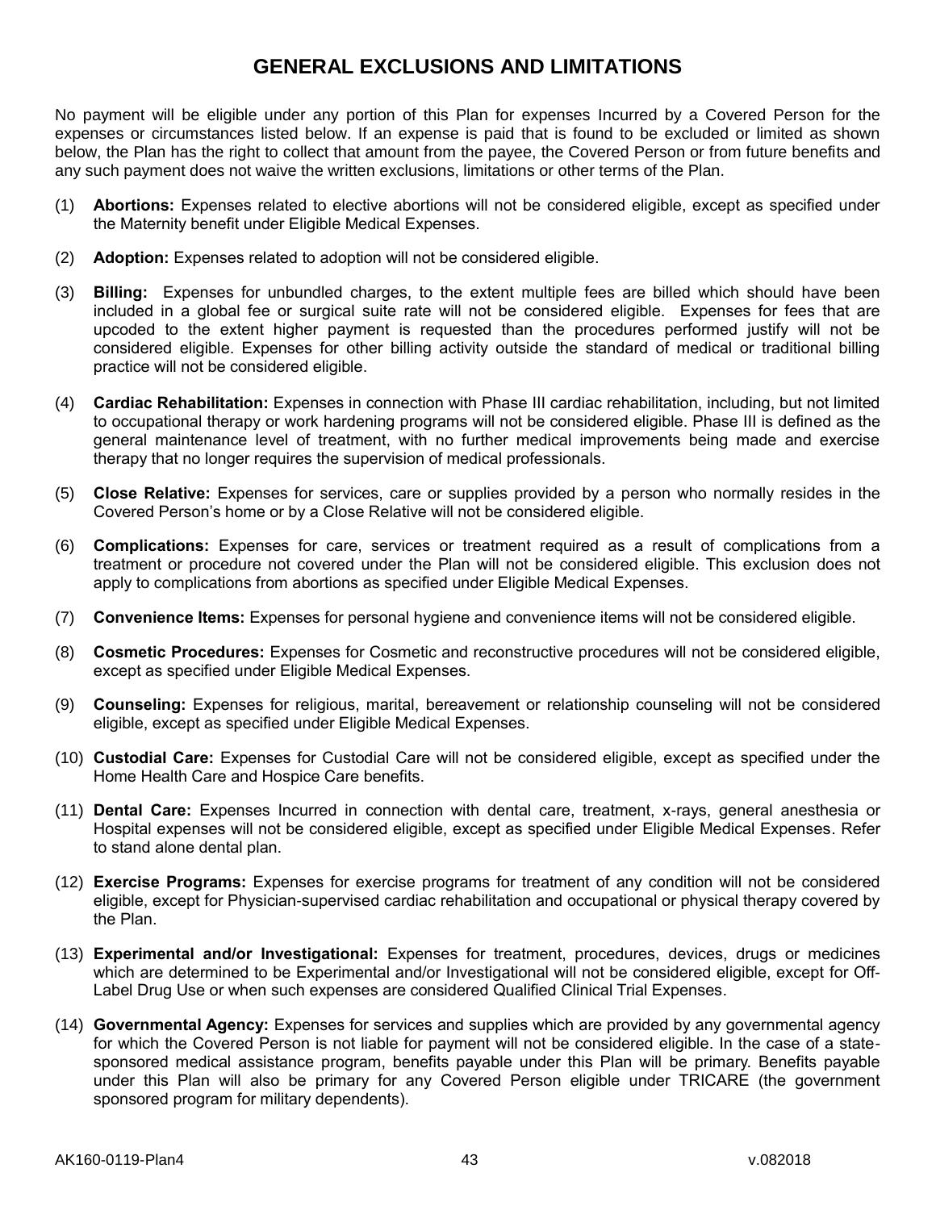# GENERAL EXCLUSIONS AND LIMITATIONS

No payment will be eligible under any portion of this Plan for expenses Incurred by a Covered Person for the expenses or circumstances listed below. If an expense is paid that is found to be excluded or limited as shown below, the Plan has the right to collect that amount from the payee, the Covered Person or from future benefits and any such payment does not waive the written exclusions, limitations or other terms of the Plan.

(1) **Abortions:** Expenses related to elective abortions will not be considered eligible, except as specified under the Maternity benefit under Eligible Medical Expenses.

(2) **Adoption:** Expenses related to adoption will not be considered eligible.

(3) **Billing:** Expenses for unbundled charges, to the extent multiple fees are billed which should have been included in a global fee or surgical suite rate will not be considered eligible. Expenses for fees that are upcoded to the extent higher payment is requested than the procedures performed justify will not be considered eligible. Expenses for other billing activity outside the standard of medical or traditional billing practice will not be considered eligible.

(4) **Cardiac Rehabilitation:** Expenses in connection with Phase III cardiac rehabilitation, including, but not limited to occupational therapy or work hardening programs will not be considered eligible. Phase III is defined as the general maintenance level of treatment, with no further medical improvements being made and exercise therapy that no longer requires the supervision of medical professionals.

(5) **Close Relative:** Expenses for services, care or supplies provided by a person who normally resides in the Covered Person's home or by a Close Relative will not be considered eligible.

(6) **Complications:** Expenses for care, services or treatment required as a result of complications from a treatment or procedure not covered under the Plan will not be considered eligible. This exclusion does not apply to complications from abortions as specified under Eligible Medical Expenses.

(7) **Convenience Items:** Expenses for personal hygiene and convenience items will not be considered eligible.

(8) **Cosmetic Procedures:** Expenses for Cosmetic and reconstructive procedures will not be considered eligible, except as specified under Eligible Medical Expenses.

(9) **Counseling:** Expenses for religious, marital, bereavement or relationship counseling will not be considered eligible, except as specified under Eligible Medical Expenses.

(10) **Custodial Care:** Expenses for Custodial Care will not be considered eligible, except as specified under the Home Health Care and Hospice Care benefits.

(11) **Dental Care:** Expenses Incurred in connection with dental care, treatment, x-rays, general anesthesia or Hospital expenses will not be considered eligible, except as specified under Eligible Medical Expenses. Refer to stand alone dental plan.

(12) **Exercise Programs:** Expenses for exercise programs for treatment of any condition will not be considered eligible, except for Physician-supervised cardiac rehabilitation and occupational or physical therapy covered by the Plan.

(13) **Experimental and/or Investigational:** Expenses for treatment, procedures, devices, drugs or medicines which are determined to be Experimental and/or Investigational will not be considered eligible, except for Off-Label Drug Use or when such expenses are considered Qualified Clinical Trial Expenses.

(14) **Governmental Agency:** Expenses for services and supplies which are provided by any governmental agency for which the Covered Person is not liable for payment will not be considered eligible. In the case of a state-sponsored medical assistance program, benefits payable under this Plan will be primary. Benefits payable under this Plan will also be primary for any Covered Person eligible under TRICARE (the government sponsored program for military dependents).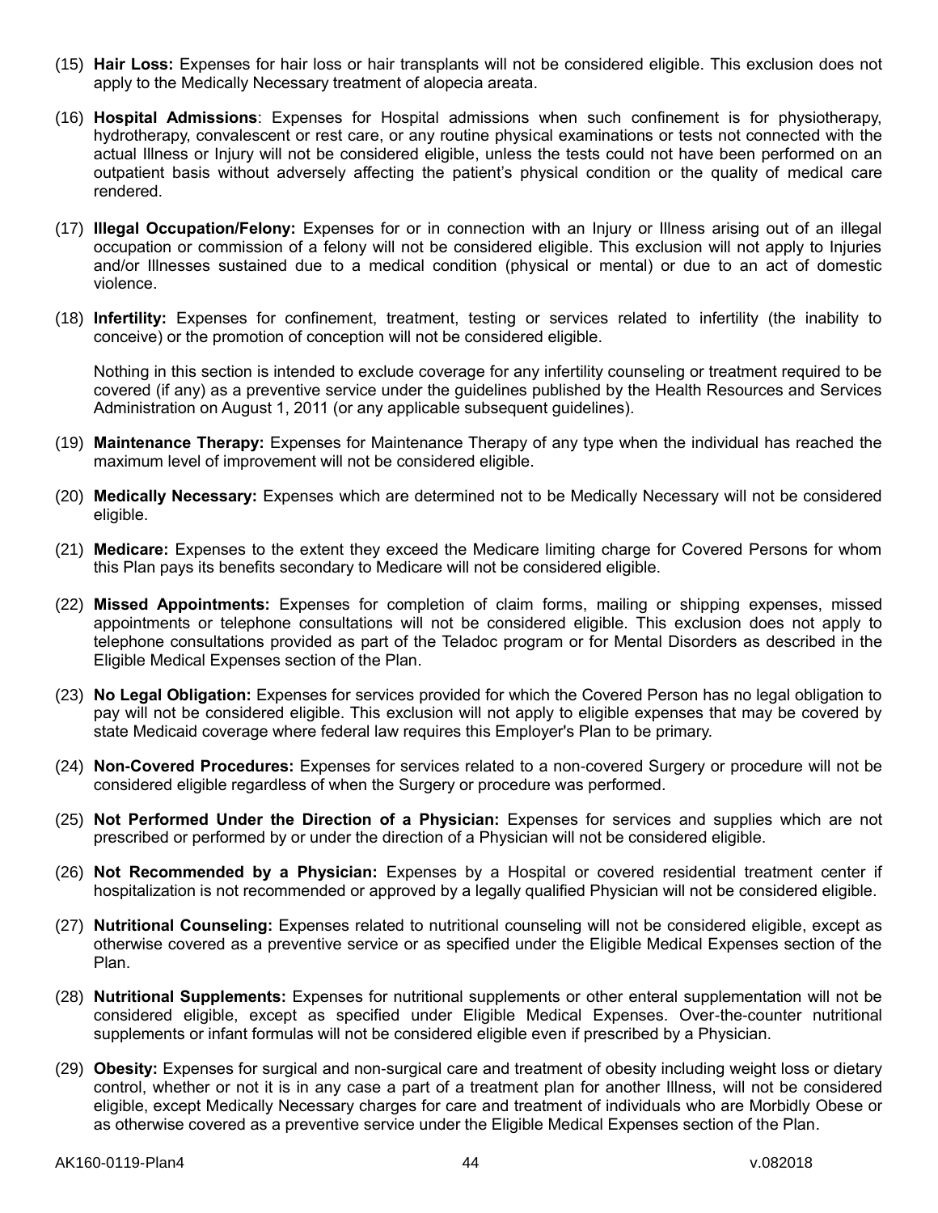(15) **Hair Loss:** Expenses for hair loss or hair transplants will not be considered eligible. This exclusion does not apply to the Medically Necessary treatment of alopecia areata.

(16) **Hospital Admissions**: Expenses for Hospital admissions when such confinement is for physiotherapy, hydrotherapy, convalescent or rest care, or any routine physical examinations or tests not connected with the actual Illness or Injury will not be considered eligible, unless the tests could not have been performed on an outpatient basis without adversely affecting the patient's physical condition or the quality of medical care rendered.

(17) **Illegal Occupation/Felony:** Expenses for or in connection with an Injury or Illness arising out of an illegal occupation or commission of a felony will not be considered eligible. This exclusion will not apply to Injuries and/or Illnesses sustained due to a medical condition (physical or mental) or due to an act of domestic violence.

(18) **Infertility:** Expenses for confinement, treatment, testing or services related to infertility (the inability to conceive) or the promotion of conception will not be considered eligible.

Nothing in this section is intended to exclude coverage for any infertility counseling or treatment required to be covered (if any) as a preventive service under the guidelines published by the Health Resources and Services Administration on August 1, 2011 (or any applicable subsequent guidelines).

(19) **Maintenance Therapy:** Expenses for Maintenance Therapy of any type when the individual has reached the maximum level of improvement will not be considered eligible.

(20) **Medically Necessary:** Expenses which are determined not to be Medically Necessary will not be considered eligible.

(21) **Medicare:** Expenses to the extent they exceed the Medicare limiting charge for Covered Persons for whom this Plan pays its benefits secondary to Medicare will not be considered eligible.

(22) **Missed Appointments:** Expenses for completion of claim forms, mailing or shipping expenses, missed appointments or telephone consultations will not be considered eligible. This exclusion does not apply to telephone consultations provided as part of the Teladoc program or for Mental Disorders as described in the Eligible Medical Expenses section of the Plan.

(23) **No Legal Obligation:** Expenses for services provided for which the Covered Person has no legal obligation to pay will not be considered eligible. This exclusion will not apply to eligible expenses that may be covered by state Medicaid coverage where federal law requires this Employer's Plan to be primary.

(24) **Non-Covered Procedures:** Expenses for services related to a non-covered Surgery or procedure will not be considered eligible regardless of when the Surgery or procedure was performed.

(25) **Not Performed Under the Direction of a Physician:** Expenses for services and supplies which are not prescribed or performed by or under the direction of a Physician will not be considered eligible.

(26) **Not Recommended by a Physician:** Expenses by a Hospital or covered residential treatment center if hospitalization is not recommended or approved by a legally qualified Physician will not be considered eligible.

(27) **Nutritional Counseling:** Expenses related to nutritional counseling will not be considered eligible, except as otherwise covered as a preventive service or as specified under the Eligible Medical Expenses section of the Plan.

(28) **Nutritional Supplements:** Expenses for nutritional supplements or other enteral supplementation will not be considered eligible, except as specified under Eligible Medical Expenses. Over-the-counter nutritional supplements or infant formulas will not be considered eligible even if prescribed by a Physician.

(29) **Obesity:** Expenses for surgical and non-surgical care and treatment of obesity including weight loss or dietary control, whether or not it is in any case a part of a treatment plan for another Illness, will not be considered eligible, except Medically Necessary charges for care and treatment of individuals who are Morbidly Obese or as otherwise covered as a preventive service under the Eligible Medical Expenses section of the Plan.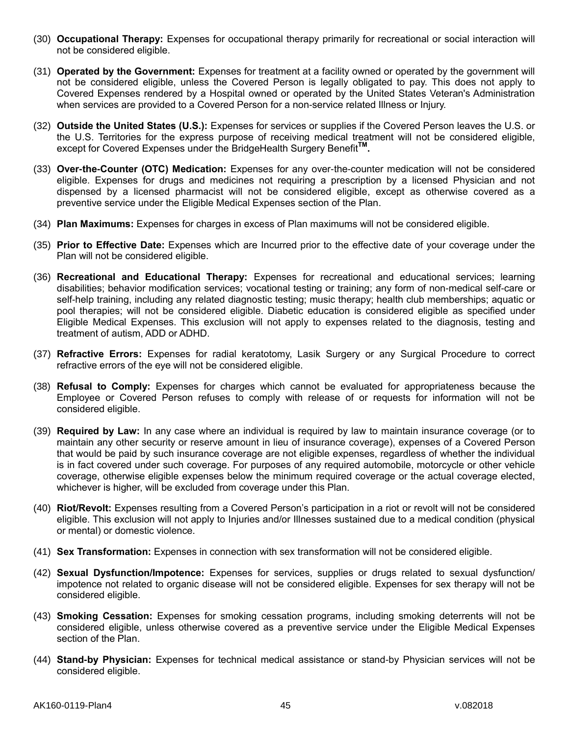(30) **Occupational Therapy:** Expenses for occupational therapy primarily for recreational or social interaction will not be considered eligible.

(31) **Operated by the Government:** Expenses for treatment at a facility owned or operated by the government will not be considered eligible, unless the Covered Person is legally obligated to pay. This does not apply to Covered Expenses rendered by a Hospital owned or operated by the United States Veteran's Administration when services are provided to a Covered Person for a non-service related Illness or Injury.

(32) **Outside the United States (U.S.):** Expenses for services or supplies if the Covered Person leaves the U.S. or the U.S. Territories for the express purpose of receiving medical treatment will not be considered eligible, except for Covered Expenses under the BridgeHealth Surgery Benefit™.

(33) **Over-the-Counter (OTC) Medication:** Expenses for any over-the-counter medication will not be considered eligible. Expenses for drugs and medicines not requiring a prescription by a licensed Physician and not dispensed by a licensed pharmacist will not be considered eligible, except as otherwise covered as a preventive service under the Eligible Medical Expenses section of the Plan.

(34) **Plan Maximums:** Expenses for charges in excess of Plan maximums will not be considered eligible.

(35) **Prior to Effective Date:** Expenses which are Incurred prior to the effective date of your coverage under the Plan will not be considered eligible.

(36) **Recreational and Educational Therapy:** Expenses for recreational and educational services; learning disabilities; behavior modification services; vocational testing or training; any form of non-medical self-care or self-help training, including any related diagnostic testing; music therapy; health club memberships; aquatic or pool therapies; will not be considered eligible. Diabetic education is considered eligible as specified under Eligible Medical Expenses. This exclusion will not apply to expenses related to the diagnosis, testing and treatment of autism, ADD or ADHD.

(37) **Refractive Errors:** Expenses for radial keratotomy, Lasik Surgery or any Surgical Procedure to correct refractive errors of the eye will not be considered eligible.

(38) **Refusal to Comply:** Expenses for charges which cannot be evaluated for appropriateness because the Employee or Covered Person refuses to comply with release of or requests for information will not be considered eligible.

(39) **Required by Law:** In any case where an individual is required by law to maintain insurance coverage (or to maintain any other security or reserve amount in lieu of insurance coverage), expenses of a Covered Person that would be paid by such insurance coverage are not eligible expenses, regardless of whether the individual is in fact covered under such coverage. For purposes of any required automobile, motorcycle or other vehicle coverage, otherwise eligible expenses below the minimum required coverage or the actual coverage elected, whichever is higher, will be excluded from coverage under this Plan.

(40) **Riot/Revolt:** Expenses resulting from a Covered Person's participation in a riot or revolt will not be considered eligible. This exclusion will not apply to Injuries and/or Illnesses sustained due to a medical condition (physical or mental) or domestic violence.

(41) **Sex Transformation:** Expenses in connection with sex transformation will not be considered eligible.

(42) **Sexual Dysfunction/Impotence:** Expenses for services, supplies or drugs related to sexual dysfunction/ impotence not related to organic disease will not be considered eligible. Expenses for sex therapy will not be considered eligible.

(43) **Smoking Cessation:** Expenses for smoking cessation programs, including smoking deterrents will not be considered eligible, unless otherwise covered as a preventive service under the Eligible Medical Expenses section of the Plan.

(44) **Stand-by Physician:** Expenses for technical medical assistance or stand-by Physician services will not be considered eligible.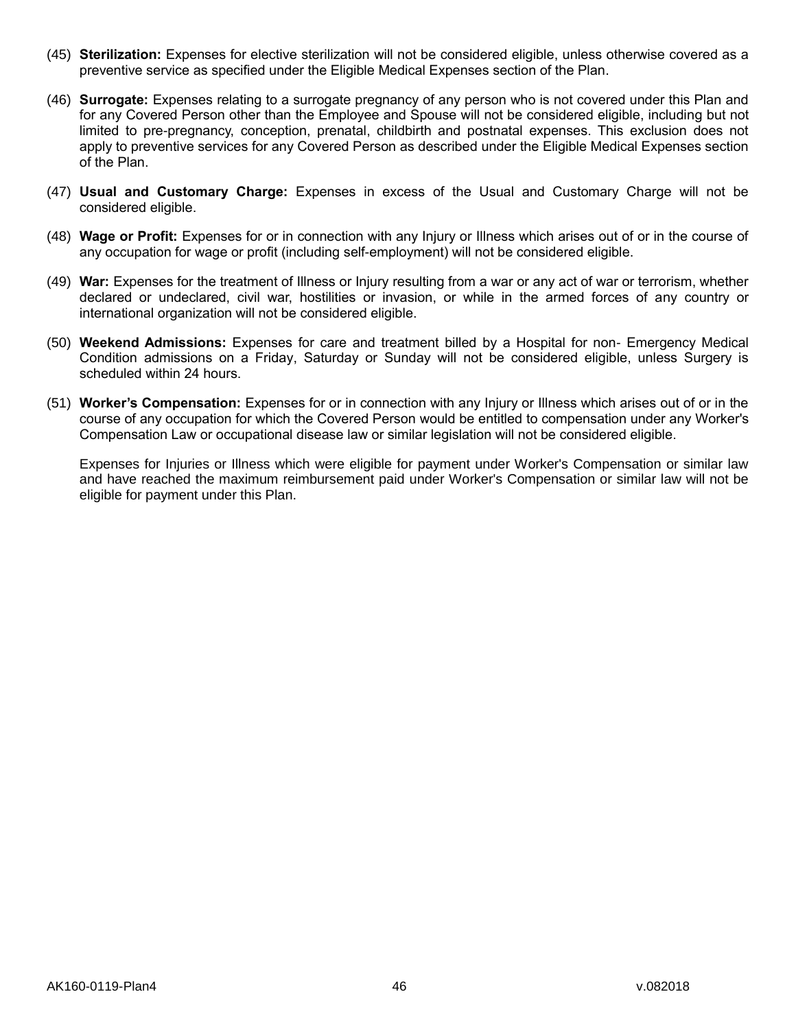(45) **Sterilization:** Expenses for elective sterilization will not be considered eligible, unless otherwise covered as a preventive service as specified under the Eligible Medical Expenses section of the Plan.

(46) **Surrogate:** Expenses relating to a surrogate pregnancy of any person who is not covered under this Plan and for any Covered Person other than the Employee and Spouse will not be considered eligible, including but not limited to pre-pregnancy, conception, prenatal, childbirth and postnatal expenses. This exclusion does not apply to preventive services for any Covered Person as described under the Eligible Medical Expenses section of the Plan.

(47) **Usual and Customary Charge:** Expenses in excess of the Usual and Customary Charge will not be considered eligible.

(48) **Wage or Profit:** Expenses for or in connection with any Injury or Illness which arises out of or in the course of any occupation for wage or profit (including self-employment) will not be considered eligible.

(49) **War:** Expenses for the treatment of Illness or Injury resulting from a war or any act of war or terrorism, whether declared or undeclared, civil war, hostilities or invasion, or while in the armed forces of any country or international organization will not be considered eligible.

(50) **Weekend Admissions:** Expenses for care and treatment billed by a Hospital for non- Emergency Medical Condition admissions on a Friday, Saturday or Sunday will not be considered eligible, unless Surgery is scheduled within 24 hours.

(51) **Worker's Compensation:** Expenses for or in connection with any Injury or Illness which arises out of or in the course of any occupation for which the Covered Person would be entitled to compensation under any Worker's Compensation Law or occupational disease law or similar legislation will not be considered eligible.

Expenses for Injuries or Illness which were eligible for payment under Worker's Compensation or similar law and have reached the maximum reimbursement paid under Worker's Compensation or similar law will not be eligible for payment under this Plan.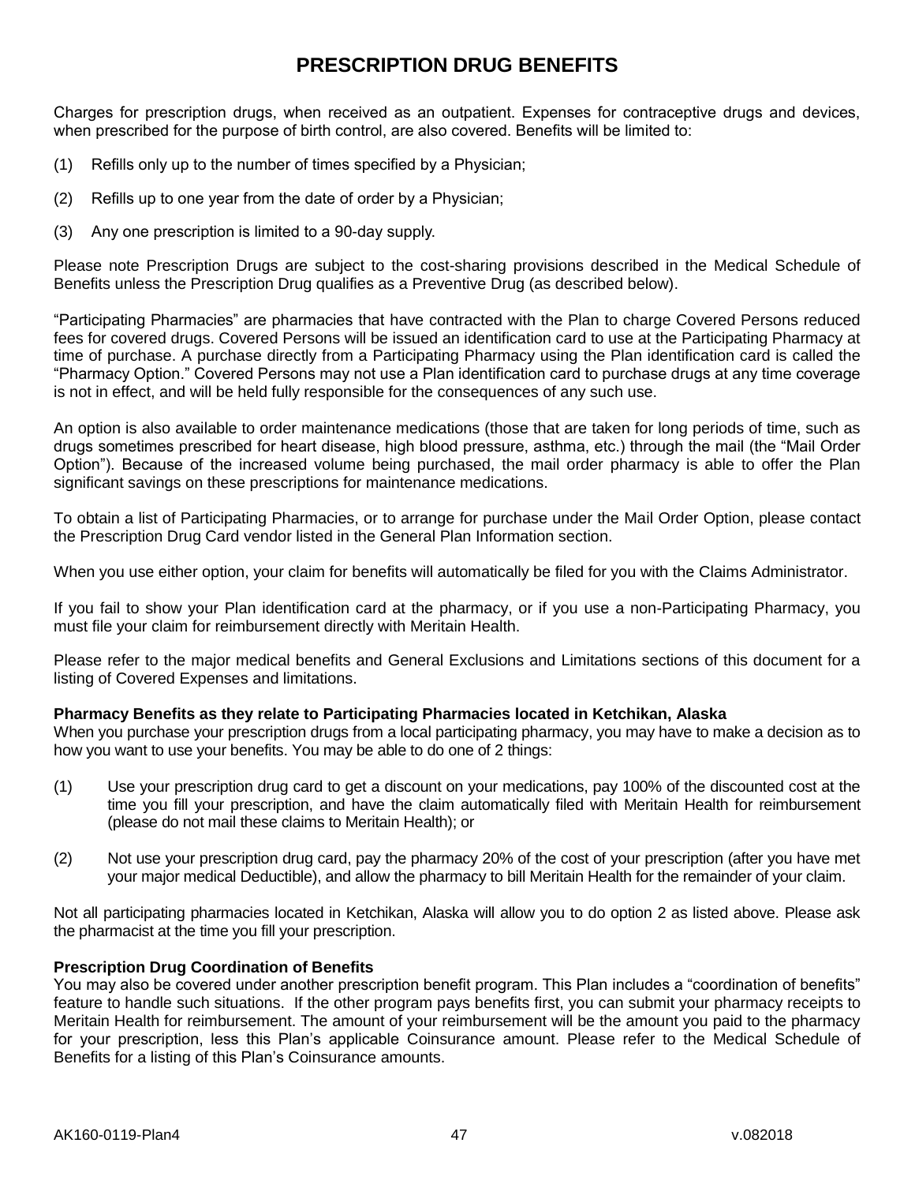# PRESCRIPTION DRUG BENEFITS

Charges for prescription drugs, when received as an outpatient. Expenses for contraceptive drugs and devices, when prescribed for the purpose of birth control, are also covered. Benefits will be limited to:

(1) Refills only up to the number of times specified by a Physician;

(2) Refills up to one year from the date of order by a Physician;

(3) Any one prescription is limited to a 90-day supply.

Please note Prescription Drugs are subject to the cost-sharing provisions described in the Medical Schedule of Benefits unless the Prescription Drug qualifies as a Preventive Drug (as described below).

"Participating Pharmacies" are pharmacies that have contracted with the Plan to charge Covered Persons reduced fees for covered drugs. Covered Persons will be issued an identification card to use at the Participating Pharmacy at time of purchase. A purchase directly from a Participating Pharmacy using the Plan identification card is called the "Pharmacy Option." Covered Persons may not use a Plan identification card to purchase drugs at any time coverage is not in effect, and will be held fully responsible for the consequences of any such use.

An option is also available to order maintenance medications (those that are taken for long periods of time, such as drugs sometimes prescribed for heart disease, high blood pressure, asthma, etc.) through the mail (the "Mail Order Option"). Because of the increased volume being purchased, the mail order pharmacy is able to offer the Plan significant savings on these prescriptions for maintenance medications.

To obtain a list of Participating Pharmacies, or to arrange for purchase under the Mail Order Option, please contact the Prescription Drug Card vendor listed in the General Plan Information section.

When you use either option, your claim for benefits will automatically be filed for you with the Claims Administrator.

If you fail to show your Plan identification card at the pharmacy, or if you use a non-Participating Pharmacy, you must file your claim for reimbursement directly with Meritain Health.

Please refer to the major medical benefits and General Exclusions and Limitations sections of this document for a listing of Covered Expenses and limitations.

**Pharmacy Benefits as they relate to Participating Pharmacies located in Ketchikan, Alaska**
When you purchase your prescription drugs from a local participating pharmacy, you may have to make a decision as to how you want to use your benefits. You may be able to do one of 2 things:

(1) Use your prescription drug card to get a discount on your medications, pay 100% of the discounted cost at the time you fill your prescription, and have the claim automatically filed with Meritain Health for reimbursement (please do not mail these claims to Meritain Health); or

(2) Not use your prescription drug card, pay the pharmacy 20% of the cost of your prescription (after you have met your major medical Deductible), and allow the pharmacy to bill Meritain Health for the remainder of your claim.

Not all participating pharmacies located in Ketchikan, Alaska will allow you to do option 2 as listed above. Please ask the pharmacist at the time you fill your prescription.

**Prescription Drug Coordination of Benefits**
You may also be covered under another prescription benefit program. This Plan includes a "coordination of benefits" feature to handle such situations. If the other program pays benefits first, you can submit your pharmacy receipts to Meritain Health for reimbursement. The amount of your reimbursement will be the amount you paid to the pharmacy for your prescription, less this Plan's applicable Coinsurance amount. Please refer to the Medical Schedule of Benefits for a listing of this Plan's Coinsurance amounts.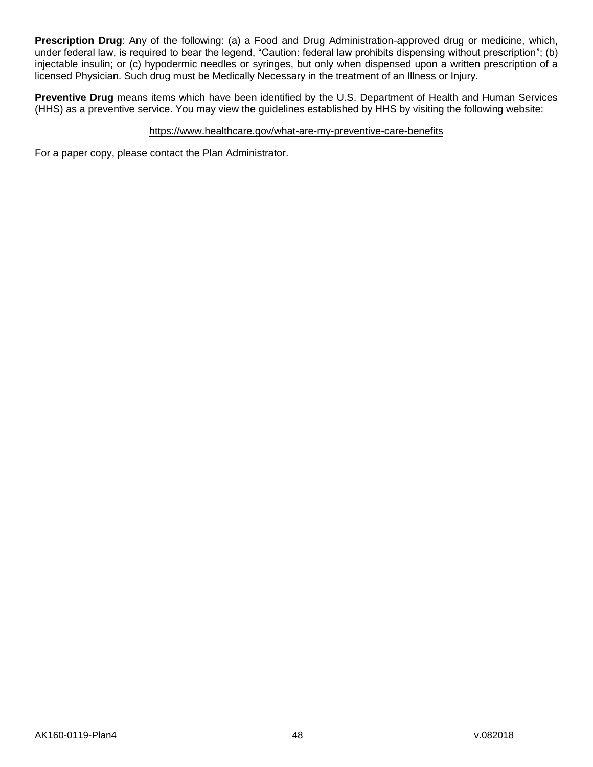**Prescription Drug**: Any of the following: (a) a Food and Drug Administration-approved drug or medicine, which, under federal law, is required to bear the legend, "Caution: federal law prohibits dispensing without prescription"; (b) injectable insulin; or (c) hypodermic needles or syringes, but only when dispensed upon a written prescription of a licensed Physician. Such drug must be Medically Necessary in the treatment of an Illness or Injury.

**Preventive Drug** means items which have been identified by the U.S. Department of Health and Human Services (HHS) as a preventive service. You may view the guidelines established by HHS by visiting the following website:

https://www.healthcare.gov/what-are-my-preventive-care-benefits

For a paper copy, please contact the Plan Administrator.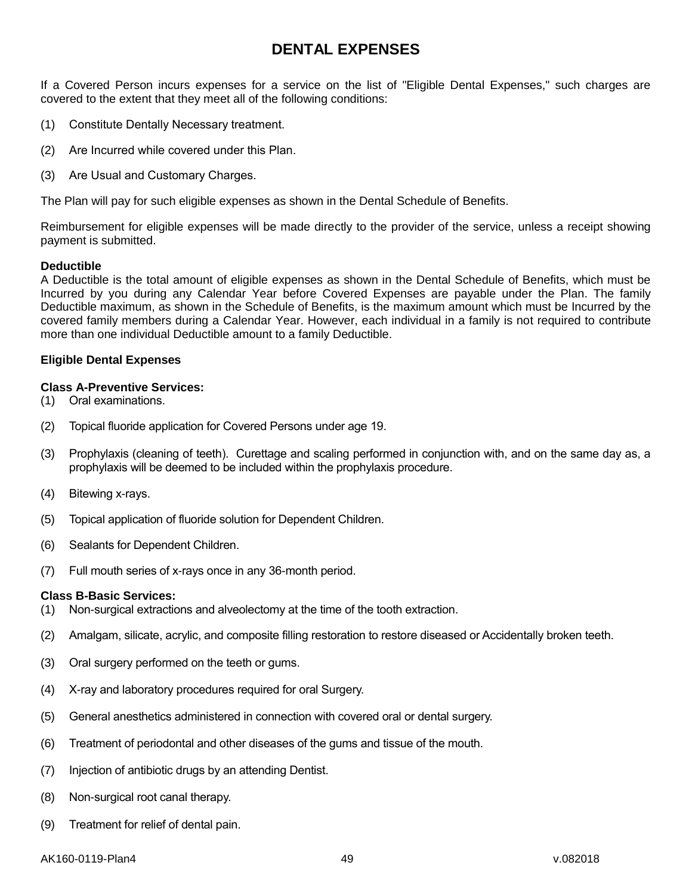# DENTAL EXPENSES

If a Covered Person incurs expenses for a service on the list of "Eligible Dental Expenses," such charges are covered to the extent that they meet all of the following conditions:

(1) Constitute Dentally Necessary treatment.

(2) Are Incurred while covered under this Plan.

(3) Are Usual and Customary Charges.

The Plan will pay for such eligible expenses as shown in the Dental Schedule of Benefits.

Reimbursement for eligible expenses will be made directly to the provider of the service, unless a receipt showing payment is submitted.

**Deductible**
A Deductible is the total amount of eligible expenses as shown in the Dental Schedule of Benefits, which must be Incurred by you during any Calendar Year before Covered Expenses are payable under the Plan. The family Deductible maximum, as shown in the Schedule of Benefits, is the maximum amount which must be Incurred by the covered family members during a Calendar Year. However, each individual in a family is not required to contribute more than one individual Deductible amount to a family Deductible.

**Eligible Dental Expenses**

**Class A-Preventive Services:**

(1) Oral examinations.

(2) Topical fluoride application for Covered Persons under age 19.

(3) Prophylaxis (cleaning of teeth). Curettage and scaling performed in conjunction with, and on the same day as, a prophylaxis will be deemed to be included within the prophylaxis procedure.

(4) Bitewing x-rays.

(5) Topical application of fluoride solution for Dependent Children.

(6) Sealants for Dependent Children.

(7) Full mouth series of x-rays once in any 36-month period.

**Class B-Basic Services:**

(1) Non-surgical extractions and alveolectomy at the time of the tooth extraction.

(2) Amalgam, silicate, acrylic, and composite filling restoration to restore diseased or Accidentally broken teeth.

(3) Oral surgery performed on the teeth or gums.

(4) X-ray and laboratory procedures required for oral Surgery.

(5) General anesthetics administered in connection with covered oral or dental surgery.

(6) Treatment of periodontal and other diseases of the gums and tissue of the mouth.

(7) Injection of antibiotic drugs by an attending Dentist.

(8) Non-surgical root canal therapy.

(9) Treatment for relief of dental pain.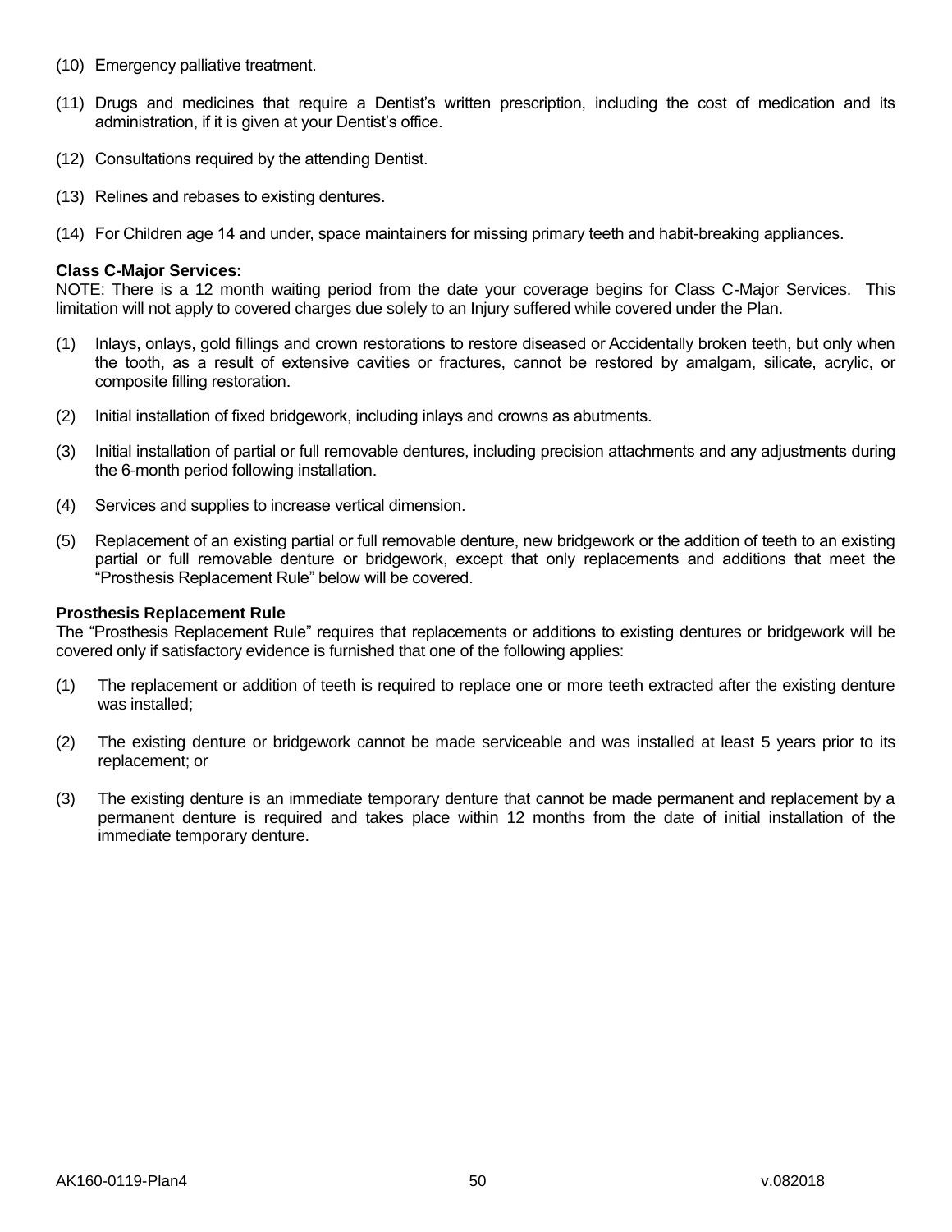(10) Emergency palliative treatment.

(11) Drugs and medicines that require a Dentist's written prescription, including the cost of medication and its administration, if it is given at your Dentist's office.

(12) Consultations required by the attending Dentist.

(13) Relines and rebases to existing dentures.

(14) For Children age 14 and under, space maintainers for missing primary teeth and habit-breaking appliances.

**Class C-Major Services:**
NOTE: There is a 12 month waiting period from the date your coverage begins for Class C-Major Services. This limitation will not apply to covered charges due solely to an Injury suffered while covered under the Plan.

(1) Inlays, onlays, gold fillings and crown restorations to restore diseased or Accidentally broken teeth, but only when the tooth, as a result of extensive cavities or fractures, cannot be restored by amalgam, silicate, acrylic, or composite filling restoration.

(2) Initial installation of fixed bridgework, including inlays and crowns as abutments.

(3) Initial installation of partial or full removable dentures, including precision attachments and any adjustments during the 6-month period following installation.

(4) Services and supplies to increase vertical dimension.

(5) Replacement of an existing partial or full removable denture, new bridgework or the addition of teeth to an existing partial or full removable denture or bridgework, except that only replacements and additions that meet the "Prosthesis Replacement Rule" below will be covered.

**Prosthesis Replacement Rule**
The "Prosthesis Replacement Rule" requires that replacements or additions to existing dentures or bridgework will be covered only if satisfactory evidence is furnished that one of the following applies:

(1) The replacement or addition of teeth is required to replace one or more teeth extracted after the existing denture was installed;

(2) The existing denture or bridgework cannot be made serviceable and was installed at least 5 years prior to its replacement; or

(3) The existing denture is an immediate temporary denture that cannot be made permanent and replacement by a permanent denture is required and takes place within 12 months from the date of initial installation of the immediate temporary denture.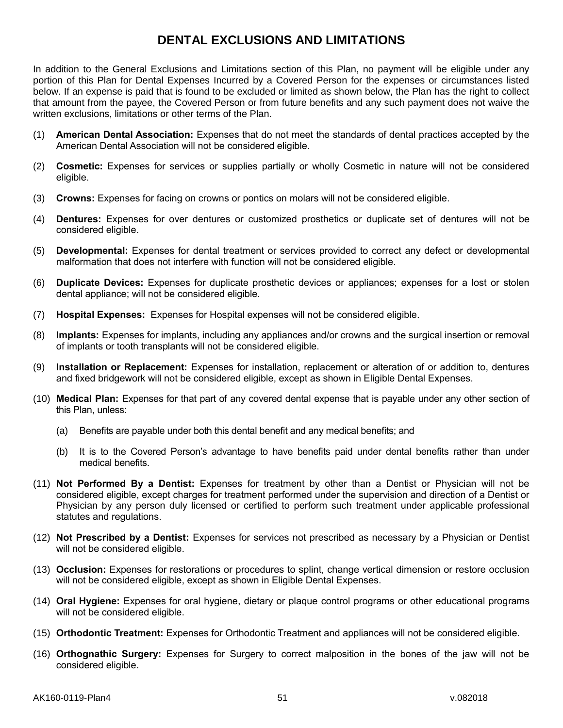# DENTAL EXCLUSIONS AND LIMITATIONS

In addition to the General Exclusions and Limitations section of this Plan, no payment will be eligible under any portion of this Plan for Dental Expenses Incurred by a Covered Person for the expenses or circumstances listed below. If an expense is paid that is found to be excluded or limited as shown below, the Plan has the right to collect that amount from the payee, the Covered Person or from future benefits and any such payment does not waive the written exclusions, limitations or other terms of the Plan.

(1) **American Dental Association:** Expenses that do not meet the standards of dental practices accepted by the American Dental Association will not be considered eligible.

(2) **Cosmetic:** Expenses for services or supplies partially or wholly Cosmetic in nature will not be considered eligible.

(3) **Crowns:** Expenses for facing on crowns or pontics on molars will not be considered eligible.

(4) **Dentures:** Expenses for over dentures or customized prosthetics or duplicate set of dentures will not be considered eligible.

(5) **Developmental:** Expenses for dental treatment or services provided to correct any defect or developmental malformation that does not interfere with function will not be considered eligible.

(6) **Duplicate Devices:** Expenses for duplicate prosthetic devices or appliances; expenses for a lost or stolen dental appliance; will not be considered eligible.

(7) **Hospital Expenses:** Expenses for Hospital expenses will not be considered eligible.

(8) **Implants:** Expenses for implants, including any appliances and/or crowns and the surgical insertion or removal of implants or tooth transplants will not be considered eligible.

(9) **Installation or Replacement:** Expenses for installation, replacement or alteration of or addition to, dentures and fixed bridgework will not be considered eligible, except as shown in Eligible Dental Expenses.

(10) **Medical Plan:** Expenses for that part of any covered dental expense that is payable under any other section of this Plan, unless:

   (a) Benefits are payable under both this dental benefit and any medical benefits; and

   (b) It is to the Covered Person's advantage to have benefits paid under dental benefits rather than under medical benefits.

(11) **Not Performed By a Dentist:** Expenses for treatment by other than a Dentist or Physician will not be considered eligible, except charges for treatment performed under the supervision and direction of a Dentist or Physician by any person duly licensed or certified to perform such treatment under applicable professional statutes and regulations.

(12) **Not Prescribed by a Dentist:** Expenses for services not prescribed as necessary by a Physician or Dentist will not be considered eligible.

(13) **Occlusion:** Expenses for restorations or procedures to splint, change vertical dimension or restore occlusion will not be considered eligible, except as shown in Eligible Dental Expenses.

(14) **Oral Hygiene:** Expenses for oral hygiene, dietary or plaque control programs or other educational programs will not be considered eligible.

(15) **Orthodontic Treatment:** Expenses for Orthodontic Treatment and appliances will not be considered eligible.

(16) **Orthognathic Surgery:** Expenses for Surgery to correct malposition in the bones of the jaw will not be considered eligible.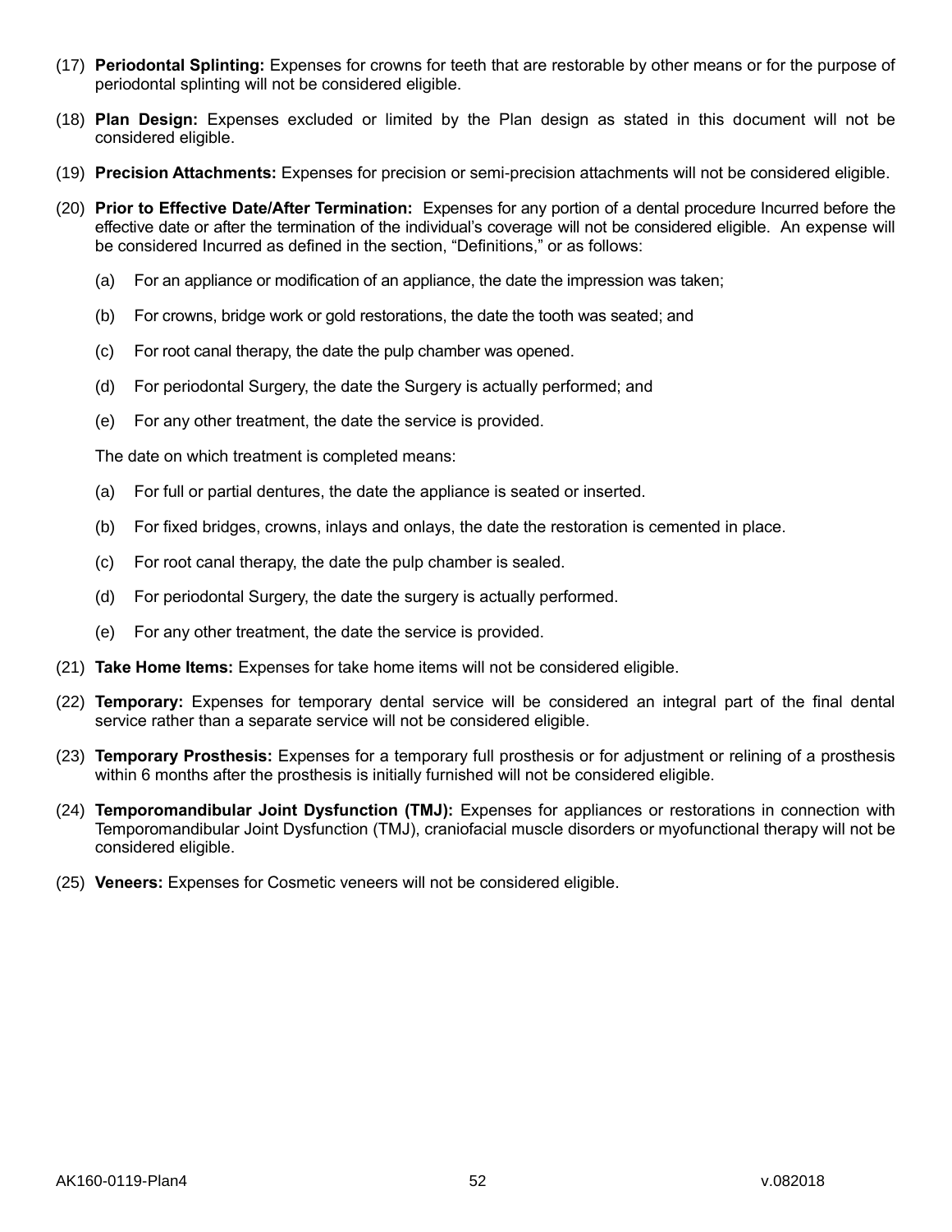(17) **Periodontal Splinting:** Expenses for crowns for teeth that are restorable by other means or for the purpose of periodontal splinting will not be considered eligible.

(18) **Plan Design:** Expenses excluded or limited by the Plan design as stated in this document will not be considered eligible.

(19) **Precision Attachments:** Expenses for precision or semi-precision attachments will not be considered eligible.

(20) **Prior to Effective Date/After Termination:** Expenses for any portion of a dental procedure Incurred before the effective date or after the termination of the individual's coverage will not be considered eligible. An expense will be considered Incurred as defined in the section, "Definitions," or as follows:

  (a) For an appliance or modification of an appliance, the date the impression was taken;

  (b) For crowns, bridge work or gold restorations, the date the tooth was seated; and

  (c) For root canal therapy, the date the pulp chamber was opened.

  (d) For periodontal Surgery, the date the Surgery is actually performed; and

  (e) For any other treatment, the date the service is provided.

  The date on which treatment is completed means:

  (a) For full or partial dentures, the date the appliance is seated or inserted.

  (b) For fixed bridges, crowns, inlays and onlays, the date the restoration is cemented in place.

  (c) For root canal therapy, the date the pulp chamber is sealed.

  (d) For periodontal Surgery, the date the surgery is actually performed.

  (e) For any other treatment, the date the service is provided.

(21) **Take Home Items:** Expenses for take home items will not be considered eligible.

(22) **Temporary:** Expenses for temporary dental service will be considered an integral part of the final dental service rather than a separate service will not be considered eligible.

(23) **Temporary Prosthesis:** Expenses for a temporary full prosthesis or for adjustment or relining of a prosthesis within 6 months after the prosthesis is initially furnished will not be considered eligible.

(24) **Temporomandibular Joint Dysfunction (TMJ):** Expenses for appliances or restorations in connection with Temporomandibular Joint Dysfunction (TMJ), craniofacial muscle disorders or myofunctional therapy will not be considered eligible.

(25) **Veneers:** Expenses for Cosmetic veneers will not be considered eligible.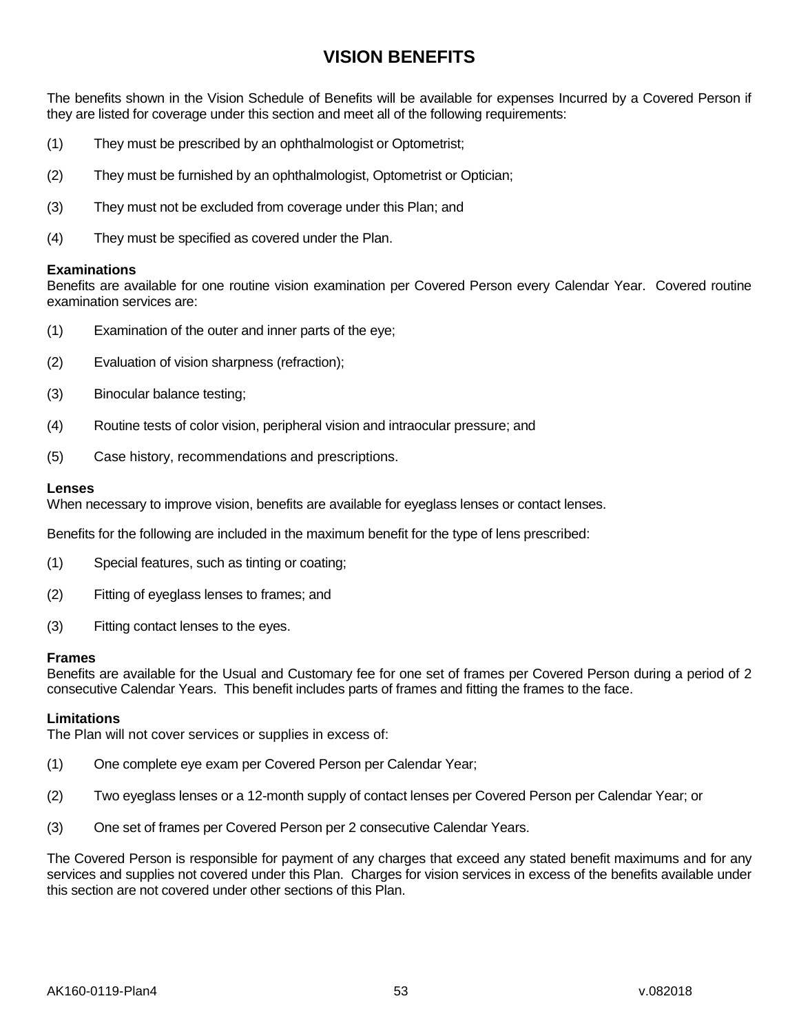# VISION BENEFITS

The benefits shown in the Vision Schedule of Benefits will be available for expenses Incurred by a Covered Person if they are listed for coverage under this section and meet all of the following requirements:

(1) They must be prescribed by an ophthalmologist or Optometrist;

(2) They must be furnished by an ophthalmologist, Optometrist or Optician;

(3) They must not be excluded from coverage under this Plan; and

(4) They must be specified as covered under the Plan.

**Examinations**
Benefits are available for one routine vision examination per Covered Person every Calendar Year. Covered routine examination services are:

(1) Examination of the outer and inner parts of the eye;

(2) Evaluation of vision sharpness (refraction);

(3) Binocular balance testing;

(4) Routine tests of color vision, peripheral vision and intraocular pressure; and

(5) Case history, recommendations and prescriptions.

**Lenses**
When necessary to improve vision, benefits are available for eyeglass lenses or contact lenses.

Benefits for the following are included in the maximum benefit for the type of lens prescribed:

(1) Special features, such as tinting or coating;

(2) Fitting of eyeglass lenses to frames; and

(3) Fitting contact lenses to the eyes.

**Frames**
Benefits are available for the Usual and Customary fee for one set of frames per Covered Person during a period of 2 consecutive Calendar Years. This benefit includes parts of frames and fitting the frames to the face.

**Limitations**
The Plan will not cover services or supplies in excess of:

(1) One complete eye exam per Covered Person per Calendar Year;

(2) Two eyeglass lenses or a 12-month supply of contact lenses per Covered Person per Calendar Year; or

(3) One set of frames per Covered Person per 2 consecutive Calendar Years.

The Covered Person is responsible for payment of any charges that exceed any stated benefit maximums and for any services and supplies not covered under this Plan. Charges for vision services in excess of the benefits available under this section are not covered under other sections of this Plan.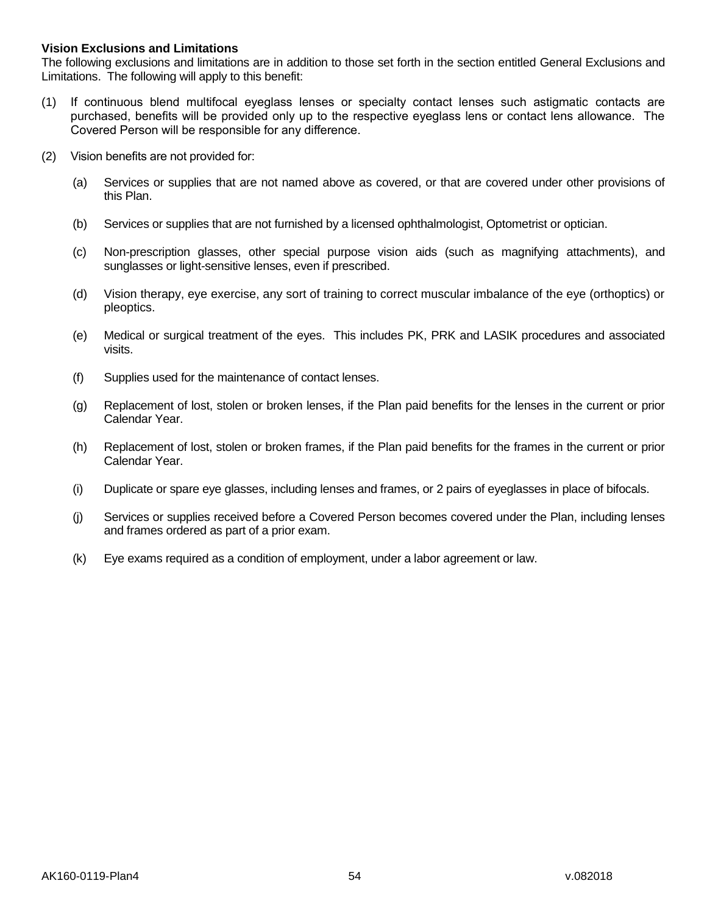**Vision Exclusions and Limitations**

The following exclusions and limitations are in addition to those set forth in the section entitled General Exclusions and Limitations. The following will apply to this benefit:

(1) If continuous blend multifocal eyeglass lenses or specialty contact lenses such astigmatic contacts are purchased, benefits will be provided only up to the respective eyeglass lens or contact lens allowance. The Covered Person will be responsible for any difference.

(2) Vision benefits are not provided for:

  (a) Services or supplies that are not named above as covered, or that are covered under other provisions of this Plan.

  (b) Services or supplies that are not furnished by a licensed ophthalmologist, Optometrist or optician.

  (c) Non-prescription glasses, other special purpose vision aids (such as magnifying attachments), and sunglasses or light-sensitive lenses, even if prescribed.

  (d) Vision therapy, eye exercise, any sort of training to correct muscular imbalance of the eye (orthoptics) or pleoptics.

  (e) Medical or surgical treatment of the eyes. This includes PK, PRK and LASIK procedures and associated visits.

  (f) Supplies used for the maintenance of contact lenses.

  (g) Replacement of lost, stolen or broken lenses, if the Plan paid benefits for the lenses in the current or prior Calendar Year.

  (h) Replacement of lost, stolen or broken frames, if the Plan paid benefits for the frames in the current or prior Calendar Year.

  (i) Duplicate or spare eye glasses, including lenses and frames, or 2 pairs of eyeglasses in place of bifocals.

  (j) Services or supplies received before a Covered Person becomes covered under the Plan, including lenses and frames ordered as part of a prior exam.

  (k) Eye exams required as a condition of employment, under a labor agreement or law.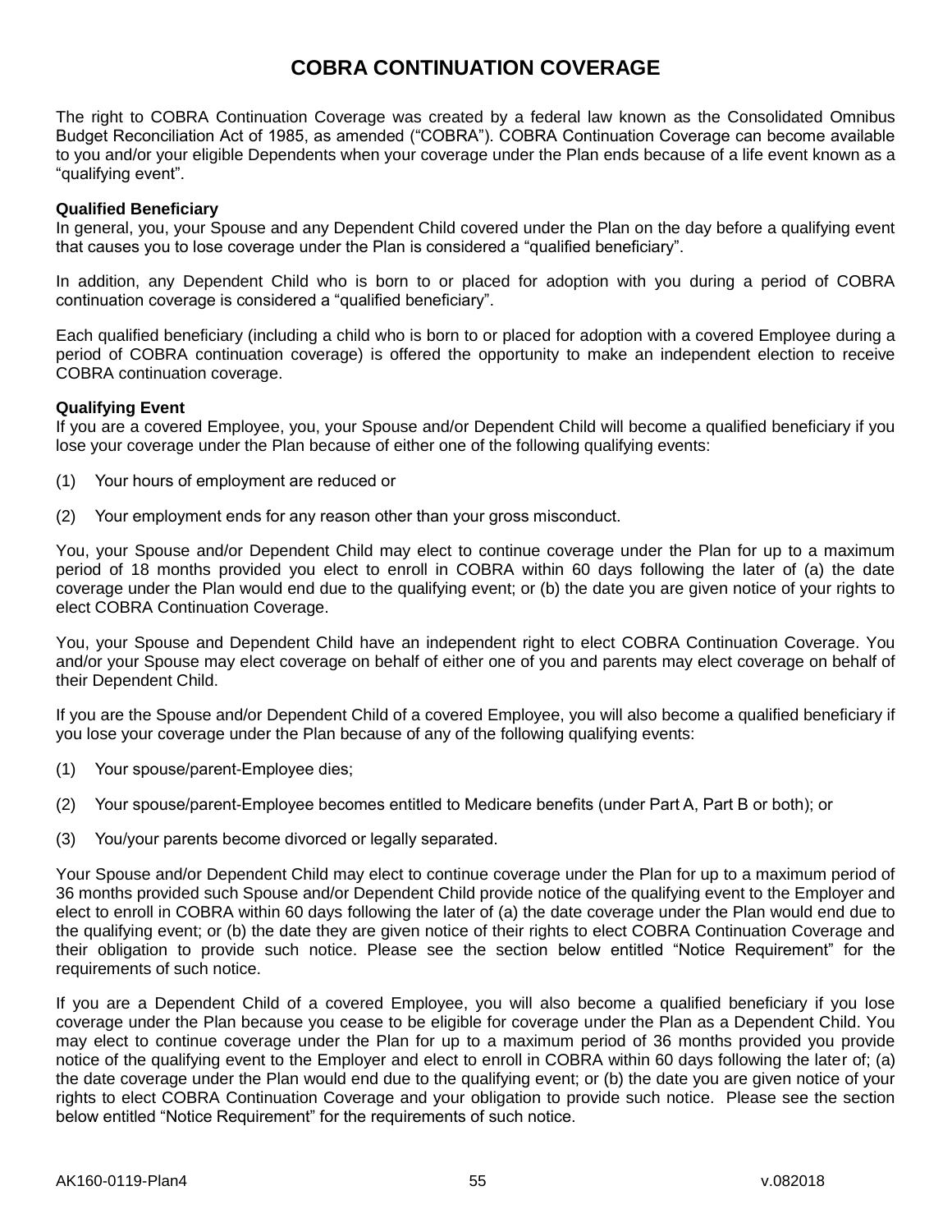# COBRA CONTINUATION COVERAGE

The right to COBRA Continuation Coverage was created by a federal law known as the Consolidated Omnibus Budget Reconciliation Act of 1985, as amended ("COBRA"). COBRA Continuation Coverage can become available to you and/or your eligible Dependents when your coverage under the Plan ends because of a life event known as a "qualifying event".

**Qualified Beneficiary**

In general, you, your Spouse and any Dependent Child covered under the Plan on the day before a qualifying event that causes you to lose coverage under the Plan is considered a "qualified beneficiary".

In addition, any Dependent Child who is born to or placed for adoption with you during a period of COBRA continuation coverage is considered a "qualified beneficiary".

Each qualified beneficiary (including a child who is born to or placed for adoption with a covered Employee during a period of COBRA continuation coverage) is offered the opportunity to make an independent election to receive COBRA continuation coverage.

**Qualifying Event**

If you are a covered Employee, you, your Spouse and/or Dependent Child will become a qualified beneficiary if you lose your coverage under the Plan because of either one of the following qualifying events:

(1) Your hours of employment are reduced or

(2) Your employment ends for any reason other than your gross misconduct.

You, your Spouse and/or Dependent Child may elect to continue coverage under the Plan for up to a maximum period of 18 months provided you elect to enroll in COBRA within 60 days following the later of (a) the date coverage under the Plan would end due to the qualifying event; or (b) the date you are given notice of your rights to elect COBRA Continuation Coverage.

You, your Spouse and Dependent Child have an independent right to elect COBRA Continuation Coverage. You and/or your Spouse may elect coverage on behalf of either one of you and parents may elect coverage on behalf of their Dependent Child.

If you are the Spouse and/or Dependent Child of a covered Employee, you will also become a qualified beneficiary if you lose your coverage under the Plan because of any of the following qualifying events:

(1) Your spouse/parent-Employee dies;

(2) Your spouse/parent-Employee becomes entitled to Medicare benefits (under Part A, Part B or both); or

(3) You/your parents become divorced or legally separated.

Your Spouse and/or Dependent Child may elect to continue coverage under the Plan for up to a maximum period of 36 months provided such Spouse and/or Dependent Child provide notice of the qualifying event to the Employer and elect to enroll in COBRA within 60 days following the later of (a) the date coverage under the Plan would end due to the qualifying event; or (b) the date they are given notice of their rights to elect COBRA Continuation Coverage and their obligation to provide such notice. Please see the section below entitled "Notice Requirement" for the requirements of such notice.

If you are a Dependent Child of a covered Employee, you will also become a qualified beneficiary if you lose coverage under the Plan because you cease to be eligible for coverage under the Plan as a Dependent Child. You may elect to continue coverage under the Plan for up to a maximum period of 36 months provided you provide notice of the qualifying event to the Employer and elect to enroll in COBRA within 60 days following the later of; (a) the date coverage under the Plan would end due to the qualifying event; or (b) the date you are given notice of your rights to elect COBRA Continuation Coverage and your obligation to provide such notice. Please see the section below entitled "Notice Requirement" for the requirements of such notice.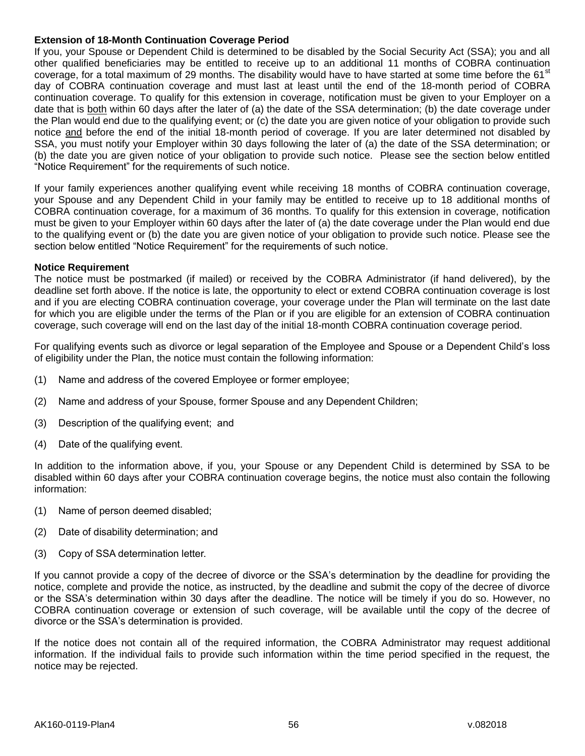**Extension of 18-Month Continuation Coverage Period**

If you, your Spouse or Dependent Child is determined to be disabled by the Social Security Act (SSA); you and all other qualified beneficiaries may be entitled to receive up to an additional 11 months of COBRA continuation coverage, for a total maximum of 29 months. The disability would have to have started at some time before the 61st day of COBRA continuation coverage and must last at least until the end of the 18-month period of COBRA continuation coverage. To qualify for this extension in coverage, notification must be given to your Employer on a date that is both within 60 days after the later of (a) the date of the SSA determination; (b) the date coverage under the Plan would end due to the qualifying event; or (c) the date you are given notice of your obligation to provide such notice and before the end of the initial 18-month period of coverage. If you are later determined not disabled by SSA, you must notify your Employer within 30 days following the later of (a) the date of the SSA determination; or (b) the date you are given notice of your obligation to provide such notice. Please see the section below entitled "Notice Requirement" for the requirements of such notice.

If your family experiences another qualifying event while receiving 18 months of COBRA continuation coverage, your Spouse and any Dependent Child in your family may be entitled to receive up to 18 additional months of COBRA continuation coverage, for a maximum of 36 months. To qualify for this extension in coverage, notification must be given to your Employer within 60 days after the later of (a) the date coverage under the Plan would end due to the qualifying event or (b) the date you are given notice of your obligation to provide such notice. Please see the section below entitled "Notice Requirement" for the requirements of such notice.

**Notice Requirement**

The notice must be postmarked (if mailed) or received by the COBRA Administrator (if hand delivered), by the deadline set forth above. If the notice is late, the opportunity to elect or extend COBRA continuation coverage is lost and if you are electing COBRA continuation coverage, your coverage under the Plan will terminate on the last date for which you are eligible under the terms of the Plan or if you are eligible for an extension of COBRA continuation coverage, such coverage will end on the last day of the initial 18-month COBRA continuation coverage period.

For qualifying events such as divorce or legal separation of the Employee and Spouse or a Dependent Child's loss of eligibility under the Plan, the notice must contain the following information:

(1) Name and address of the covered Employee or former employee;

(2) Name and address of your Spouse, former Spouse and any Dependent Children;

(3) Description of the qualifying event; and

(4) Date of the qualifying event.

In addition to the information above, if you, your Spouse or any Dependent Child is determined by SSA to be disabled within 60 days after your COBRA continuation coverage begins, the notice must also contain the following information:

(1) Name of person deemed disabled;

(2) Date of disability determination; and

(3) Copy of SSA determination letter.

If you cannot provide a copy of the decree of divorce or the SSA's determination by the deadline for providing the notice, complete and provide the notice, as instructed, by the deadline and submit the copy of the decree of divorce or the SSA's determination within 30 days after the deadline. The notice will be timely if you do so. However, no COBRA continuation coverage or extension of such coverage, will be available until the copy of the decree of divorce or the SSA's determination is provided.

If the notice does not contain all of the required information, the COBRA Administrator may request additional information. If the individual fails to provide such information within the time period specified in the request, the notice may be rejected.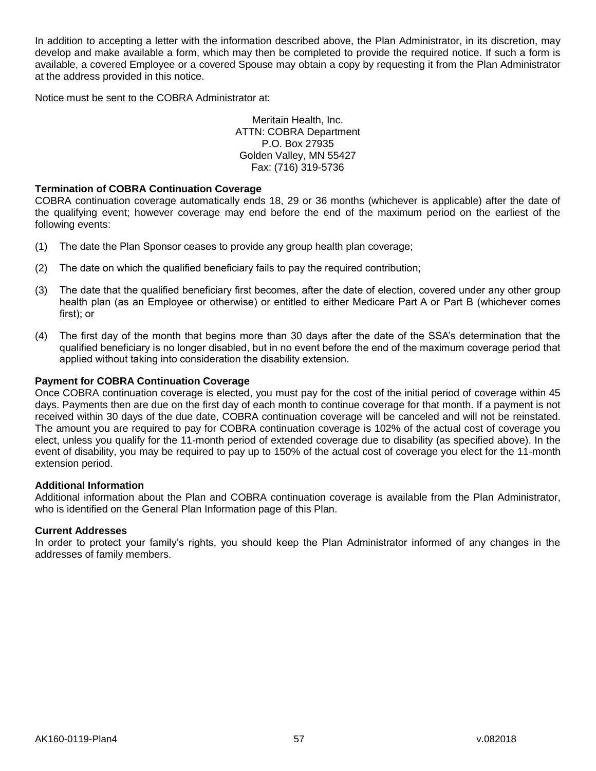In addition to accepting a letter with the information described above, the Plan Administrator, in its discretion, may develop and make available a form, which may then be completed to provide the required notice. If such a form is available, a covered Employee or a covered Spouse may obtain a copy by requesting it from the Plan Administrator at the address provided in this notice.

Notice must be sent to the COBRA Administrator at:

Meritain Health, Inc.  
ATTN: COBRA Department  
P.O. Box 27935  
Golden Valley, MN 55427  
Fax: (716) 319-5736

**Termination of COBRA Continuation Coverage**

COBRA continuation coverage automatically ends 18, 29 or 36 months (whichever is applicable) after the date of the qualifying event; however coverage may end before the end of the maximum period on the earliest of the following events:

(1) The date the Plan Sponsor ceases to provide any group health plan coverage;

(2) The date on which the qualified beneficiary fails to pay the required contribution;

(3) The date that the qualified beneficiary first becomes, after the date of election, covered under any other group health plan (as an Employee or otherwise) or entitled to either Medicare Part A or Part B (whichever comes first); or

(4) The first day of the month that begins more than 30 days after the date of the SSA's determination that the qualified beneficiary is no longer disabled, but in no event before the end of the maximum coverage period that applied without taking into consideration the disability extension.

**Payment for COBRA Continuation Coverage**

Once COBRA continuation coverage is elected, you must pay for the cost of the initial period of coverage within 45 days. Payments then are due on the first day of each month to continue coverage for that month. If a payment is not received within 30 days of the due date, COBRA continuation coverage will be canceled and will not be reinstated. The amount you are required to pay for COBRA continuation coverage is 102% of the actual cost of coverage you elect, unless you qualify for the 11-month period of extended coverage due to disability (as specified above). In the event of disability, you may be required to pay up to 150% of the actual cost of coverage you elect for the 11-month extension period.

**Additional Information**

Additional information about the Plan and COBRA continuation coverage is available from the Plan Administrator, who is identified on the General Plan Information page of this Plan.

**Current Addresses**

In order to protect your family's rights, you should keep the Plan Administrator informed of any changes in the addresses of family members.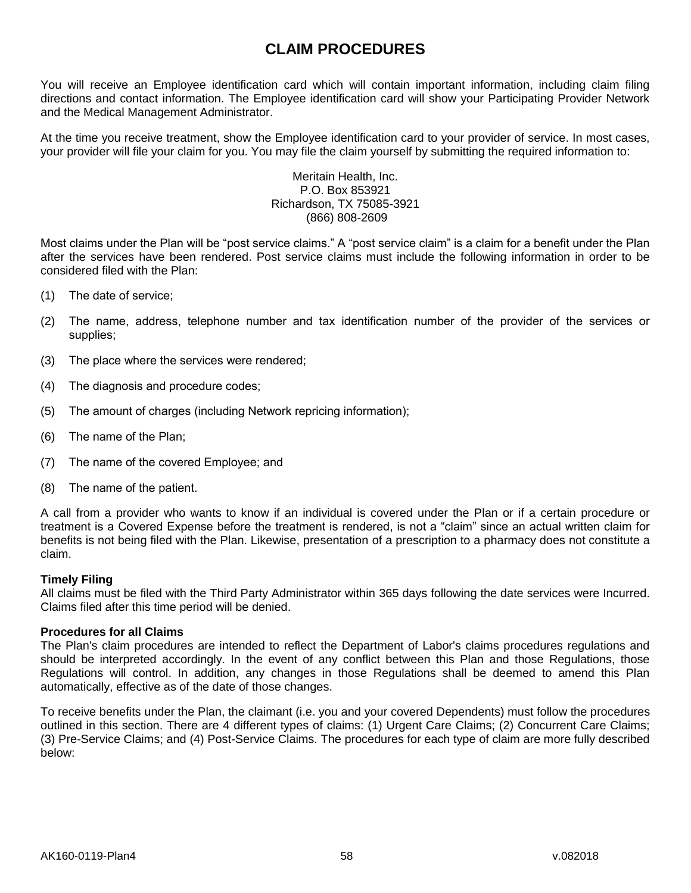# CLAIM PROCEDURES

You will receive an Employee identification card which will contain important information, including claim filing directions and contact information. The Employee identification card will show your Participating Provider Network and the Medical Management Administrator.

At the time you receive treatment, show the Employee identification card to your provider of service. In most cases, your provider will file your claim for you. You may file the claim yourself by submitting the required information to:

Meritain Health, Inc.
P.O. Box 853921
Richardson, TX 75085-3921
(866) 808-2609

Most claims under the Plan will be "post service claims." A "post service claim" is a claim for a benefit under the Plan after the services have been rendered. Post service claims must include the following information in order to be considered filed with the Plan:

(1) The date of service;

(2) The name, address, telephone number and tax identification number of the provider of the services or supplies;

(3) The place where the services were rendered;

(4) The diagnosis and procedure codes;

(5) The amount of charges (including Network repricing information);

(6) The name of the Plan;

(7) The name of the covered Employee; and

(8) The name of the patient.

A call from a provider who wants to know if an individual is covered under the Plan or if a certain procedure or treatment is a Covered Expense before the treatment is rendered, is not a "claim" since an actual written claim for benefits is not being filed with the Plan. Likewise, presentation of a prescription to a pharmacy does not constitute a claim.

**Timely Filing**
All claims must be filed with the Third Party Administrator within 365 days following the date services were Incurred. Claims filed after this time period will be denied.

**Procedures for all Claims**
The Plan's claim procedures are intended to reflect the Department of Labor's claims procedures regulations and should be interpreted accordingly. In the event of any conflict between this Plan and those Regulations, those Regulations will control. In addition, any changes in those Regulations shall be deemed to amend this Plan automatically, effective as of the date of those changes.

To receive benefits under the Plan, the claimant (i.e. you and your covered Dependents) must follow the procedures outlined in this section. There are 4 different types of claims: (1) Urgent Care Claims; (2) Concurrent Care Claims; (3) Pre-Service Claims; and (4) Post-Service Claims. The procedures for each type of claim are more fully described below: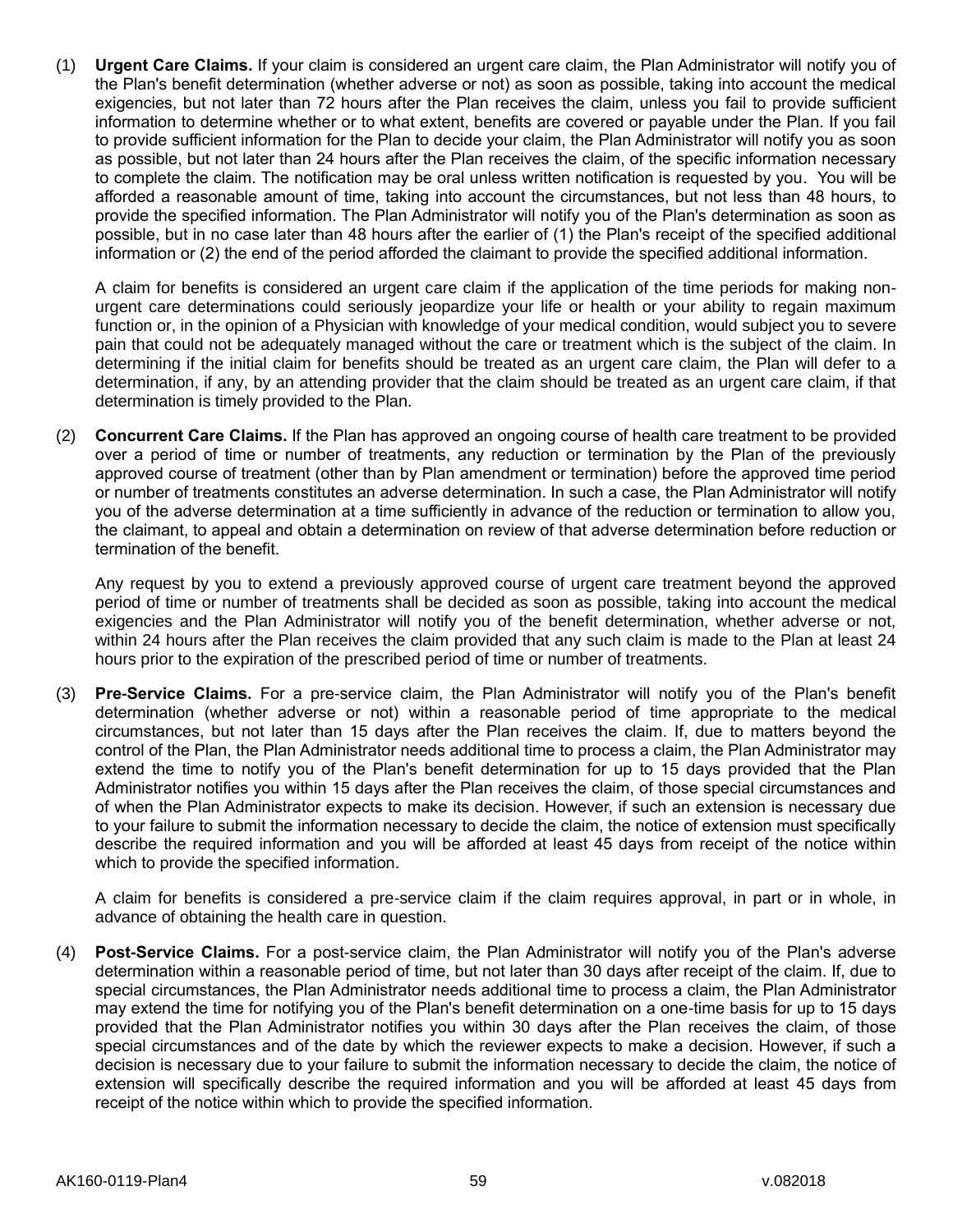(1) **Urgent Care Claims.** If your claim is considered an urgent care claim, the Plan Administrator will notify you of the Plan's benefit determination (whether adverse or not) as soon as possible, taking into account the medical exigencies, but not later than 72 hours after the Plan receives the claim, unless you fail to provide sufficient information to determine whether or to what extent, benefits are covered or payable under the Plan. If you fail to provide sufficient information for the Plan to decide your claim, the Plan Administrator will notify you as soon as possible, but not later than 24 hours after the Plan receives the claim, of the specific information necessary to complete the claim. The notification may be oral unless written notification is requested by you. You will be afforded a reasonable amount of time, taking into account the circumstances, but not less than 48 hours, to provide the specified information. The Plan Administrator will notify you of the Plan's determination as soon as possible, but in no case later than 48 hours after the earlier of (1) the Plan's receipt of the specified additional information or (2) the end of the period afforded the claimant to provide the specified additional information.

   A claim for benefits is considered an urgent care claim if the application of the time periods for making non-urgent care determinations could seriously jeopardize your life or health or your ability to regain maximum function or, in the opinion of a Physician with knowledge of your medical condition, would subject you to severe pain that could not be adequately managed without the care or treatment which is the subject of the claim. In determining if the initial claim for benefits should be treated as an urgent care claim, the Plan will defer to a determination, if any, by an attending provider that the claim should be treated as an urgent care claim, if that determination is timely provided to the Plan.

(2) **Concurrent Care Claims.** If the Plan has approved an ongoing course of health care treatment to be provided over a period of time or number of treatments, any reduction or termination by the Plan of the previously approved course of treatment (other than by Plan amendment or termination) before the approved time period or number of treatments constitutes an adverse determination. In such a case, the Plan Administrator will notify you of the adverse determination at a time sufficiently in advance of the reduction or termination to allow you, the claimant, to appeal and obtain a determination on review of that adverse determination before reduction or termination of the benefit.

   Any request by you to extend a previously approved course of urgent care treatment beyond the approved period of time or number of treatments shall be decided as soon as possible, taking into account the medical exigencies and the Plan Administrator will notify you of the benefit determination, whether adverse or not, within 24 hours after the Plan receives the claim provided that any such claim is made to the Plan at least 24 hours prior to the expiration of the prescribed period of time or number of treatments.

(3) **Pre-Service Claims.** For a pre-service claim, the Plan Administrator will notify you of the Plan's benefit determination (whether adverse or not) within a reasonable period of time appropriate to the medical circumstances, but not later than 15 days after the Plan receives the claim. If, due to matters beyond the control of the Plan, the Plan Administrator needs additional time to process a claim, the Plan Administrator may extend the time to notify you of the Plan's benefit determination for up to 15 days provided that the Plan Administrator notifies you within 15 days after the Plan receives the claim, of those special circumstances and of when the Plan Administrator expects to make its decision. However, if such an extension is necessary due to your failure to submit the information necessary to decide the claim, the notice of extension must specifically describe the required information and you will be afforded at least 45 days from receipt of the notice within which to provide the specified information.

   A claim for benefits is considered a pre-service claim if the claim requires approval, in part or in whole, in advance of obtaining the health care in question.

(4) **Post-Service Claims.** For a post-service claim, the Plan Administrator will notify you of the Plan's adverse determination within a reasonable period of time, but not later than 30 days after receipt of the claim. If, due to special circumstances, the Plan Administrator needs additional time to process a claim, the Plan Administrator may extend the time for notifying you of the Plan's benefit determination on a one-time basis for up to 15 days provided that the Plan Administrator notifies you within 30 days after the Plan receives the claim, of those special circumstances and of the date by which the reviewer expects to make a decision. However, if such a decision is necessary due to your failure to submit the information necessary to decide the claim, the notice of extension will specifically describe the required information and you will be afforded at least 45 days from receipt of the notice within which to provide the specified information.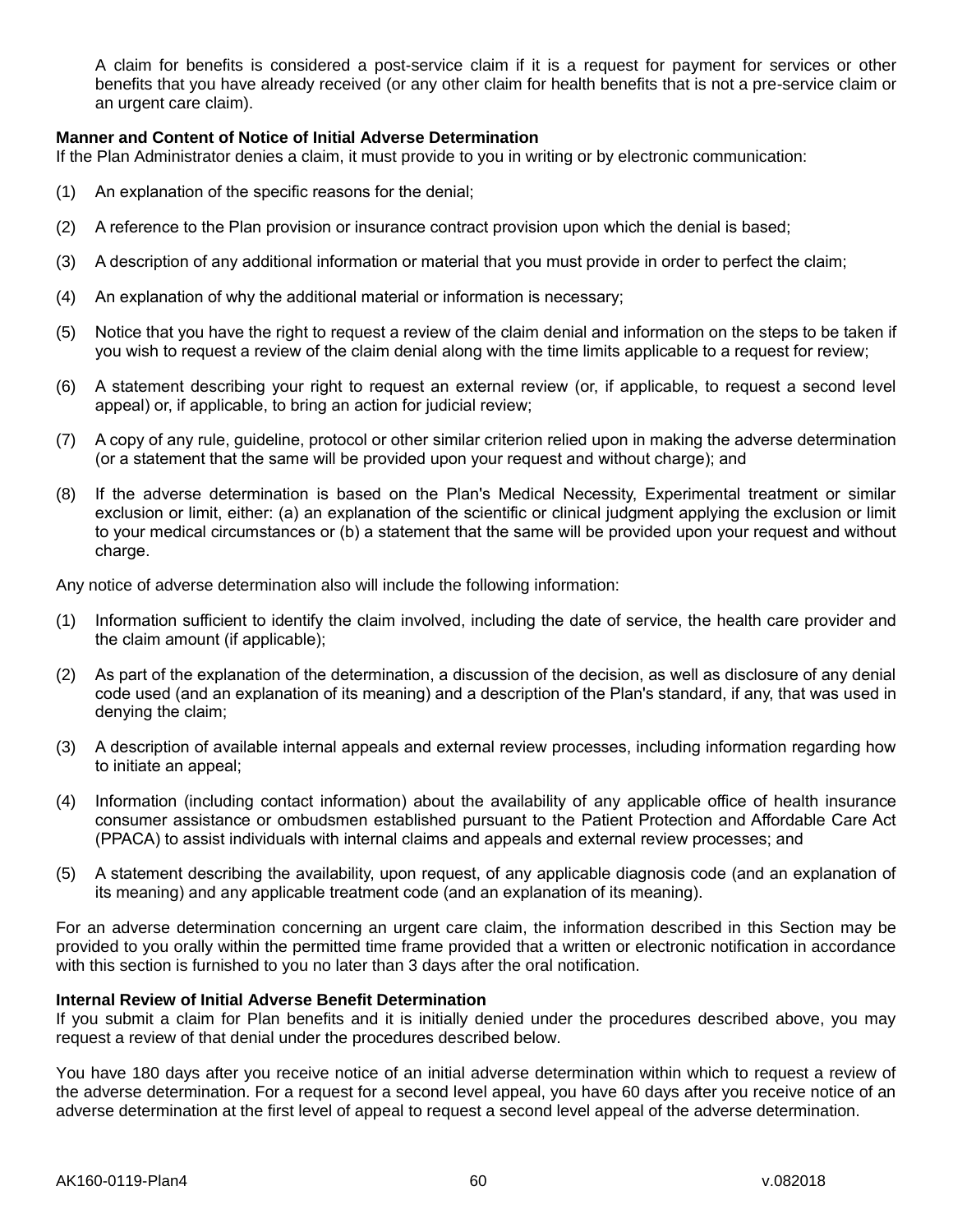A claim for benefits is considered a post-service claim if it is a request for payment for services or other benefits that you have already received (or any other claim for health benefits that is not a pre-service claim or an urgent care claim).

**Manner and Content of Notice of Initial Adverse Determination**

If the Plan Administrator denies a claim, it must provide to you in writing or by electronic communication:

(1) An explanation of the specific reasons for the denial;

(2) A reference to the Plan provision or insurance contract provision upon which the denial is based;

(3) A description of any additional information or material that you must provide in order to perfect the claim;

(4) An explanation of why the additional material or information is necessary;

(5) Notice that you have the right to request a review of the claim denial and information on the steps to be taken if you wish to request a review of the claim denial along with the time limits applicable to a request for review;

(6) A statement describing your right to request an external review (or, if applicable, to request a second level appeal) or, if applicable, to bring an action for judicial review;

(7) A copy of any rule, guideline, protocol or other similar criterion relied upon in making the adverse determination (or a statement that the same will be provided upon your request and without charge); and

(8) If the adverse determination is based on the Plan's Medical Necessity, Experimental treatment or similar exclusion or limit, either: (a) an explanation of the scientific or clinical judgment applying the exclusion or limit to your medical circumstances or (b) a statement that the same will be provided upon your request and without charge.

Any notice of adverse determination also will include the following information:

(1) Information sufficient to identify the claim involved, including the date of service, the health care provider and the claim amount (if applicable);

(2) As part of the explanation of the determination, a discussion of the decision, as well as disclosure of any denial code used (and an explanation of its meaning) and a description of the Plan's standard, if any, that was used in denying the claim;

(3) A description of available internal appeals and external review processes, including information regarding how to initiate an appeal;

(4) Information (including contact information) about the availability of any applicable office of health insurance consumer assistance or ombudsmen established pursuant to the Patient Protection and Affordable Care Act (PPACA) to assist individuals with internal claims and appeals and external review processes; and

(5) A statement describing the availability, upon request, of any applicable diagnosis code (and an explanation of its meaning) and any applicable treatment code (and an explanation of its meaning).

For an adverse determination concerning an urgent care claim, the information described in this Section may be provided to you orally within the permitted time frame provided that a written or electronic notification in accordance with this section is furnished to you no later than 3 days after the oral notification.

**Internal Review of Initial Adverse Benefit Determination**

If you submit a claim for Plan benefits and it is initially denied under the procedures described above, you may request a review of that denial under the procedures described below.

You have 180 days after you receive notice of an initial adverse determination within which to request a review of the adverse determination. For a request for a second level appeal, you have 60 days after you receive notice of an adverse determination at the first level of appeal to request a second level appeal of the adverse determination.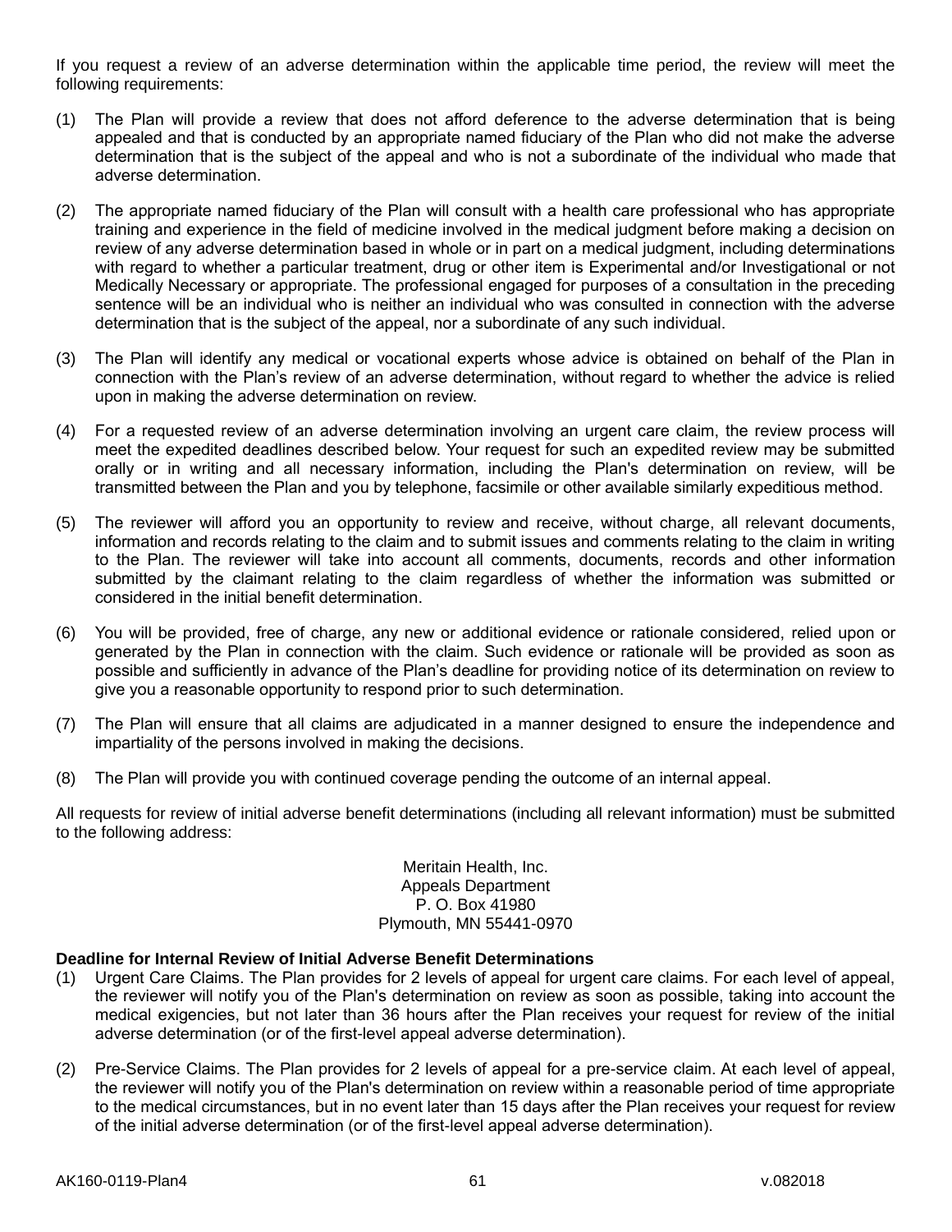If you request a review of an adverse determination within the applicable time period, the review will meet the following requirements:

(1) The Plan will provide a review that does not afford deference to the adverse determination that is being appealed and that is conducted by an appropriate named fiduciary of the Plan who did not make the adverse determination that is the subject of the appeal and who is not a subordinate of the individual who made that adverse determination.

(2) The appropriate named fiduciary of the Plan will consult with a health care professional who has appropriate training and experience in the field of medicine involved in the medical judgment before making a decision on review of any adverse determination based in whole or in part on a medical judgment, including determinations with regard to whether a particular treatment, drug or other item is Experimental and/or Investigational or not Medically Necessary or appropriate. The professional engaged for purposes of a consultation in the preceding sentence will be an individual who is neither an individual who was consulted in connection with the adverse determination that is the subject of the appeal, nor a subordinate of any such individual.

(3) The Plan will identify any medical or vocational experts whose advice is obtained on behalf of the Plan in connection with the Plan's review of an adverse determination, without regard to whether the advice is relied upon in making the adverse determination on review.

(4) For a requested review of an adverse determination involving an urgent care claim, the review process will meet the expedited deadlines described below. Your request for such an expedited review may be submitted orally or in writing and all necessary information, including the Plan's determination on review, will be transmitted between the Plan and you by telephone, facsimile or other available similarly expeditious method.

(5) The reviewer will afford you an opportunity to review and receive, without charge, all relevant documents, information and records relating to the claim and to submit issues and comments relating to the claim in writing to the Plan. The reviewer will take into account all comments, documents, records and other information submitted by the claimant relating to the claim regardless of whether the information was submitted or considered in the initial benefit determination.

(6) You will be provided, free of charge, any new or additional evidence or rationale considered, relied upon or generated by the Plan in connection with the claim. Such evidence or rationale will be provided as soon as possible and sufficiently in advance of the Plan's deadline for providing notice of its determination on review to give you a reasonable opportunity to respond prior to such determination.

(7) The Plan will ensure that all claims are adjudicated in a manner designed to ensure the independence and impartiality of the persons involved in making the decisions.

(8) The Plan will provide you with continued coverage pending the outcome of an internal appeal.

All requests for review of initial adverse benefit determinations (including all relevant information) must be submitted to the following address:

Meritain Health, Inc.
Appeals Department
P. O. Box 41980
Plymouth, MN 55441-0970

**Deadline for Internal Review of Initial Adverse Benefit Determinations**

(1) Urgent Care Claims. The Plan provides for 2 levels of appeal for urgent care claims. For each level of appeal, the reviewer will notify you of the Plan's determination on review as soon as possible, taking into account the medical exigencies, but not later than 36 hours after the Plan receives your request for review of the initial adverse determination (or of the first-level appeal adverse determination).

(2) Pre-Service Claims. The Plan provides for 2 levels of appeal for a pre-service claim. At each level of appeal, the reviewer will notify you of the Plan's determination on review within a reasonable period of time appropriate to the medical circumstances, but in no event later than 15 days after the Plan receives your request for review of the initial adverse determination (or of the first-level appeal adverse determination).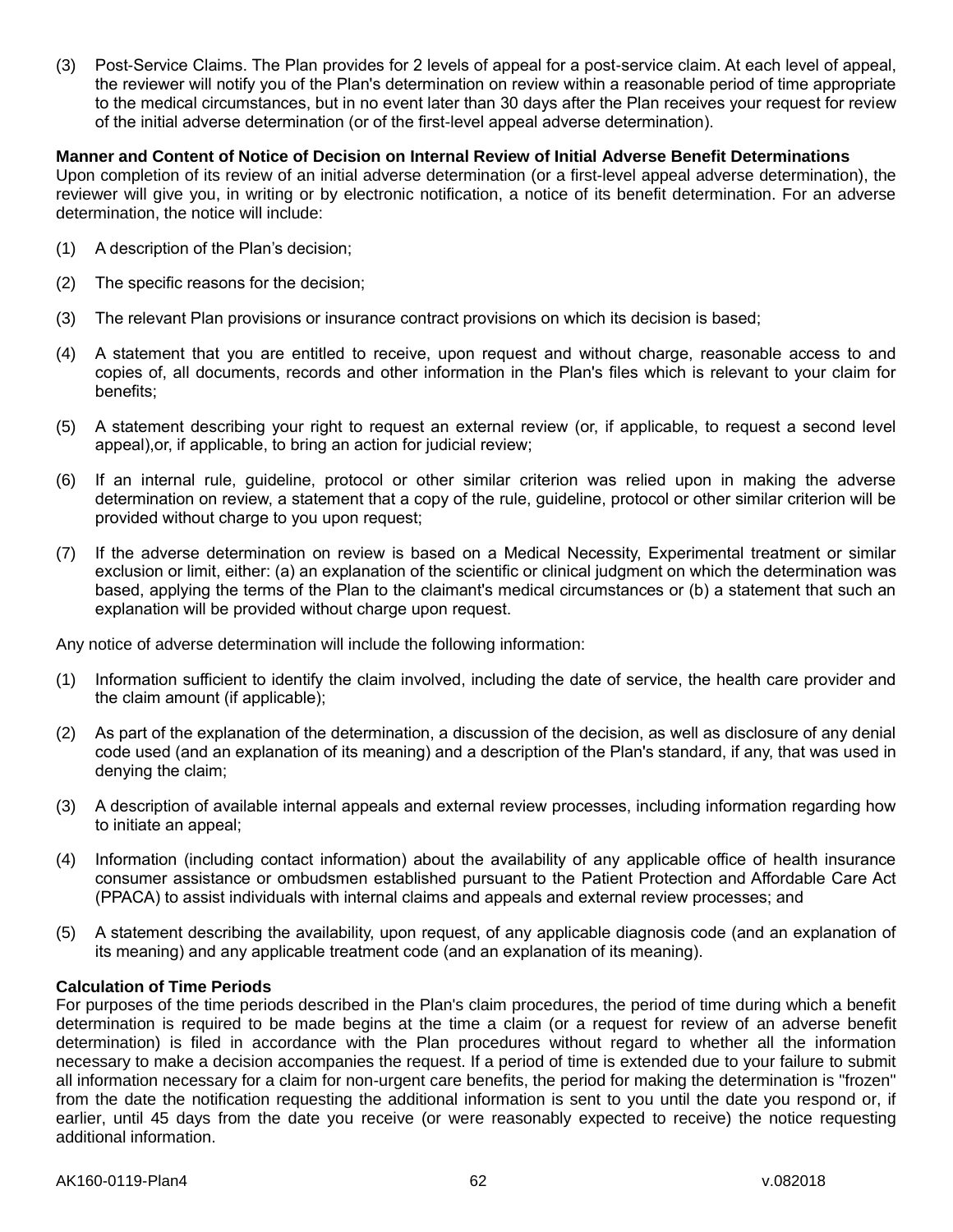(3) Post-Service Claims. The Plan provides for 2 levels of appeal for a post-service claim. At each level of appeal, the reviewer will notify you of the Plan's determination on review within a reasonable period of time appropriate to the medical circumstances, but in no event later than 30 days after the Plan receives your request for review of the initial adverse determination (or of the first-level appeal adverse determination).

**Manner and Content of Notice of Decision on Internal Review of Initial Adverse Benefit Determinations**

Upon completion of its review of an initial adverse determination (or a first-level appeal adverse determination), the reviewer will give you, in writing or by electronic notification, a notice of its benefit determination. For an adverse determination, the notice will include:

(1) A description of the Plan's decision;

(2) The specific reasons for the decision;

(3) The relevant Plan provisions or insurance contract provisions on which its decision is based;

(4) A statement that you are entitled to receive, upon request and without charge, reasonable access to and copies of, all documents, records and other information in the Plan's files which is relevant to your claim for benefits;

(5) A statement describing your right to request an external review (or, if applicable, to request a second level appeal),or, if applicable, to bring an action for judicial review;

(6) If an internal rule, guideline, protocol or other similar criterion was relied upon in making the adverse determination on review, a statement that a copy of the rule, guideline, protocol or other similar criterion will be provided without charge to you upon request;

(7) If the adverse determination on review is based on a Medical Necessity, Experimental treatment or similar exclusion or limit, either: (a) an explanation of the scientific or clinical judgment on which the determination was based, applying the terms of the Plan to the claimant's medical circumstances or (b) a statement that such an explanation will be provided without charge upon request.

Any notice of adverse determination will include the following information:

(1) Information sufficient to identify the claim involved, including the date of service, the health care provider and the claim amount (if applicable);

(2) As part of the explanation of the determination, a discussion of the decision, as well as disclosure of any denial code used (and an explanation of its meaning) and a description of the Plan's standard, if any, that was used in denying the claim;

(3) A description of available internal appeals and external review processes, including information regarding how to initiate an appeal;

(4) Information (including contact information) about the availability of any applicable office of health insurance consumer assistance or ombudsmen established pursuant to the Patient Protection and Affordable Care Act (PPACA) to assist individuals with internal claims and appeals and external review processes; and

(5) A statement describing the availability, upon request, of any applicable diagnosis code (and an explanation of its meaning) and any applicable treatment code (and an explanation of its meaning).

**Calculation of Time Periods**

For purposes of the time periods described in the Plan's claim procedures, the period of time during which a benefit determination is required to be made begins at the time a claim (or a request for review of an adverse benefit determination) is filed in accordance with the Plan procedures without regard to whether all the information necessary to make a decision accompanies the request. If a period of time is extended due to your failure to submit all information necessary for a claim for non-urgent care benefits, the period for making the determination is "frozen" from the date the notification requesting the additional information is sent to you until the date you respond or, if earlier, until 45 days from the date you receive (or were reasonably expected to receive) the notice requesting additional information.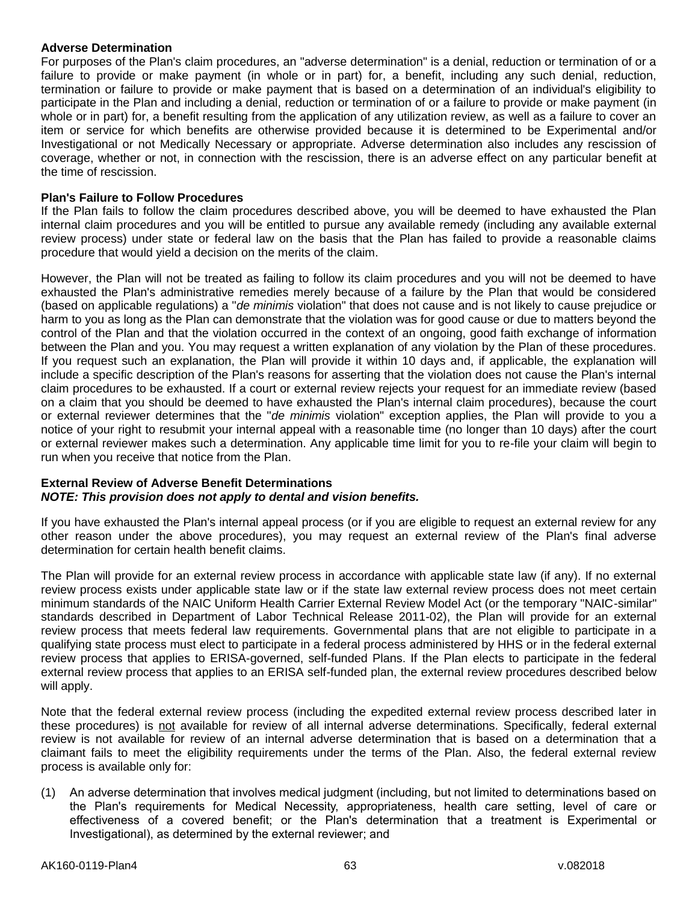**Adverse Determination**

For purposes of the Plan's claim procedures, an "adverse determination" is a denial, reduction or termination of or a failure to provide or make payment (in whole or in part) for, a benefit, including any such denial, reduction, termination or failure to provide or make payment that is based on a determination of an individual's eligibility to participate in the Plan and including a denial, reduction or termination of or a failure to provide or make payment (in whole or in part) for, a benefit resulting from the application of any utilization review, as well as a failure to cover an item or service for which benefits are otherwise provided because it is determined to be Experimental and/or Investigational or not Medically Necessary or appropriate. Adverse determination also includes any rescission of coverage, whether or not, in connection with the rescission, there is an adverse effect on any particular benefit at the time of rescission.

**Plan's Failure to Follow Procedures**

If the Plan fails to follow the claim procedures described above, you will be deemed to have exhausted the Plan internal claim procedures and you will be entitled to pursue any available remedy (including any available external review process) under state or federal law on the basis that the Plan has failed to provide a reasonable claims procedure that would yield a decision on the merits of the claim.

However, the Plan will not be treated as failing to follow its claim procedures and you will not be deemed to have exhausted the Plan's administrative remedies merely because of a failure by the Plan that would be considered (based on applicable regulations) a "*de minimis* violation" that does not cause and is not likely to cause prejudice or harm to you as long as the Plan can demonstrate that the violation was for good cause or due to matters beyond the control of the Plan and that the violation occurred in the context of an ongoing, good faith exchange of information between the Plan and you. You may request a written explanation of any violation by the Plan of these procedures. If you request such an explanation, the Plan will provide it within 10 days and, if applicable, the explanation will include a specific description of the Plan's reasons for asserting that the violation does not cause the Plan's internal claim procedures to be exhausted. If a court or external review rejects your request for an immediate review (based on a claim that you should be deemed to have exhausted the Plan's internal claim procedures), because the court or external reviewer determines that the "*de minimis* violation" exception applies, the Plan will provide to you a notice of your right to resubmit your internal appeal with a reasonable time (no longer than 10 days) after the court or external reviewer makes such a determination. Any applicable time limit for you to re-file your claim will begin to run when you receive that notice from the Plan.

**External Review of Adverse Benefit Determinations**

***NOTE: This provision does not apply to dental and vision benefits.***

If you have exhausted the Plan's internal appeal process (or if you are eligible to request an external review for any other reason under the above procedures), you may request an external review of the Plan's final adverse determination for certain health benefit claims.

The Plan will provide for an external review process in accordance with applicable state law (if any). If no external review process exists under applicable state law or if the state law external review process does not meet certain minimum standards of the NAIC Uniform Health Carrier External Review Model Act (or the temporary "NAIC-similar" standards described in Department of Labor Technical Release 2011-02), the Plan will provide for an external review process that meets federal law requirements. Governmental plans that are not eligible to participate in a qualifying state process must elect to participate in a federal process administered by HHS or in the federal external review process that applies to ERISA-governed, self-funded Plans. If the Plan elects to participate in the federal external review process that applies to an ERISA self-funded plan, the external review procedures described below will apply.

Note that the federal external review process (including the expedited external review process described later in these procedures) is not available for review of all internal adverse determinations. Specifically, federal external review is not available for review of an internal adverse determination that is based on a determination that a claimant fails to meet the eligibility requirements under the terms of the Plan. Also, the federal external review process is available only for:

(1) An adverse determination that involves medical judgment (including, but not limited to determinations based on the Plan's requirements for Medical Necessity, appropriateness, health care setting, level of care or effectiveness of a covered benefit; or the Plan's determination that a treatment is Experimental or Investigational), as determined by the external reviewer; and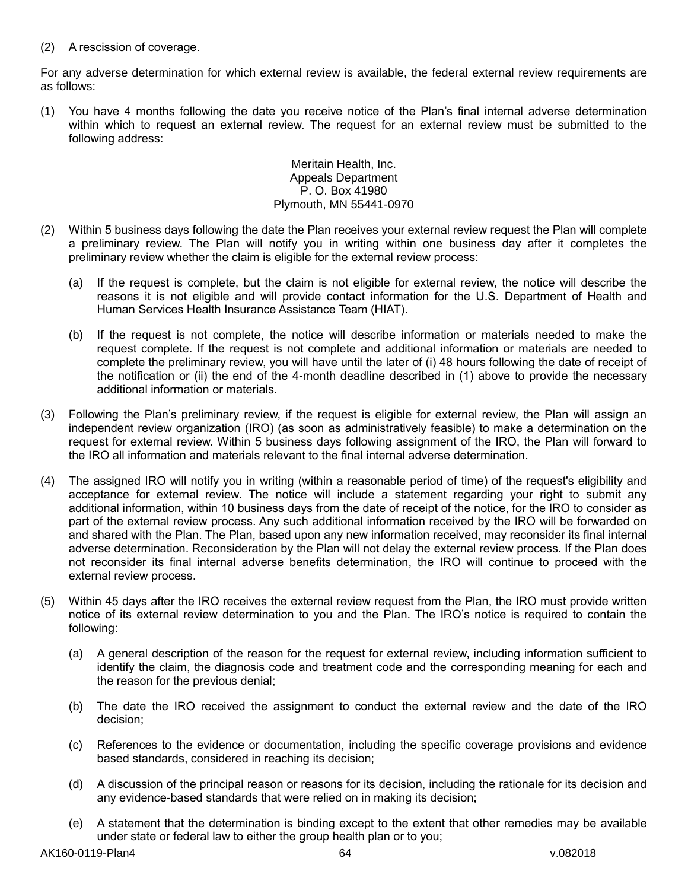(2) A rescission of coverage.

For any adverse determination for which external review is available, the federal external review requirements are as follows:

(1) You have 4 months following the date you receive notice of the Plan's final internal adverse determination within which to request an external review. The request for an external review must be submitted to the following address:

Meritain Health, Inc.
Appeals Department
P. O. Box 41980
Plymouth, MN 55441-0970

(2) Within 5 business days following the date the Plan receives your external review request the Plan will complete a preliminary review. The Plan will notify you in writing within one business day after it completes the preliminary review whether the claim is eligible for the external review process:

   (a) If the request is complete, but the claim is not eligible for external review, the notice will describe the reasons it is not eligible and will provide contact information for the U.S. Department of Health and Human Services Health Insurance Assistance Team (HIAT).

   (b) If the request is not complete, the notice will describe information or materials needed to make the request complete. If the request is not complete and additional information or materials are needed to complete the preliminary review, you will have until the later of (i) 48 hours following the date of receipt of the notification or (ii) the end of the 4-month deadline described in (1) above to provide the necessary additional information or materials.

(3) Following the Plan's preliminary review, if the request is eligible for external review, the Plan will assign an independent review organization (IRO) (as soon as administratively feasible) to make a determination on the request for external review. Within 5 business days following assignment of the IRO, the Plan will forward to the IRO all information and materials relevant to the final internal adverse determination.

(4) The assigned IRO will notify you in writing (within a reasonable period of time) of the request's eligibility and acceptance for external review. The notice will include a statement regarding your right to submit any additional information, within 10 business days from the date of receipt of the notice, for the IRO to consider as part of the external review process. Any such additional information received by the IRO will be forwarded on and shared with the Plan. The Plan, based upon any new information received, may reconsider its final internal adverse determination. Reconsideration by the Plan will not delay the external review process. If the Plan does not reconsider its final internal adverse benefits determination, the IRO will continue to proceed with the external review process.

(5) Within 45 days after the IRO receives the external review request from the Plan, the IRO must provide written notice of its external review determination to you and the Plan. The IRO's notice is required to contain the following:

   (a) A general description of the reason for the request for external review, including information sufficient to identify the claim, the diagnosis code and treatment code and the corresponding meaning for each and the reason for the previous denial;

   (b) The date the IRO received the assignment to conduct the external review and the date of the IRO decision;

   (c) References to the evidence or documentation, including the specific coverage provisions and evidence based standards, considered in reaching its decision;

   (d) A discussion of the principal reason or reasons for its decision, including the rationale for its decision and any evidence-based standards that were relied on in making its decision;

   (e) A statement that the determination is binding except to the extent that other remedies may be available under state or federal law to either the group health plan or to you;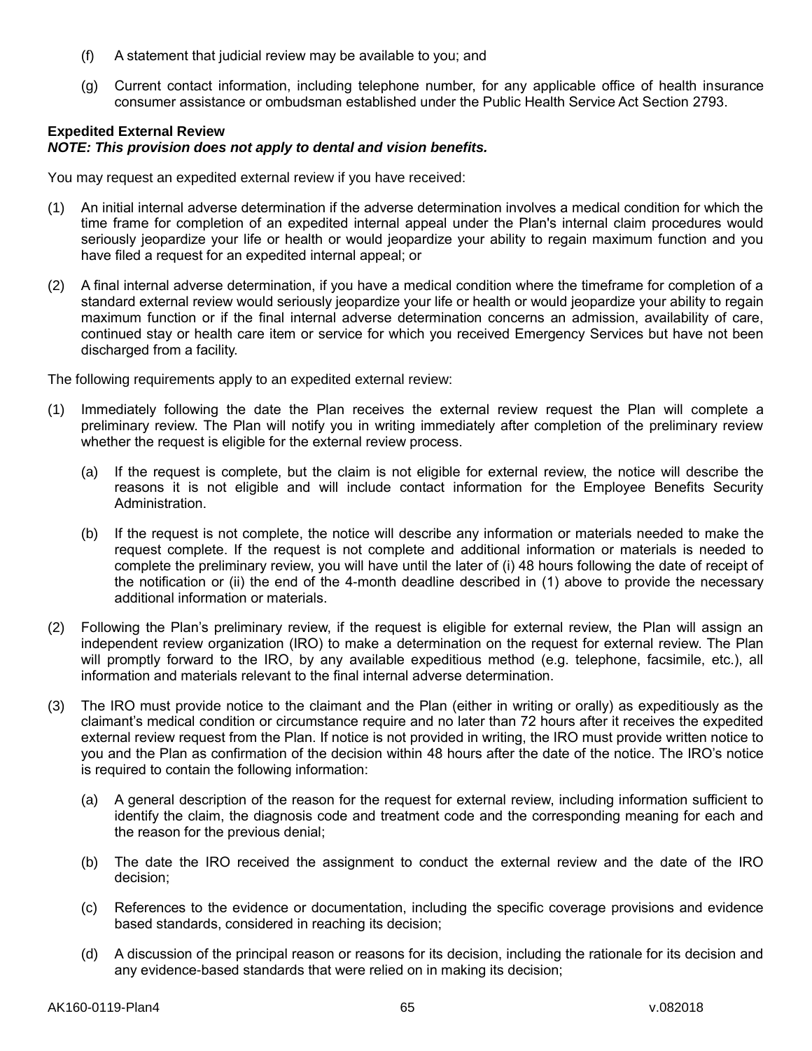(f) A statement that judicial review may be available to you; and

(g) Current contact information, including telephone number, for any applicable office of health insurance consumer assistance or ombudsman established under the Public Health Service Act Section 2793.

**Expedited External Review**
***NOTE: This provision does not apply to dental and vision benefits.***

You may request an expedited external review if you have received:

(1) An initial internal adverse determination if the adverse determination involves a medical condition for which the time frame for completion of an expedited internal appeal under the Plan's internal claim procedures would seriously jeopardize your life or health or would jeopardize your ability to regain maximum function and you have filed a request for an expedited internal appeal; or

(2) A final internal adverse determination, if you have a medical condition where the timeframe for completion of a standard external review would seriously jeopardize your life or health or would jeopardize your ability to regain maximum function or if the final internal adverse determination concerns an admission, availability of care, continued stay or health care item or service for which you received Emergency Services but have not been discharged from a facility.

The following requirements apply to an expedited external review:

(1) Immediately following the date the Plan receives the external review request the Plan will complete a preliminary review. The Plan will notify you in writing immediately after completion of the preliminary review whether the request is eligible for the external review process.

    (a) If the request is complete, but the claim is not eligible for external review, the notice will describe the reasons it is not eligible and will include contact information for the Employee Benefits Security Administration.

    (b) If the request is not complete, the notice will describe any information or materials needed to make the request complete. If the request is not complete and additional information or materials is needed to complete the preliminary review, you will have until the later of (i) 48 hours following the date of receipt of the notification or (ii) the end of the 4-month deadline described in (1) above to provide the necessary additional information or materials.

(2) Following the Plan's preliminary review, if the request is eligible for external review, the Plan will assign an independent review organization (IRO) to make a determination on the request for external review. The Plan will promptly forward to the IRO, by any available expeditious method (e.g. telephone, facsimile, etc.), all information and materials relevant to the final internal adverse determination.

(3) The IRO must provide notice to the claimant and the Plan (either in writing or orally) as expeditiously as the claimant's medical condition or circumstance require and no later than 72 hours after it receives the expedited external review request from the Plan. If notice is not provided in writing, the IRO must provide written notice to you and the Plan as confirmation of the decision within 48 hours after the date of the notice. The IRO's notice is required to contain the following information:

    (a) A general description of the reason for the request for external review, including information sufficient to identify the claim, the diagnosis code and treatment code and the corresponding meaning for each and the reason for the previous denial;

    (b) The date the IRO received the assignment to conduct the external review and the date of the IRO decision;

    (c) References to the evidence or documentation, including the specific coverage provisions and evidence based standards, considered in reaching its decision;

    (d) A discussion of the principal reason or reasons for its decision, including the rationale for its decision and any evidence-based standards that were relied on in making its decision;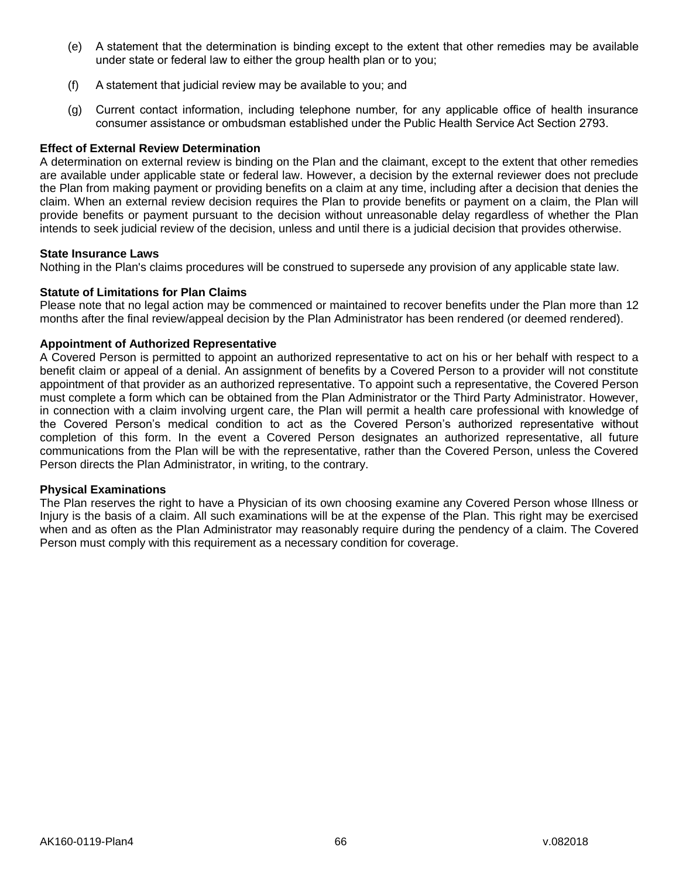(e) A statement that the determination is binding except to the extent that other remedies may be available under state or federal law to either the group health plan or to you;

(f) A statement that judicial review may be available to you; and

(g) Current contact information, including telephone number, for any applicable office of health insurance consumer assistance or ombudsman established under the Public Health Service Act Section 2793.

**Effect of External Review Determination**

A determination on external review is binding on the Plan and the claimant, except to the extent that other remedies are available under applicable state or federal law. However, a decision by the external reviewer does not preclude the Plan from making payment or providing benefits on a claim at any time, including after a decision that denies the claim. When an external review decision requires the Plan to provide benefits or payment on a claim, the Plan will provide benefits or payment pursuant to the decision without unreasonable delay regardless of whether the Plan intends to seek judicial review of the decision, unless and until there is a judicial decision that provides otherwise.

**State Insurance Laws**

Nothing in the Plan's claims procedures will be construed to supersede any provision of any applicable state law.

**Statute of Limitations for Plan Claims**

Please note that no legal action may be commenced or maintained to recover benefits under the Plan more than 12 months after the final review/appeal decision by the Plan Administrator has been rendered (or deemed rendered).

**Appointment of Authorized Representative**

A Covered Person is permitted to appoint an authorized representative to act on his or her behalf with respect to a benefit claim or appeal of a denial. An assignment of benefits by a Covered Person to a provider will not constitute appointment of that provider as an authorized representative. To appoint such a representative, the Covered Person must complete a form which can be obtained from the Plan Administrator or the Third Party Administrator. However, in connection with a claim involving urgent care, the Plan will permit a health care professional with knowledge of the Covered Person's medical condition to act as the Covered Person's authorized representative without completion of this form. In the event a Covered Person designates an authorized representative, all future communications from the Plan will be with the representative, rather than the Covered Person, unless the Covered Person directs the Plan Administrator, in writing, to the contrary.

**Physical Examinations**

The Plan reserves the right to have a Physician of its own choosing examine any Covered Person whose Illness or Injury is the basis of a claim. All such examinations will be at the expense of the Plan. This right may be exercised when and as often as the Plan Administrator may reasonably require during the pendency of a claim. The Covered Person must comply with this requirement as a necessary condition for coverage.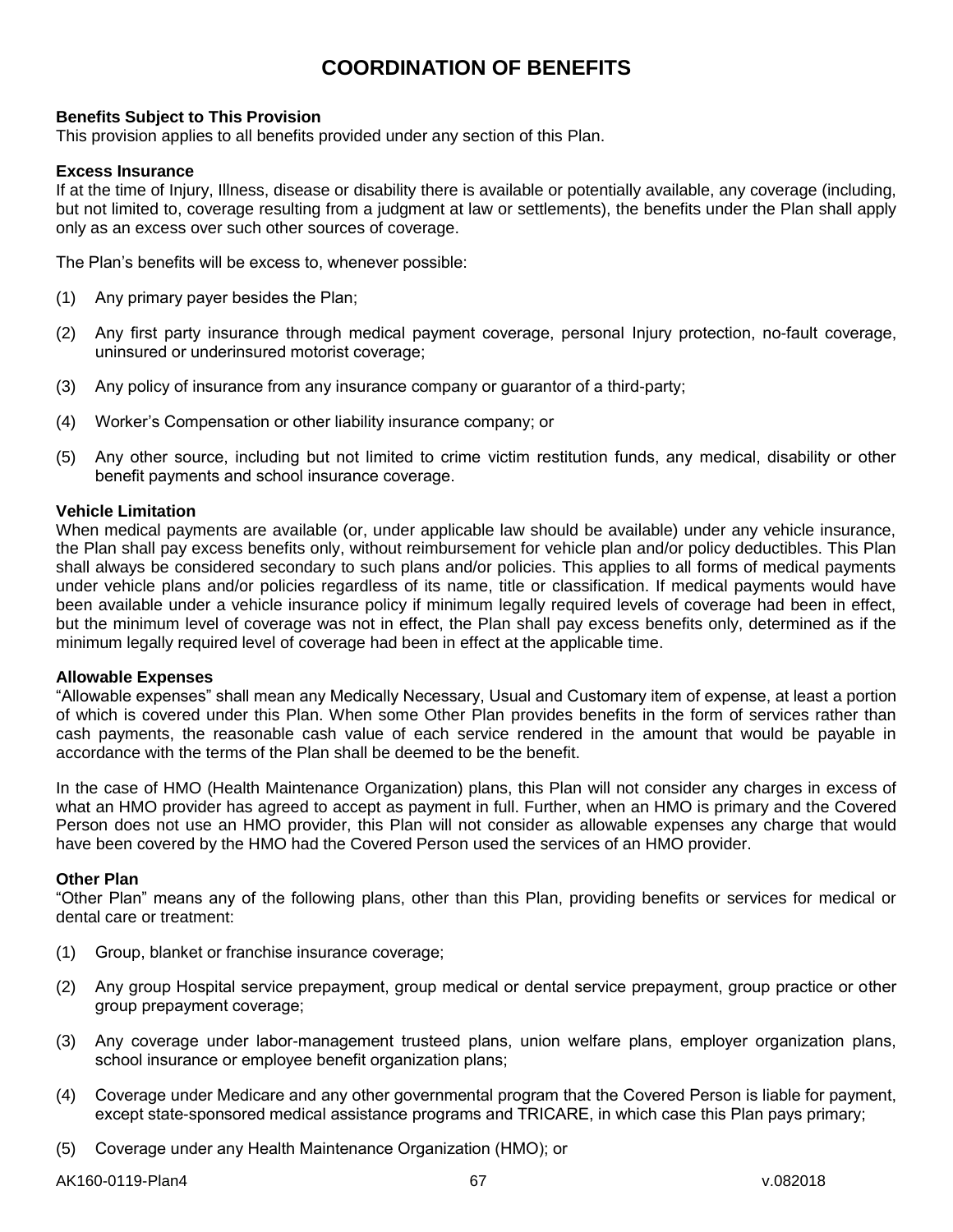# COORDINATION OF BENEFITS

**Benefits Subject to This Provision**
This provision applies to all benefits provided under any section of this Plan.

**Excess Insurance**
If at the time of Injury, Illness, disease or disability there is available or potentially available, any coverage (including, but not limited to, coverage resulting from a judgment at law or settlements), the benefits under the Plan shall apply only as an excess over such other sources of coverage.

The Plan's benefits will be excess to, whenever possible:

(1) Any primary payer besides the Plan;

(2) Any first party insurance through medical payment coverage, personal Injury protection, no-fault coverage, uninsured or underinsured motorist coverage;

(3) Any policy of insurance from any insurance company or guarantor of a third-party;

(4) Worker's Compensation or other liability insurance company; or

(5) Any other source, including but not limited to crime victim restitution funds, any medical, disability or other benefit payments and school insurance coverage.

**Vehicle Limitation**
When medical payments are available (or, under applicable law should be available) under any vehicle insurance, the Plan shall pay excess benefits only, without reimbursement for vehicle plan and/or policy deductibles. This Plan shall always be considered secondary to such plans and/or policies. This applies to all forms of medical payments under vehicle plans and/or policies regardless of its name, title or classification. If medical payments would have been available under a vehicle insurance policy if minimum legally required levels of coverage had been in effect, but the minimum level of coverage was not in effect, the Plan shall pay excess benefits only, determined as if the minimum legally required level of coverage had been in effect at the applicable time.

**Allowable Expenses**
"Allowable expenses" shall mean any Medically Necessary, Usual and Customary item of expense, at least a portion of which is covered under this Plan. When some Other Plan provides benefits in the form of services rather than cash payments, the reasonable cash value of each service rendered in the amount that would be payable in accordance with the terms of the Plan shall be deemed to be the benefit.

In the case of HMO (Health Maintenance Organization) plans, this Plan will not consider any charges in excess of what an HMO provider has agreed to accept as payment in full. Further, when an HMO is primary and the Covered Person does not use an HMO provider, this Plan will not consider as allowable expenses any charge that would have been covered by the HMO had the Covered Person used the services of an HMO provider.

**Other Plan**
"Other Plan" means any of the following plans, other than this Plan, providing benefits or services for medical or dental care or treatment:

(1) Group, blanket or franchise insurance coverage;

(2) Any group Hospital service prepayment, group medical or dental service prepayment, group practice or other group prepayment coverage;

(3) Any coverage under labor-management trusteed plans, union welfare plans, employer organization plans, school insurance or employee benefit organization plans;

(4) Coverage under Medicare and any other governmental program that the Covered Person is liable for payment, except state-sponsored medical assistance programs and TRICARE, in which case this Plan pays primary;

(5) Coverage under any Health Maintenance Organization (HMO); or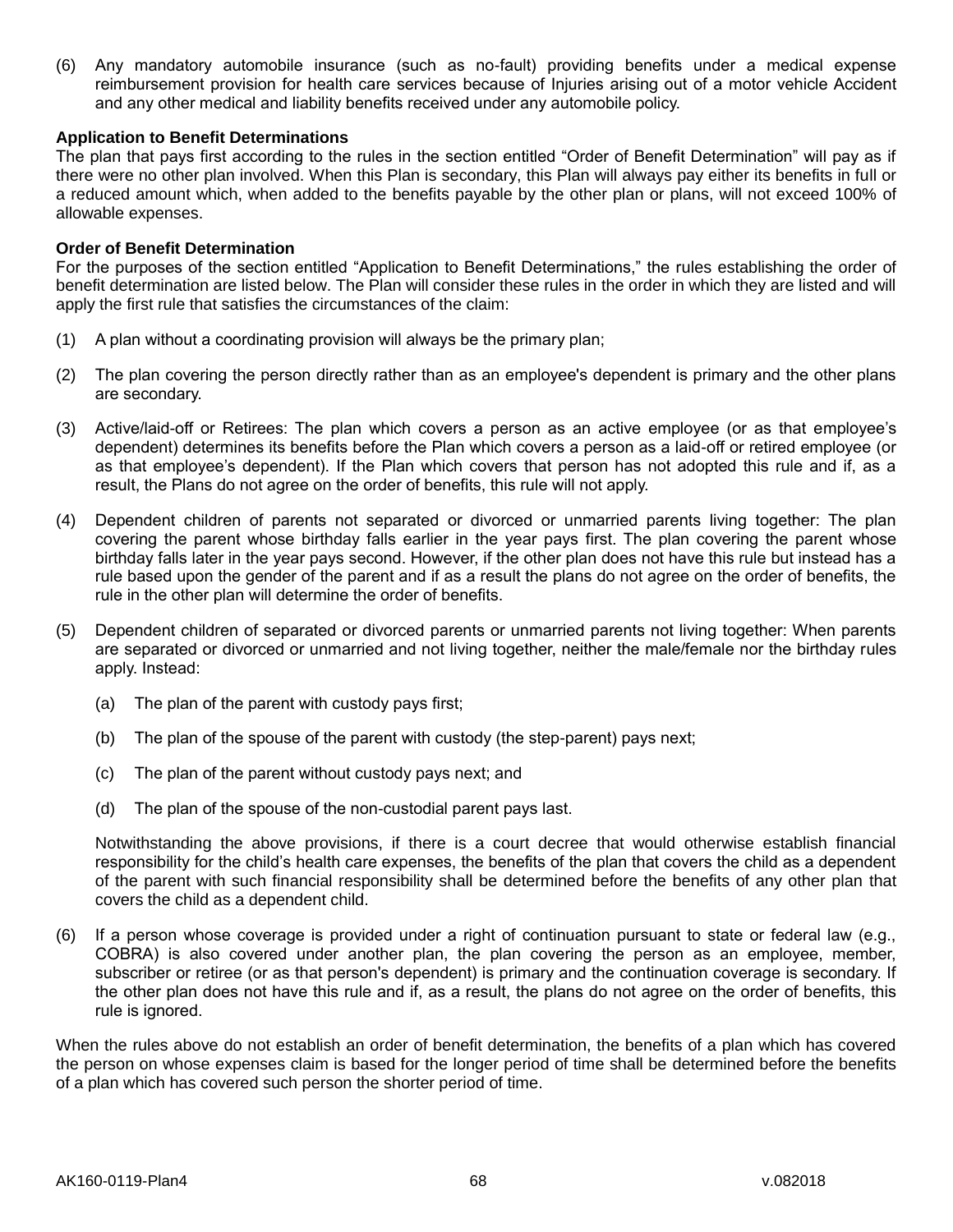(6) Any mandatory automobile insurance (such as no-fault) providing benefits under a medical expense reimbursement provision for health care services because of Injuries arising out of a motor vehicle Accident and any other medical and liability benefits received under any automobile policy.

**Application to Benefit Determinations**

The plan that pays first according to the rules in the section entitled "Order of Benefit Determination" will pay as if there were no other plan involved. When this Plan is secondary, this Plan will always pay either its benefits in full or a reduced amount which, when added to the benefits payable by the other plan or plans, will not exceed 100% of allowable expenses.

**Order of Benefit Determination**

For the purposes of the section entitled "Application to Benefit Determinations," the rules establishing the order of benefit determination are listed below. The Plan will consider these rules in the order in which they are listed and will apply the first rule that satisfies the circumstances of the claim:

(1) A plan without a coordinating provision will always be the primary plan;

(2) The plan covering the person directly rather than as an employee's dependent is primary and the other plans are secondary.

(3) Active/laid-off or Retirees: The plan which covers a person as an active employee (or as that employee's dependent) determines its benefits before the Plan which covers a person as a laid-off or retired employee (or as that employee's dependent). If the Plan which covers that person has not adopted this rule and if, as a result, the Plans do not agree on the order of benefits, this rule will not apply.

(4) Dependent children of parents not separated or divorced or unmarried parents living together: The plan covering the parent whose birthday falls earlier in the year pays first. The plan covering the parent whose birthday falls later in the year pays second. However, if the other plan does not have this rule but instead has a rule based upon the gender of the parent and if as a result the plans do not agree on the order of benefits, the rule in the other plan will determine the order of benefits.

(5) Dependent children of separated or divorced parents or unmarried parents not living together: When parents are separated or divorced or unmarried and not living together, neither the male/female nor the birthday rules apply. Instead:

   (a) The plan of the parent with custody pays first;

   (b) The plan of the spouse of the parent with custody (the step-parent) pays next;

   (c) The plan of the parent without custody pays next; and

   (d) The plan of the spouse of the non-custodial parent pays last.

   Notwithstanding the above provisions, if there is a court decree that would otherwise establish financial responsibility for the child's health care expenses, the benefits of the plan that covers the child as a dependent of the parent with such financial responsibility shall be determined before the benefits of any other plan that covers the child as a dependent child.

(6) If a person whose coverage is provided under a right of continuation pursuant to state or federal law (e.g., COBRA) is also covered under another plan, the plan covering the person as an employee, member, subscriber or retiree (or as that person's dependent) is primary and the continuation coverage is secondary. If the other plan does not have this rule and if, as a result, the plans do not agree on the order of benefits, this rule is ignored.

When the rules above do not establish an order of benefit determination, the benefits of a plan which has covered the person on whose expenses claim is based for the longer period of time shall be determined before the benefits of a plan which has covered such person the shorter period of time.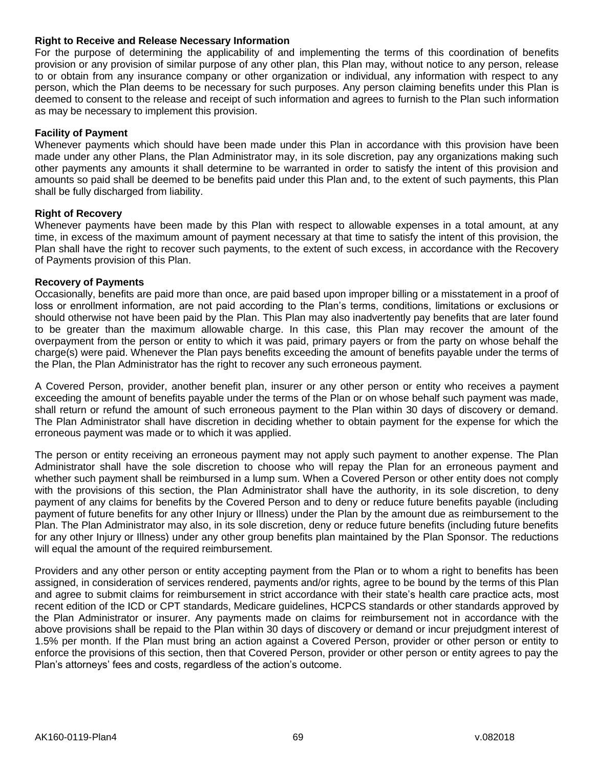**Right to Receive and Release Necessary Information**

For the purpose of determining the applicability of and implementing the terms of this coordination of benefits provision or any provision of similar purpose of any other plan, this Plan may, without notice to any person, release to or obtain from any insurance company or other organization or individual, any information with respect to any person, which the Plan deems to be necessary for such purposes. Any person claiming benefits under this Plan is deemed to consent to the release and receipt of such information and agrees to furnish to the Plan such information as may be necessary to implement this provision.

**Facility of Payment**

Whenever payments which should have been made under this Plan in accordance with this provision have been made under any other Plans, the Plan Administrator may, in its sole discretion, pay any organizations making such other payments any amounts it shall determine to be warranted in order to satisfy the intent of this provision and amounts so paid shall be deemed to be benefits paid under this Plan and, to the extent of such payments, this Plan shall be fully discharged from liability.

**Right of Recovery**

Whenever payments have been made by this Plan with respect to allowable expenses in a total amount, at any time, in excess of the maximum amount of payment necessary at that time to satisfy the intent of this provision, the Plan shall have the right to recover such payments, to the extent of such excess, in accordance with the Recovery of Payments provision of this Plan.

**Recovery of Payments**

Occasionally, benefits are paid more than once, are paid based upon improper billing or a misstatement in a proof of loss or enrollment information, are not paid according to the Plan's terms, conditions, limitations or exclusions or should otherwise not have been paid by the Plan. This Plan may also inadvertently pay benefits that are later found to be greater than the maximum allowable charge. In this case, this Plan may recover the amount of the overpayment from the person or entity to which it was paid, primary payers or from the party on whose behalf the charge(s) were paid. Whenever the Plan pays benefits exceeding the amount of benefits payable under the terms of the Plan, the Plan Administrator has the right to recover any such erroneous payment.

A Covered Person, provider, another benefit plan, insurer or any other person or entity who receives a payment exceeding the amount of benefits payable under the terms of the Plan or on whose behalf such payment was made, shall return or refund the amount of such erroneous payment to the Plan within 30 days of discovery or demand. The Plan Administrator shall have discretion in deciding whether to obtain payment for the expense for which the erroneous payment was made or to which it was applied.

The person or entity receiving an erroneous payment may not apply such payment to another expense. The Plan Administrator shall have the sole discretion to choose who will repay the Plan for an erroneous payment and whether such payment shall be reimbursed in a lump sum. When a Covered Person or other entity does not comply with the provisions of this section, the Plan Administrator shall have the authority, in its sole discretion, to deny payment of any claims for benefits by the Covered Person and to deny or reduce future benefits payable (including payment of future benefits for any other Injury or Illness) under the Plan by the amount due as reimbursement to the Plan. The Plan Administrator may also, in its sole discretion, deny or reduce future benefits (including future benefits for any other Injury or Illness) under any other group benefits plan maintained by the Plan Sponsor. The reductions will equal the amount of the required reimbursement.

Providers and any other person or entity accepting payment from the Plan or to whom a right to benefits has been assigned, in consideration of services rendered, payments and/or rights, agree to be bound by the terms of this Plan and agree to submit claims for reimbursement in strict accordance with their state's health care practice acts, most recent edition of the ICD or CPT standards, Medicare guidelines, HCPCS standards or other standards approved by the Plan Administrator or insurer. Any payments made on claims for reimbursement not in accordance with the above provisions shall be repaid to the Plan within 30 days of discovery or demand or incur prejudgment interest of 1.5% per month. If the Plan must bring an action against a Covered Person, provider or other person or entity to enforce the provisions of this section, then that Covered Person, provider or other person or entity agrees to pay the Plan's attorneys' fees and costs, regardless of the action's outcome.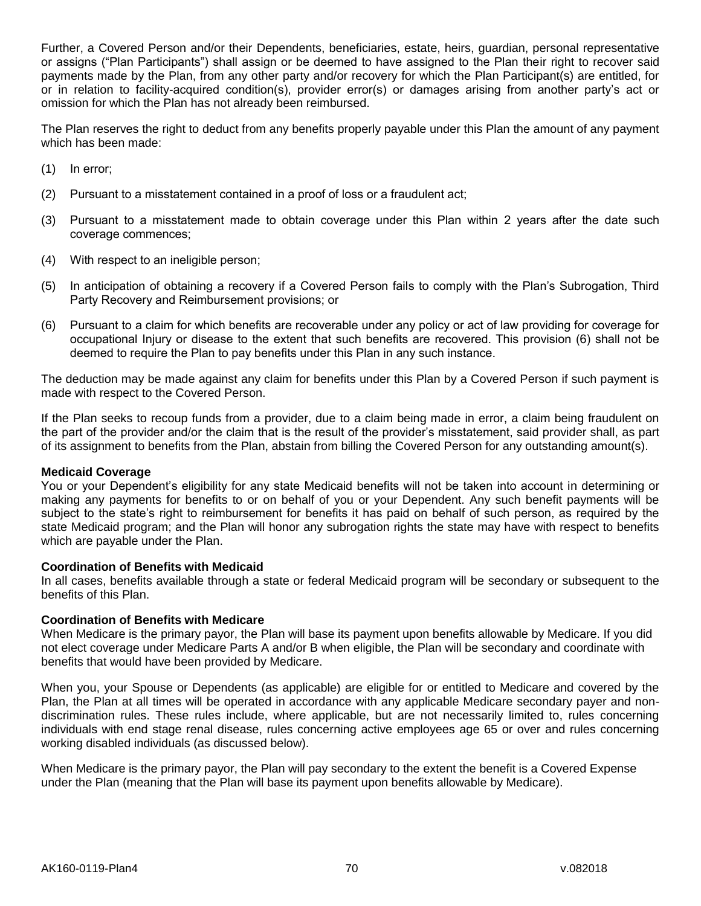Further, a Covered Person and/or their Dependents, beneficiaries, estate, heirs, guardian, personal representative or assigns ("Plan Participants") shall assign or be deemed to have assigned to the Plan their right to recover said payments made by the Plan, from any other party and/or recovery for which the Plan Participant(s) are entitled, for or in relation to facility-acquired condition(s), provider error(s) or damages arising from another party's act or omission for which the Plan has not already been reimbursed.

The Plan reserves the right to deduct from any benefits properly payable under this Plan the amount of any payment which has been made:

(1) In error;

(2) Pursuant to a misstatement contained in a proof of loss or a fraudulent act;

(3) Pursuant to a misstatement made to obtain coverage under this Plan within 2 years after the date such coverage commences;

(4) With respect to an ineligible person;

(5) In anticipation of obtaining a recovery if a Covered Person fails to comply with the Plan's Subrogation, Third Party Recovery and Reimbursement provisions; or

(6) Pursuant to a claim for which benefits are recoverable under any policy or act of law providing for coverage for occupational Injury or disease to the extent that such benefits are recovered. This provision (6) shall not be deemed to require the Plan to pay benefits under this Plan in any such instance.

The deduction may be made against any claim for benefits under this Plan by a Covered Person if such payment is made with respect to the Covered Person.

If the Plan seeks to recoup funds from a provider, due to a claim being made in error, a claim being fraudulent on the part of the provider and/or the claim that is the result of the provider's misstatement, said provider shall, as part of its assignment to benefits from the Plan, abstain from billing the Covered Person for any outstanding amount(s).

**Medicaid Coverage**
You or your Dependent's eligibility for any state Medicaid benefits will not be taken into account in determining or making any payments for benefits to or on behalf of you or your Dependent. Any such benefit payments will be subject to the state's right to reimbursement for benefits it has paid on behalf of such person, as required by the state Medicaid program; and the Plan will honor any subrogation rights the state may have with respect to benefits which are payable under the Plan.

**Coordination of Benefits with Medicaid**
In all cases, benefits available through a state or federal Medicaid program will be secondary or subsequent to the benefits of this Plan.

**Coordination of Benefits with Medicare**
When Medicare is the primary payor, the Plan will base its payment upon benefits allowable by Medicare. If you did not elect coverage under Medicare Parts A and/or B when eligible, the Plan will be secondary and coordinate with benefits that would have been provided by Medicare.

When you, your Spouse or Dependents (as applicable) are eligible for or entitled to Medicare and covered by the Plan, the Plan at all times will be operated in accordance with any applicable Medicare secondary payer and non-discrimination rules. These rules include, where applicable, but are not necessarily limited to, rules concerning individuals with end stage renal disease, rules concerning active employees age 65 or over and rules concerning working disabled individuals (as discussed below).

When Medicare is the primary payor, the Plan will pay secondary to the extent the benefit is a Covered Expense under the Plan (meaning that the Plan will base its payment upon benefits allowable by Medicare).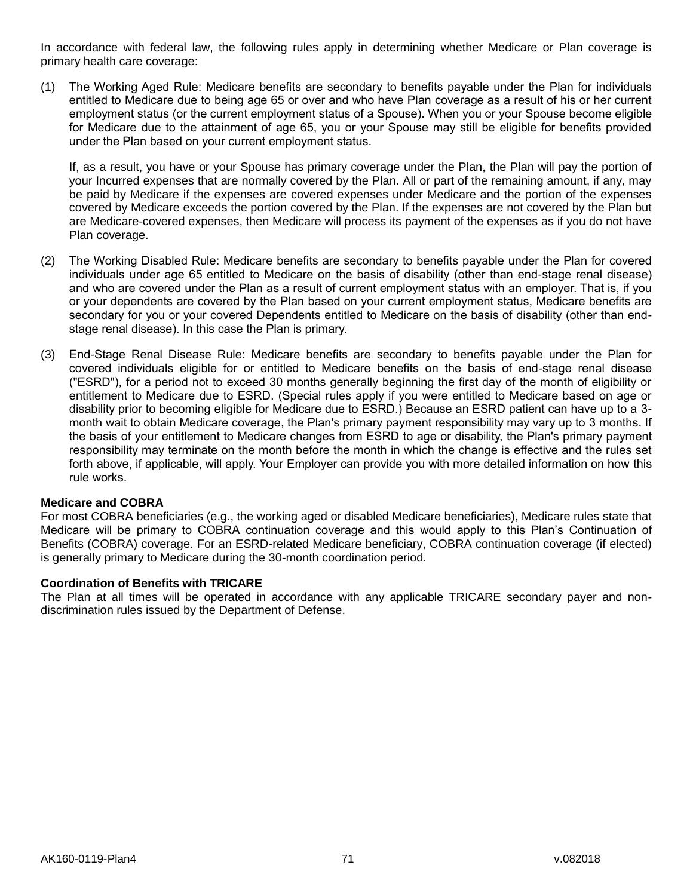In accordance with federal law, the following rules apply in determining whether Medicare or Plan coverage is primary health care coverage:

(1) The Working Aged Rule: Medicare benefits are secondary to benefits payable under the Plan for individuals entitled to Medicare due to being age 65 or over and who have Plan coverage as a result of his or her current employment status (or the current employment status of a Spouse). When you or your Spouse become eligible for Medicare due to the attainment of age 65, you or your Spouse may still be eligible for benefits provided under the Plan based on your current employment status.

    If, as a result, you have or your Spouse has primary coverage under the Plan, the Plan will pay the portion of your Incurred expenses that are normally covered by the Plan. All or part of the remaining amount, if any, may be paid by Medicare if the expenses are covered expenses under Medicare and the portion of the expenses covered by Medicare exceeds the portion covered by the Plan. If the expenses are not covered by the Plan but are Medicare-covered expenses, then Medicare will process its payment of the expenses as if you do not have Plan coverage.

(2) The Working Disabled Rule: Medicare benefits are secondary to benefits payable under the Plan for covered individuals under age 65 entitled to Medicare on the basis of disability (other than end-stage renal disease) and who are covered under the Plan as a result of current employment status with an employer. That is, if you or your dependents are covered by the Plan based on your current employment status, Medicare benefits are secondary for you or your covered Dependents entitled to Medicare on the basis of disability (other than end-stage renal disease). In this case the Plan is primary.

(3) End-Stage Renal Disease Rule: Medicare benefits are secondary to benefits payable under the Plan for covered individuals eligible for or entitled to Medicare benefits on the basis of end-stage renal disease ("ESRD"), for a period not to exceed 30 months generally beginning the first day of the month of eligibility or entitlement to Medicare due to ESRD. (Special rules apply if you were entitled to Medicare based on age or disability prior to becoming eligible for Medicare due to ESRD.) Because an ESRD patient can have up to a 3-month wait to obtain Medicare coverage, the Plan's primary payment responsibility may vary up to 3 months. If the basis of your entitlement to Medicare changes from ESRD to age or disability, the Plan's primary payment responsibility may terminate on the month before the month in which the change is effective and the rules set forth above, if applicable, will apply. Your Employer can provide you with more detailed information on how this rule works.

**Medicare and COBRA**

For most COBRA beneficiaries (e.g., the working aged or disabled Medicare beneficiaries), Medicare rules state that Medicare will be primary to COBRA continuation coverage and this would apply to this Plan's Continuation of Benefits (COBRA) coverage. For an ESRD-related Medicare beneficiary, COBRA continuation coverage (if elected) is generally primary to Medicare during the 30-month coordination period.

**Coordination of Benefits with TRICARE**

The Plan at all times will be operated in accordance with any applicable TRICARE secondary payer and non-discrimination rules issued by the Department of Defense.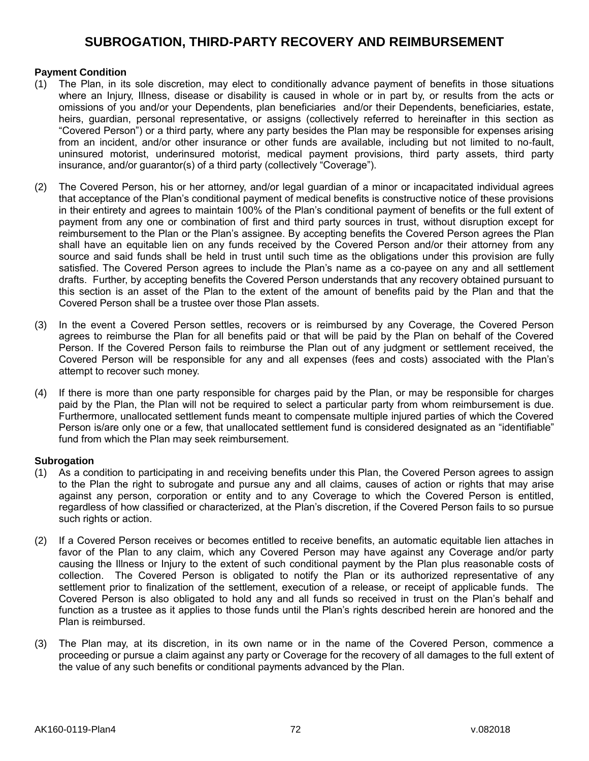# SUBROGATION, THIRD-PARTY RECOVERY AND REIMBURSEMENT

**Payment Condition**

(1) The Plan, in its sole discretion, may elect to conditionally advance payment of benefits in those situations where an Injury, Illness, disease or disability is caused in whole or in part by, or results from the acts or omissions of you and/or your Dependents, plan beneficiaries and/or their Dependents, beneficiaries, estate, heirs, guardian, personal representative, or assigns (collectively referred to hereinafter in this section as "Covered Person") or a third party, where any party besides the Plan may be responsible for expenses arising from an incident, and/or other insurance or other funds are available, including but not limited to no-fault, uninsured motorist, underinsured motorist, medical payment provisions, third party assets, third party insurance, and/or guarantor(s) of a third party (collectively "Coverage").

(2) The Covered Person, his or her attorney, and/or legal guardian of a minor or incapacitated individual agrees that acceptance of the Plan's conditional payment of medical benefits is constructive notice of these provisions in their entirety and agrees to maintain 100% of the Plan's conditional payment of benefits or the full extent of payment from any one or combination of first and third party sources in trust, without disruption except for reimbursement to the Plan or the Plan's assignee. By accepting benefits the Covered Person agrees the Plan shall have an equitable lien on any funds received by the Covered Person and/or their attorney from any source and said funds shall be held in trust until such time as the obligations under this provision are fully satisfied. The Covered Person agrees to include the Plan's name as a co-payee on any and all settlement drafts. Further, by accepting benefits the Covered Person understands that any recovery obtained pursuant to this section is an asset of the Plan to the extent of the amount of benefits paid by the Plan and that the Covered Person shall be a trustee over those Plan assets.

(3) In the event a Covered Person settles, recovers or is reimbursed by any Coverage, the Covered Person agrees to reimburse the Plan for all benefits paid or that will be paid by the Plan on behalf of the Covered Person. If the Covered Person fails to reimburse the Plan out of any judgment or settlement received, the Covered Person will be responsible for any and all expenses (fees and costs) associated with the Plan's attempt to recover such money.

(4) If there is more than one party responsible for charges paid by the Plan, or may be responsible for charges paid by the Plan, the Plan will not be required to select a particular party from whom reimbursement is due. Furthermore, unallocated settlement funds meant to compensate multiple injured parties of which the Covered Person is/are only one or a few, that unallocated settlement fund is considered designated as an "identifiable" fund from which the Plan may seek reimbursement.

**Subrogation**

(1) As a condition to participating in and receiving benefits under this Plan, the Covered Person agrees to assign to the Plan the right to subrogate and pursue any and all claims, causes of action or rights that may arise against any person, corporation or entity and to any Coverage to which the Covered Person is entitled, regardless of how classified or characterized, at the Plan's discretion, if the Covered Person fails to so pursue such rights or action.

(2) If a Covered Person receives or becomes entitled to receive benefits, an automatic equitable lien attaches in favor of the Plan to any claim, which any Covered Person may have against any Coverage and/or party causing the Illness or Injury to the extent of such conditional payment by the Plan plus reasonable costs of collection. The Covered Person is obligated to notify the Plan or its authorized representative of any settlement prior to finalization of the settlement, execution of a release, or receipt of applicable funds. The Covered Person is also obligated to hold any and all funds so received in trust on the Plan's behalf and function as a trustee as it applies to those funds until the Plan's rights described herein are honored and the Plan is reimbursed.

(3) The Plan may, at its discretion, in its own name or in the name of the Covered Person, commence a proceeding or pursue a claim against any party or Coverage for the recovery of all damages to the full extent of the value of any such benefits or conditional payments advanced by the Plan.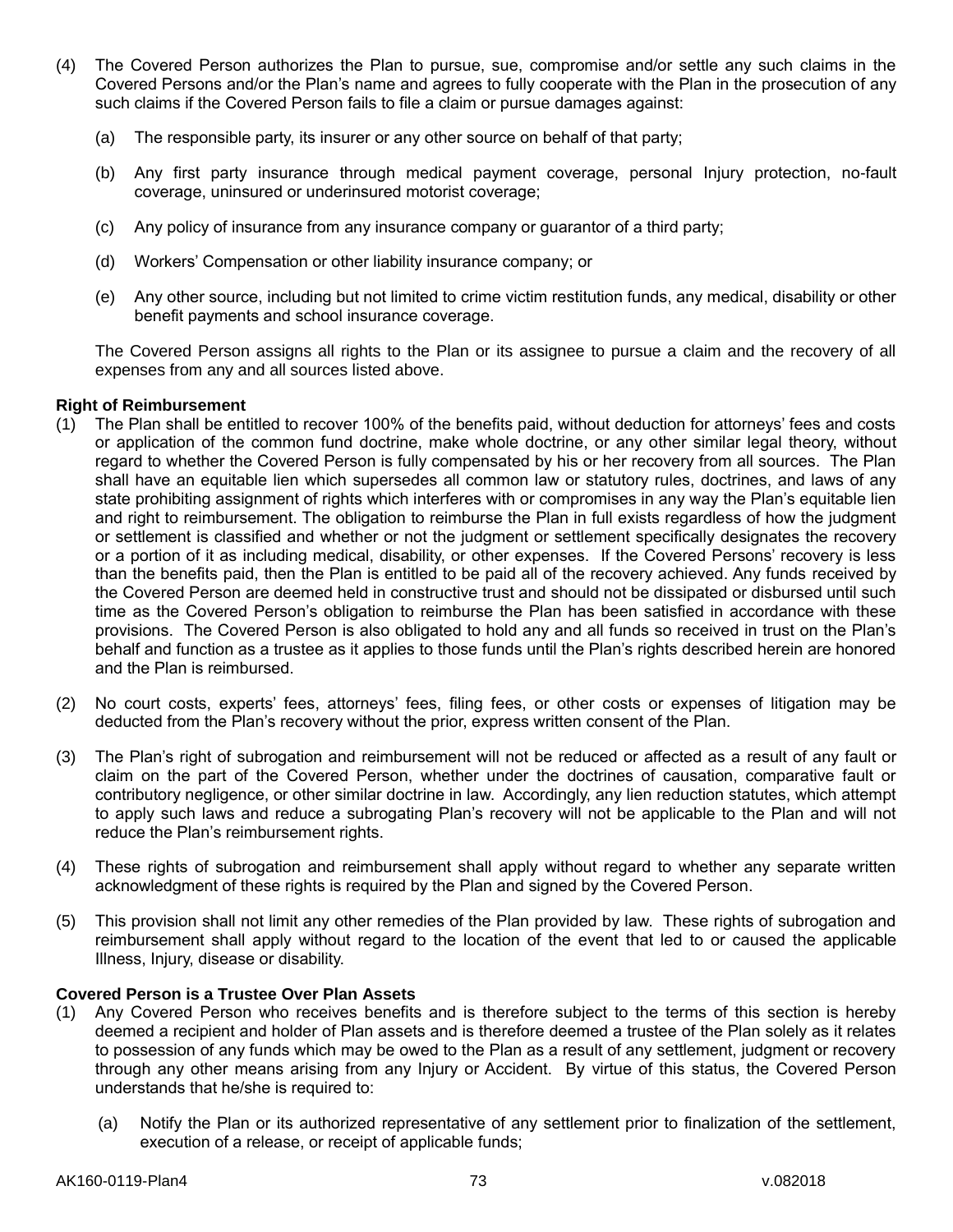(4) The Covered Person authorizes the Plan to pursue, sue, compromise and/or settle any such claims in the Covered Persons and/or the Plan's name and agrees to fully cooperate with the Plan in the prosecution of any such claims if the Covered Person fails to file a claim or pursue damages against:

   (a) The responsible party, its insurer or any other source on behalf of that party;

   (b) Any first party insurance through medical payment coverage, personal Injury protection, no-fault coverage, uninsured or underinsured motorist coverage;

   (c) Any policy of insurance from any insurance company or guarantor of a third party;

   (d) Workers' Compensation or other liability insurance company; or

   (e) Any other source, including but not limited to crime victim restitution funds, any medical, disability or other benefit payments and school insurance coverage.

   The Covered Person assigns all rights to the Plan or its assignee to pursue a claim and the recovery of all expenses from any and all sources listed above.

**Right of Reimbursement**

(1) The Plan shall be entitled to recover 100% of the benefits paid, without deduction for attorneys' fees and costs or application of the common fund doctrine, make whole doctrine, or any other similar legal theory, without regard to whether the Covered Person is fully compensated by his or her recovery from all sources. The Plan shall have an equitable lien which supersedes all common law or statutory rules, doctrines, and laws of any state prohibiting assignment of rights which interferes with or compromises in any way the Plan's equitable lien and right to reimbursement. The obligation to reimburse the Plan in full exists regardless of how the judgment or settlement is classified and whether or not the judgment or settlement specifically designates the recovery or a portion of it as including medical, disability, or other expenses. If the Covered Persons' recovery is less than the benefits paid, then the Plan is entitled to be paid all of the recovery achieved. Any funds received by the Covered Person are deemed held in constructive trust and should not be dissipated or disbursed until such time as the Covered Person's obligation to reimburse the Plan has been satisfied in accordance with these provisions. The Covered Person is also obligated to hold any and all funds so received in trust on the Plan's behalf and function as a trustee as it applies to those funds until the Plan's rights described herein are honored and the Plan is reimbursed.

(2) No court costs, experts' fees, attorneys' fees, filing fees, or other costs or expenses of litigation may be deducted from the Plan's recovery without the prior, express written consent of the Plan.

(3) The Plan's right of subrogation and reimbursement will not be reduced or affected as a result of any fault or claim on the part of the Covered Person, whether under the doctrines of causation, comparative fault or contributory negligence, or other similar doctrine in law. Accordingly, any lien reduction statutes, which attempt to apply such laws and reduce a subrogating Plan's recovery will not be applicable to the Plan and will not reduce the Plan's reimbursement rights.

(4) These rights of subrogation and reimbursement shall apply without regard to whether any separate written acknowledgment of these rights is required by the Plan and signed by the Covered Person.

(5) This provision shall not limit any other remedies of the Plan provided by law. These rights of subrogation and reimbursement shall apply without regard to the location of the event that led to or caused the applicable Illness, Injury, disease or disability.

**Covered Person is a Trustee Over Plan Assets**

(1) Any Covered Person who receives benefits and is therefore subject to the terms of this section is hereby deemed a recipient and holder of Plan assets and is therefore deemed a trustee of the Plan solely as it relates to possession of any funds which may be owed to the Plan as a result of any settlement, judgment or recovery through any other means arising from any Injury or Accident. By virtue of this status, the Covered Person understands that he/she is required to:

   (a) Notify the Plan or its authorized representative of any settlement prior to finalization of the settlement, execution of a release, or receipt of applicable funds;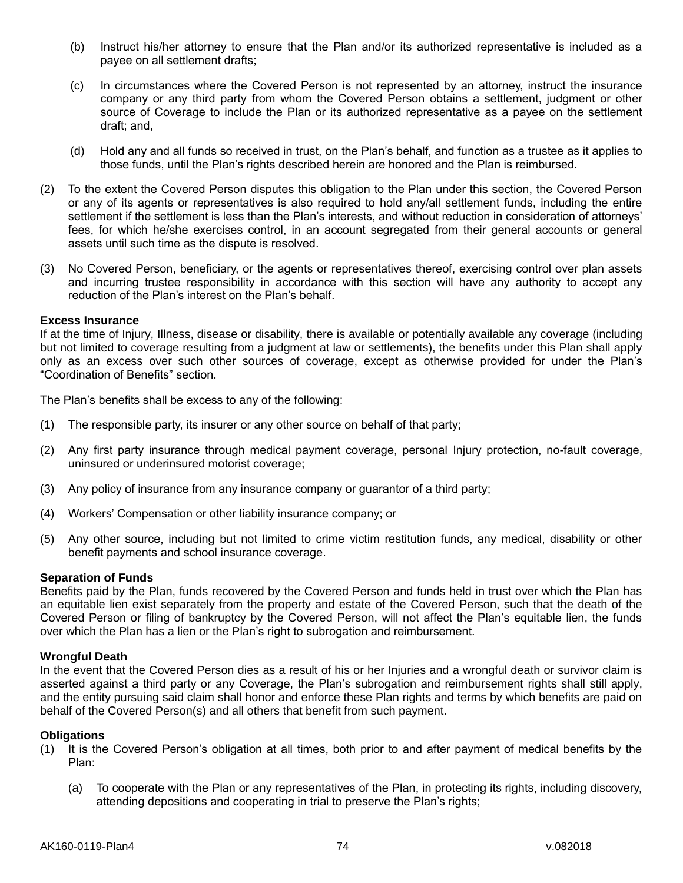(b) Instruct his/her attorney to ensure that the Plan and/or its authorized representative is included as a payee on all settlement drafts;

(c) In circumstances where the Covered Person is not represented by an attorney, instruct the insurance company or any third party from whom the Covered Person obtains a settlement, judgment or other source of Coverage to include the Plan or its authorized representative as a payee on the settlement draft; and,

(d) Hold any and all funds so received in trust, on the Plan's behalf, and function as a trustee as it applies to those funds, until the Plan's rights described herein are honored and the Plan is reimbursed.

(2) To the extent the Covered Person disputes this obligation to the Plan under this section, the Covered Person or any of its agents or representatives is also required to hold any/all settlement funds, including the entire settlement if the settlement is less than the Plan's interests, and without reduction in consideration of attorneys' fees, for which he/she exercises control, in an account segregated from their general accounts or general assets until such time as the dispute is resolved.

(3) No Covered Person, beneficiary, or the agents or representatives thereof, exercising control over plan assets and incurring trustee responsibility in accordance with this section will have any authority to accept any reduction of the Plan's interest on the Plan's behalf.

**Excess Insurance**
If at the time of Injury, Illness, disease or disability, there is available or potentially available any coverage (including but not limited to coverage resulting from a judgment at law or settlements), the benefits under this Plan shall apply only as an excess over such other sources of coverage, except as otherwise provided for under the Plan's "Coordination of Benefits" section.

The Plan's benefits shall be excess to any of the following:

(1) The responsible party, its insurer or any other source on behalf of that party;

(2) Any first party insurance through medical payment coverage, personal Injury protection, no-fault coverage, uninsured or underinsured motorist coverage;

(3) Any policy of insurance from any insurance company or guarantor of a third party;

(4) Workers' Compensation or other liability insurance company; or

(5) Any other source, including but not limited to crime victim restitution funds, any medical, disability or other benefit payments and school insurance coverage.

**Separation of Funds**
Benefits paid by the Plan, funds recovered by the Covered Person and funds held in trust over which the Plan has an equitable lien exist separately from the property and estate of the Covered Person, such that the death of the Covered Person or filing of bankruptcy by the Covered Person, will not affect the Plan's equitable lien, the funds over which the Plan has a lien or the Plan's right to subrogation and reimbursement.

**Wrongful Death**
In the event that the Covered Person dies as a result of his or her Injuries and a wrongful death or survivor claim is asserted against a third party or any Coverage, the Plan's subrogation and reimbursement rights shall still apply, and the entity pursuing said claim shall honor and enforce these Plan rights and terms by which benefits are paid on behalf of the Covered Person(s) and all others that benefit from such payment.

**Obligations**

(1) It is the Covered Person's obligation at all times, both prior to and after payment of medical benefits by the Plan:

(a) To cooperate with the Plan or any representatives of the Plan, in protecting its rights, including discovery, attending depositions and cooperating in trial to preserve the Plan's rights;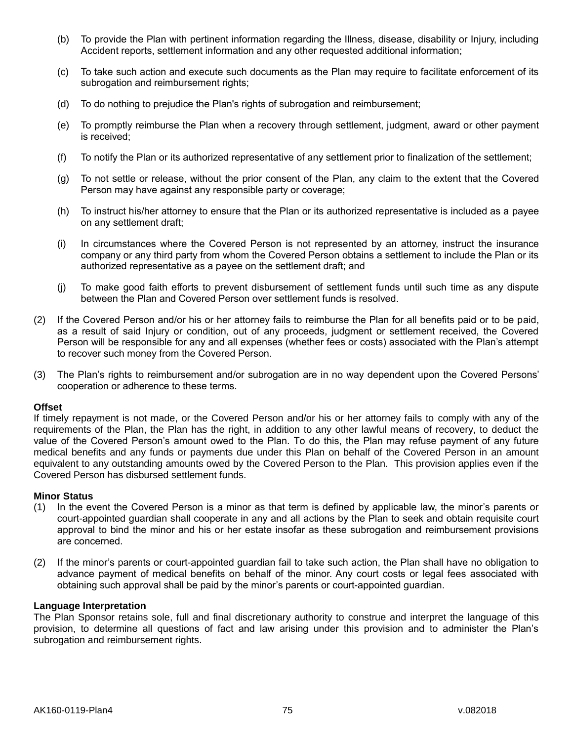(b) To provide the Plan with pertinent information regarding the Illness, disease, disability or Injury, including Accident reports, settlement information and any other requested additional information;

(c) To take such action and execute such documents as the Plan may require to facilitate enforcement of its subrogation and reimbursement rights;

(d) To do nothing to prejudice the Plan's rights of subrogation and reimbursement;

(e) To promptly reimburse the Plan when a recovery through settlement, judgment, award or other payment is received;

(f) To notify the Plan or its authorized representative of any settlement prior to finalization of the settlement;

(g) To not settle or release, without the prior consent of the Plan, any claim to the extent that the Covered Person may have against any responsible party or coverage;

(h) To instruct his/her attorney to ensure that the Plan or its authorized representative is included as a payee on any settlement draft;

(i) In circumstances where the Covered Person is not represented by an attorney, instruct the insurance company or any third party from whom the Covered Person obtains a settlement to include the Plan or its authorized representative as a payee on the settlement draft; and

(j) To make good faith efforts to prevent disbursement of settlement funds until such time as any dispute between the Plan and Covered Person over settlement funds is resolved.

(2) If the Covered Person and/or his or her attorney fails to reimburse the Plan for all benefits paid or to be paid, as a result of said Injury or condition, out of any proceeds, judgment or settlement received, the Covered Person will be responsible for any and all expenses (whether fees or costs) associated with the Plan's attempt to recover such money from the Covered Person.

(3) The Plan's rights to reimbursement and/or subrogation are in no way dependent upon the Covered Persons' cooperation or adherence to these terms.

**Offset**

If timely repayment is not made, or the Covered Person and/or his or her attorney fails to comply with any of the requirements of the Plan, the Plan has the right, in addition to any other lawful means of recovery, to deduct the value of the Covered Person's amount owed to the Plan. To do this, the Plan may refuse payment of any future medical benefits and any funds or payments due under this Plan on behalf of the Covered Person in an amount equivalent to any outstanding amounts owed by the Covered Person to the Plan. This provision applies even if the Covered Person has disbursed settlement funds.

**Minor Status**

(1) In the event the Covered Person is a minor as that term is defined by applicable law, the minor's parents or court-appointed guardian shall cooperate in any and all actions by the Plan to seek and obtain requisite court approval to bind the minor and his or her estate insofar as these subrogation and reimbursement provisions are concerned.

(2) If the minor's parents or court-appointed guardian fail to take such action, the Plan shall have no obligation to advance payment of medical benefits on behalf of the minor. Any court costs or legal fees associated with obtaining such approval shall be paid by the minor's parents or court-appointed guardian.

**Language Interpretation**

The Plan Sponsor retains sole, full and final discretionary authority to construe and interpret the language of this provision, to determine all questions of fact and law arising under this provision and to administer the Plan's subrogation and reimbursement rights.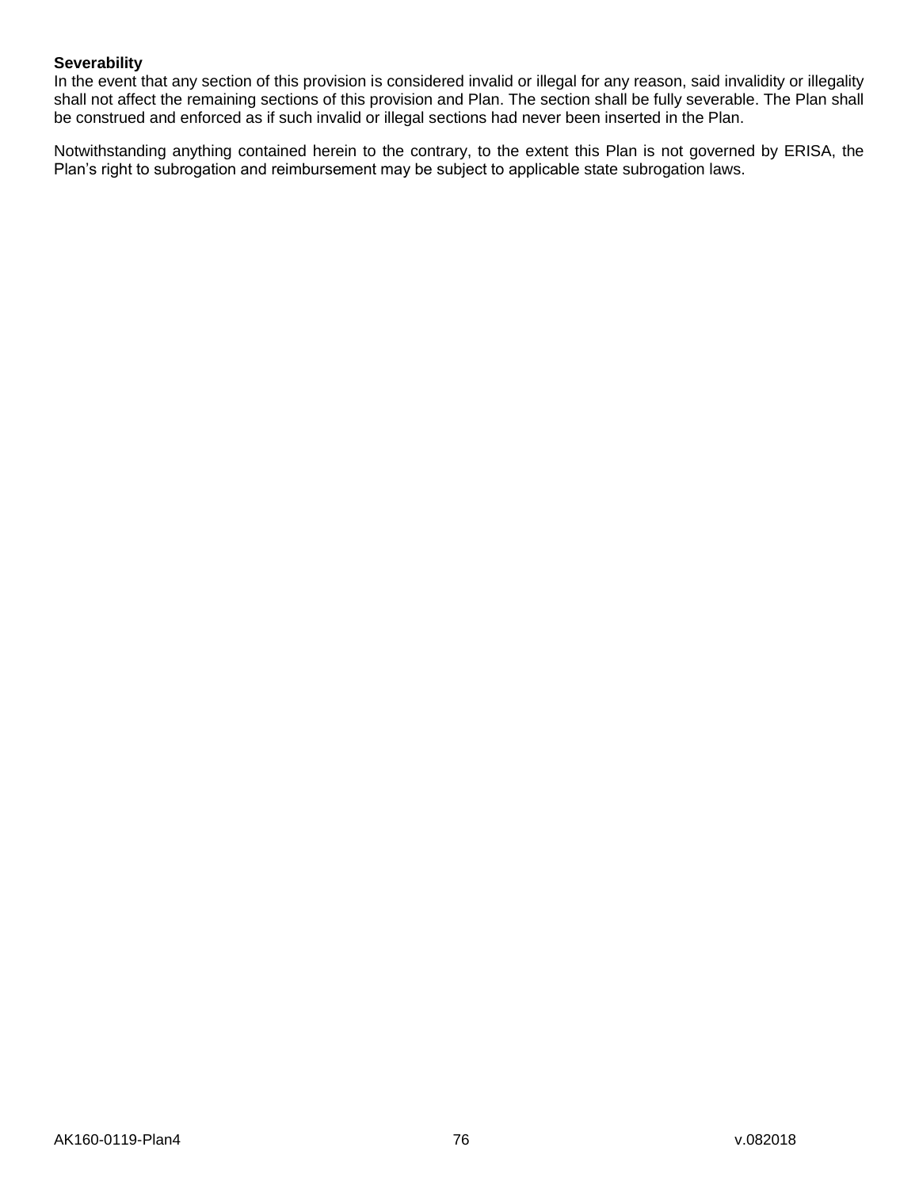**Severability**

In the event that any section of this provision is considered invalid or illegal for any reason, said invalidity or illegality shall not affect the remaining sections of this provision and Plan. The section shall be fully severable. The Plan shall be construed and enforced as if such invalid or illegal sections had never been inserted in the Plan.

Notwithstanding anything contained herein to the contrary, to the extent this Plan is not governed by ERISA, the Plan's right to subrogation and reimbursement may be subject to applicable state subrogation laws.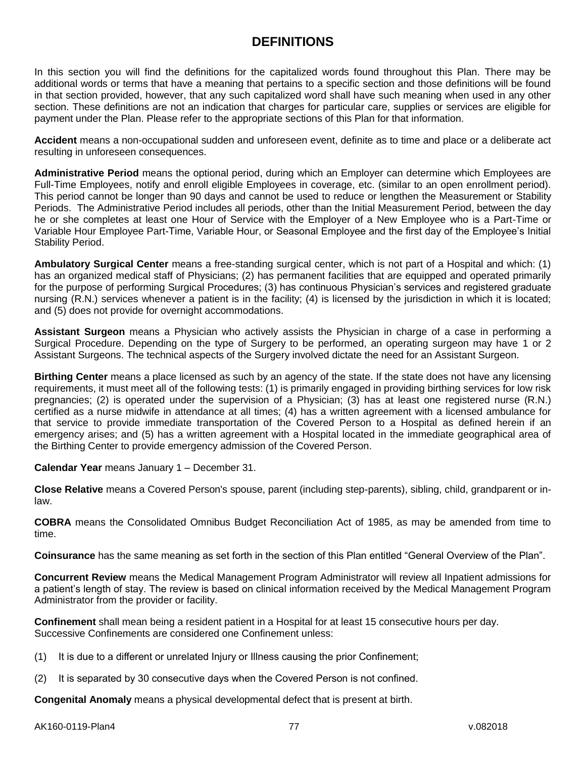# DEFINITIONS

In this section you will find the definitions for the capitalized words found throughout this Plan. There may be additional words or terms that have a meaning that pertains to a specific section and those definitions will be found in that section provided, however, that any such capitalized word shall have such meaning when used in any other section. These definitions are not an indication that charges for particular care, supplies or services are eligible for payment under the Plan. Please refer to the appropriate sections of this Plan for that information.

**Accident** means a non-occupational sudden and unforeseen event, definite as to time and place or a deliberate act resulting in unforeseen consequences.

**Administrative Period** means the optional period, during which an Employer can determine which Employees are Full-Time Employees, notify and enroll eligible Employees in coverage, etc. (similar to an open enrollment period). This period cannot be longer than 90 days and cannot be used to reduce or lengthen the Measurement or Stability Periods. The Administrative Period includes all periods, other than the Initial Measurement Period, between the day he or she completes at least one Hour of Service with the Employer of a New Employee who is a Part-Time or Variable Hour Employee Part-Time, Variable Hour, or Seasonal Employee and the first day of the Employee's Initial Stability Period.

**Ambulatory Surgical Center** means a free-standing surgical center, which is not part of a Hospital and which: (1) has an organized medical staff of Physicians; (2) has permanent facilities that are equipped and operated primarily for the purpose of performing Surgical Procedures; (3) has continuous Physician's services and registered graduate nursing (R.N.) services whenever a patient is in the facility; (4) is licensed by the jurisdiction in which it is located; and (5) does not provide for overnight accommodations.

**Assistant Surgeon** means a Physician who actively assists the Physician in charge of a case in performing a Surgical Procedure. Depending on the type of Surgery to be performed, an operating surgeon may have 1 or 2 Assistant Surgeons. The technical aspects of the Surgery involved dictate the need for an Assistant Surgeon.

**Birthing Center** means a place licensed as such by an agency of the state. If the state does not have any licensing requirements, it must meet all of the following tests: (1) is primarily engaged in providing birthing services for low risk pregnancies; (2) is operated under the supervision of a Physician; (3) has at least one registered nurse (R.N.) certified as a nurse midwife in attendance at all times; (4) has a written agreement with a licensed ambulance for that service to provide immediate transportation of the Covered Person to a Hospital as defined herein if an emergency arises; and (5) has a written agreement with a Hospital located in the immediate geographical area of the Birthing Center to provide emergency admission of the Covered Person.

**Calendar Year** means January 1 – December 31.

**Close Relative** means a Covered Person's spouse, parent (including step-parents), sibling, child, grandparent or in-law.

**COBRA** means the Consolidated Omnibus Budget Reconciliation Act of 1985, as may be amended from time to time.

**Coinsurance** has the same meaning as set forth in the section of this Plan entitled "General Overview of the Plan".

**Concurrent Review** means the Medical Management Program Administrator will review all Inpatient admissions for a patient's length of stay. The review is based on clinical information received by the Medical Management Program Administrator from the provider or facility.

**Confinement** shall mean being a resident patient in a Hospital for at least 15 consecutive hours per day. Successive Confinements are considered one Confinement unless:

(1) It is due to a different or unrelated Injury or Illness causing the prior Confinement;

(2) It is separated by 30 consecutive days when the Covered Person is not confined.

**Congenital Anomaly** means a physical developmental defect that is present at birth.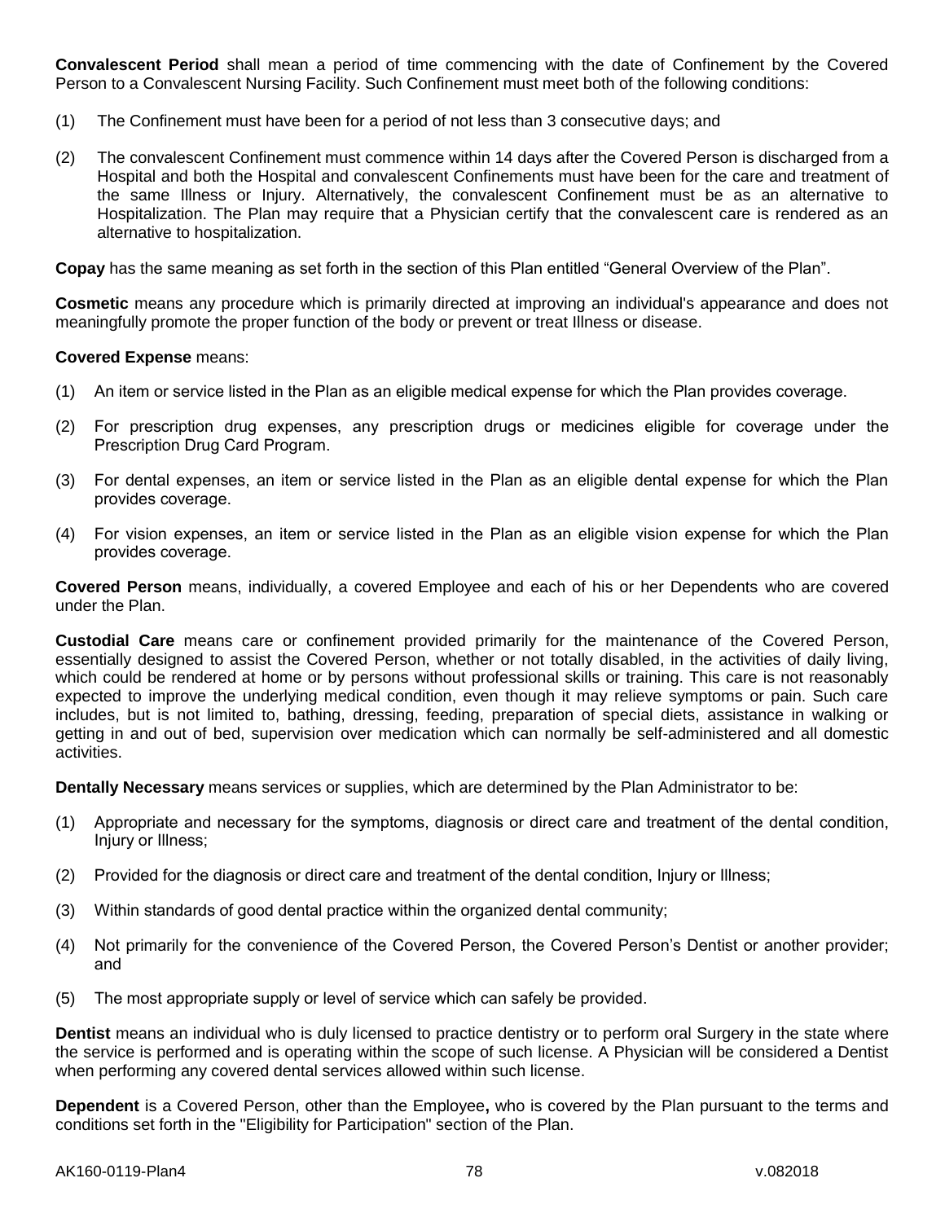**Convalescent Period** shall mean a period of time commencing with the date of Confinement by the Covered Person to a Convalescent Nursing Facility. Such Confinement must meet both of the following conditions:

(1) The Confinement must have been for a period of not less than 3 consecutive days; and

(2) The convalescent Confinement must commence within 14 days after the Covered Person is discharged from a Hospital and both the Hospital and convalescent Confinements must have been for the care and treatment of the same Illness or Injury. Alternatively, the convalescent Confinement must be as an alternative to Hospitalization. The Plan may require that a Physician certify that the convalescent care is rendered as an alternative to hospitalization.

**Copay** has the same meaning as set forth in the section of this Plan entitled "General Overview of the Plan".

**Cosmetic** means any procedure which is primarily directed at improving an individual's appearance and does not meaningfully promote the proper function of the body or prevent or treat Illness or disease.

**Covered Expense** means:

(1) An item or service listed in the Plan as an eligible medical expense for which the Plan provides coverage.

(2) For prescription drug expenses, any prescription drugs or medicines eligible for coverage under the Prescription Drug Card Program.

(3) For dental expenses, an item or service listed in the Plan as an eligible dental expense for which the Plan provides coverage.

(4) For vision expenses, an item or service listed in the Plan as an eligible vision expense for which the Plan provides coverage.

**Covered Person** means, individually, a covered Employee and each of his or her Dependents who are covered under the Plan.

**Custodial Care** means care or confinement provided primarily for the maintenance of the Covered Person, essentially designed to assist the Covered Person, whether or not totally disabled, in the activities of daily living, which could be rendered at home or by persons without professional skills or training. This care is not reasonably expected to improve the underlying medical condition, even though it may relieve symptoms or pain. Such care includes, but is not limited to, bathing, dressing, feeding, preparation of special diets, assistance in walking or getting in and out of bed, supervision over medication which can normally be self-administered and all domestic activities.

**Dentally Necessary** means services or supplies, which are determined by the Plan Administrator to be:

(1) Appropriate and necessary for the symptoms, diagnosis or direct care and treatment of the dental condition, Injury or Illness;

(2) Provided for the diagnosis or direct care and treatment of the dental condition, Injury or Illness;

(3) Within standards of good dental practice within the organized dental community;

(4) Not primarily for the convenience of the Covered Person, the Covered Person's Dentist or another provider; and

(5) The most appropriate supply or level of service which can safely be provided.

**Dentist** means an individual who is duly licensed to practice dentistry or to perform oral Surgery in the state where the service is performed and is operating within the scope of such license. A Physician will be considered a Dentist when performing any covered dental services allowed within such license.

**Dependent** is a Covered Person, other than the Employee**,** who is covered by the Plan pursuant to the terms and conditions set forth in the "Eligibility for Participation" section of the Plan.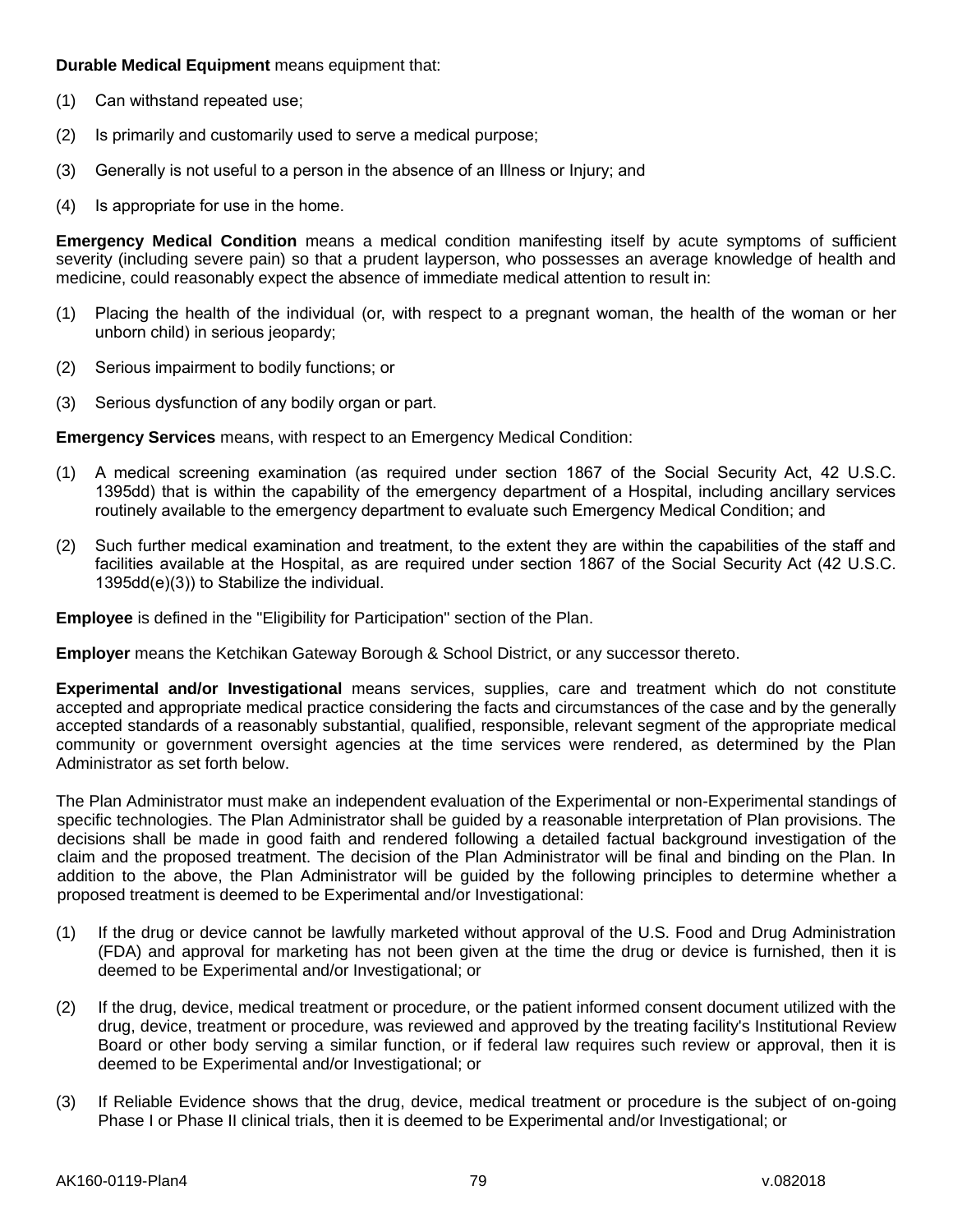**Durable Medical Equipment** means equipment that:

(1) Can withstand repeated use;

(2) Is primarily and customarily used to serve a medical purpose;

(3) Generally is not useful to a person in the absence of an Illness or Injury; and

(4) Is appropriate for use in the home.

**Emergency Medical Condition** means a medical condition manifesting itself by acute symptoms of sufficient severity (including severe pain) so that a prudent layperson, who possesses an average knowledge of health and medicine, could reasonably expect the absence of immediate medical attention to result in:

(1) Placing the health of the individual (or, with respect to a pregnant woman, the health of the woman or her unborn child) in serious jeopardy;

(2) Serious impairment to bodily functions; or

(3) Serious dysfunction of any bodily organ or part.

**Emergency Services** means, with respect to an Emergency Medical Condition:

(1) A medical screening examination (as required under section 1867 of the Social Security Act, 42 U.S.C. 1395dd) that is within the capability of the emergency department of a Hospital, including ancillary services routinely available to the emergency department to evaluate such Emergency Medical Condition; and

(2) Such further medical examination and treatment, to the extent they are within the capabilities of the staff and facilities available at the Hospital, as are required under section 1867 of the Social Security Act (42 U.S.C. 1395dd(e)(3)) to Stabilize the individual.

**Employee** is defined in the "Eligibility for Participation" section of the Plan.

**Employer** means the Ketchikan Gateway Borough & School District, or any successor thereto.

**Experimental and/or Investigational** means services, supplies, care and treatment which do not constitute accepted and appropriate medical practice considering the facts and circumstances of the case and by the generally accepted standards of a reasonably substantial, qualified, responsible, relevant segment of the appropriate medical community or government oversight agencies at the time services were rendered, as determined by the Plan Administrator as set forth below.

The Plan Administrator must make an independent evaluation of the Experimental or non-Experimental standings of specific technologies. The Plan Administrator shall be guided by a reasonable interpretation of Plan provisions. The decisions shall be made in good faith and rendered following a detailed factual background investigation of the claim and the proposed treatment. The decision of the Plan Administrator will be final and binding on the Plan. In addition to the above, the Plan Administrator will be guided by the following principles to determine whether a proposed treatment is deemed to be Experimental and/or Investigational:

(1) If the drug or device cannot be lawfully marketed without approval of the U.S. Food and Drug Administration (FDA) and approval for marketing has not been given at the time the drug or device is furnished, then it is deemed to be Experimental and/or Investigational; or

(2) If the drug, device, medical treatment or procedure, or the patient informed consent document utilized with the drug, device, treatment or procedure, was reviewed and approved by the treating facility's Institutional Review Board or other body serving a similar function, or if federal law requires such review or approval, then it is deemed to be Experimental and/or Investigational; or

(3) If Reliable Evidence shows that the drug, device, medical treatment or procedure is the subject of on-going Phase I or Phase II clinical trials, then it is deemed to be Experimental and/or Investigational; or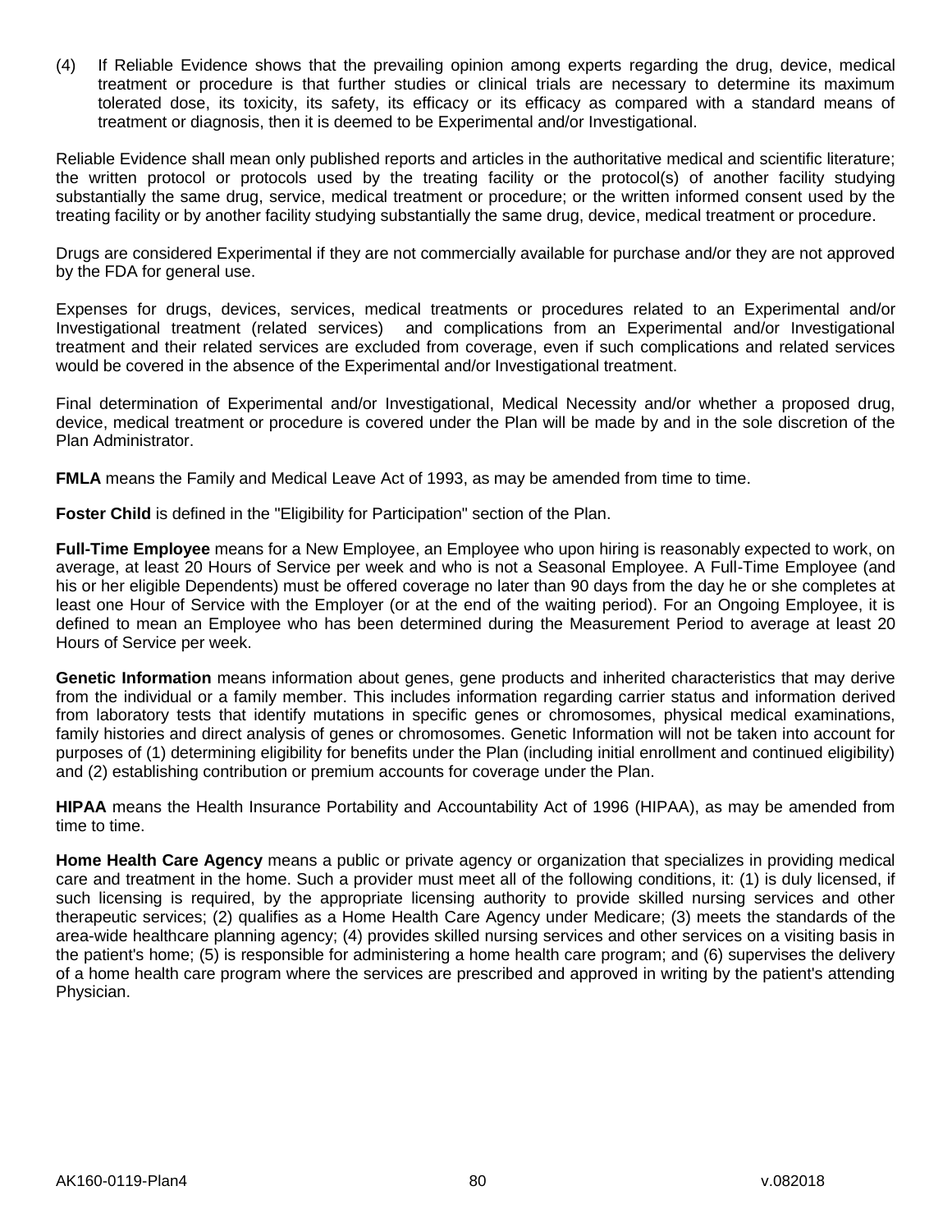(4) If Reliable Evidence shows that the prevailing opinion among experts regarding the drug, device, medical treatment or procedure is that further studies or clinical trials are necessary to determine its maximum tolerated dose, its toxicity, its safety, its efficacy or its efficacy as compared with a standard means of treatment or diagnosis, then it is deemed to be Experimental and/or Investigational.

Reliable Evidence shall mean only published reports and articles in the authoritative medical and scientific literature; the written protocol or protocols used by the treating facility or the protocol(s) of another facility studying substantially the same drug, service, medical treatment or procedure; or the written informed consent used by the treating facility or by another facility studying substantially the same drug, device, medical treatment or procedure.

Drugs are considered Experimental if they are not commercially available for purchase and/or they are not approved by the FDA for general use.

Expenses for drugs, devices, services, medical treatments or procedures related to an Experimental and/or Investigational treatment (related services) and complications from an Experimental and/or Investigational treatment and their related services are excluded from coverage, even if such complications and related services would be covered in the absence of the Experimental and/or Investigational treatment.

Final determination of Experimental and/or Investigational, Medical Necessity and/or whether a proposed drug, device, medical treatment or procedure is covered under the Plan will be made by and in the sole discretion of the Plan Administrator.

**FMLA** means the Family and Medical Leave Act of 1993, as may be amended from time to time.

**Foster Child** is defined in the "Eligibility for Participation" section of the Plan.

**Full-Time Employee** means for a New Employee, an Employee who upon hiring is reasonably expected to work, on average, at least 20 Hours of Service per week and who is not a Seasonal Employee. A Full-Time Employee (and his or her eligible Dependents) must be offered coverage no later than 90 days from the day he or she completes at least one Hour of Service with the Employer (or at the end of the waiting period). For an Ongoing Employee, it is defined to mean an Employee who has been determined during the Measurement Period to average at least 20 Hours of Service per week.

**Genetic Information** means information about genes, gene products and inherited characteristics that may derive from the individual or a family member. This includes information regarding carrier status and information derived from laboratory tests that identify mutations in specific genes or chromosomes, physical medical examinations, family histories and direct analysis of genes or chromosomes. Genetic Information will not be taken into account for purposes of (1) determining eligibility for benefits under the Plan (including initial enrollment and continued eligibility) and (2) establishing contribution or premium accounts for coverage under the Plan.

**HIPAA** means the Health Insurance Portability and Accountability Act of 1996 (HIPAA), as may be amended from time to time.

**Home Health Care Agency** means a public or private agency or organization that specializes in providing medical care and treatment in the home. Such a provider must meet all of the following conditions, it: (1) is duly licensed, if such licensing is required, by the appropriate licensing authority to provide skilled nursing services and other therapeutic services; (2) qualifies as a Home Health Care Agency under Medicare; (3) meets the standards of the area-wide healthcare planning agency; (4) provides skilled nursing services and other services on a visiting basis in the patient's home; (5) is responsible for administering a home health care program; and (6) supervises the delivery of a home health care program where the services are prescribed and approved in writing by the patient's attending Physician.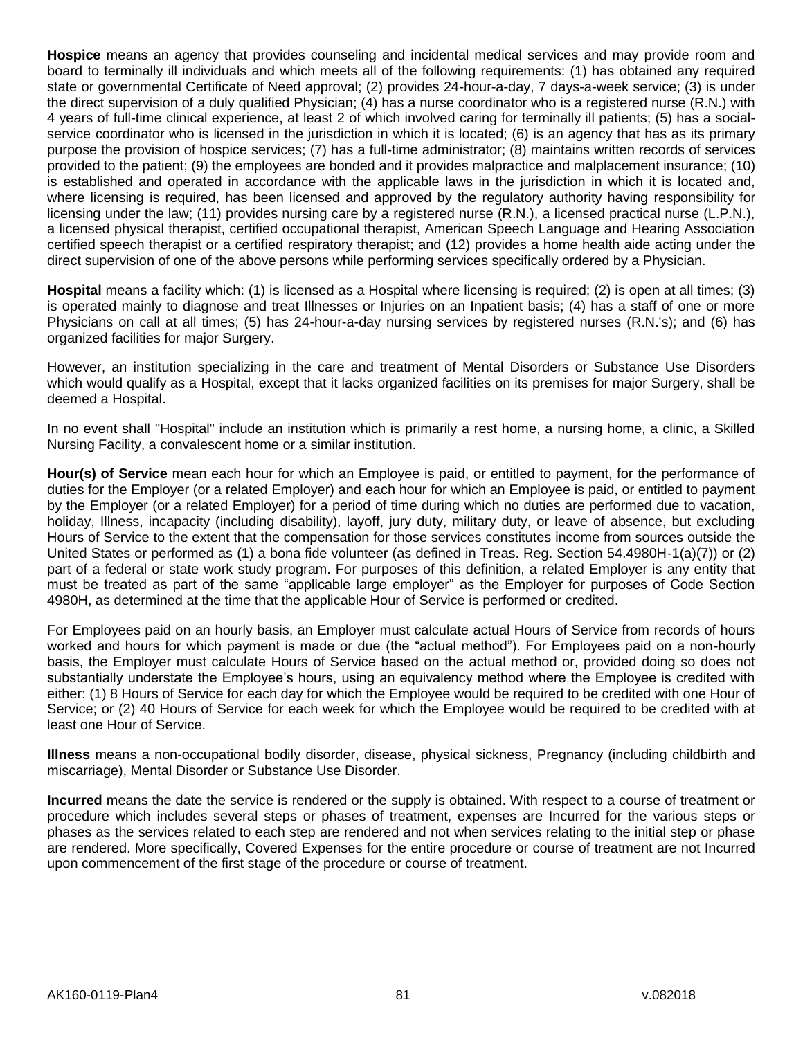**Hospice** means an agency that provides counseling and incidental medical services and may provide room and board to terminally ill individuals and which meets all of the following requirements: (1) has obtained any required state or governmental Certificate of Need approval; (2) provides 24-hour-a-day, 7 days-a-week service; (3) is under the direct supervision of a duly qualified Physician; (4) has a nurse coordinator who is a registered nurse (R.N.) with 4 years of full-time clinical experience, at least 2 of which involved caring for terminally ill patients; (5) has a social-service coordinator who is licensed in the jurisdiction in which it is located; (6) is an agency that has as its primary purpose the provision of hospice services; (7) has a full-time administrator; (8) maintains written records of services provided to the patient; (9) the employees are bonded and it provides malpractice and malplacement insurance; (10) is established and operated in accordance with the applicable laws in the jurisdiction in which it is located and, where licensing is required, has been licensed and approved by the regulatory authority having responsibility for licensing under the law; (11) provides nursing care by a registered nurse (R.N.), a licensed practical nurse (L.P.N.), a licensed physical therapist, certified occupational therapist, American Speech Language and Hearing Association certified speech therapist or a certified respiratory therapist; and (12) provides a home health aide acting under the direct supervision of one of the above persons while performing services specifically ordered by a Physician.

**Hospital** means a facility which: (1) is licensed as a Hospital where licensing is required; (2) is open at all times; (3) is operated mainly to diagnose and treat Illnesses or Injuries on an Inpatient basis; (4) has a staff of one or more Physicians on call at all times; (5) has 24-hour-a-day nursing services by registered nurses (R.N.'s); and (6) has organized facilities for major Surgery.

However, an institution specializing in the care and treatment of Mental Disorders or Substance Use Disorders which would qualify as a Hospital, except that it lacks organized facilities on its premises for major Surgery, shall be deemed a Hospital.

In no event shall "Hospital" include an institution which is primarily a rest home, a nursing home, a clinic, a Skilled Nursing Facility, a convalescent home or a similar institution.

**Hour(s) of Service** mean each hour for which an Employee is paid, or entitled to payment, for the performance of duties for the Employer (or a related Employer) and each hour for which an Employee is paid, or entitled to payment by the Employer (or a related Employer) for a period of time during which no duties are performed due to vacation, holiday, Illness, incapacity (including disability), layoff, jury duty, military duty, or leave of absence, but excluding Hours of Service to the extent that the compensation for those services constitutes income from sources outside the United States or performed as (1) a bona fide volunteer (as defined in Treas. Reg. Section 54.4980H-1(a)(7)) or (2) part of a federal or state work study program. For purposes of this definition, a related Employer is any entity that must be treated as part of the same "applicable large employer" as the Employer for purposes of Code Section 4980H, as determined at the time that the applicable Hour of Service is performed or credited.

For Employees paid on an hourly basis, an Employer must calculate actual Hours of Service from records of hours worked and hours for which payment is made or due (the "actual method"). For Employees paid on a non-hourly basis, the Employer must calculate Hours of Service based on the actual method or, provided doing so does not substantially understate the Employee's hours, using an equivalency method where the Employee is credited with either: (1) 8 Hours of Service for each day for which the Employee would be required to be credited with one Hour of Service; or (2) 40 Hours of Service for each week for which the Employee would be required to be credited with at least one Hour of Service.

**Illness** means a non-occupational bodily disorder, disease, physical sickness, Pregnancy (including childbirth and miscarriage), Mental Disorder or Substance Use Disorder.

**Incurred** means the date the service is rendered or the supply is obtained. With respect to a course of treatment or procedure which includes several steps or phases of treatment, expenses are Incurred for the various steps or phases as the services related to each step are rendered and not when services relating to the initial step or phase are rendered. More specifically, Covered Expenses for the entire procedure or course of treatment are not Incurred upon commencement of the first stage of the procedure or course of treatment.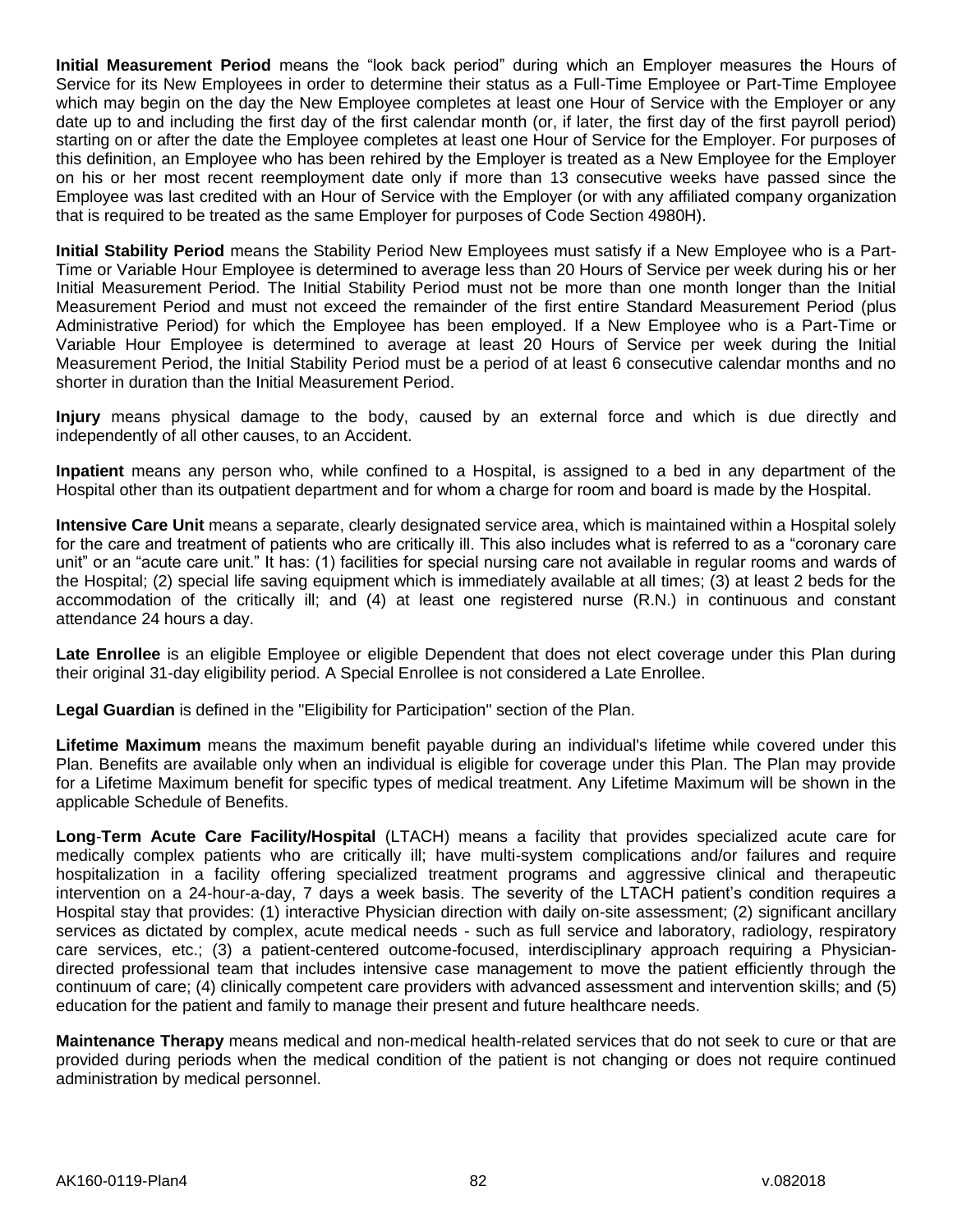**Initial Measurement Period** means the "look back period" during which an Employer measures the Hours of Service for its New Employees in order to determine their status as a Full-Time Employee or Part-Time Employee which may begin on the day the New Employee completes at least one Hour of Service with the Employer or any date up to and including the first day of the first calendar month (or, if later, the first day of the first payroll period) starting on or after the date the Employee completes at least one Hour of Service for the Employer. For purposes of this definition, an Employee who has been rehired by the Employer is treated as a New Employee for the Employer on his or her most recent reemployment date only if more than 13 consecutive weeks have passed since the Employee was last credited with an Hour of Service with the Employer (or with any affiliated company organization that is required to be treated as the same Employer for purposes of Code Section 4980H).

**Initial Stability Period** means the Stability Period New Employees must satisfy if a New Employee who is a Part-Time or Variable Hour Employee is determined to average less than 20 Hours of Service per week during his or her Initial Measurement Period. The Initial Stability Period must not be more than one month longer than the Initial Measurement Period and must not exceed the remainder of the first entire Standard Measurement Period (plus Administrative Period) for which the Employee has been employed. If a New Employee who is a Part-Time or Variable Hour Employee is determined to average at least 20 Hours of Service per week during the Initial Measurement Period, the Initial Stability Period must be a period of at least 6 consecutive calendar months and no shorter in duration than the Initial Measurement Period.

**Injury** means physical damage to the body, caused by an external force and which is due directly and independently of all other causes, to an Accident.

**Inpatient** means any person who, while confined to a Hospital, is assigned to a bed in any department of the Hospital other than its outpatient department and for whom a charge for room and board is made by the Hospital.

**Intensive Care Unit** means a separate, clearly designated service area, which is maintained within a Hospital solely for the care and treatment of patients who are critically ill. This also includes what is referred to as a "coronary care unit" or an "acute care unit." It has: (1) facilities for special nursing care not available in regular rooms and wards of the Hospital; (2) special life saving equipment which is immediately available at all times; (3) at least 2 beds for the accommodation of the critically ill; and (4) at least one registered nurse (R.N.) in continuous and constant attendance 24 hours a day.

**Late Enrollee** is an eligible Employee or eligible Dependent that does not elect coverage under this Plan during their original 31-day eligibility period. A Special Enrollee is not considered a Late Enrollee.

**Legal Guardian** is defined in the "Eligibility for Participation" section of the Plan.

**Lifetime Maximum** means the maximum benefit payable during an individual's lifetime while covered under this Plan. Benefits are available only when an individual is eligible for coverage under this Plan. The Plan may provide for a Lifetime Maximum benefit for specific types of medical treatment. Any Lifetime Maximum will be shown in the applicable Schedule of Benefits.

**Long-Term Acute Care Facility/Hospital** (LTACH) means a facility that provides specialized acute care for medically complex patients who are critically ill; have multi-system complications and/or failures and require hospitalization in a facility offering specialized treatment programs and aggressive clinical and therapeutic intervention on a 24-hour-a-day, 7 days a week basis. The severity of the LTACH patient's condition requires a Hospital stay that provides: (1) interactive Physician direction with daily on-site assessment; (2) significant ancillary services as dictated by complex, acute medical needs - such as full service and laboratory, radiology, respiratory care services, etc.; (3) a patient-centered outcome-focused, interdisciplinary approach requiring a Physician-directed professional team that includes intensive case management to move the patient efficiently through the continuum of care; (4) clinically competent care providers with advanced assessment and intervention skills; and (5) education for the patient and family to manage their present and future healthcare needs.

**Maintenance Therapy** means medical and non-medical health-related services that do not seek to cure or that are provided during periods when the medical condition of the patient is not changing or does not require continued administration by medical personnel.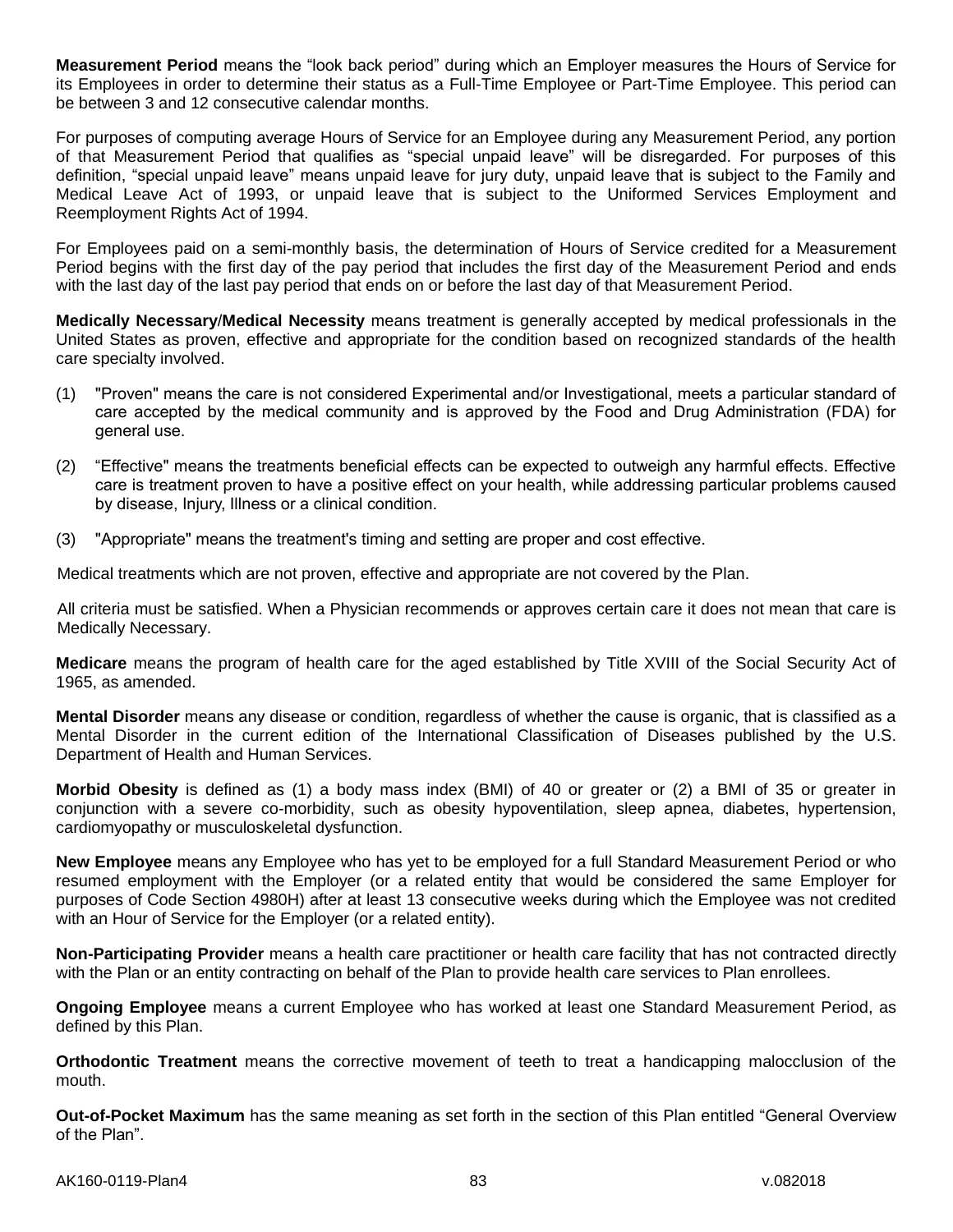**Measurement Period** means the "look back period" during which an Employer measures the Hours of Service for its Employees in order to determine their status as a Full-Time Employee or Part-Time Employee. This period can be between 3 and 12 consecutive calendar months.

For purposes of computing average Hours of Service for an Employee during any Measurement Period, any portion of that Measurement Period that qualifies as "special unpaid leave" will be disregarded. For purposes of this definition, "special unpaid leave" means unpaid leave for jury duty, unpaid leave that is subject to the Family and Medical Leave Act of 1993, or unpaid leave that is subject to the Uniformed Services Employment and Reemployment Rights Act of 1994.

For Employees paid on a semi-monthly basis, the determination of Hours of Service credited for a Measurement Period begins with the first day of the pay period that includes the first day of the Measurement Period and ends with the last day of the last pay period that ends on or before the last day of that Measurement Period.

**Medically Necessary/Medical Necessity** means treatment is generally accepted by medical professionals in the United States as proven, effective and appropriate for the condition based on recognized standards of the health care specialty involved.

(1) "Proven" means the care is not considered Experimental and/or Investigational, meets a particular standard of care accepted by the medical community and is approved by the Food and Drug Administration (FDA) for general use.

(2) "Effective" means the treatments beneficial effects can be expected to outweigh any harmful effects. Effective care is treatment proven to have a positive effect on your health, while addressing particular problems caused by disease, Injury, Illness or a clinical condition.

(3) "Appropriate" means the treatment's timing and setting are proper and cost effective.

Medical treatments which are not proven, effective and appropriate are not covered by the Plan.

All criteria must be satisfied. When a Physician recommends or approves certain care it does not mean that care is Medically Necessary.

**Medicare** means the program of health care for the aged established by Title XVIII of the Social Security Act of 1965, as amended.

**Mental Disorder** means any disease or condition, regardless of whether the cause is organic, that is classified as a Mental Disorder in the current edition of the International Classification of Diseases published by the U.S. Department of Health and Human Services.

**Morbid Obesity** is defined as (1) a body mass index (BMI) of 40 or greater or (2) a BMI of 35 or greater in conjunction with a severe co-morbidity, such as obesity hypoventilation, sleep apnea, diabetes, hypertension, cardiomyopathy or musculoskeletal dysfunction.

**New Employee** means any Employee who has yet to be employed for a full Standard Measurement Period or who resumed employment with the Employer (or a related entity that would be considered the same Employer for purposes of Code Section 4980H) after at least 13 consecutive weeks during which the Employee was not credited with an Hour of Service for the Employer (or a related entity).

**Non-Participating Provider** means a health care practitioner or health care facility that has not contracted directly with the Plan or an entity contracting on behalf of the Plan to provide health care services to Plan enrollees.

**Ongoing Employee** means a current Employee who has worked at least one Standard Measurement Period, as defined by this Plan.

**Orthodontic Treatment** means the corrective movement of teeth to treat a handicapping malocclusion of the mouth.

**Out-of-Pocket Maximum** has the same meaning as set forth in the section of this Plan entitled "General Overview of the Plan".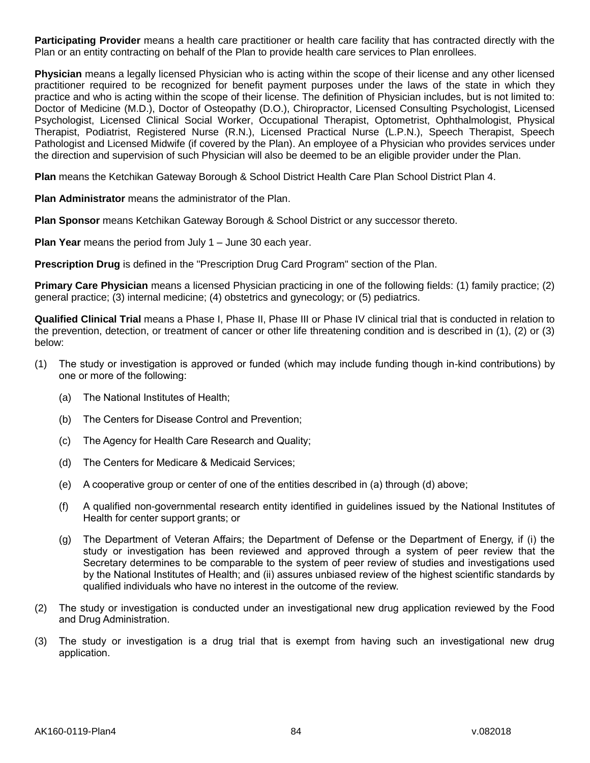**Participating Provider** means a health care practitioner or health care facility that has contracted directly with the Plan or an entity contracting on behalf of the Plan to provide health care services to Plan enrollees.

**Physician** means a legally licensed Physician who is acting within the scope of their license and any other licensed practitioner required to be recognized for benefit payment purposes under the laws of the state in which they practice and who is acting within the scope of their license. The definition of Physician includes, but is not limited to: Doctor of Medicine (M.D.), Doctor of Osteopathy (D.O.), Chiropractor, Licensed Consulting Psychologist, Licensed Psychologist, Licensed Clinical Social Worker, Occupational Therapist, Optometrist, Ophthalmologist, Physical Therapist, Podiatrist, Registered Nurse (R.N.), Licensed Practical Nurse (L.P.N.), Speech Therapist, Speech Pathologist and Licensed Midwife (if covered by the Plan). An employee of a Physician who provides services under the direction and supervision of such Physician will also be deemed to be an eligible provider under the Plan.

**Plan** means the Ketchikan Gateway Borough & School District Health Care Plan School District Plan 4.

**Plan Administrator** means the administrator of the Plan.

**Plan Sponsor** means Ketchikan Gateway Borough & School District or any successor thereto.

**Plan Year** means the period from July 1 – June 30 each year.

**Prescription Drug** is defined in the "Prescription Drug Card Program" section of the Plan.

**Primary Care Physician** means a licensed Physician practicing in one of the following fields: (1) family practice; (2) general practice; (3) internal medicine; (4) obstetrics and gynecology; or (5) pediatrics.

**Qualified Clinical Trial** means a Phase I, Phase II, Phase III or Phase IV clinical trial that is conducted in relation to the prevention, detection, or treatment of cancer or other life threatening condition and is described in (1), (2) or (3) below:

(1) The study or investigation is approved or funded (which may include funding though in-kind contributions) by one or more of the following:

   (a) The National Institutes of Health;

   (b) The Centers for Disease Control and Prevention;

   (c) The Agency for Health Care Research and Quality;

   (d) The Centers for Medicare & Medicaid Services;

   (e) A cooperative group or center of one of the entities described in (a) through (d) above;

   (f) A qualified non-governmental research entity identified in guidelines issued by the National Institutes of Health for center support grants; or

   (g) The Department of Veteran Affairs; the Department of Defense or the Department of Energy, if (i) the study or investigation has been reviewed and approved through a system of peer review that the Secretary determines to be comparable to the system of peer review of studies and investigations used by the National Institutes of Health; and (ii) assures unbiased review of the highest scientific standards by qualified individuals who have no interest in the outcome of the review.

(2) The study or investigation is conducted under an investigational new drug application reviewed by the Food and Drug Administration.

(3) The study or investigation is a drug trial that is exempt from having such an investigational new drug application.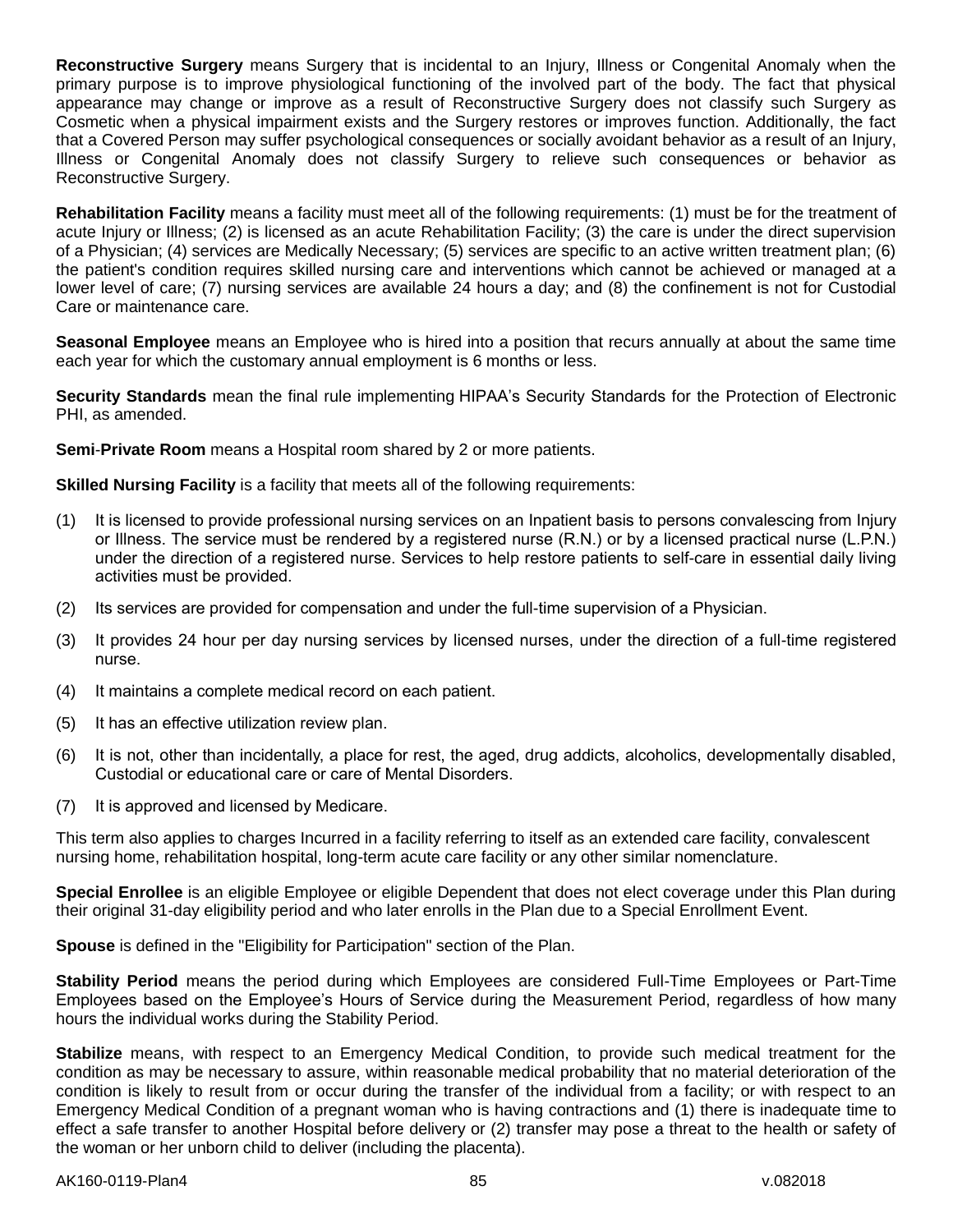**Reconstructive Surgery** means Surgery that is incidental to an Injury, Illness or Congenital Anomaly when the primary purpose is to improve physiological functioning of the involved part of the body. The fact that physical appearance may change or improve as a result of Reconstructive Surgery does not classify such Surgery as Cosmetic when a physical impairment exists and the Surgery restores or improves function. Additionally, the fact that a Covered Person may suffer psychological consequences or socially avoidant behavior as a result of an Injury, Illness or Congenital Anomaly does not classify Surgery to relieve such consequences or behavior as Reconstructive Surgery.

**Rehabilitation Facility** means a facility must meet all of the following requirements: (1) must be for the treatment of acute Injury or Illness; (2) is licensed as an acute Rehabilitation Facility; (3) the care is under the direct supervision of a Physician; (4) services are Medically Necessary; (5) services are specific to an active written treatment plan; (6) the patient's condition requires skilled nursing care and interventions which cannot be achieved or managed at a lower level of care; (7) nursing services are available 24 hours a day; and (8) the confinement is not for Custodial Care or maintenance care.

**Seasonal Employee** means an Employee who is hired into a position that recurs annually at about the same time each year for which the customary annual employment is 6 months or less.

**Security Standards** mean the final rule implementing HIPAA's Security Standards for the Protection of Electronic PHI, as amended.

**Semi-Private Room** means a Hospital room shared by 2 or more patients.

**Skilled Nursing Facility** is a facility that meets all of the following requirements:

(1) It is licensed to provide professional nursing services on an Inpatient basis to persons convalescing from Injury or Illness. The service must be rendered by a registered nurse (R.N.) or by a licensed practical nurse (L.P.N.) under the direction of a registered nurse. Services to help restore patients to self-care in essential daily living activities must be provided.

(2) Its services are provided for compensation and under the full-time supervision of a Physician.

(3) It provides 24 hour per day nursing services by licensed nurses, under the direction of a full-time registered nurse.

(4) It maintains a complete medical record on each patient.

(5) It has an effective utilization review plan.

(6) It is not, other than incidentally, a place for rest, the aged, drug addicts, alcoholics, developmentally disabled, Custodial or educational care or care of Mental Disorders.

(7) It is approved and licensed by Medicare.

This term also applies to charges Incurred in a facility referring to itself as an extended care facility, convalescent nursing home, rehabilitation hospital, long-term acute care facility or any other similar nomenclature.

**Special Enrollee** is an eligible Employee or eligible Dependent that does not elect coverage under this Plan during their original 31-day eligibility period and who later enrolls in the Plan due to a Special Enrollment Event.

**Spouse** is defined in the "Eligibility for Participation" section of the Plan.

**Stability Period** means the period during which Employees are considered Full-Time Employees or Part-Time Employees based on the Employee's Hours of Service during the Measurement Period, regardless of how many hours the individual works during the Stability Period.

**Stabilize** means, with respect to an Emergency Medical Condition, to provide such medical treatment for the condition as may be necessary to assure, within reasonable medical probability that no material deterioration of the condition is likely to result from or occur during the transfer of the individual from a facility; or with respect to an Emergency Medical Condition of a pregnant woman who is having contractions and (1) there is inadequate time to effect a safe transfer to another Hospital before delivery or (2) transfer may pose a threat to the health or safety of the woman or her unborn child to deliver (including the placenta).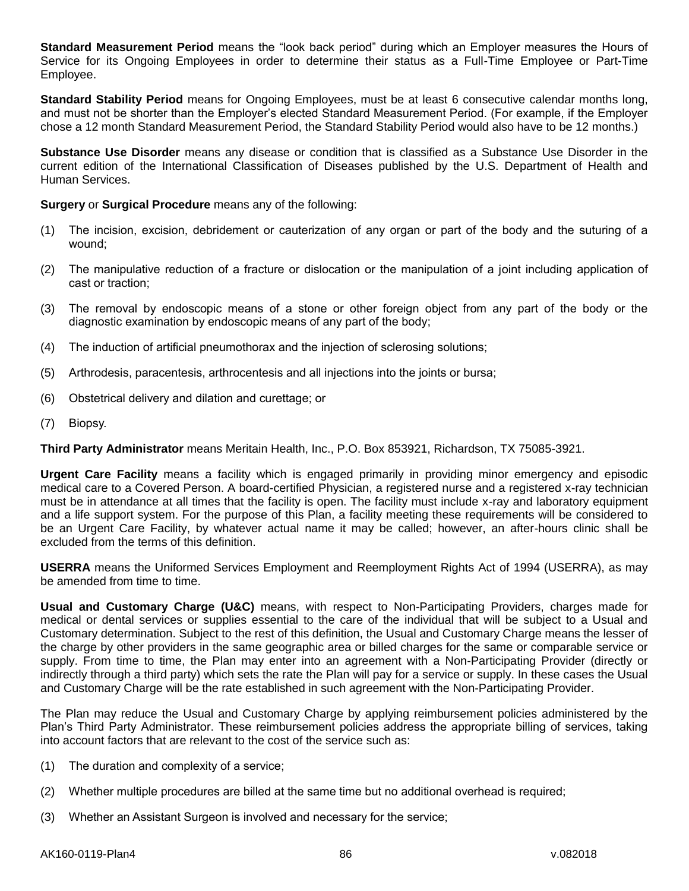**Standard Measurement Period** means the "look back period" during which an Employer measures the Hours of Service for its Ongoing Employees in order to determine their status as a Full-Time Employee or Part-Time Employee.

**Standard Stability Period** means for Ongoing Employees, must be at least 6 consecutive calendar months long, and must not be shorter than the Employer's elected Standard Measurement Period. (For example, if the Employer chose a 12 month Standard Measurement Period, the Standard Stability Period would also have to be 12 months.)

**Substance Use Disorder** means any disease or condition that is classified as a Substance Use Disorder in the current edition of the International Classification of Diseases published by the U.S. Department of Health and Human Services.

**Surgery** or **Surgical Procedure** means any of the following:

(1) The incision, excision, debridement or cauterization of any organ or part of the body and the suturing of a wound;

(2) The manipulative reduction of a fracture or dislocation or the manipulation of a joint including application of cast or traction;

(3) The removal by endoscopic means of a stone or other foreign object from any part of the body or the diagnostic examination by endoscopic means of any part of the body;

(4) The induction of artificial pneumothorax and the injection of sclerosing solutions;

(5) Arthrodesis, paracentesis, arthrocentesis and all injections into the joints or bursa;

(6) Obstetrical delivery and dilation and curettage; or

(7) Biopsy.

**Third Party Administrator** means Meritain Health, Inc., P.O. Box 853921, Richardson, TX 75085-3921.

**Urgent Care Facility** means a facility which is engaged primarily in providing minor emergency and episodic medical care to a Covered Person. A board-certified Physician, a registered nurse and a registered x-ray technician must be in attendance at all times that the facility is open. The facility must include x-ray and laboratory equipment and a life support system. For the purpose of this Plan, a facility meeting these requirements will be considered to be an Urgent Care Facility, by whatever actual name it may be called; however, an after-hours clinic shall be excluded from the terms of this definition.

**USERRA** means the Uniformed Services Employment and Reemployment Rights Act of 1994 (USERRA), as may be amended from time to time.

**Usual and Customary Charge (U&C)** means, with respect to Non-Participating Providers, charges made for medical or dental services or supplies essential to the care of the individual that will be subject to a Usual and Customary determination. Subject to the rest of this definition, the Usual and Customary Charge means the lesser of the charge by other providers in the same geographic area or billed charges for the same or comparable service or supply. From time to time, the Plan may enter into an agreement with a Non-Participating Provider (directly or indirectly through a third party) which sets the rate the Plan will pay for a service or supply. In these cases the Usual and Customary Charge will be the rate established in such agreement with the Non-Participating Provider.

The Plan may reduce the Usual and Customary Charge by applying reimbursement policies administered by the Plan's Third Party Administrator. These reimbursement policies address the appropriate billing of services, taking into account factors that are relevant to the cost of the service such as:

(1) The duration and complexity of a service;

(2) Whether multiple procedures are billed at the same time but no additional overhead is required;

(3) Whether an Assistant Surgeon is involved and necessary for the service;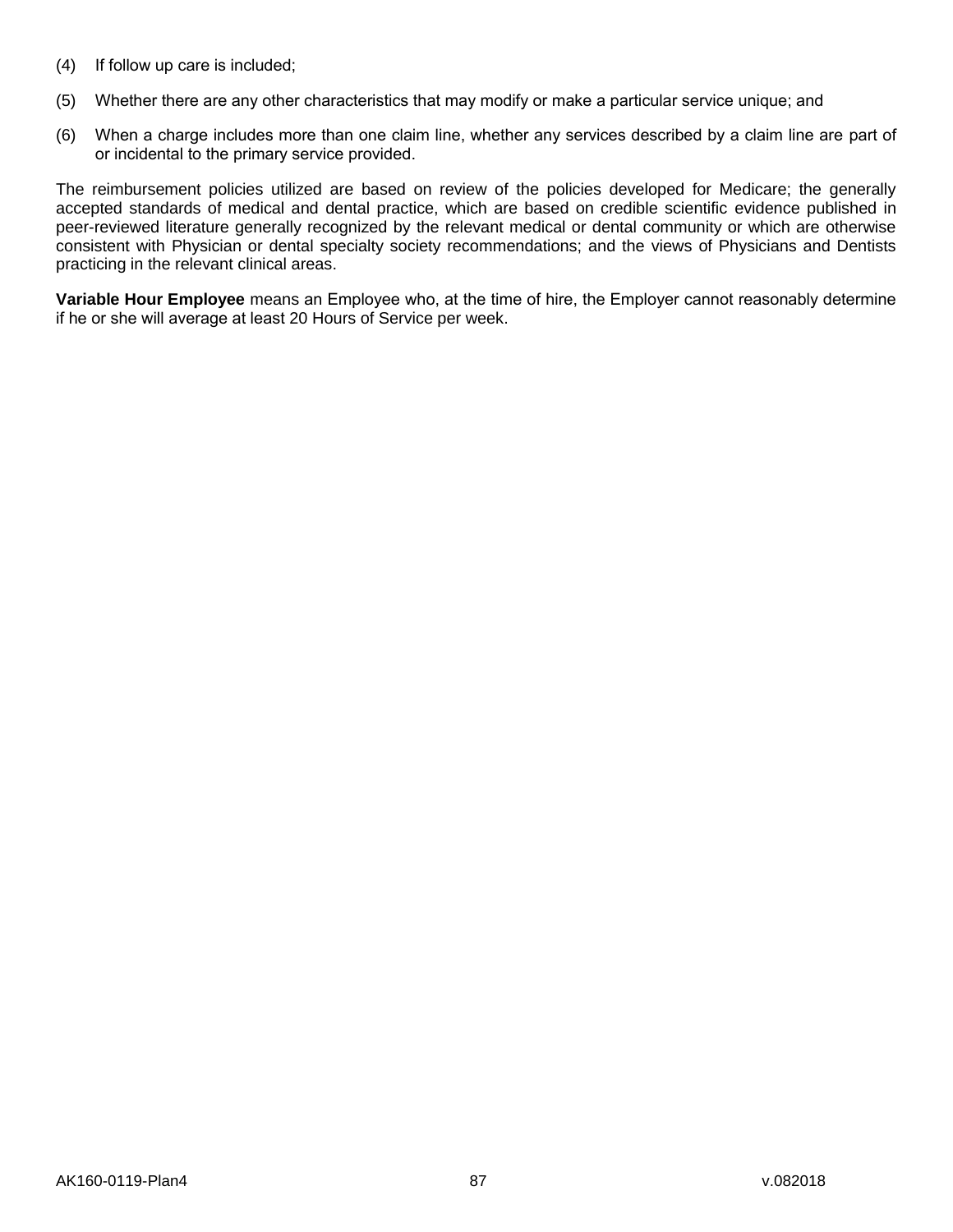(4) If follow up care is included;

(5) Whether there are any other characteristics that may modify or make a particular service unique; and

(6) When a charge includes more than one claim line, whether any services described by a claim line are part of or incidental to the primary service provided.

The reimbursement policies utilized are based on review of the policies developed for Medicare; the generally accepted standards of medical and dental practice, which are based on credible scientific evidence published in peer-reviewed literature generally recognized by the relevant medical or dental community or which are otherwise consistent with Physician or dental specialty society recommendations; and the views of Physicians and Dentists practicing in the relevant clinical areas.

**Variable Hour Employee** means an Employee who, at the time of hire, the Employer cannot reasonably determine if he or she will average at least 20 Hours of Service per week.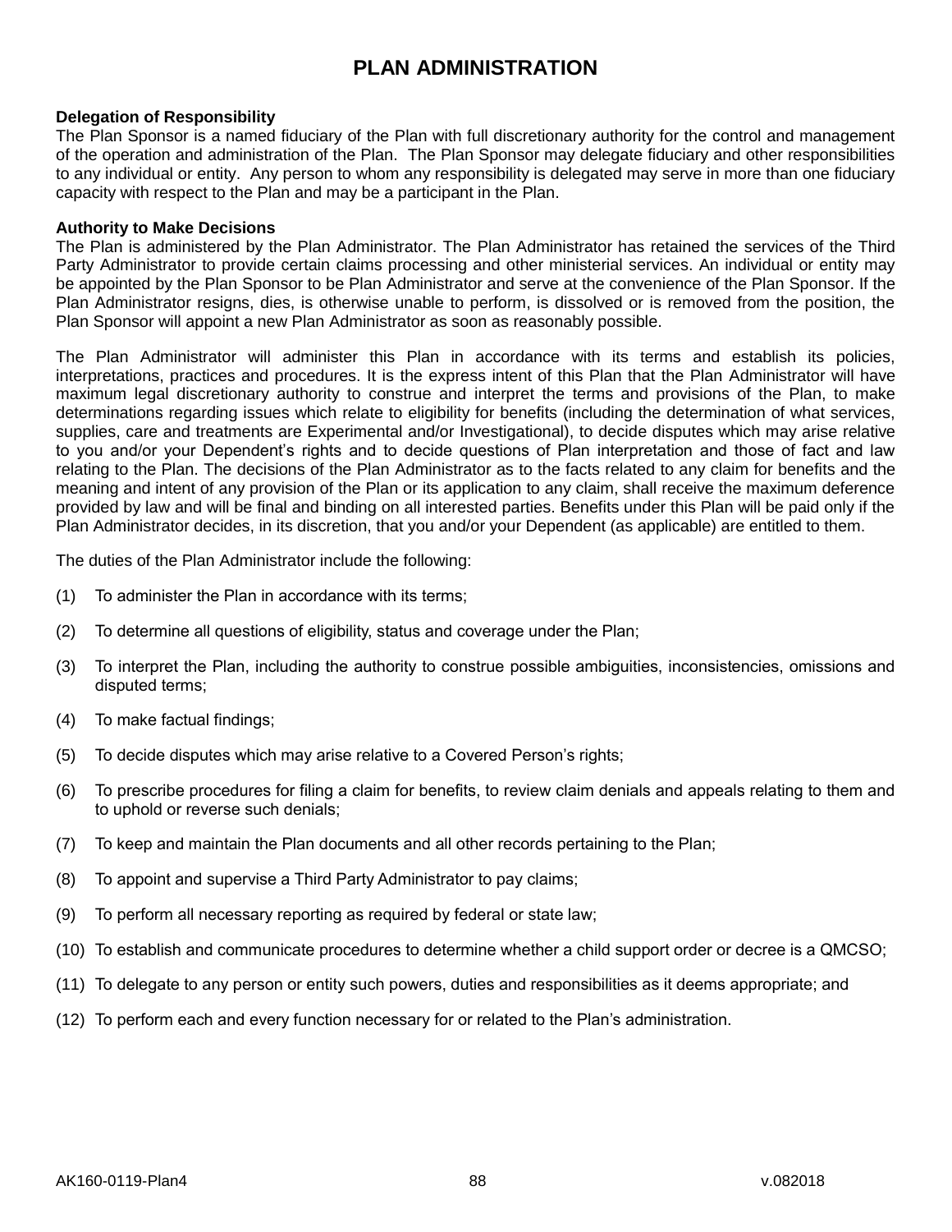# PLAN ADMINISTRATION

**Delegation of Responsibility**
The Plan Sponsor is a named fiduciary of the Plan with full discretionary authority for the control and management of the operation and administration of the Plan. The Plan Sponsor may delegate fiduciary and other responsibilities to any individual or entity. Any person to whom any responsibility is delegated may serve in more than one fiduciary capacity with respect to the Plan and may be a participant in the Plan.

**Authority to Make Decisions**
The Plan is administered by the Plan Administrator. The Plan Administrator has retained the services of the Third Party Administrator to provide certain claims processing and other ministerial services. An individual or entity may be appointed by the Plan Sponsor to be Plan Administrator and serve at the convenience of the Plan Sponsor. If the Plan Administrator resigns, dies, is otherwise unable to perform, is dissolved or is removed from the position, the Plan Sponsor will appoint a new Plan Administrator as soon as reasonably possible.

The Plan Administrator will administer this Plan in accordance with its terms and establish its policies, interpretations, practices and procedures. It is the express intent of this Plan that the Plan Administrator will have maximum legal discretionary authority to construe and interpret the terms and provisions of the Plan, to make determinations regarding issues which relate to eligibility for benefits (including the determination of what services, supplies, care and treatments are Experimental and/or Investigational), to decide disputes which may arise relative to you and/or your Dependent's rights and to decide questions of Plan interpretation and those of fact and law relating to the Plan. The decisions of the Plan Administrator as to the facts related to any claim for benefits and the meaning and intent of any provision of the Plan or its application to any claim, shall receive the maximum deference provided by law and will be final and binding on all interested parties. Benefits under this Plan will be paid only if the Plan Administrator decides, in its discretion, that you and/or your Dependent (as applicable) are entitled to them.

The duties of the Plan Administrator include the following:

(1) To administer the Plan in accordance with its terms;

(2) To determine all questions of eligibility, status and coverage under the Plan;

(3) To interpret the Plan, including the authority to construe possible ambiguities, inconsistencies, omissions and disputed terms;

(4) To make factual findings;

(5) To decide disputes which may arise relative to a Covered Person's rights;

(6) To prescribe procedures for filing a claim for benefits, to review claim denials and appeals relating to them and to uphold or reverse such denials;

(7) To keep and maintain the Plan documents and all other records pertaining to the Plan;

(8) To appoint and supervise a Third Party Administrator to pay claims;

(9) To perform all necessary reporting as required by federal or state law;

(10) To establish and communicate procedures to determine whether a child support order or decree is a QMCSO;

(11) To delegate to any person or entity such powers, duties and responsibilities as it deems appropriate; and

(12) To perform each and every function necessary for or related to the Plan's administration.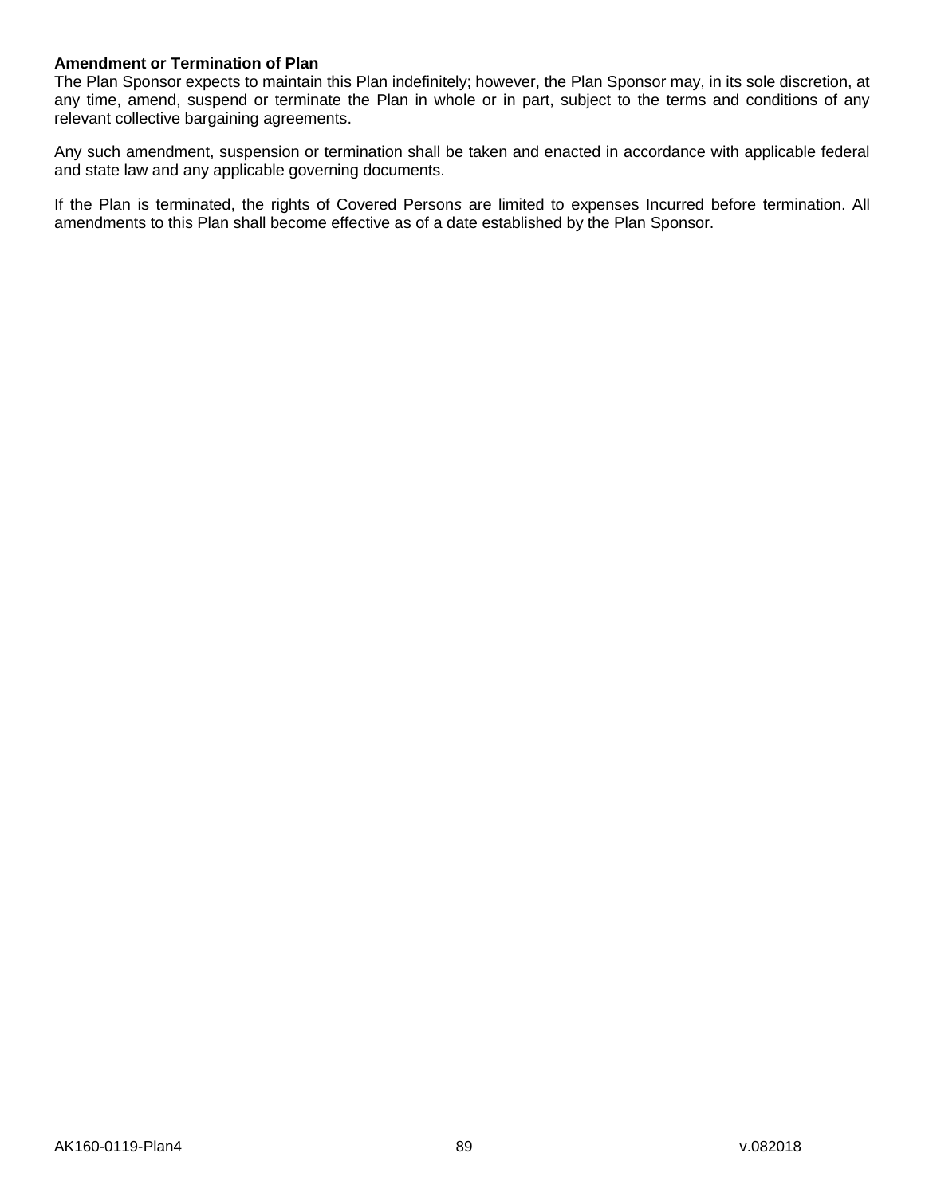**Amendment or Termination of Plan**
The Plan Sponsor expects to maintain this Plan indefinitely; however, the Plan Sponsor may, in its sole discretion, at any time, amend, suspend or terminate the Plan in whole or in part, subject to the terms and conditions of any relevant collective bargaining agreements.

Any such amendment, suspension or termination shall be taken and enacted in accordance with applicable federal and state law and any applicable governing documents.

If the Plan is terminated, the rights of Covered Persons are limited to expenses Incurred before termination. All amendments to this Plan shall become effective as of a date established by the Plan Sponsor.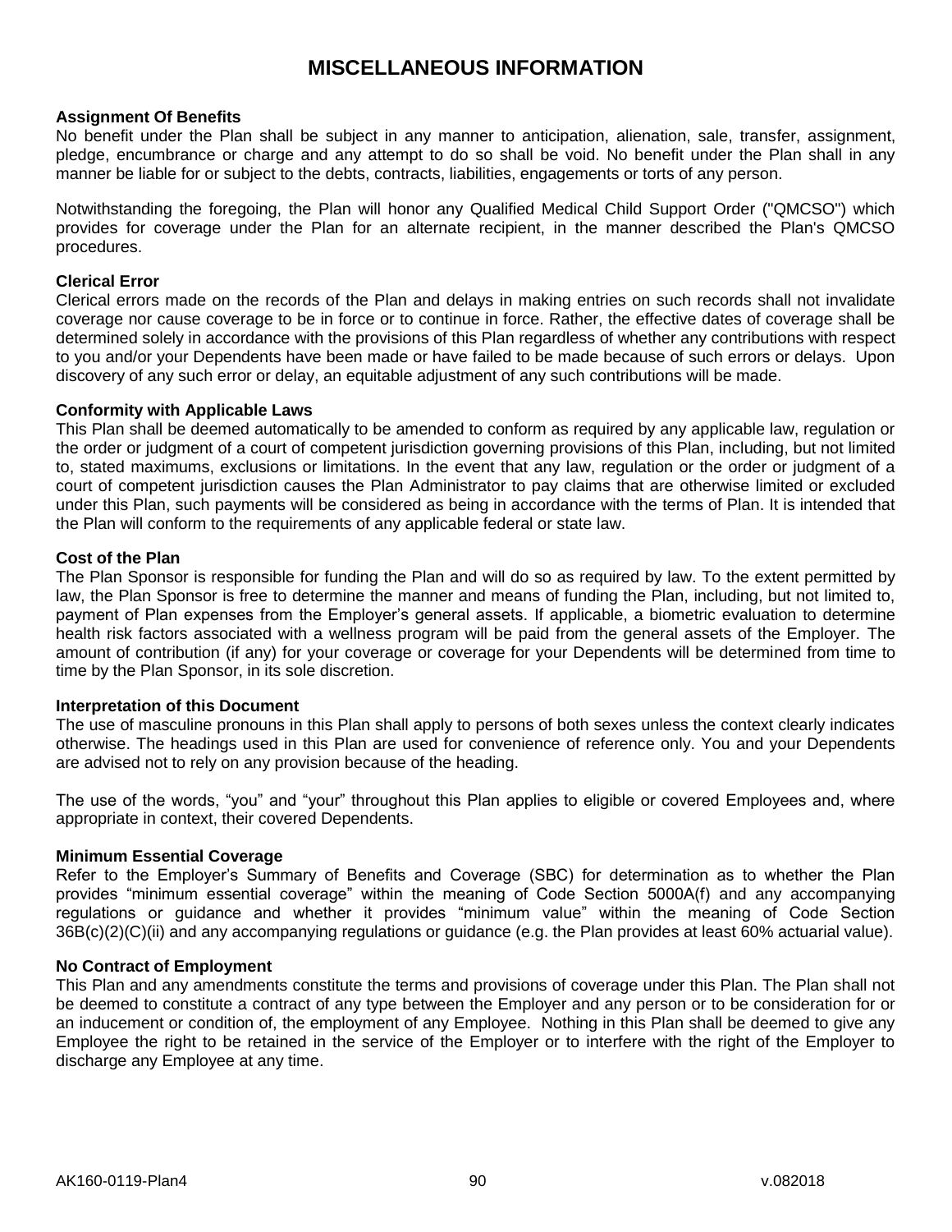# MISCELLANEOUS INFORMATION

**Assignment Of Benefits**

No benefit under the Plan shall be subject in any manner to anticipation, alienation, sale, transfer, assignment, pledge, encumbrance or charge and any attempt to do so shall be void. No benefit under the Plan shall in any manner be liable for or subject to the debts, contracts, liabilities, engagements or torts of any person.

Notwithstanding the foregoing, the Plan will honor any Qualified Medical Child Support Order ("QMCSO") which provides for coverage under the Plan for an alternate recipient, in the manner described the Plan's QMCSO procedures.

**Clerical Error**

Clerical errors made on the records of the Plan and delays in making entries on such records shall not invalidate coverage nor cause coverage to be in force or to continue in force. Rather, the effective dates of coverage shall be determined solely in accordance with the provisions of this Plan regardless of whether any contributions with respect to you and/or your Dependents have been made or have failed to be made because of such errors or delays. Upon discovery of any such error or delay, an equitable adjustment of any such contributions will be made.

**Conformity with Applicable Laws**

This Plan shall be deemed automatically to be amended to conform as required by any applicable law, regulation or the order or judgment of a court of competent jurisdiction governing provisions of this Plan, including, but not limited to, stated maximums, exclusions or limitations. In the event that any law, regulation or the order or judgment of a court of competent jurisdiction causes the Plan Administrator to pay claims that are otherwise limited or excluded under this Plan, such payments will be considered as being in accordance with the terms of Plan. It is intended that the Plan will conform to the requirements of any applicable federal or state law.

**Cost of the Plan**

The Plan Sponsor is responsible for funding the Plan and will do so as required by law. To the extent permitted by law, the Plan Sponsor is free to determine the manner and means of funding the Plan, including, but not limited to, payment of Plan expenses from the Employer's general assets. If applicable, a biometric evaluation to determine health risk factors associated with a wellness program will be paid from the general assets of the Employer. The amount of contribution (if any) for your coverage or coverage for your Dependents will be determined from time to time by the Plan Sponsor, in its sole discretion.

**Interpretation of this Document**

The use of masculine pronouns in this Plan shall apply to persons of both sexes unless the context clearly indicates otherwise. The headings used in this Plan are used for convenience of reference only. You and your Dependents are advised not to rely on any provision because of the heading.

The use of the words, "you" and "your" throughout this Plan applies to eligible or covered Employees and, where appropriate in context, their covered Dependents.

**Minimum Essential Coverage**

Refer to the Employer's Summary of Benefits and Coverage (SBC) for determination as to whether the Plan provides "minimum essential coverage" within the meaning of Code Section 5000A(f) and any accompanying regulations or guidance and whether it provides "minimum value" within the meaning of Code Section 36B(c)(2)(C)(ii) and any accompanying regulations or guidance (e.g. the Plan provides at least 60% actuarial value).

**No Contract of Employment**

This Plan and any amendments constitute the terms and provisions of coverage under this Plan. The Plan shall not be deemed to constitute a contract of any type between the Employer and any person or to be consideration for or an inducement or condition of, the employment of any Employee. Nothing in this Plan shall be deemed to give any Employee the right to be retained in the service of the Employer or to interfere with the right of the Employer to discharge any Employee at any time.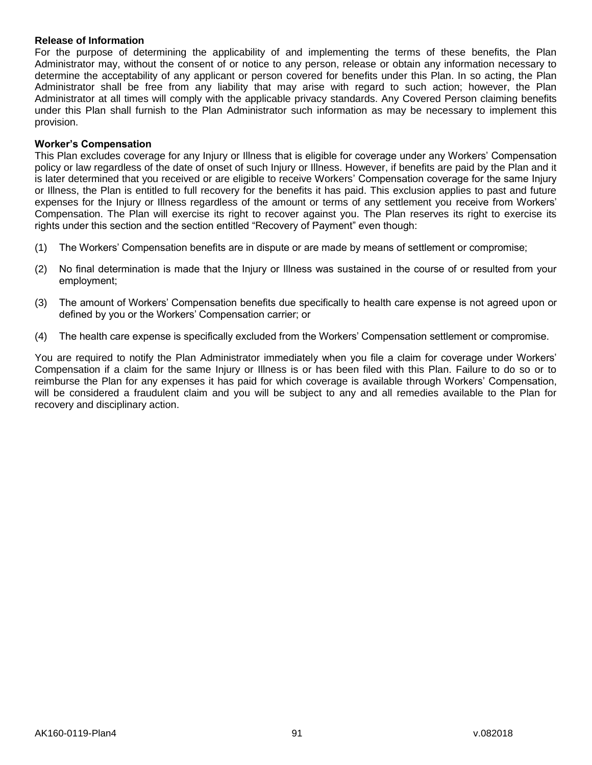**Release of Information**

For the purpose of determining the applicability of and implementing the terms of these benefits, the Plan Administrator may, without the consent of or notice to any person, release or obtain any information necessary to determine the acceptability of any applicant or person covered for benefits under this Plan. In so acting, the Plan Administrator shall be free from any liability that may arise with regard to such action; however, the Plan Administrator at all times will comply with the applicable privacy standards. Any Covered Person claiming benefits under this Plan shall furnish to the Plan Administrator such information as may be necessary to implement this provision.

**Worker's Compensation**

This Plan excludes coverage for any Injury or Illness that is eligible for coverage under any Workers' Compensation policy or law regardless of the date of onset of such Injury or Illness. However, if benefits are paid by the Plan and it is later determined that you received or are eligible to receive Workers' Compensation coverage for the same Injury or Illness, the Plan is entitled to full recovery for the benefits it has paid. This exclusion applies to past and future expenses for the Injury or Illness regardless of the amount or terms of any settlement you receive from Workers' Compensation. The Plan will exercise its right to recover against you. The Plan reserves its right to exercise its rights under this section and the section entitled "Recovery of Payment" even though:

(1) The Workers' Compensation benefits are in dispute or are made by means of settlement or compromise;

(2) No final determination is made that the Injury or Illness was sustained in the course of or resulted from your employment;

(3) The amount of Workers' Compensation benefits due specifically to health care expense is not agreed upon or defined by you or the Workers' Compensation carrier; or

(4) The health care expense is specifically excluded from the Workers' Compensation settlement or compromise.

You are required to notify the Plan Administrator immediately when you file a claim for coverage under Workers' Compensation if a claim for the same Injury or Illness is or has been filed with this Plan. Failure to do so or to reimburse the Plan for any expenses it has paid for which coverage is available through Workers' Compensation, will be considered a fraudulent claim and you will be subject to any and all remedies available to the Plan for recovery and disciplinary action.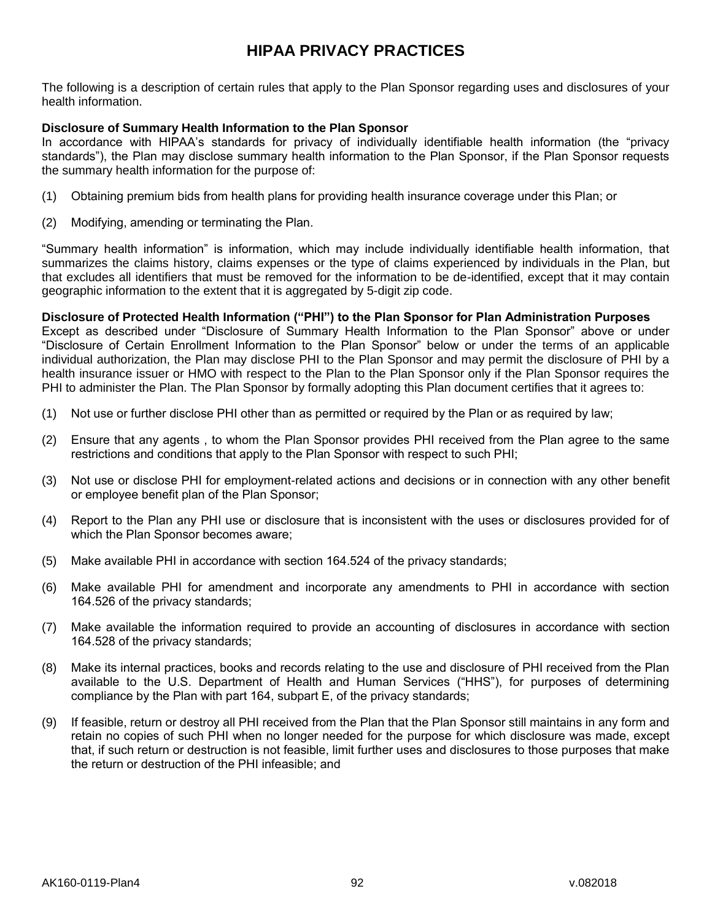# HIPAA PRIVACY PRACTICES

The following is a description of certain rules that apply to the Plan Sponsor regarding uses and disclosures of your health information.

**Disclosure of Summary Health Information to the Plan Sponsor**

In accordance with HIPAA's standards for privacy of individually identifiable health information (the "privacy standards"), the Plan may disclose summary health information to the Plan Sponsor, if the Plan Sponsor requests the summary health information for the purpose of:

(1) Obtaining premium bids from health plans for providing health insurance coverage under this Plan; or

(2) Modifying, amending or terminating the Plan.

"Summary health information" is information, which may include individually identifiable health information, that summarizes the claims history, claims expenses or the type of claims experienced by individuals in the Plan, but that excludes all identifiers that must be removed for the information to be de-identified, except that it may contain geographic information to the extent that it is aggregated by 5-digit zip code.

**Disclosure of Protected Health Information ("PHI") to the Plan Sponsor for Plan Administration Purposes**

Except as described under "Disclosure of Summary Health Information to the Plan Sponsor" above or under "Disclosure of Certain Enrollment Information to the Plan Sponsor" below or under the terms of an applicable individual authorization, the Plan may disclose PHI to the Plan Sponsor and may permit the disclosure of PHI by a health insurance issuer or HMO with respect to the Plan to the Plan Sponsor only if the Plan Sponsor requires the PHI to administer the Plan. The Plan Sponsor by formally adopting this Plan document certifies that it agrees to:

(1) Not use or further disclose PHI other than as permitted or required by the Plan or as required by law;

(2) Ensure that any agents , to whom the Plan Sponsor provides PHI received from the Plan agree to the same restrictions and conditions that apply to the Plan Sponsor with respect to such PHI;

(3) Not use or disclose PHI for employment-related actions and decisions or in connection with any other benefit or employee benefit plan of the Plan Sponsor;

(4) Report to the Plan any PHI use or disclosure that is inconsistent with the uses or disclosures provided for of which the Plan Sponsor becomes aware;

(5) Make available PHI in accordance with section 164.524 of the privacy standards;

(6) Make available PHI for amendment and incorporate any amendments to PHI in accordance with section 164.526 of the privacy standards;

(7) Make available the information required to provide an accounting of disclosures in accordance with section 164.528 of the privacy standards;

(8) Make its internal practices, books and records relating to the use and disclosure of PHI received from the Plan available to the U.S. Department of Health and Human Services ("HHS"), for purposes of determining compliance by the Plan with part 164, subpart E, of the privacy standards;

(9) If feasible, return or destroy all PHI received from the Plan that the Plan Sponsor still maintains in any form and retain no copies of such PHI when no longer needed for the purpose for which disclosure was made, except that, if such return or destruction is not feasible, limit further uses and disclosures to those purposes that make the return or destruction of the PHI infeasible; and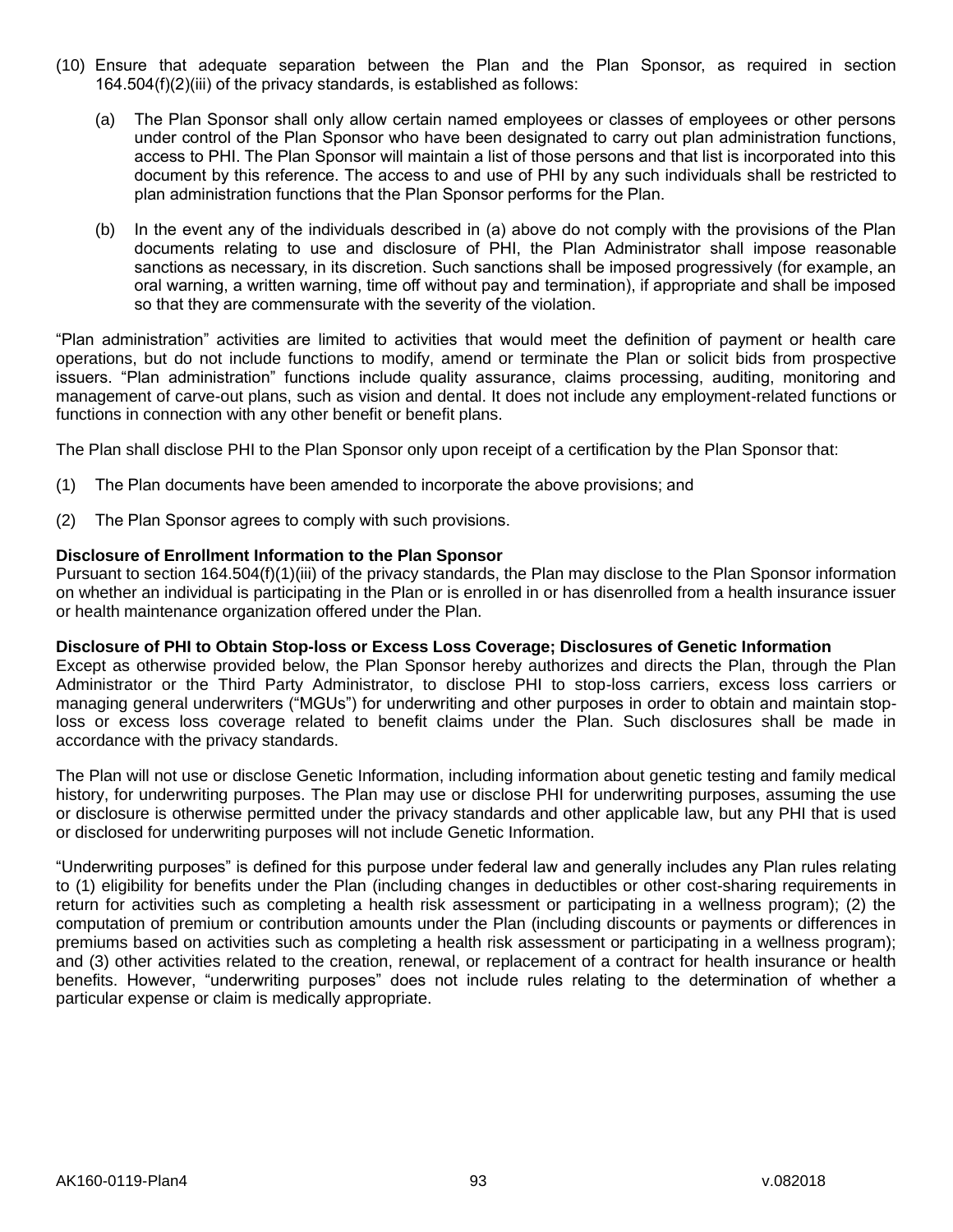(10) Ensure that adequate separation between the Plan and the Plan Sponsor, as required in section 164.504(f)(2)(iii) of the privacy standards, is established as follows:

   (a) The Plan Sponsor shall only allow certain named employees or classes of employees or other persons under control of the Plan Sponsor who have been designated to carry out plan administration functions, access to PHI. The Plan Sponsor will maintain a list of those persons and that list is incorporated into this document by this reference. The access to and use of PHI by any such individuals shall be restricted to plan administration functions that the Plan Sponsor performs for the Plan.

   (b) In the event any of the individuals described in (a) above do not comply with the provisions of the Plan documents relating to use and disclosure of PHI, the Plan Administrator shall impose reasonable sanctions as necessary, in its discretion. Such sanctions shall be imposed progressively (for example, an oral warning, a written warning, time off without pay and termination), if appropriate and shall be imposed so that they are commensurate with the severity of the violation.

"Plan administration" activities are limited to activities that would meet the definition of payment or health care operations, but do not include functions to modify, amend or terminate the Plan or solicit bids from prospective issuers. "Plan administration" functions include quality assurance, claims processing, auditing, monitoring and management of carve-out plans, such as vision and dental. It does not include any employment-related functions or functions in connection with any other benefit or benefit plans.

The Plan shall disclose PHI to the Plan Sponsor only upon receipt of a certification by the Plan Sponsor that:

(1) The Plan documents have been amended to incorporate the above provisions; and

(2) The Plan Sponsor agrees to comply with such provisions.

**Disclosure of Enrollment Information to the Plan Sponsor**

Pursuant to section 164.504(f)(1)(iii) of the privacy standards, the Plan may disclose to the Plan Sponsor information on whether an individual is participating in the Plan or is enrolled in or has disenrolled from a health insurance issuer or health maintenance organization offered under the Plan.

**Disclosure of PHI to Obtain Stop-loss or Excess Loss Coverage; Disclosures of Genetic Information**

Except as otherwise provided below, the Plan Sponsor hereby authorizes and directs the Plan, through the Plan Administrator or the Third Party Administrator, to disclose PHI to stop-loss carriers, excess loss carriers or managing general underwriters ("MGUs") for underwriting and other purposes in order to obtain and maintain stop-loss or excess loss coverage related to benefit claims under the Plan. Such disclosures shall be made in accordance with the privacy standards.

The Plan will not use or disclose Genetic Information, including information about genetic testing and family medical history, for underwriting purposes. The Plan may use or disclose PHI for underwriting purposes, assuming the use or disclosure is otherwise permitted under the privacy standards and other applicable law, but any PHI that is used or disclosed for underwriting purposes will not include Genetic Information.

"Underwriting purposes" is defined for this purpose under federal law and generally includes any Plan rules relating to (1) eligibility for benefits under the Plan (including changes in deductibles or other cost-sharing requirements in return for activities such as completing a health risk assessment or participating in a wellness program); (2) the computation of premium or contribution amounts under the Plan (including discounts or payments or differences in premiums based on activities such as completing a health risk assessment or participating in a wellness program); and (3) other activities related to the creation, renewal, or replacement of a contract for health insurance or health benefits. However, "underwriting purposes" does not include rules relating to the determination of whether a particular expense or claim is medically appropriate.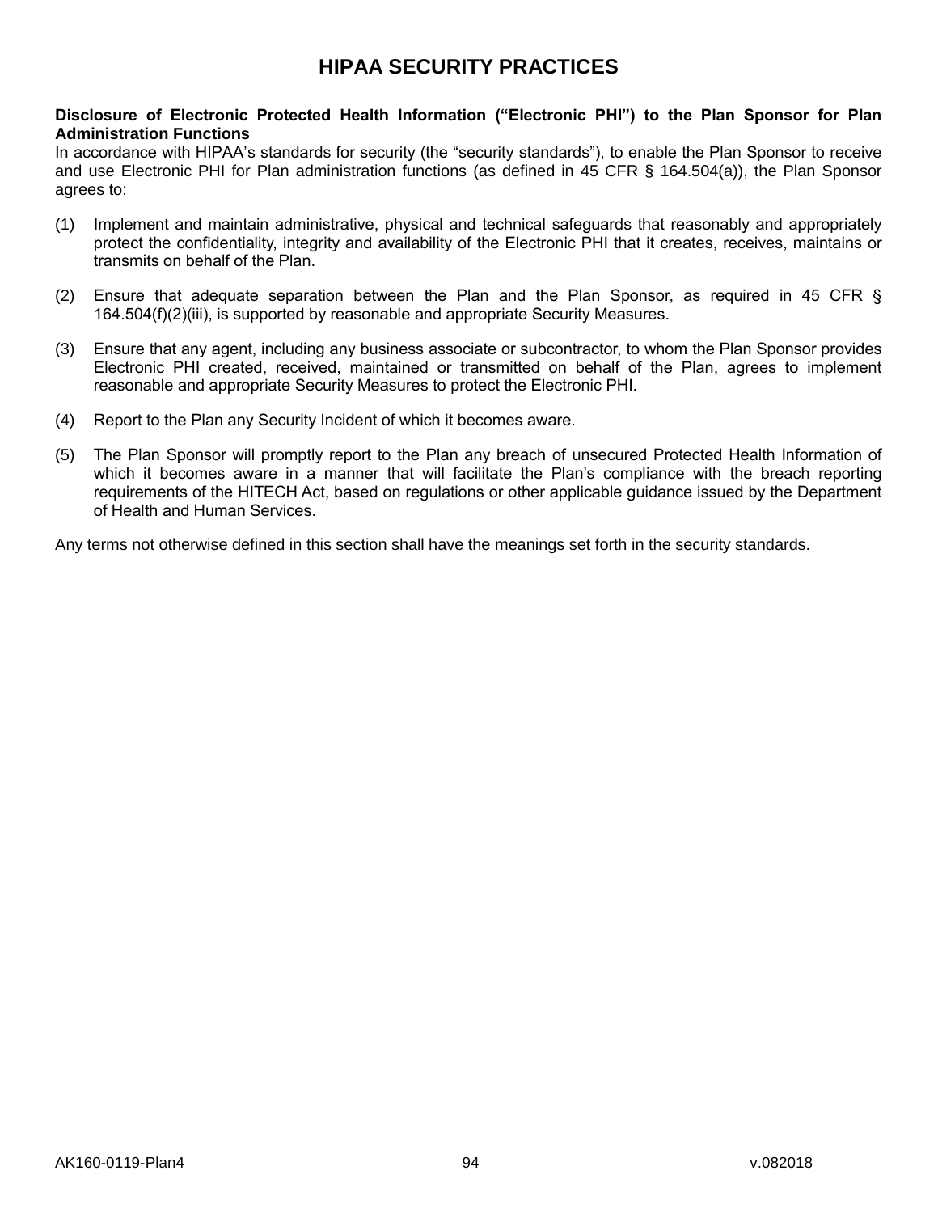# HIPAA SECURITY PRACTICES

**Disclosure of Electronic Protected Health Information ("Electronic PHI") to the Plan Sponsor for Plan Administration Functions**

In accordance with HIPAA's standards for security (the "security standards"), to enable the Plan Sponsor to receive and use Electronic PHI for Plan administration functions (as defined in 45 CFR § 164.504(a)), the Plan Sponsor agrees to:

(1) Implement and maintain administrative, physical and technical safeguards that reasonably and appropriately protect the confidentiality, integrity and availability of the Electronic PHI that it creates, receives, maintains or transmits on behalf of the Plan.

(2) Ensure that adequate separation between the Plan and the Plan Sponsor, as required in 45 CFR § 164.504(f)(2)(iii), is supported by reasonable and appropriate Security Measures.

(3) Ensure that any agent, including any business associate or subcontractor, to whom the Plan Sponsor provides Electronic PHI created, received, maintained or transmitted on behalf of the Plan, agrees to implement reasonable and appropriate Security Measures to protect the Electronic PHI.

(4) Report to the Plan any Security Incident of which it becomes aware.

(5) The Plan Sponsor will promptly report to the Plan any breach of unsecured Protected Health Information of which it becomes aware in a manner that will facilitate the Plan's compliance with the breach reporting requirements of the HITECH Act, based on regulations or other applicable guidance issued by the Department of Health and Human Services.

Any terms not otherwise defined in this section shall have the meanings set forth in the security standards.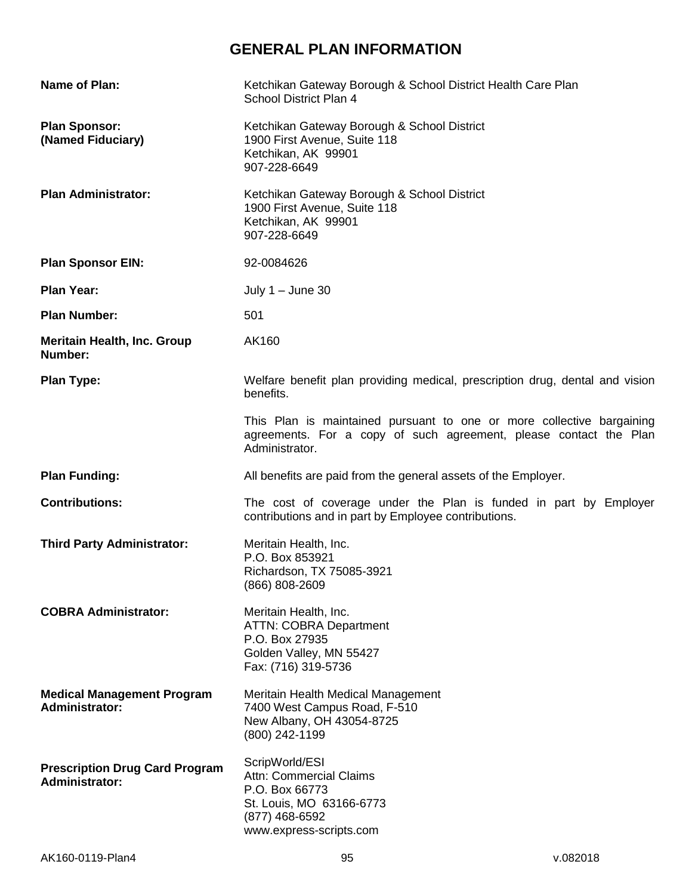# GENERAL PLAN INFORMATION

**Name of Plan:**
Ketchikan Gateway Borough & School District Health Care Plan
School District Plan 4

**Plan Sponsor: (Named Fiduciary)**
Ketchikan Gateway Borough & School District
1900 First Avenue, Suite 118
Ketchikan, AK 99901
907-228-6649

**Plan Administrator:**
Ketchikan Gateway Borough & School District
1900 First Avenue, Suite 118
Ketchikan, AK 99901
907-228-6649

**Plan Sponsor EIN:**
92-0084626

**Plan Year:**
July 1 – June 30

**Plan Number:**
501

**Meritain Health, Inc. Group Number:**
AK160

**Plan Type:**
Welfare benefit plan providing medical, prescription drug, dental and vision benefits.

This Plan is maintained pursuant to one or more collective bargaining agreements. For a copy of such agreement, please contact the Plan Administrator.

**Plan Funding:**
All benefits are paid from the general assets of the Employer.

**Contributions:**
The cost of coverage under the Plan is funded in part by Employer contributions and in part by Employee contributions.

**Third Party Administrator:**
Meritain Health, Inc.
P.O. Box 853921
Richardson, TX 75085-3921
(866) 808-2609

**COBRA Administrator:**
Meritain Health, Inc.
ATTN: COBRA Department
P.O. Box 27935
Golden Valley, MN 55427
Fax: (716) 319-5736

**Medical Management Program Administrator:**
Meritain Health Medical Management
7400 West Campus Road, F-510
New Albany, OH 43054-8725
(800) 242-1199

**Prescription Drug Card Program Administrator:**
ScripWorld/ESI
Attn: Commercial Claims
P.O. Box 66773
St. Louis, MO 63166-6773
(877) 468-6592
www.express-scripts.com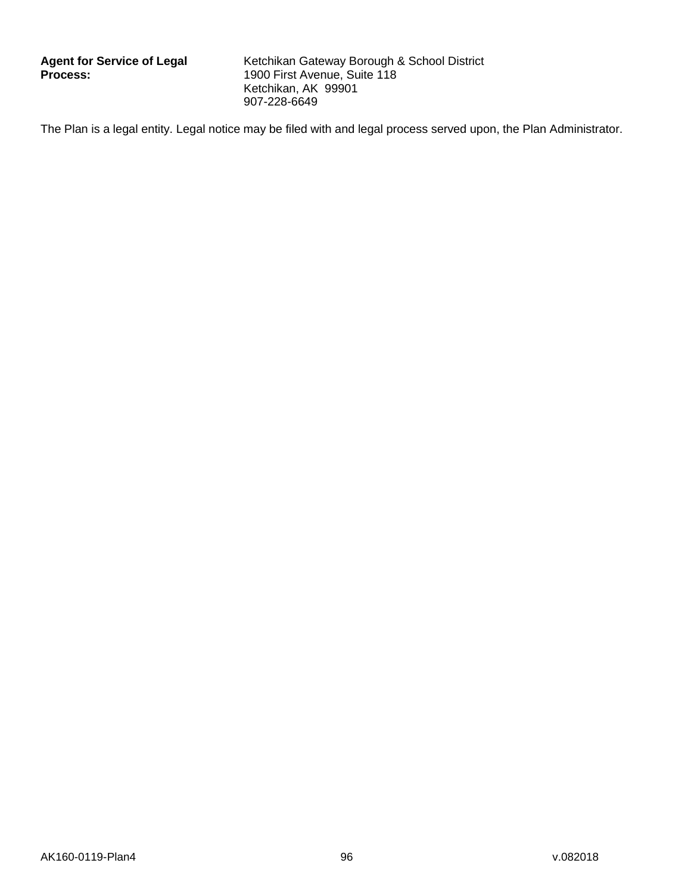**Agent for Service of Legal Process:** Ketchikan Gateway Borough & School District
1900 First Avenue, Suite 118
Ketchikan, AK 99901
907-228-6649

The Plan is a legal entity. Legal notice may be filed with and legal process served upon, the Plan Administrator.